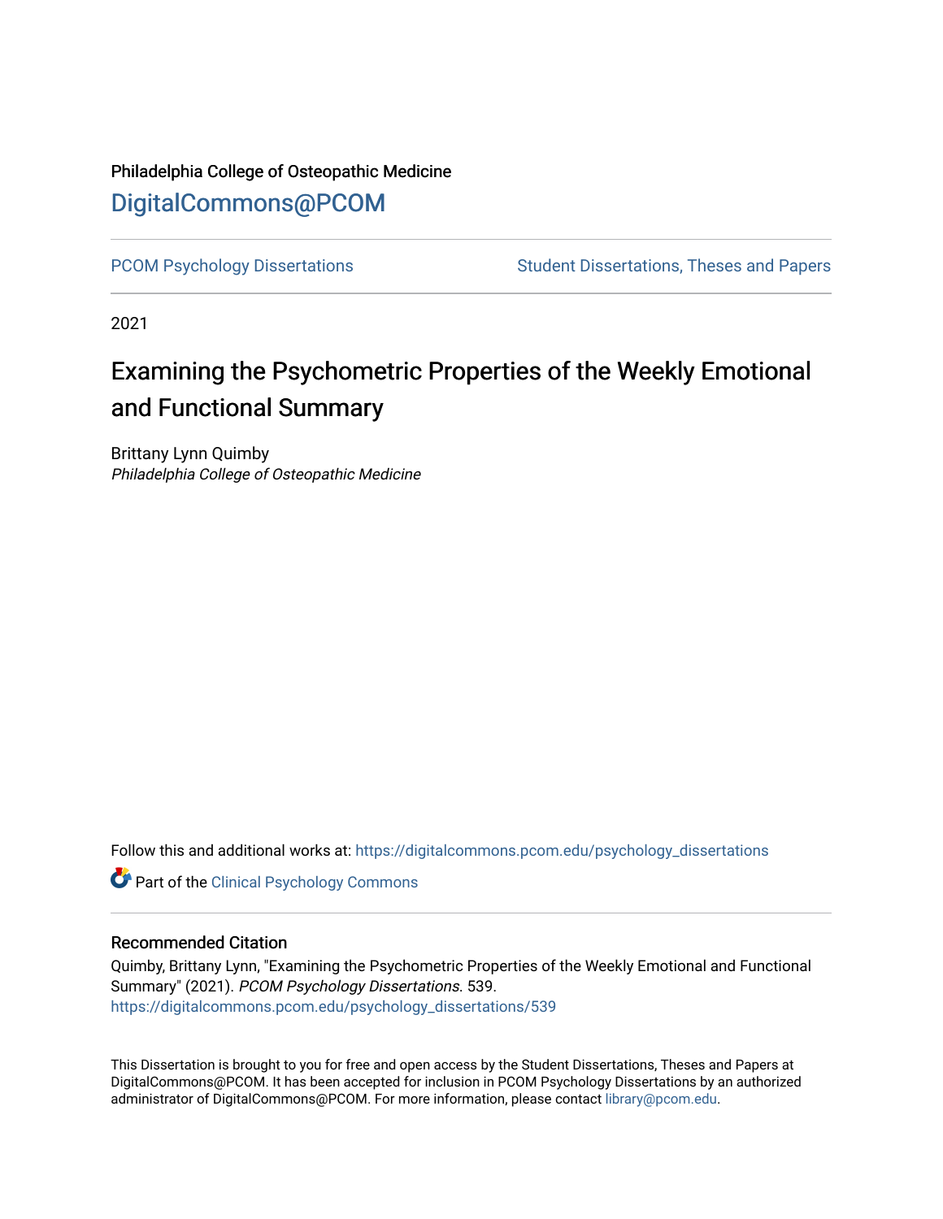Philadelphia College of Osteopathic Medicine

# DigitalCommons@PCOM

PCOM Psychology Dissertations | Student Dissertations, Theses and Papers

2021

## Examining the Psychometric Properties of the Weekly Emotional and Functional Summary

Brittany Lynn Quimby
*Philadelphia College of Osteopathic Medicine*

Follow this and additional works at: https://digitalcommons.pcom.edu/psychology_dissertations

Part of the Clinical Psychology Commons

### Recommended Citation

Quimby, Brittany Lynn, "Examining the Psychometric Properties of the Weekly Emotional and Functional Summary" (2021). *PCOM Psychology Dissertations*. 539.
https://digitalcommons.pcom.edu/psychology_dissertations/539

This Dissertation is brought to you for free and open access by the Student Dissertations, Theses and Papers at DigitalCommons@PCOM. It has been accepted for inclusion in PCOM Psychology Dissertations by an authorized administrator of DigitalCommons@PCOM. For more information, please contact library@pcom.edu.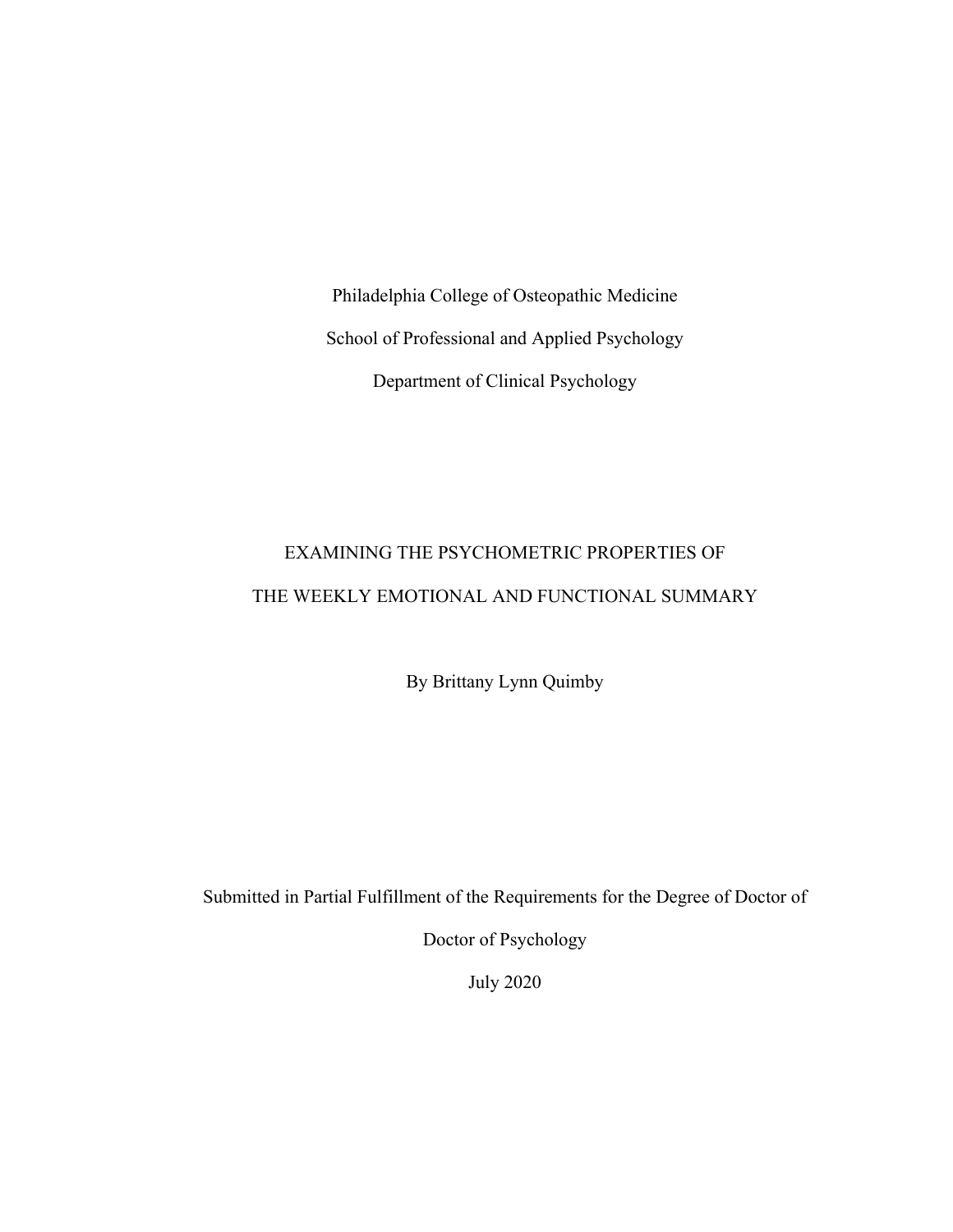Philadelphia College of Osteopathic Medicine

School of Professional and Applied Psychology

Department of Clinical Psychology

EXAMINING THE PSYCHOMETRIC PROPERTIES OF

THE WEEKLY EMOTIONAL AND FUNCTIONAL SUMMARY

By Brittany Lynn Quimby

Submitted in Partial Fulfillment of the Requirements for the Degree of Doctor of

Doctor of Psychology

July 2020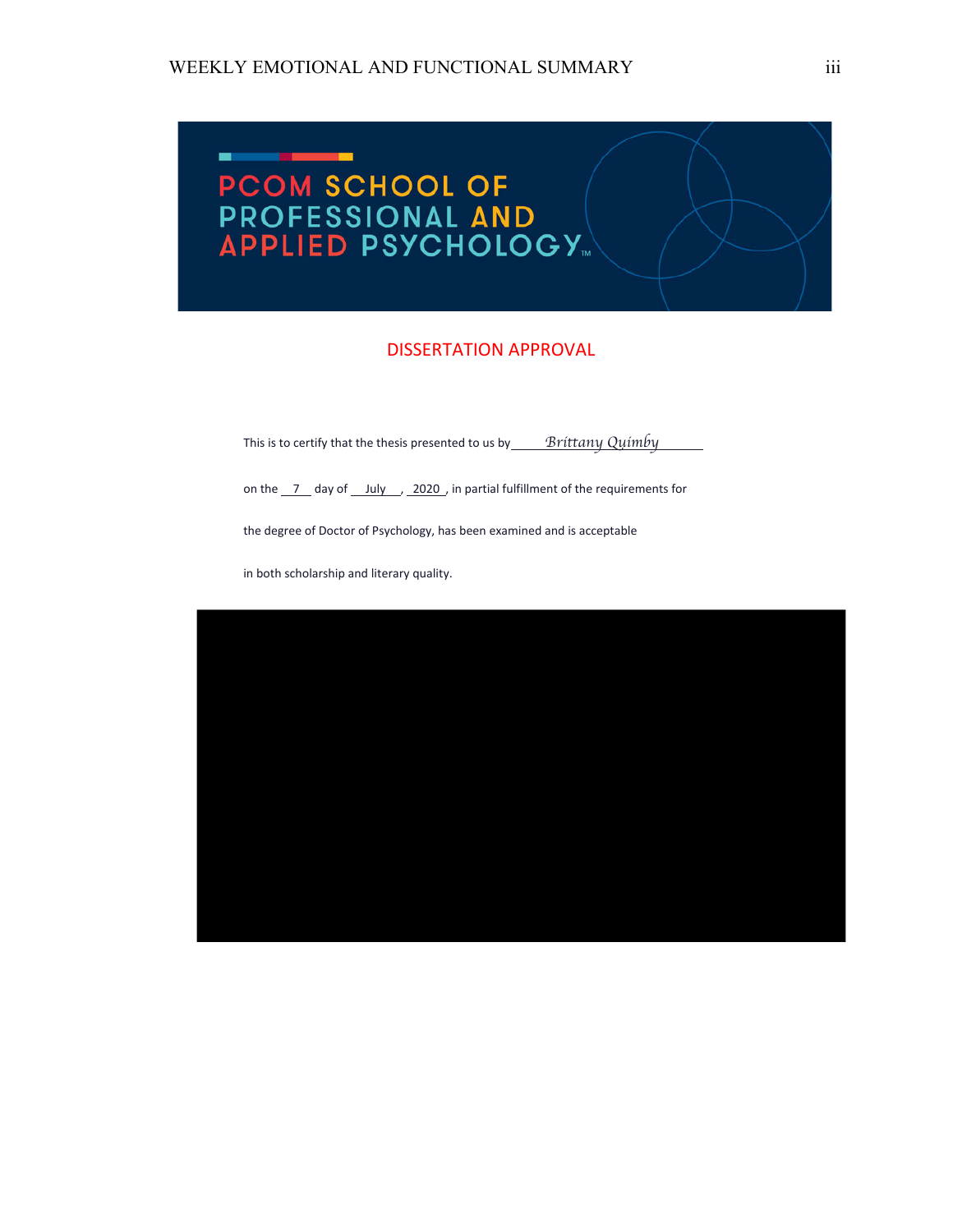PCOM SCHOOL OF PROFESSIONAL AND APPLIED PSYCHOLOGY™

## DISSERTATION APPROVAL

This is to certify that the thesis presented to us by *Brittany Quimby*

on the 7 day of July, 2020, in partial fulfillment of the requirements for

the degree of Doctor of Psychology, has been examined and is acceptable

in both scholarship and literary quality.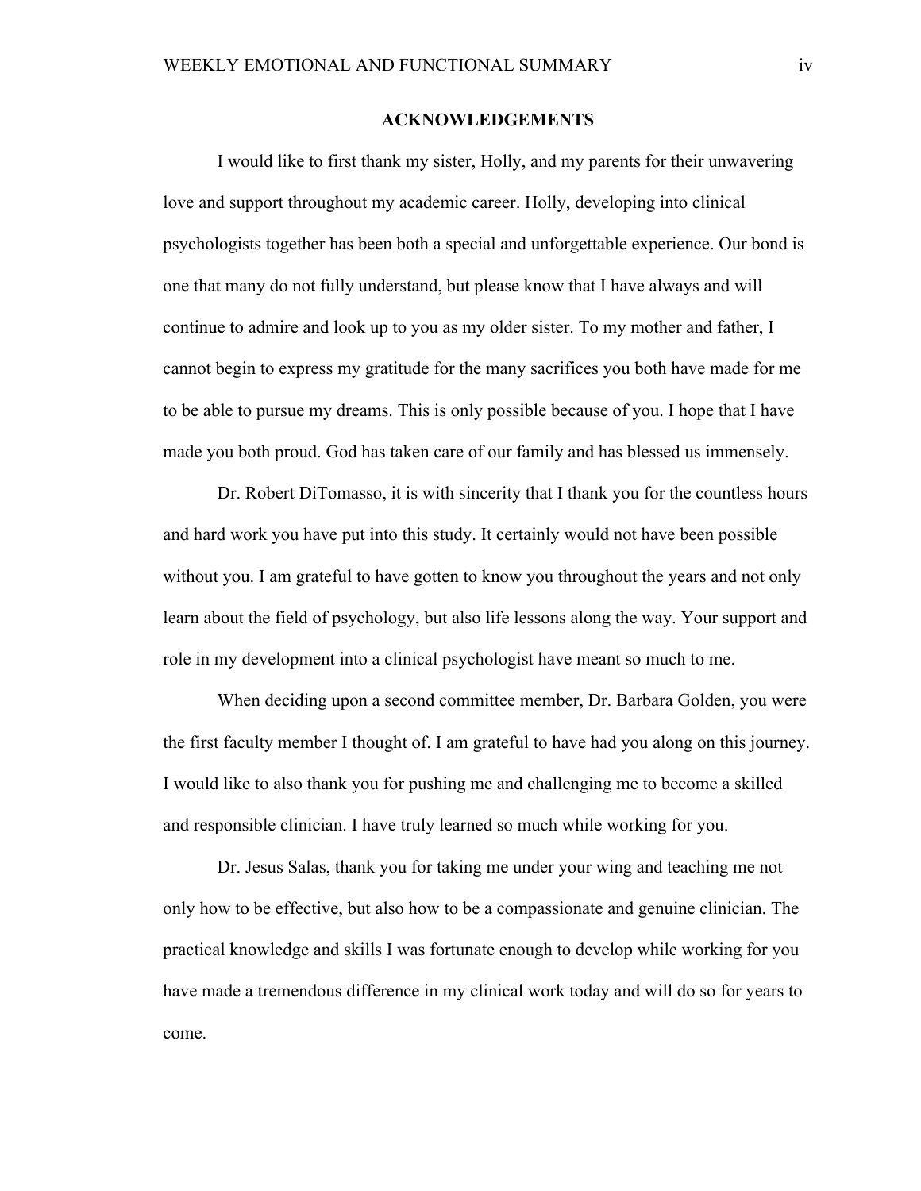## ACKNOWLEDGEMENTS

I would like to first thank my sister, Holly, and my parents for their unwavering love and support throughout my academic career. Holly, developing into clinical psychologists together has been both a special and unforgettable experience. Our bond is one that many do not fully understand, but please know that I have always and will continue to admire and look up to you as my older sister. To my mother and father, I cannot begin to express my gratitude for the many sacrifices you both have made for me to be able to pursue my dreams. This is only possible because of you. I hope that I have made you both proud. God has taken care of our family and has blessed us immensely.

Dr. Robert DiTomasso, it is with sincerity that I thank you for the countless hours and hard work you have put into this study. It certainly would not have been possible without you. I am grateful to have gotten to know you throughout the years and not only learn about the field of psychology, but also life lessons along the way. Your support and role in my development into a clinical psychologist have meant so much to me.

When deciding upon a second committee member, Dr. Barbara Golden, you were the first faculty member I thought of. I am grateful to have had you along on this journey. I would like to also thank you for pushing me and challenging me to become a skilled and responsible clinician. I have truly learned so much while working for you.

Dr. Jesus Salas, thank you for taking me under your wing and teaching me not only how to be effective, but also how to be a compassionate and genuine clinician. The practical knowledge and skills I was fortunate enough to develop while working for you have made a tremendous difference in my clinical work today and will do so for years to come.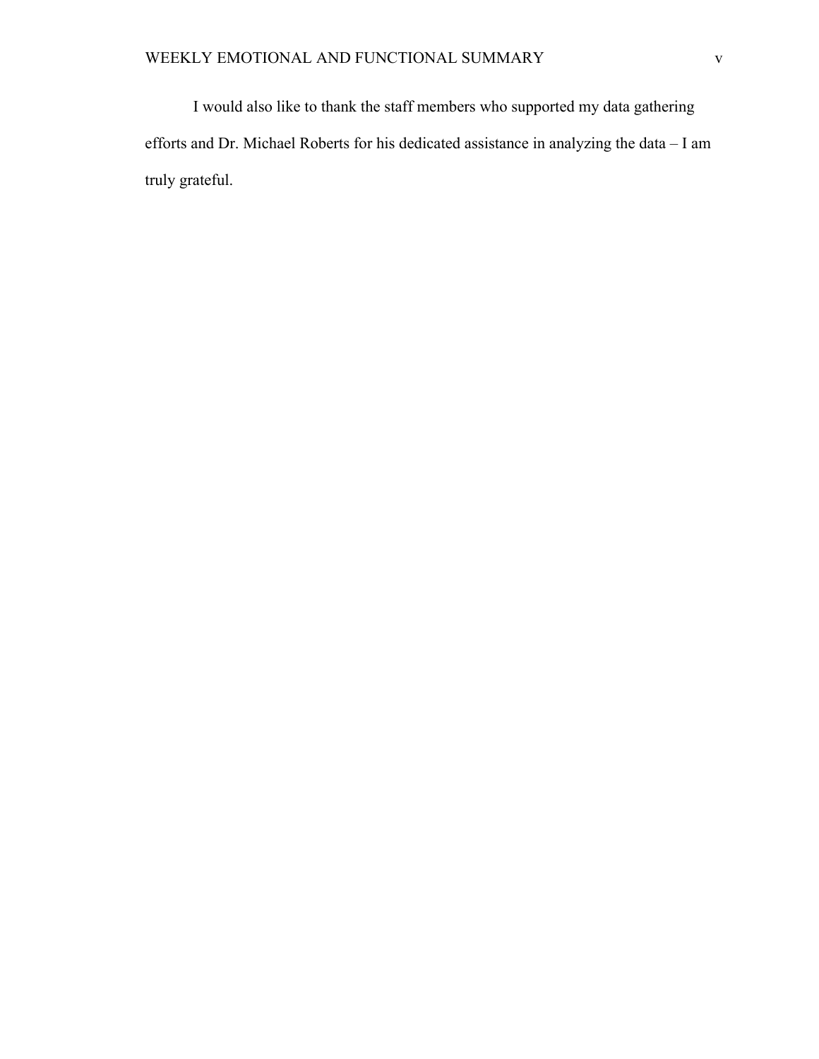I would also like to thank the staff members who supported my data gathering efforts and Dr. Michael Roberts for his dedicated assistance in analyzing the data – I am truly grateful.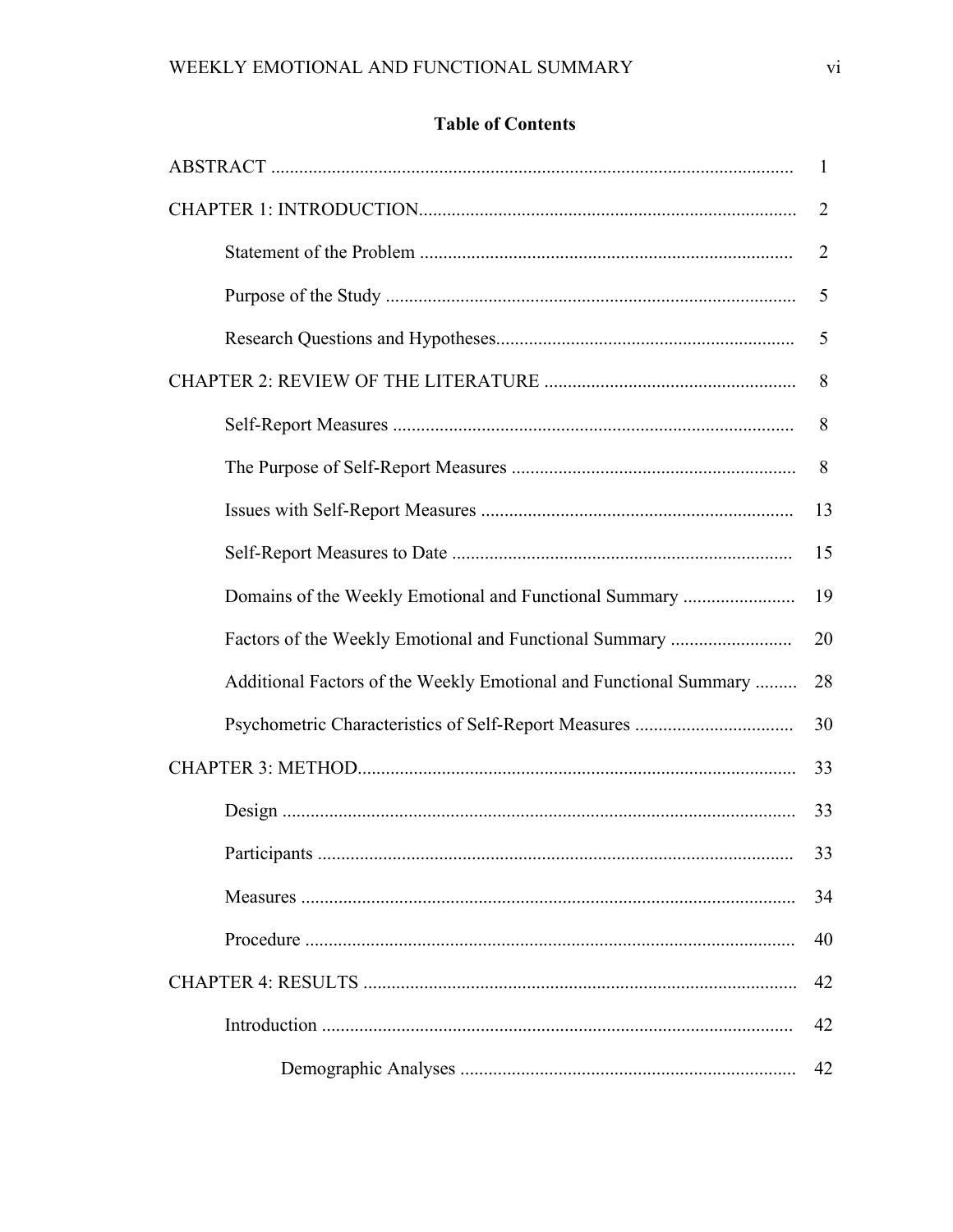## Table of Contents

ABSTRACT ..... 1

CHAPTER 1: INTRODUCTION..... 2

- Statement of the Problem ..... 2
- Purpose of the Study ..... 5
- Research Questions and Hypotheses..... 5

CHAPTER 2: REVIEW OF THE LITERATURE ..... 8

- Self-Report Measures ..... 8
- The Purpose of Self-Report Measures ..... 8
- Issues with Self-Report Measures ..... 13
- Self-Report Measures to Date ..... 15
- Domains of the Weekly Emotional and Functional Summary ..... 19
- Factors of the Weekly Emotional and Functional Summary ..... 20
- Additional Factors of the Weekly Emotional and Functional Summary ..... 28
- Psychometric Characteristics of Self-Report Measures ..... 30

CHAPTER 3: METHOD..... 33

- Design ..... 33
- Participants ..... 33
- Measures ..... 34
- Procedure ..... 40

CHAPTER 4: RESULTS ..... 42

- Introduction ..... 42
  - Demographic Analyses ..... 42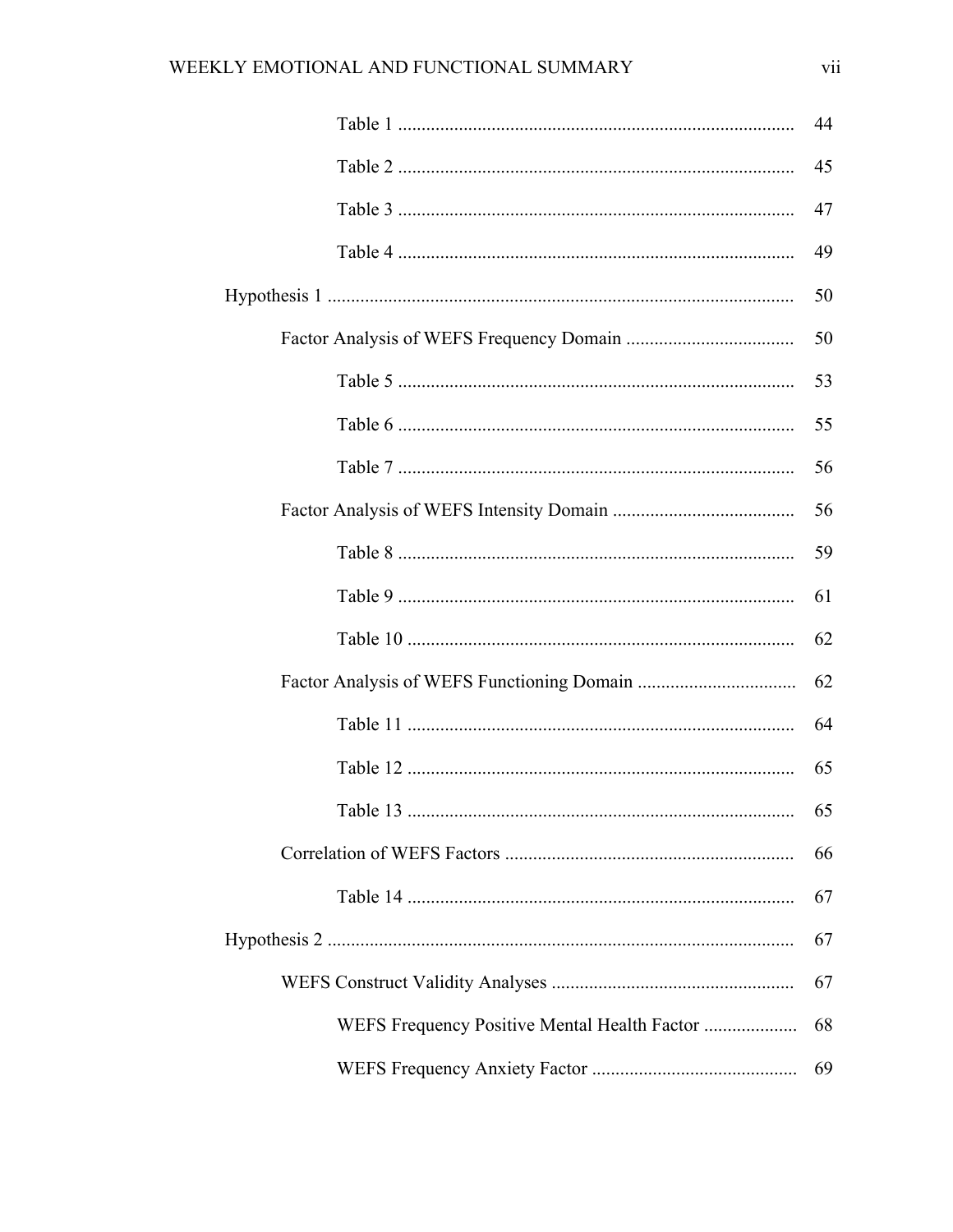Table 1 .................................................................................... 44

Table 2 .................................................................................... 45

Table 3 .................................................................................... 47

Table 4 .................................................................................... 49

Hypothesis 1 .................................................................................................. 50

Factor Analysis of WEFS Frequency Domain .................................... 50

Table 5 .................................................................................... 53

Table 6 .................................................................................... 55

Table 7 .................................................................................... 56

Factor Analysis of WEFS Intensity Domain ....................................... 56

Table 8 .................................................................................... 59

Table 9 .................................................................................... 61

Table 10 .................................................................................. 62

Factor Analysis of WEFS Functioning Domain .................................. 62

Table 11 .................................................................................. 64

Table 12 .................................................................................. 65

Table 13 .................................................................................. 65

Correlation of WEFS Factors ............................................................. 66

Table 14 .................................................................................. 67

Hypothesis 2 .................................................................................................. 67

WEFS Construct Validity Analyses .................................................... 67

WEFS Frequency Positive Mental Health Factor .................... 68

WEFS Frequency Anxiety Factor ............................................ 69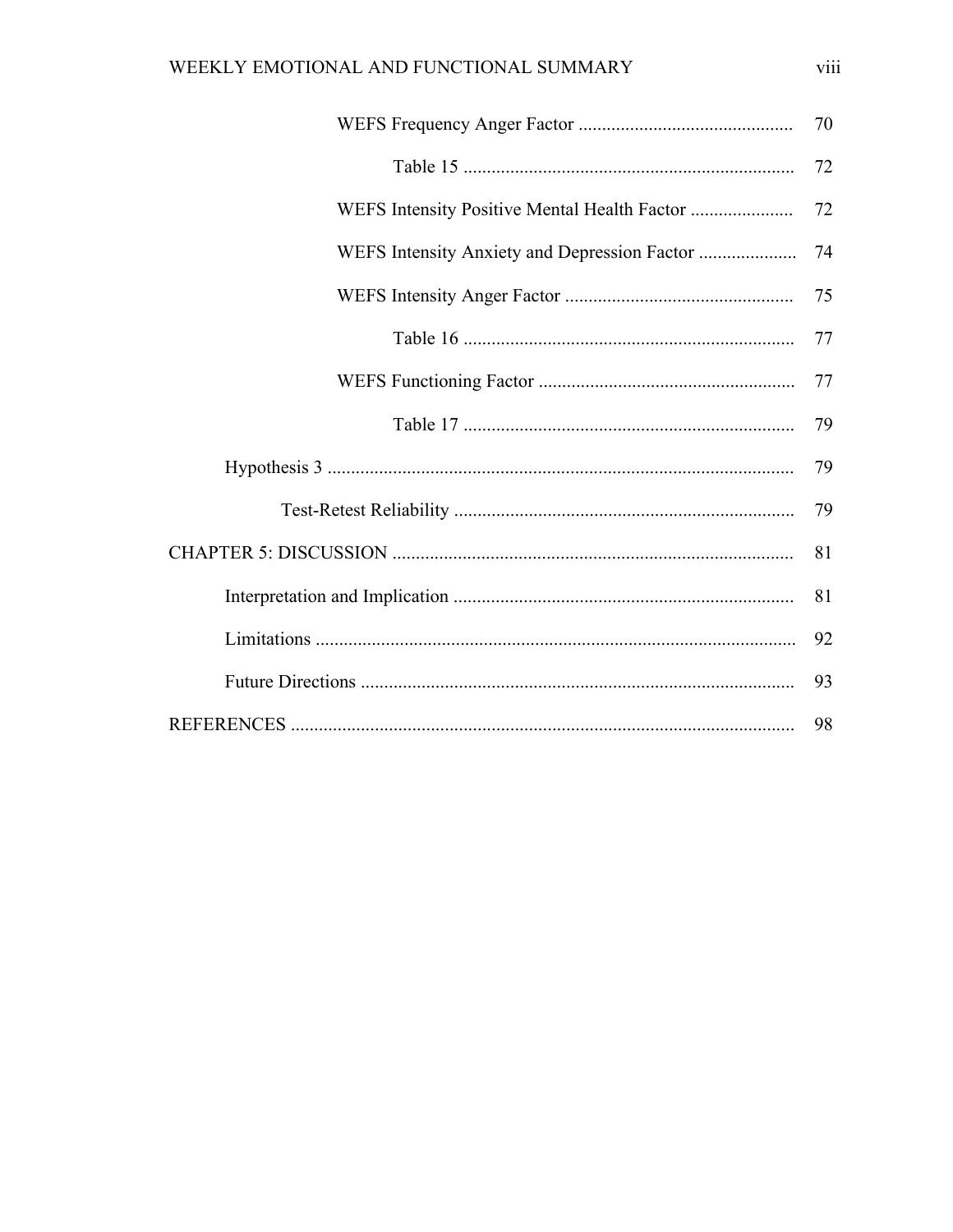WEFS Frequency Anger Factor .......... 70

Table 15 .......... 72

WEFS Intensity Positive Mental Health Factor .......... 72

WEFS Intensity Anxiety and Depression Factor .......... 74

WEFS Intensity Anger Factor .......... 75

Table 16 .......... 77

WEFS Functioning Factor .......... 77

Table 17 .......... 79

Hypothesis 3 .......... 79

Test-Retest Reliability .......... 79

CHAPTER 5: DISCUSSION .......... 81

Interpretation and Implication .......... 81

Limitations .......... 92

Future Directions .......... 93

REFERENCES .......... 98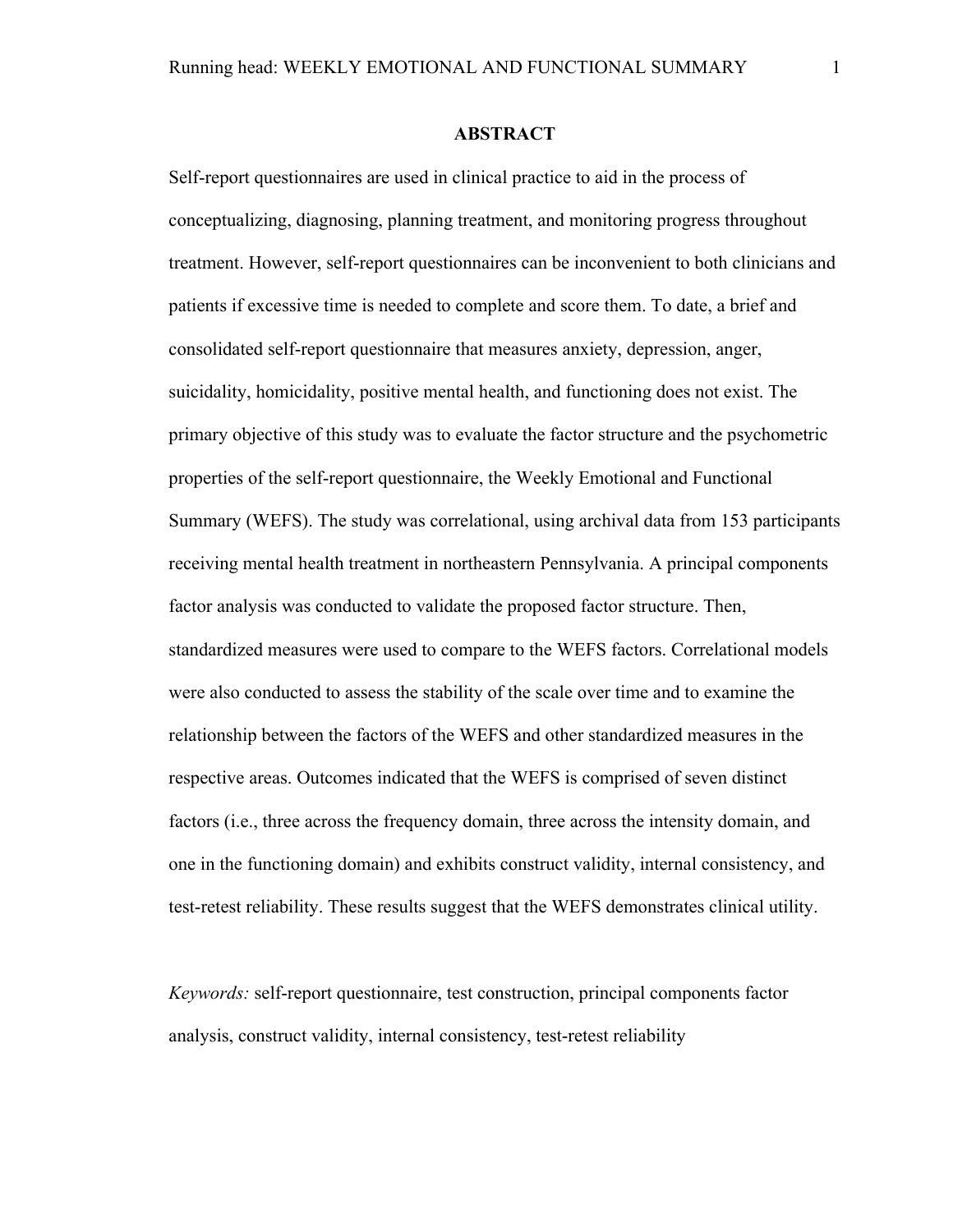## ABSTRACT

Self-report questionnaires are used in clinical practice to aid in the process of conceptualizing, diagnosing, planning treatment, and monitoring progress throughout treatment. However, self-report questionnaires can be inconvenient to both clinicians and patients if excessive time is needed to complete and score them. To date, a brief and consolidated self-report questionnaire that measures anxiety, depression, anger, suicidality, homicidality, positive mental health, and functioning does not exist. The primary objective of this study was to evaluate the factor structure and the psychometric properties of the self-report questionnaire, the Weekly Emotional and Functional Summary (WEFS). The study was correlational, using archival data from 153 participants receiving mental health treatment in northeastern Pennsylvania. A principal components factor analysis was conducted to validate the proposed factor structure. Then, standardized measures were used to compare to the WEFS factors. Correlational models were also conducted to assess the stability of the scale over time and to examine the relationship between the factors of the WEFS and other standardized measures in the respective areas. Outcomes indicated that the WEFS is comprised of seven distinct factors (i.e., three across the frequency domain, three across the intensity domain, and one in the functioning domain) and exhibits construct validity, internal consistency, and test-retest reliability. These results suggest that the WEFS demonstrates clinical utility.

*Keywords:* self-report questionnaire, test construction, principal components factor analysis, construct validity, internal consistency, test-retest reliability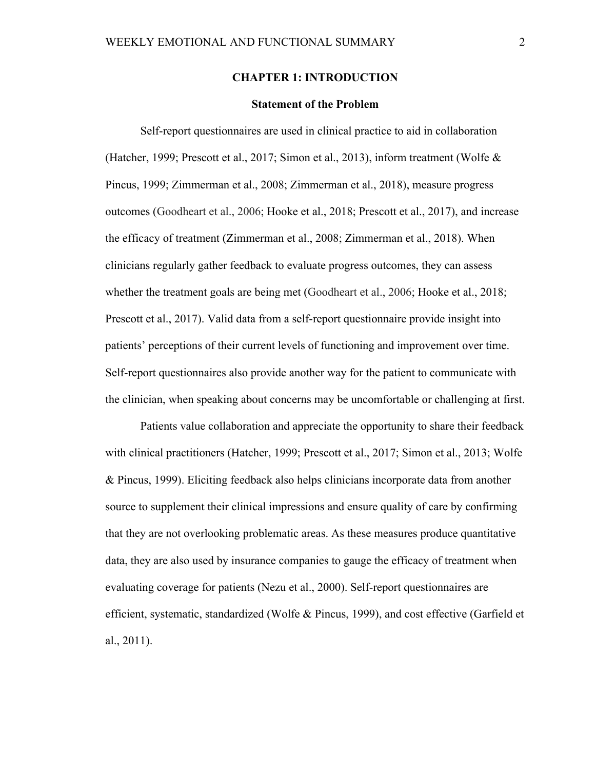# CHAPTER 1: INTRODUCTION

## Statement of the Problem

Self-report questionnaires are used in clinical practice to aid in collaboration (Hatcher, 1999; Prescott et al., 2017; Simon et al., 2013), inform treatment (Wolfe & Pincus, 1999; Zimmerman et al., 2008; Zimmerman et al., 2018), measure progress outcomes (Goodheart et al., 2006; Hooke et al., 2018; Prescott et al., 2017), and increase the efficacy of treatment (Zimmerman et al., 2008; Zimmerman et al., 2018). When clinicians regularly gather feedback to evaluate progress outcomes, they can assess whether the treatment goals are being met (Goodheart et al., 2006; Hooke et al., 2018; Prescott et al., 2017). Valid data from a self-report questionnaire provide insight into patients' perceptions of their current levels of functioning and improvement over time. Self-report questionnaires also provide another way for the patient to communicate with the clinician, when speaking about concerns may be uncomfortable or challenging at first.

Patients value collaboration and appreciate the opportunity to share their feedback with clinical practitioners (Hatcher, 1999; Prescott et al., 2017; Simon et al., 2013; Wolfe & Pincus, 1999). Eliciting feedback also helps clinicians incorporate data from another source to supplement their clinical impressions and ensure quality of care by confirming that they are not overlooking problematic areas. As these measures produce quantitative data, they are also used by insurance companies to gauge the efficacy of treatment when evaluating coverage for patients (Nezu et al., 2000). Self-report questionnaires are efficient, systematic, standardized (Wolfe & Pincus, 1999), and cost effective (Garfield et al., 2011).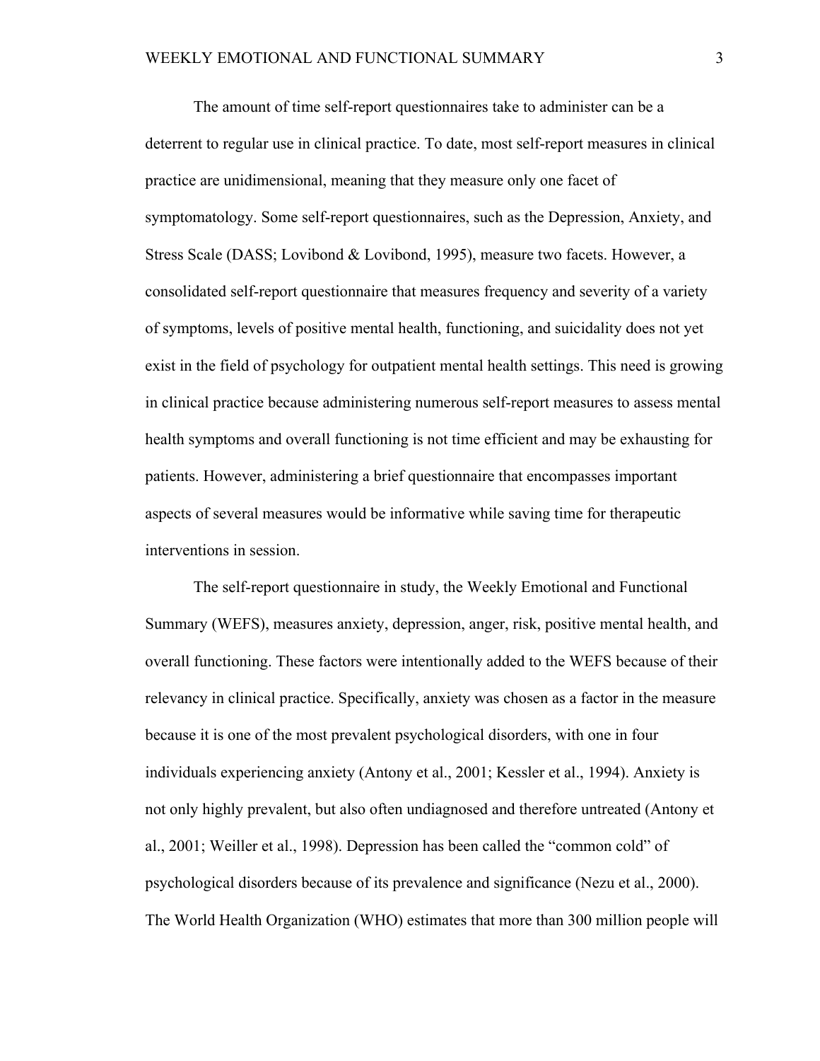The amount of time self-report questionnaires take to administer can be a deterrent to regular use in clinical practice. To date, most self-report measures in clinical practice are unidimensional, meaning that they measure only one facet of symptomatology. Some self-report questionnaires, such as the Depression, Anxiety, and Stress Scale (DASS; Lovibond & Lovibond, 1995), measure two facets. However, a consolidated self-report questionnaire that measures frequency and severity of a variety of symptoms, levels of positive mental health, functioning, and suicidality does not yet exist in the field of psychology for outpatient mental health settings. This need is growing in clinical practice because administering numerous self-report measures to assess mental health symptoms and overall functioning is not time efficient and may be exhausting for patients. However, administering a brief questionnaire that encompasses important aspects of several measures would be informative while saving time for therapeutic interventions in session.

The self-report questionnaire in study, the Weekly Emotional and Functional Summary (WEFS), measures anxiety, depression, anger, risk, positive mental health, and overall functioning. These factors were intentionally added to the WEFS because of their relevancy in clinical practice. Specifically, anxiety was chosen as a factor in the measure because it is one of the most prevalent psychological disorders, with one in four individuals experiencing anxiety (Antony et al., 2001; Kessler et al., 1994). Anxiety is not only highly prevalent, but also often undiagnosed and therefore untreated (Antony et al., 2001; Weiller et al., 1998). Depression has been called the "common cold" of psychological disorders because of its prevalence and significance (Nezu et al., 2000). The World Health Organization (WHO) estimates that more than 300 million people will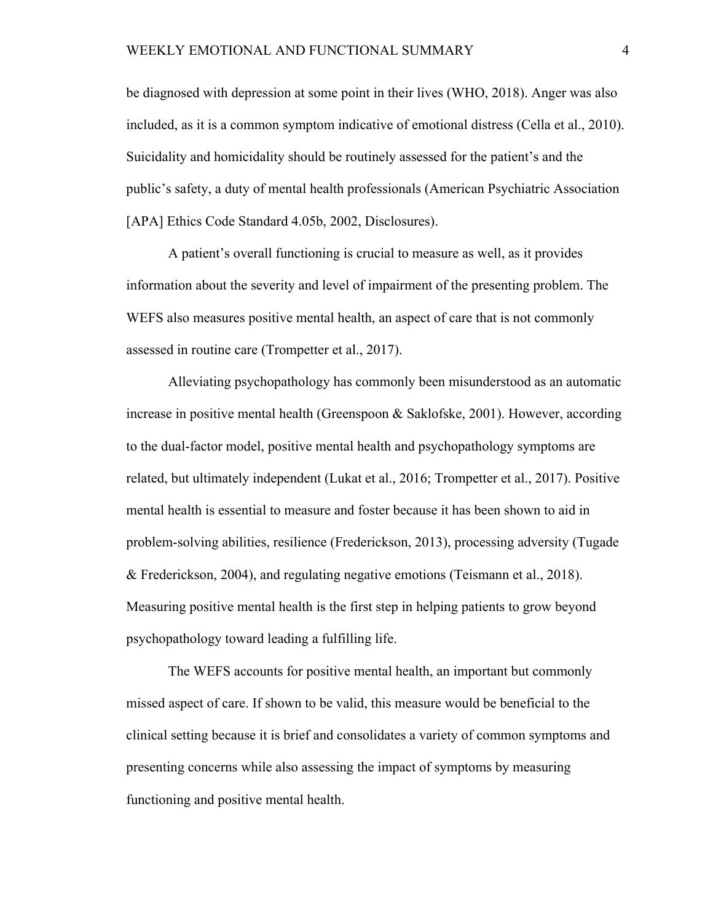be diagnosed with depression at some point in their lives (WHO, 2018). Anger was also included, as it is a common symptom indicative of emotional distress (Cella et al., 2010). Suicidality and homicidality should be routinely assessed for the patient's and the public's safety, a duty of mental health professionals (American Psychiatric Association [APA] Ethics Code Standard 4.05b, 2002, Disclosures).

A patient's overall functioning is crucial to measure as well, as it provides information about the severity and level of impairment of the presenting problem. The WEFS also measures positive mental health, an aspect of care that is not commonly assessed in routine care (Trompetter et al., 2017).

Alleviating psychopathology has commonly been misunderstood as an automatic increase in positive mental health (Greenspoon & Saklofske, 2001). However, according to the dual-factor model, positive mental health and psychopathology symptoms are related, but ultimately independent (Lukat et al., 2016; Trompetter et al., 2017). Positive mental health is essential to measure and foster because it has been shown to aid in problem-solving abilities, resilience (Frederickson, 2013), processing adversity (Tugade & Frederickson, 2004), and regulating negative emotions (Teismann et al., 2018). Measuring positive mental health is the first step in helping patients to grow beyond psychopathology toward leading a fulfilling life.

The WEFS accounts for positive mental health, an important but commonly missed aspect of care. If shown to be valid, this measure would be beneficial to the clinical setting because it is brief and consolidates a variety of common symptoms and presenting concerns while also assessing the impact of symptoms by measuring functioning and positive mental health.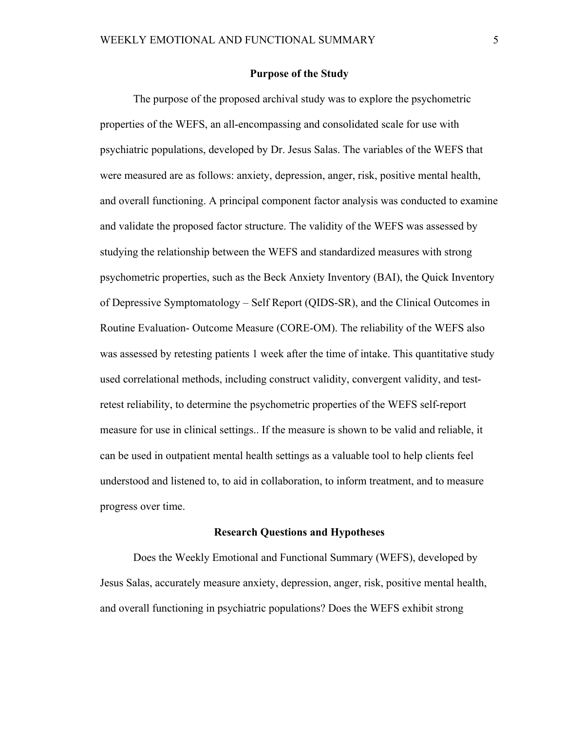## Purpose of the Study

The purpose of the proposed archival study was to explore the psychometric properties of the WEFS, an all-encompassing and consolidated scale for use with psychiatric populations, developed by Dr. Jesus Salas. The variables of the WEFS that were measured are as follows: anxiety, depression, anger, risk, positive mental health, and overall functioning. A principal component factor analysis was conducted to examine and validate the proposed factor structure. The validity of the WEFS was assessed by studying the relationship between the WEFS and standardized measures with strong psychometric properties, such as the Beck Anxiety Inventory (BAI), the Quick Inventory of Depressive Symptomatology – Self Report (QIDS-SR), and the Clinical Outcomes in Routine Evaluation- Outcome Measure (CORE-OM). The reliability of the WEFS also was assessed by retesting patients 1 week after the time of intake. This quantitative study used correlational methods, including construct validity, convergent validity, and test-retest reliability, to determine the psychometric properties of the WEFS self-report measure for use in clinical settings.. If the measure is shown to be valid and reliable, it can be used in outpatient mental health settings as a valuable tool to help clients feel understood and listened to, to aid in collaboration, to inform treatment, and to measure progress over time.

## Research Questions and Hypotheses

Does the Weekly Emotional and Functional Summary (WEFS), developed by Jesus Salas, accurately measure anxiety, depression, anger, risk, positive mental health, and overall functioning in psychiatric populations? Does the WEFS exhibit strong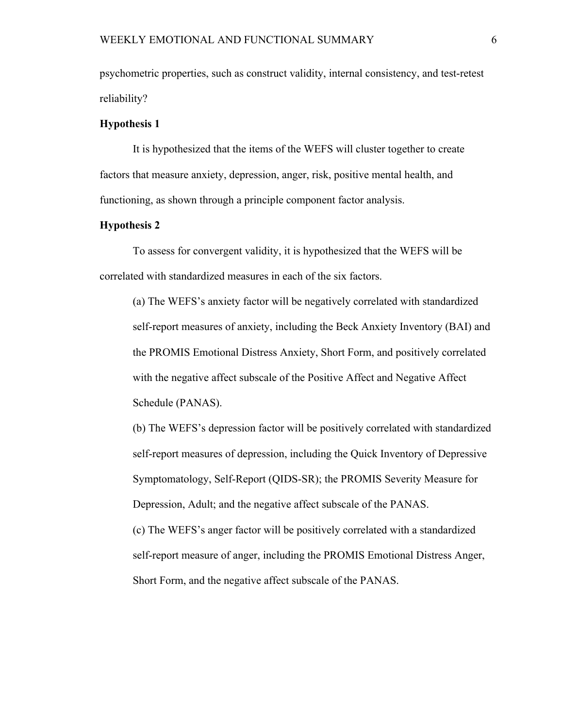psychometric properties, such as construct validity, internal consistency, and test-retest reliability?

### Hypothesis 1

It is hypothesized that the items of the WEFS will cluster together to create factors that measure anxiety, depression, anger, risk, positive mental health, and functioning, as shown through a principle component factor analysis.

### Hypothesis 2

To assess for convergent validity, it is hypothesized that the WEFS will be correlated with standardized measures in each of the six factors.

(a) The WEFS's anxiety factor will be negatively correlated with standardized self-report measures of anxiety, including the Beck Anxiety Inventory (BAI) and the PROMIS Emotional Distress Anxiety, Short Form, and positively correlated with the negative affect subscale of the Positive Affect and Negative Affect Schedule (PANAS).

(b) The WEFS's depression factor will be positively correlated with standardized self-report measures of depression, including the Quick Inventory of Depressive Symptomatology, Self-Report (QIDS-SR); the PROMIS Severity Measure for Depression, Adult; and the negative affect subscale of the PANAS.

(c) The WEFS's anger factor will be positively correlated with a standardized self-report measure of anger, including the PROMIS Emotional Distress Anger, Short Form, and the negative affect subscale of the PANAS.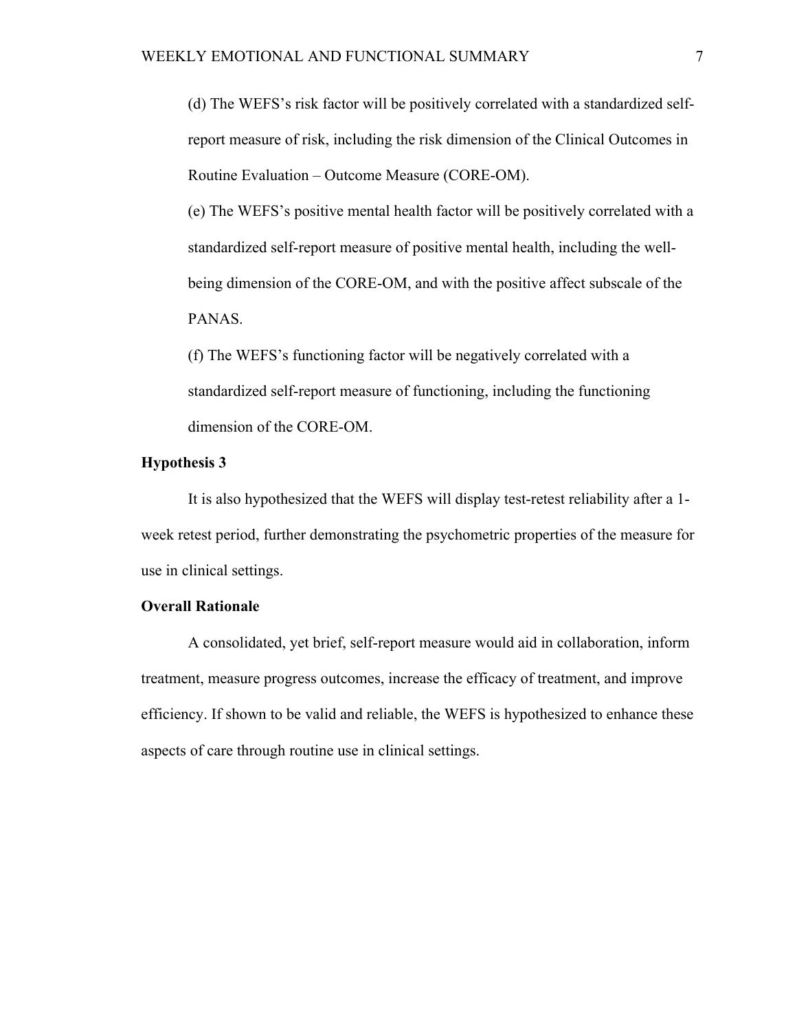(d) The WEFS's risk factor will be positively correlated with a standardized self-report measure of risk, including the risk dimension of the Clinical Outcomes in Routine Evaluation – Outcome Measure (CORE-OM).

(e) The WEFS's positive mental health factor will be positively correlated with a standardized self-report measure of positive mental health, including the well-being dimension of the CORE-OM, and with the positive affect subscale of the PANAS.

(f) The WEFS's functioning factor will be negatively correlated with a standardized self-report measure of functioning, including the functioning dimension of the CORE-OM.

**Hypothesis 3**

It is also hypothesized that the WEFS will display test-retest reliability after a 1-week retest period, further demonstrating the psychometric properties of the measure for use in clinical settings.

**Overall Rationale**

A consolidated, yet brief, self-report measure would aid in collaboration, inform treatment, measure progress outcomes, increase the efficacy of treatment, and improve efficiency. If shown to be valid and reliable, the WEFS is hypothesized to enhance these aspects of care through routine use in clinical settings.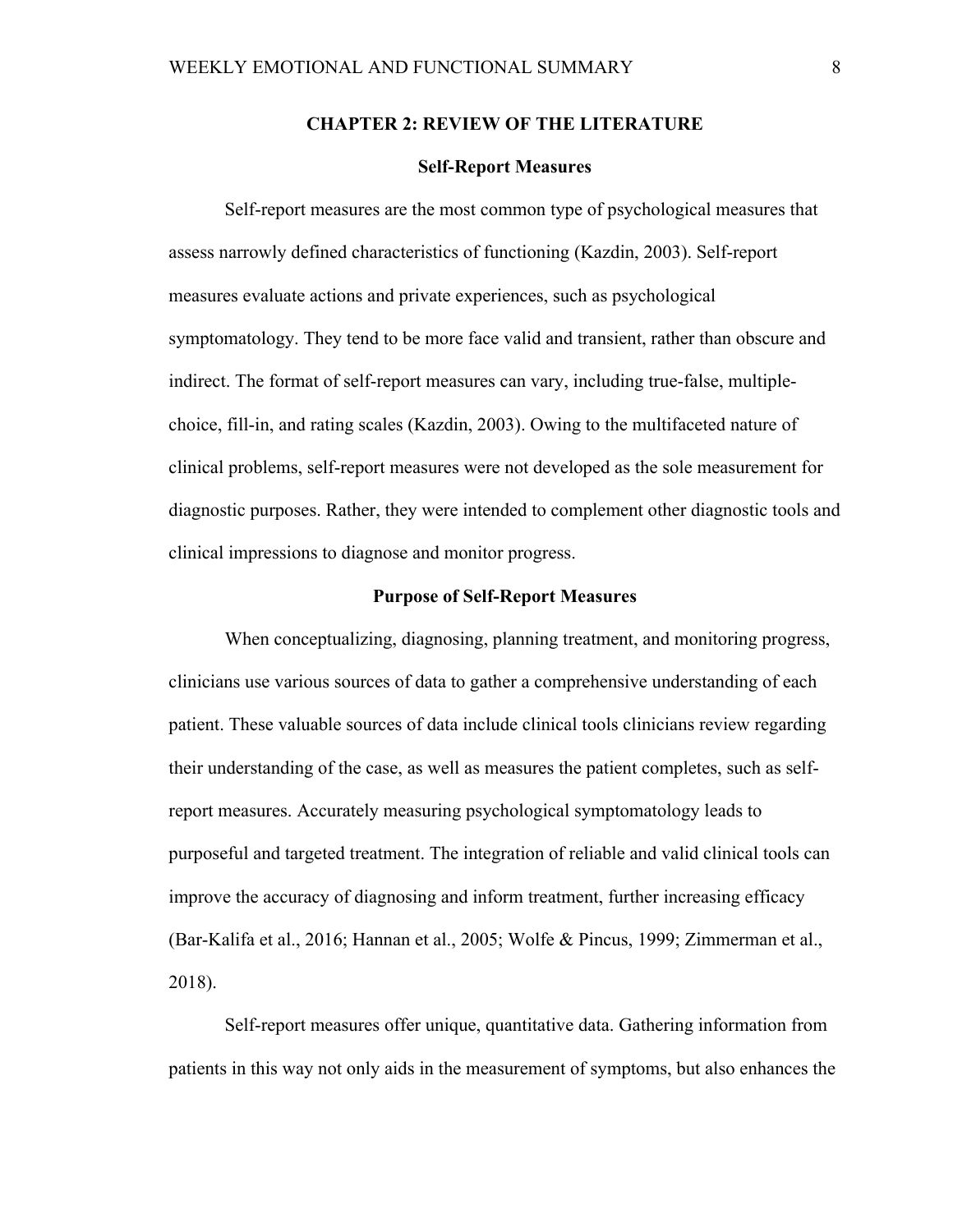# CHAPTER 2: REVIEW OF THE LITERATURE

## Self-Report Measures

Self-report measures are the most common type of psychological measures that assess narrowly defined characteristics of functioning (Kazdin, 2003). Self-report measures evaluate actions and private experiences, such as psychological symptomatology. They tend to be more face valid and transient, rather than obscure and indirect. The format of self-report measures can vary, including true-false, multiple-choice, fill-in, and rating scales (Kazdin, 2003). Owing to the multifaceted nature of clinical problems, self-report measures were not developed as the sole measurement for diagnostic purposes. Rather, they were intended to complement other diagnostic tools and clinical impressions to diagnose and monitor progress.

## Purpose of Self-Report Measures

When conceptualizing, diagnosing, planning treatment, and monitoring progress, clinicians use various sources of data to gather a comprehensive understanding of each patient. These valuable sources of data include clinical tools clinicians review regarding their understanding of the case, as well as measures the patient completes, such as self-report measures. Accurately measuring psychological symptomatology leads to purposeful and targeted treatment. The integration of reliable and valid clinical tools can improve the accuracy of diagnosing and inform treatment, further increasing efficacy (Bar-Kalifa et al., 2016; Hannan et al., 2005; Wolfe & Pincus, 1999; Zimmerman et al., 2018).

Self-report measures offer unique, quantitative data. Gathering information from patients in this way not only aids in the measurement of symptoms, but also enhances the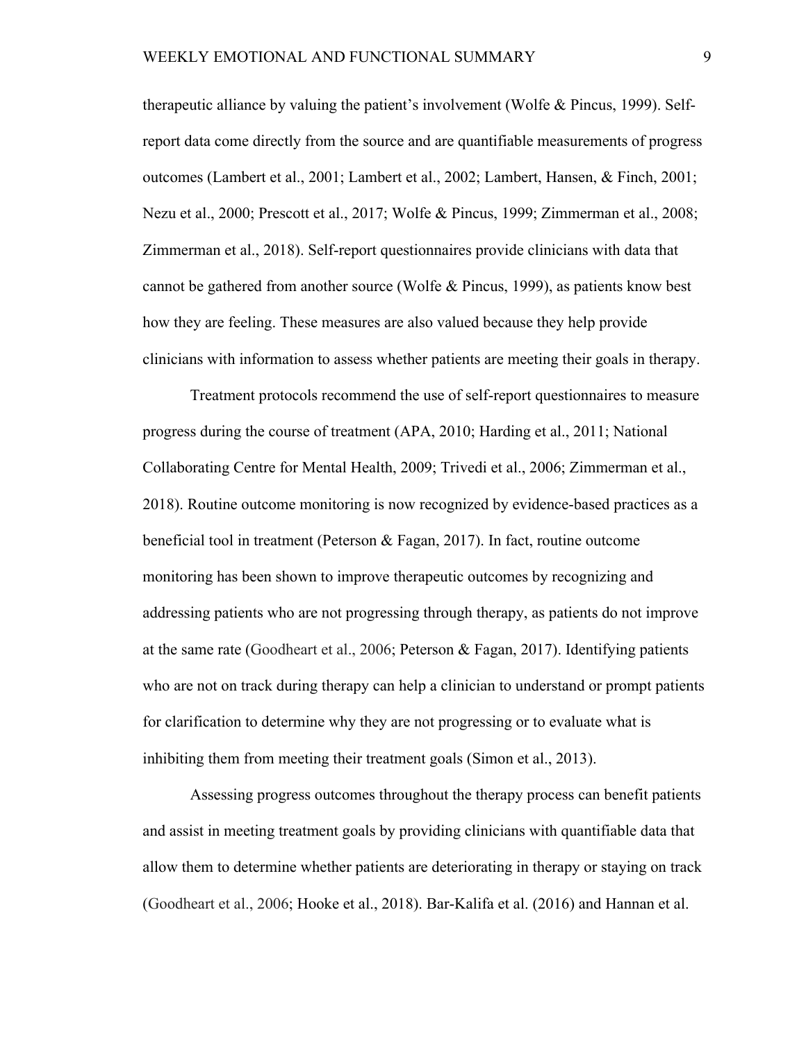therapeutic alliance by valuing the patient's involvement (Wolfe & Pincus, 1999). Self-report data come directly from the source and are quantifiable measurements of progress outcomes (Lambert et al., 2001; Lambert et al., 2002; Lambert, Hansen, & Finch, 2001; Nezu et al., 2000; Prescott et al., 2017; Wolfe & Pincus, 1999; Zimmerman et al., 2008; Zimmerman et al., 2018). Self-report questionnaires provide clinicians with data that cannot be gathered from another source (Wolfe & Pincus, 1999), as patients know best how they are feeling. These measures are also valued because they help provide clinicians with information to assess whether patients are meeting their goals in therapy.

Treatment protocols recommend the use of self-report questionnaires to measure progress during the course of treatment (APA, 2010; Harding et al., 2011; National Collaborating Centre for Mental Health, 2009; Trivedi et al., 2006; Zimmerman et al., 2018). Routine outcome monitoring is now recognized by evidence-based practices as a beneficial tool in treatment (Peterson & Fagan, 2017). In fact, routine outcome monitoring has been shown to improve therapeutic outcomes by recognizing and addressing patients who are not progressing through therapy, as patients do not improve at the same rate (Goodheart et al., 2006; Peterson & Fagan, 2017). Identifying patients who are not on track during therapy can help a clinician to understand or prompt patients for clarification to determine why they are not progressing or to evaluate what is inhibiting them from meeting their treatment goals (Simon et al., 2013).

Assessing progress outcomes throughout the therapy process can benefit patients and assist in meeting treatment goals by providing clinicians with quantifiable data that allow them to determine whether patients are deteriorating in therapy or staying on track (Goodheart et al., 2006; Hooke et al., 2018). Bar-Kalifa et al. (2016) and Hannan et al.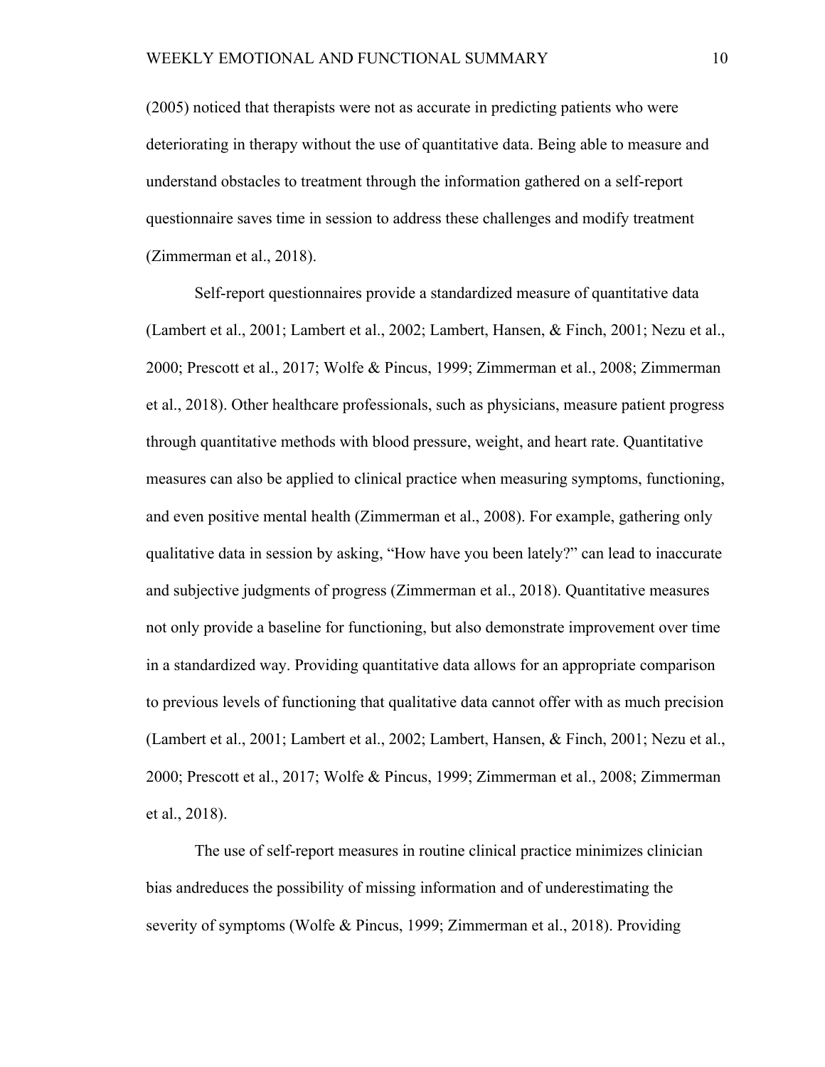(2005) noticed that therapists were not as accurate in predicting patients who were deteriorating in therapy without the use of quantitative data. Being able to measure and understand obstacles to treatment through the information gathered on a self-report questionnaire saves time in session to address these challenges and modify treatment (Zimmerman et al., 2018).

Self-report questionnaires provide a standardized measure of quantitative data (Lambert et al., 2001; Lambert et al., 2002; Lambert, Hansen, & Finch, 2001; Nezu et al., 2000; Prescott et al., 2017; Wolfe & Pincus, 1999; Zimmerman et al., 2008; Zimmerman et al., 2018). Other healthcare professionals, such as physicians, measure patient progress through quantitative methods with blood pressure, weight, and heart rate. Quantitative measures can also be applied to clinical practice when measuring symptoms, functioning, and even positive mental health (Zimmerman et al., 2008). For example, gathering only qualitative data in session by asking, "How have you been lately?" can lead to inaccurate and subjective judgments of progress (Zimmerman et al., 2018). Quantitative measures not only provide a baseline for functioning, but also demonstrate improvement over time in a standardized way. Providing quantitative data allows for an appropriate comparison to previous levels of functioning that qualitative data cannot offer with as much precision (Lambert et al., 2001; Lambert et al., 2002; Lambert, Hansen, & Finch, 2001; Nezu et al., 2000; Prescott et al., 2017; Wolfe & Pincus, 1999; Zimmerman et al., 2008; Zimmerman et al., 2018).

The use of self-report measures in routine clinical practice minimizes clinician bias andreduces the possibility of missing information and of underestimating the severity of symptoms (Wolfe & Pincus, 1999; Zimmerman et al., 2018). Providing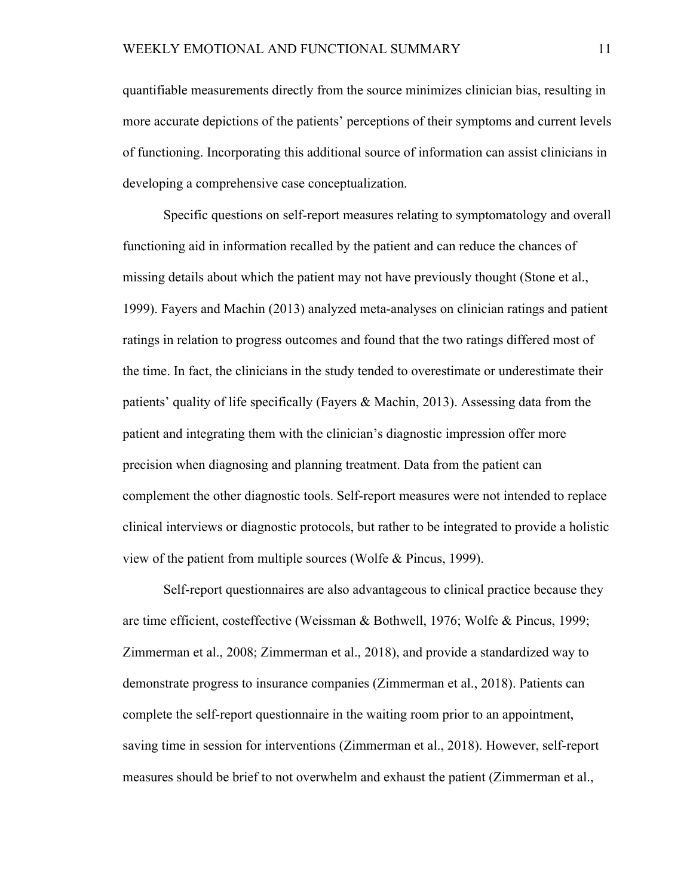quantifiable measurements directly from the source minimizes clinician bias, resulting in more accurate depictions of the patients' perceptions of their symptoms and current levels of functioning. Incorporating this additional source of information can assist clinicians in developing a comprehensive case conceptualization.

Specific questions on self-report measures relating to symptomatology and overall functioning aid in information recalled by the patient and can reduce the chances of missing details about which the patient may not have previously thought (Stone et al., 1999). Fayers and Machin (2013) analyzed meta-analyses on clinician ratings and patient ratings in relation to progress outcomes and found that the two ratings differed most of the time. In fact, the clinicians in the study tended to overestimate or underestimate their patients' quality of life specifically (Fayers & Machin, 2013). Assessing data from the patient and integrating them with the clinician's diagnostic impression offer more precision when diagnosing and planning treatment. Data from the patient can complement the other diagnostic tools. Self-report measures were not intended to replace clinical interviews or diagnostic protocols, but rather to be integrated to provide a holistic view of the patient from multiple sources (Wolfe & Pincus, 1999).

Self-report questionnaires are also advantageous to clinical practice because they are time efficient, costeffective (Weissman & Bothwell, 1976; Wolfe & Pincus, 1999; Zimmerman et al., 2008; Zimmerman et al., 2018), and provide a standardized way to demonstrate progress to insurance companies (Zimmerman et al., 2018). Patients can complete the self-report questionnaire in the waiting room prior to an appointment, saving time in session for interventions (Zimmerman et al., 2018). However, self-report measures should be brief to not overwhelm and exhaust the patient (Zimmerman et al.,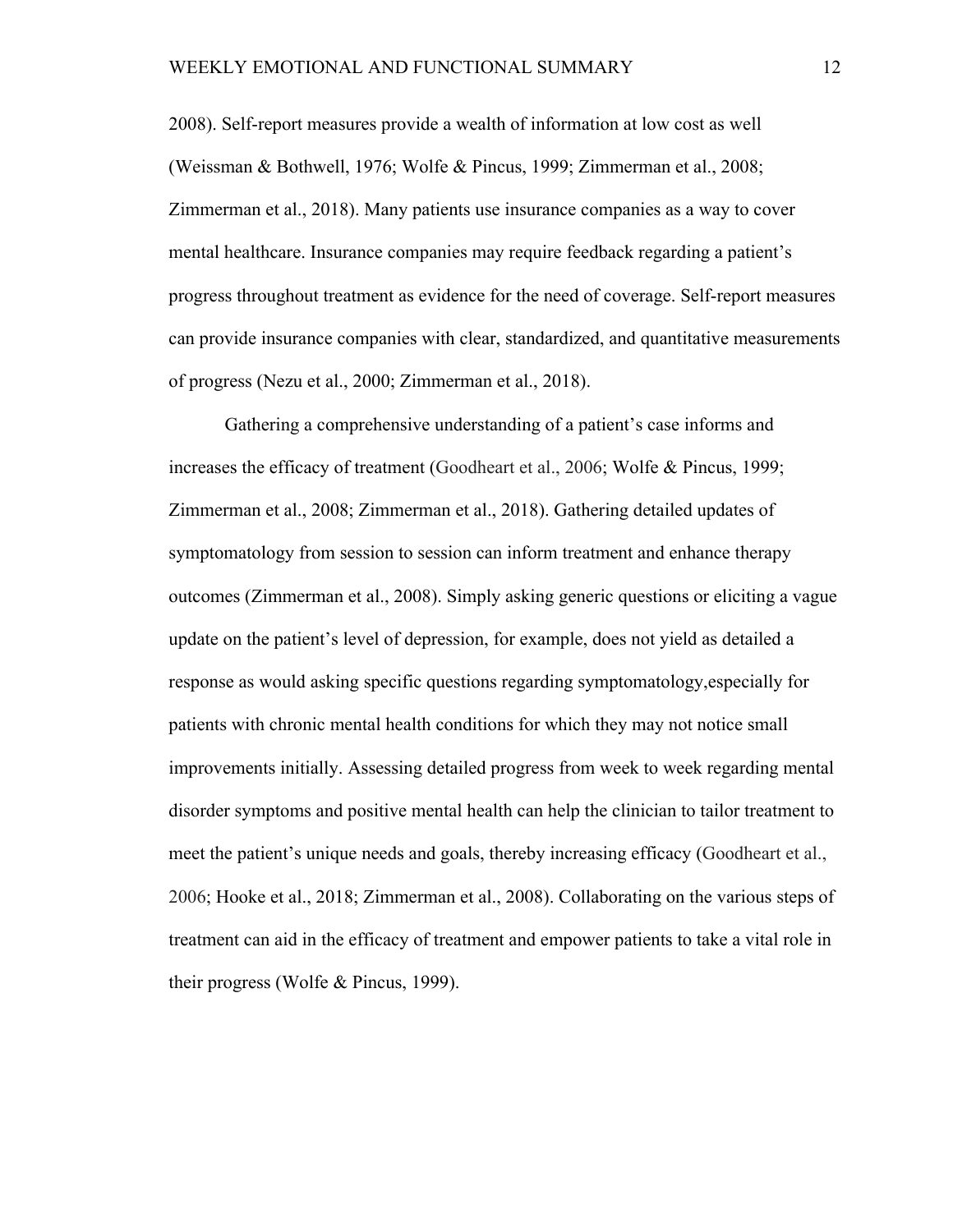2008). Self-report measures provide a wealth of information at low cost as well (Weissman & Bothwell, 1976; Wolfe & Pincus, 1999; Zimmerman et al., 2008; Zimmerman et al., 2018). Many patients use insurance companies as a way to cover mental healthcare. Insurance companies may require feedback regarding a patient's progress throughout treatment as evidence for the need of coverage. Self-report measures can provide insurance companies with clear, standardized, and quantitative measurements of progress (Nezu et al., 2000; Zimmerman et al., 2018).

Gathering a comprehensive understanding of a patient's case informs and increases the efficacy of treatment (Goodheart et al., 2006; Wolfe & Pincus, 1999; Zimmerman et al., 2008; Zimmerman et al., 2018). Gathering detailed updates of symptomatology from session to session can inform treatment and enhance therapy outcomes (Zimmerman et al., 2008). Simply asking generic questions or eliciting a vague update on the patient's level of depression, for example, does not yield as detailed a response as would asking specific questions regarding symptomatology,especially for patients with chronic mental health conditions for which they may not notice small improvements initially. Assessing detailed progress from week to week regarding mental disorder symptoms and positive mental health can help the clinician to tailor treatment to meet the patient's unique needs and goals, thereby increasing efficacy (Goodheart et al., 2006; Hooke et al., 2018; Zimmerman et al., 2008). Collaborating on the various steps of treatment can aid in the efficacy of treatment and empower patients to take a vital role in their progress (Wolfe & Pincus, 1999).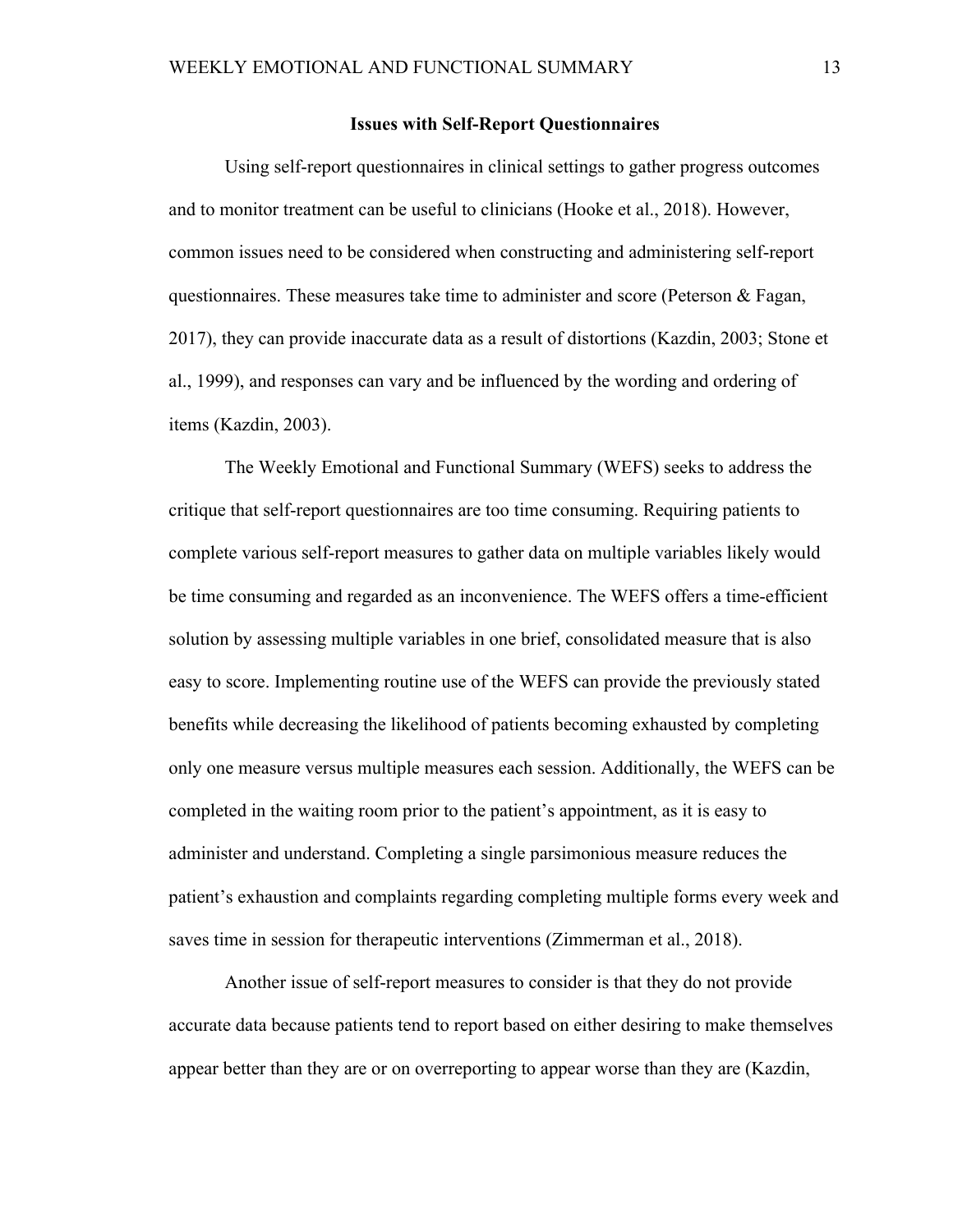## Issues with Self-Report Questionnaires

Using self-report questionnaires in clinical settings to gather progress outcomes and to monitor treatment can be useful to clinicians (Hooke et al., 2018). However, common issues need to be considered when constructing and administering self-report questionnaires. These measures take time to administer and score (Peterson & Fagan, 2017), they can provide inaccurate data as a result of distortions (Kazdin, 2003; Stone et al., 1999), and responses can vary and be influenced by the wording and ordering of items (Kazdin, 2003).

The Weekly Emotional and Functional Summary (WEFS) seeks to address the critique that self-report questionnaires are too time consuming. Requiring patients to complete various self-report measures to gather data on multiple variables likely would be time consuming and regarded as an inconvenience. The WEFS offers a time-efficient solution by assessing multiple variables in one brief, consolidated measure that is also easy to score. Implementing routine use of the WEFS can provide the previously stated benefits while decreasing the likelihood of patients becoming exhausted by completing only one measure versus multiple measures each session. Additionally, the WEFS can be completed in the waiting room prior to the patient's appointment, as it is easy to administer and understand. Completing a single parsimonious measure reduces the patient's exhaustion and complaints regarding completing multiple forms every week and saves time in session for therapeutic interventions (Zimmerman et al., 2018).

Another issue of self-report measures to consider is that they do not provide accurate data because patients tend to report based on either desiring to make themselves appear better than they are or on overreporting to appear worse than they are (Kazdin,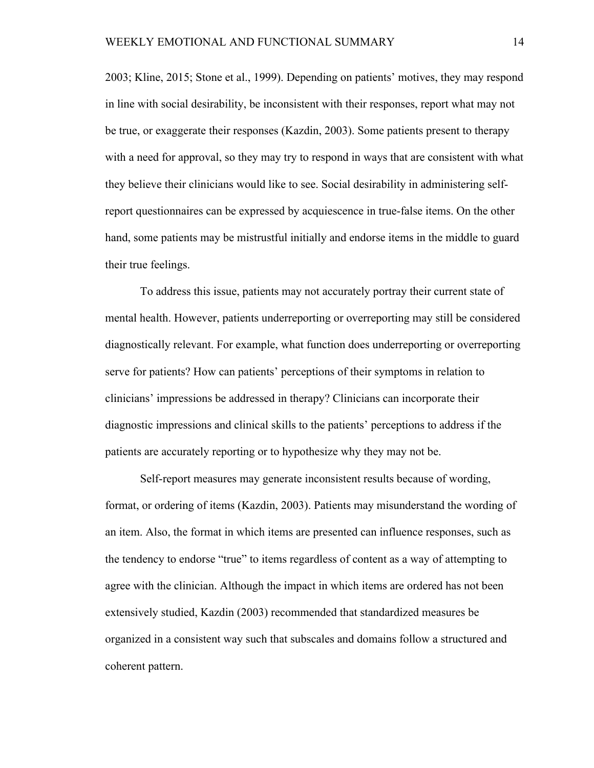2003; Kline, 2015; Stone et al., 1999). Depending on patients' motives, they may respond in line with social desirability, be inconsistent with their responses, report what may not be true, or exaggerate their responses (Kazdin, 2003). Some patients present to therapy with a need for approval, so they may try to respond in ways that are consistent with what they believe their clinicians would like to see. Social desirability in administering self-report questionnaires can be expressed by acquiescence in true-false items. On the other hand, some patients may be mistrustful initially and endorse items in the middle to guard their true feelings.

To address this issue, patients may not accurately portray their current state of mental health. However, patients underreporting or overreporting may still be considered diagnostically relevant. For example, what function does underreporting or overreporting serve for patients? How can patients' perceptions of their symptoms in relation to clinicians' impressions be addressed in therapy? Clinicians can incorporate their diagnostic impressions and clinical skills to the patients' perceptions to address if the patients are accurately reporting or to hypothesize why they may not be.

Self-report measures may generate inconsistent results because of wording, format, or ordering of items (Kazdin, 2003). Patients may misunderstand the wording of an item. Also, the format in which items are presented can influence responses, such as the tendency to endorse "true" to items regardless of content as a way of attempting to agree with the clinician. Although the impact in which items are ordered has not been extensively studied, Kazdin (2003) recommended that standardized measures be organized in a consistent way such that subscales and domains follow a structured and coherent pattern.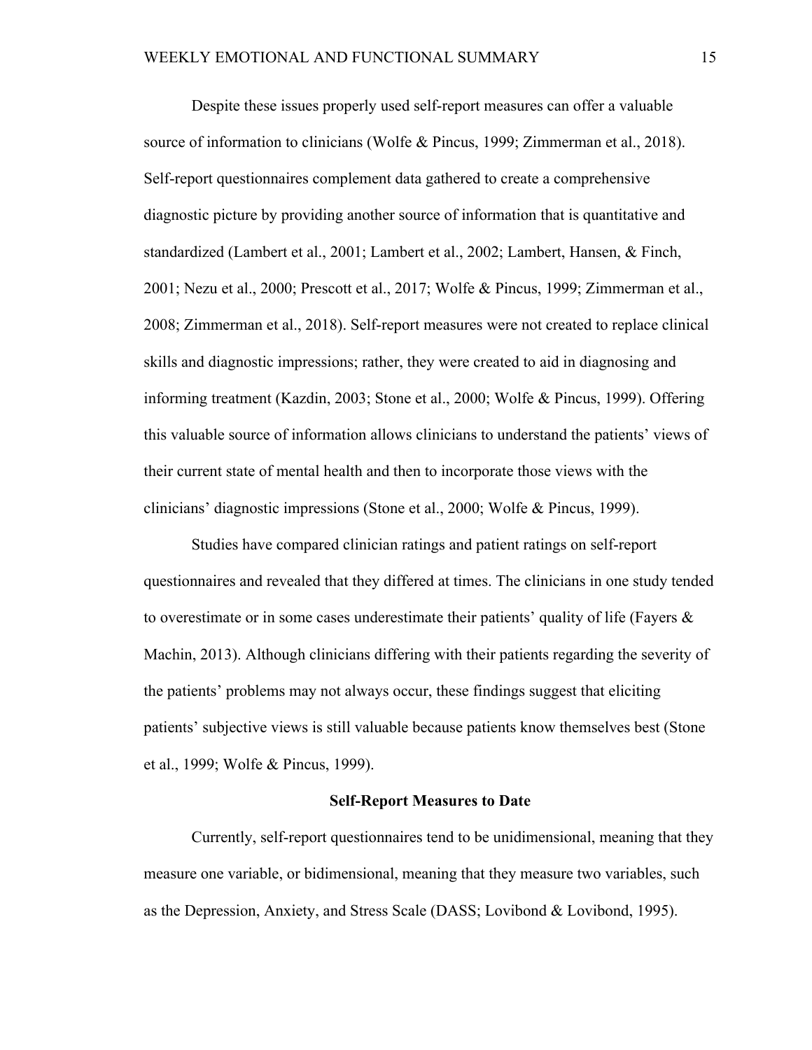Despite these issues properly used self-report measures can offer a valuable source of information to clinicians (Wolfe & Pincus, 1999; Zimmerman et al., 2018). Self-report questionnaires complement data gathered to create a comprehensive diagnostic picture by providing another source of information that is quantitative and standardized (Lambert et al., 2001; Lambert et al., 2002; Lambert, Hansen, & Finch, 2001; Nezu et al., 2000; Prescott et al., 2017; Wolfe & Pincus, 1999; Zimmerman et al., 2008; Zimmerman et al., 2018). Self-report measures were not created to replace clinical skills and diagnostic impressions; rather, they were created to aid in diagnosing and informing treatment (Kazdin, 2003; Stone et al., 2000; Wolfe & Pincus, 1999). Offering this valuable source of information allows clinicians to understand the patients' views of their current state of mental health and then to incorporate those views with the clinicians' diagnostic impressions (Stone et al., 2000; Wolfe & Pincus, 1999).

Studies have compared clinician ratings and patient ratings on self-report questionnaires and revealed that they differed at times. The clinicians in one study tended to overestimate or in some cases underestimate their patients' quality of life (Fayers & Machin, 2013). Although clinicians differing with their patients regarding the severity of the patients' problems may not always occur, these findings suggest that eliciting patients' subjective views is still valuable because patients know themselves best (Stone et al., 1999; Wolfe & Pincus, 1999).

## Self-Report Measures to Date

Currently, self-report questionnaires tend to be unidimensional, meaning that they measure one variable, or bidimensional, meaning that they measure two variables, such as the Depression, Anxiety, and Stress Scale (DASS; Lovibond & Lovibond, 1995).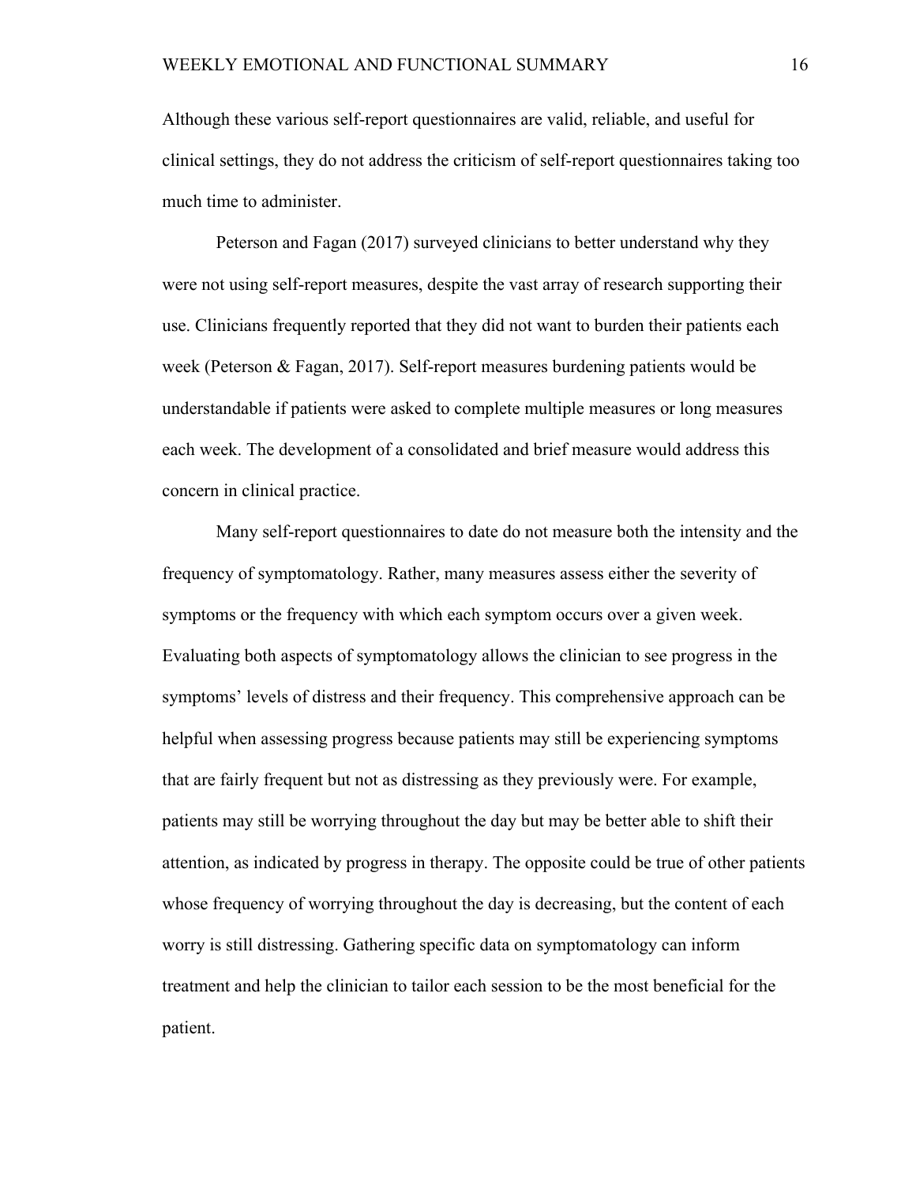Although these various self-report questionnaires are valid, reliable, and useful for clinical settings, they do not address the criticism of self-report questionnaires taking too much time to administer.

Peterson and Fagan (2017) surveyed clinicians to better understand why they were not using self-report measures, despite the vast array of research supporting their use. Clinicians frequently reported that they did not want to burden their patients each week (Peterson & Fagan, 2017). Self-report measures burdening patients would be understandable if patients were asked to complete multiple measures or long measures each week. The development of a consolidated and brief measure would address this concern in clinical practice.

Many self-report questionnaires to date do not measure both the intensity and the frequency of symptomatology. Rather, many measures assess either the severity of symptoms or the frequency with which each symptom occurs over a given week. Evaluating both aspects of symptomatology allows the clinician to see progress in the symptoms' levels of distress and their frequency. This comprehensive approach can be helpful when assessing progress because patients may still be experiencing symptoms that are fairly frequent but not as distressing as they previously were. For example, patients may still be worrying throughout the day but may be better able to shift their attention, as indicated by progress in therapy. The opposite could be true of other patients whose frequency of worrying throughout the day is decreasing, but the content of each worry is still distressing. Gathering specific data on symptomatology can inform treatment and help the clinician to tailor each session to be the most beneficial for the patient.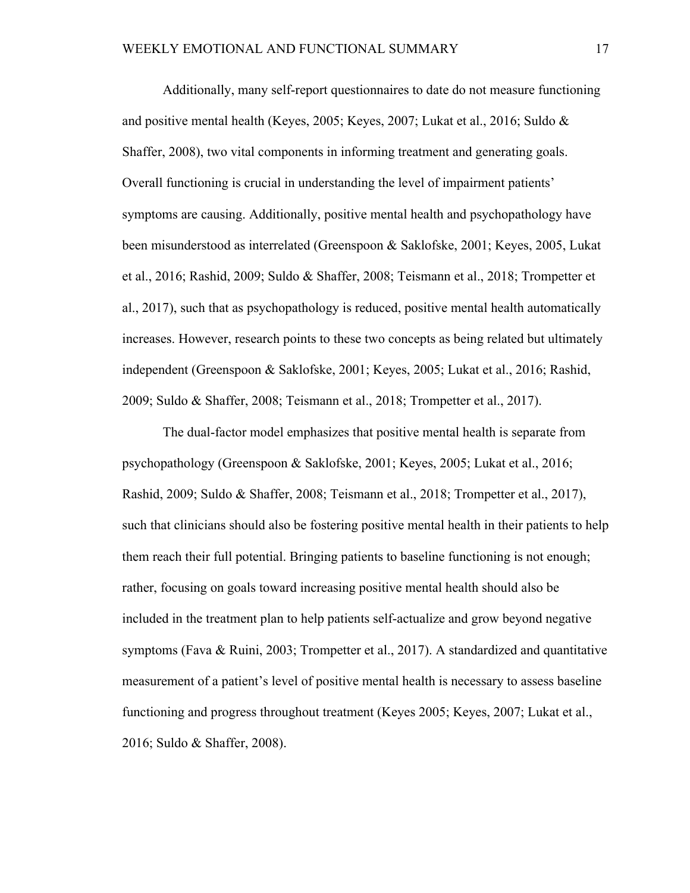Additionally, many self-report questionnaires to date do not measure functioning and positive mental health (Keyes, 2005; Keyes, 2007; Lukat et al., 2016; Suldo & Shaffer, 2008), two vital components in informing treatment and generating goals. Overall functioning is crucial in understanding the level of impairment patients' symptoms are causing. Additionally, positive mental health and psychopathology have been misunderstood as interrelated (Greenspoon & Saklofske, 2001; Keyes, 2005, Lukat et al., 2016; Rashid, 2009; Suldo & Shaffer, 2008; Teismann et al., 2018; Trompetter et al., 2017), such that as psychopathology is reduced, positive mental health automatically increases. However, research points to these two concepts as being related but ultimately independent (Greenspoon & Saklofske, 2001; Keyes, 2005; Lukat et al., 2016; Rashid, 2009; Suldo & Shaffer, 2008; Teismann et al., 2018; Trompetter et al., 2017).

The dual-factor model emphasizes that positive mental health is separate from psychopathology (Greenspoon & Saklofske, 2001; Keyes, 2005; Lukat et al., 2016; Rashid, 2009; Suldo & Shaffer, 2008; Teismann et al., 2018; Trompetter et al., 2017), such that clinicians should also be fostering positive mental health in their patients to help them reach their full potential. Bringing patients to baseline functioning is not enough; rather, focusing on goals toward increasing positive mental health should also be included in the treatment plan to help patients self-actualize and grow beyond negative symptoms (Fava & Ruini, 2003; Trompetter et al., 2017). A standardized and quantitative measurement of a patient's level of positive mental health is necessary to assess baseline functioning and progress throughout treatment (Keyes 2005; Keyes, 2007; Lukat et al., 2016; Suldo & Shaffer, 2008).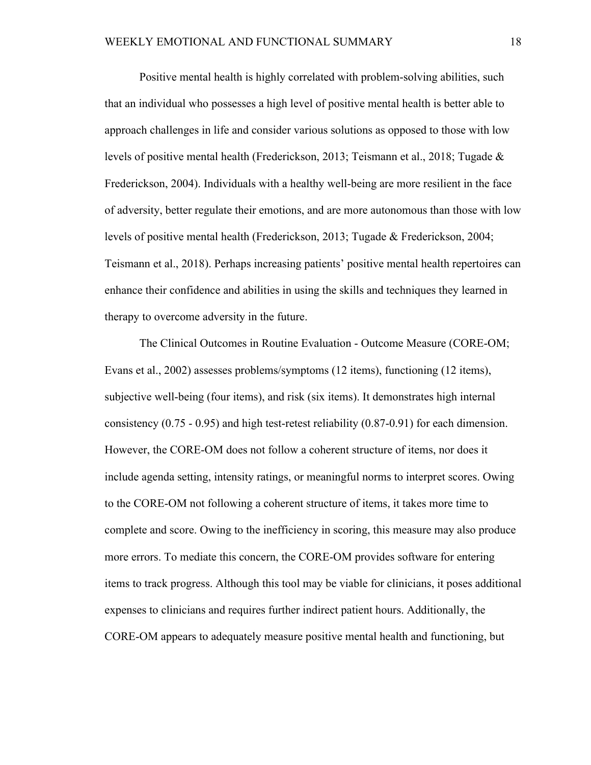Positive mental health is highly correlated with problem-solving abilities, such that an individual who possesses a high level of positive mental health is better able to approach challenges in life and consider various solutions as opposed to those with low levels of positive mental health (Frederickson, 2013; Teismann et al., 2018; Tugade & Frederickson, 2004). Individuals with a healthy well-being are more resilient in the face of adversity, better regulate their emotions, and are more autonomous than those with low levels of positive mental health (Frederickson, 2013; Tugade & Frederickson, 2004; Teismann et al., 2018). Perhaps increasing patients' positive mental health repertoires can enhance their confidence and abilities in using the skills and techniques they learned in therapy to overcome adversity in the future.

The Clinical Outcomes in Routine Evaluation - Outcome Measure (CORE-OM; Evans et al., 2002) assesses problems/symptoms (12 items), functioning (12 items), subjective well-being (four items), and risk (six items). It demonstrates high internal consistency (0.75 - 0.95) and high test-retest reliability (0.87-0.91) for each dimension. However, the CORE-OM does not follow a coherent structure of items, nor does it include agenda setting, intensity ratings, or meaningful norms to interpret scores. Owing to the CORE-OM not following a coherent structure of items, it takes more time to complete and score. Owing to the inefficiency in scoring, this measure may also produce more errors. To mediate this concern, the CORE-OM provides software for entering items to track progress. Although this tool may be viable for clinicians, it poses additional expenses to clinicians and requires further indirect patient hours. Additionally, the CORE-OM appears to adequately measure positive mental health and functioning, but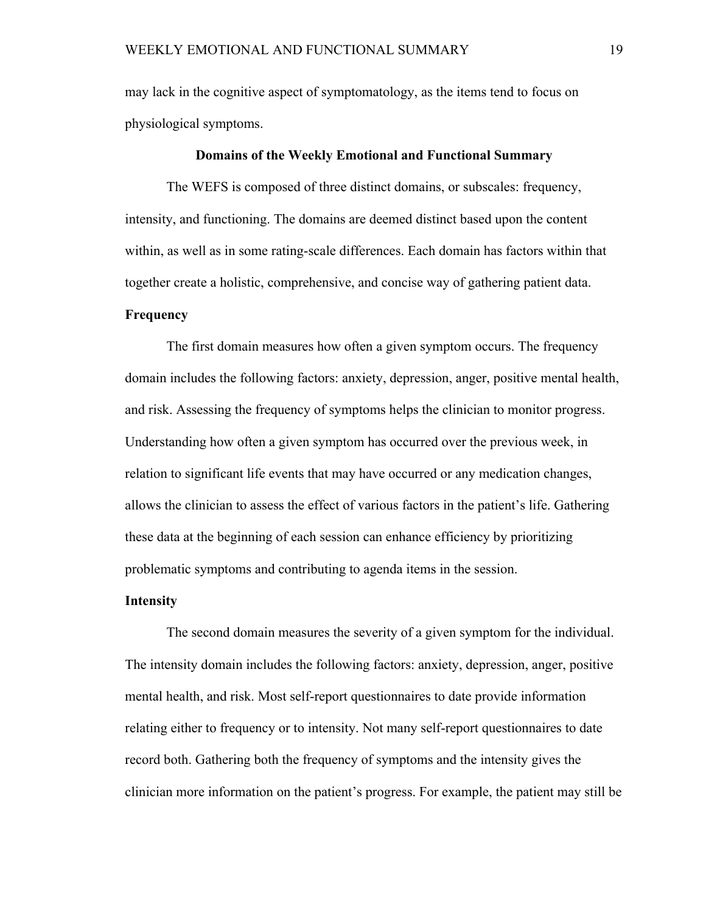may lack in the cognitive aspect of symptomatology, as the items tend to focus on physiological symptoms.

## Domains of the Weekly Emotional and Functional Summary

The WEFS is composed of three distinct domains, or subscales: frequency, intensity, and functioning. The domains are deemed distinct based upon the content within, as well as in some rating-scale differences. Each domain has factors within that together create a holistic, comprehensive, and concise way of gathering patient data.

### Frequency

The first domain measures how often a given symptom occurs. The frequency domain includes the following factors: anxiety, depression, anger, positive mental health, and risk. Assessing the frequency of symptoms helps the clinician to monitor progress. Understanding how often a given symptom has occurred over the previous week, in relation to significant life events that may have occurred or any medication changes, allows the clinician to assess the effect of various factors in the patient's life. Gathering these data at the beginning of each session can enhance efficiency by prioritizing problematic symptoms and contributing to agenda items in the session.

### Intensity

The second domain measures the severity of a given symptom for the individual. The intensity domain includes the following factors: anxiety, depression, anger, positive mental health, and risk. Most self-report questionnaires to date provide information relating either to frequency or to intensity. Not many self-report questionnaires to date record both. Gathering both the frequency of symptoms and the intensity gives the clinician more information on the patient's progress. For example, the patient may still be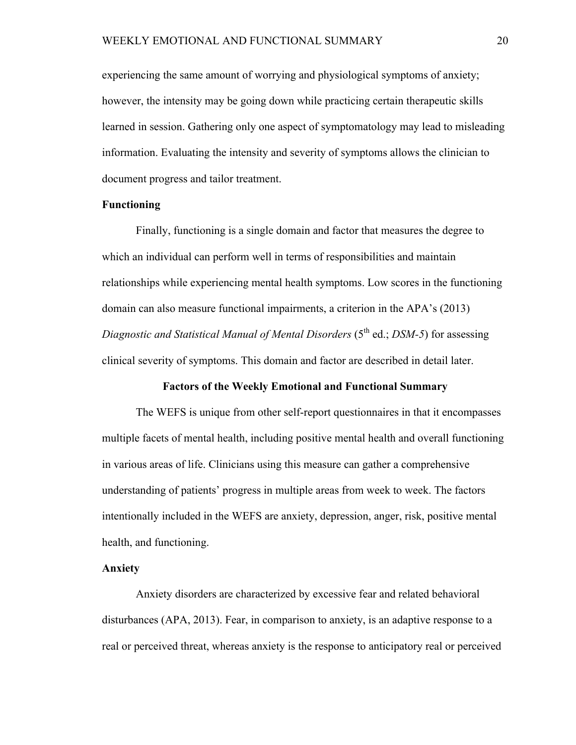experiencing the same amount of worrying and physiological symptoms of anxiety; however, the intensity may be going down while practicing certain therapeutic skills learned in session. Gathering only one aspect of symptomatology may lead to misleading information. Evaluating the intensity and severity of symptoms allows the clinician to document progress and tailor treatment.

### Functioning

Finally, functioning is a single domain and factor that measures the degree to which an individual can perform well in terms of responsibilities and maintain relationships while experiencing mental health symptoms. Low scores in the functioning domain can also measure functional impairments, a criterion in the APA's (2013) *Diagnostic and Statistical Manual of Mental Disorders* (5th ed.; *DSM-5*) for assessing clinical severity of symptoms. This domain and factor are described in detail later.

## Factors of the Weekly Emotional and Functional Summary

The WEFS is unique from other self-report questionnaires in that it encompasses multiple facets of mental health, including positive mental health and overall functioning in various areas of life. Clinicians using this measure can gather a comprehensive understanding of patients' progress in multiple areas from week to week. The factors intentionally included in the WEFS are anxiety, depression, anger, risk, positive mental health, and functioning.

### Anxiety

Anxiety disorders are characterized by excessive fear and related behavioral disturbances (APA, 2013). Fear, in comparison to anxiety, is an adaptive response to a real or perceived threat, whereas anxiety is the response to anticipatory real or perceived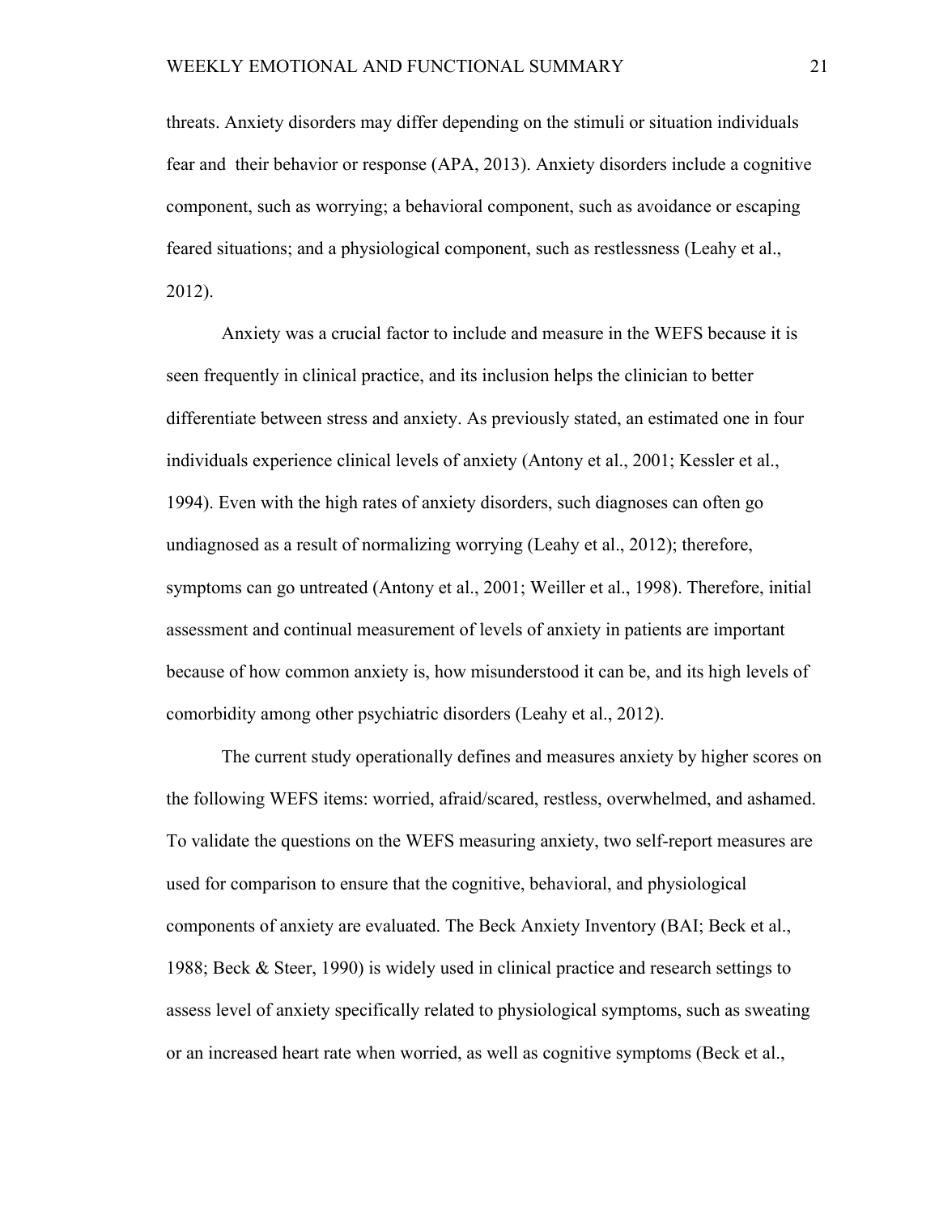threats. Anxiety disorders may differ depending on the stimuli or situation individuals fear and  their behavior or response (APA, 2013). Anxiety disorders include a cognitive component, such as worrying; a behavioral component, such as avoidance or escaping feared situations; and a physiological component, such as restlessness (Leahy et al., 2012).

Anxiety was a crucial factor to include and measure in the WEFS because it is seen frequently in clinical practice, and its inclusion helps the clinician to better differentiate between stress and anxiety. As previously stated, an estimated one in four individuals experience clinical levels of anxiety (Antony et al., 2001; Kessler et al., 1994). Even with the high rates of anxiety disorders, such diagnoses can often go undiagnosed as a result of normalizing worrying (Leahy et al., 2012); therefore, symptoms can go untreated (Antony et al., 2001; Weiller et al., 1998). Therefore, initial assessment and continual measurement of levels of anxiety in patients are important because of how common anxiety is, how misunderstood it can be, and its high levels of comorbidity among other psychiatric disorders (Leahy et al., 2012).

The current study operationally defines and measures anxiety by higher scores on the following WEFS items: worried, afraid/scared, restless, overwhelmed, and ashamed. To validate the questions on the WEFS measuring anxiety, two self-report measures are used for comparison to ensure that the cognitive, behavioral, and physiological components of anxiety are evaluated. The Beck Anxiety Inventory (BAI; Beck et al., 1988; Beck & Steer, 1990) is widely used in clinical practice and research settings to assess level of anxiety specifically related to physiological symptoms, such as sweating or an increased heart rate when worried, as well as cognitive symptoms (Beck et al.,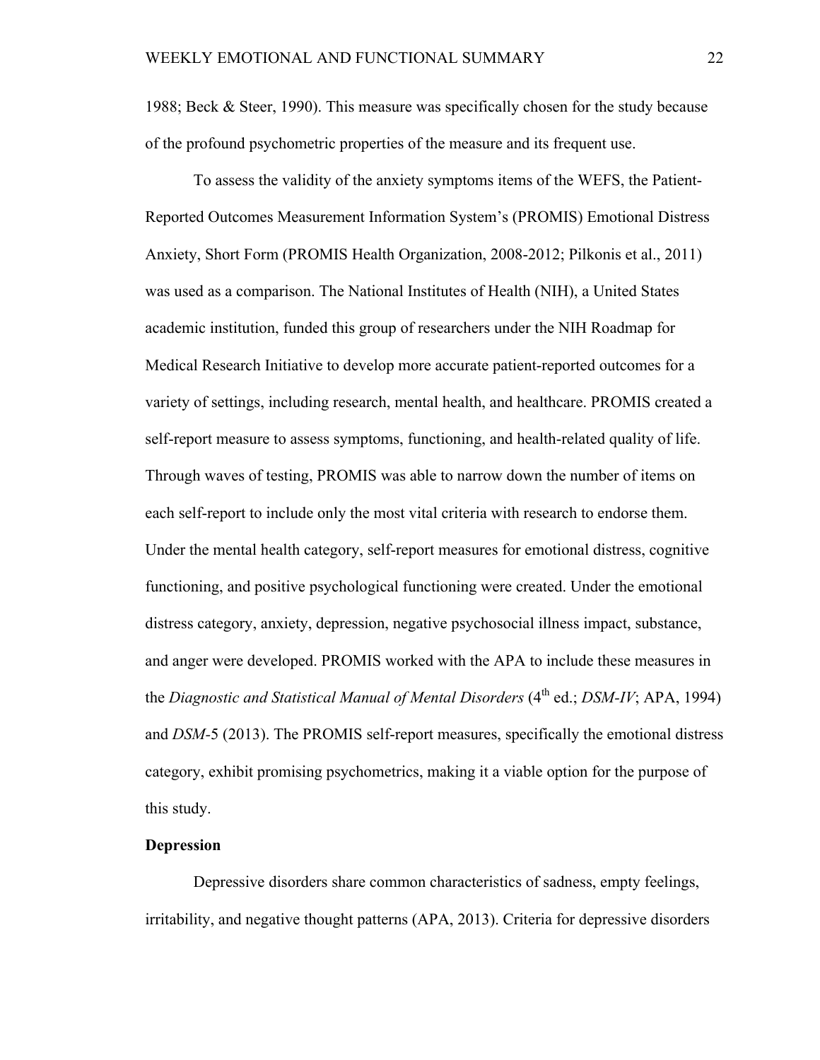1988; Beck & Steer, 1990). This measure was specifically chosen for the study because of the profound psychometric properties of the measure and its frequent use.

To assess the validity of the anxiety symptoms items of the WEFS, the Patient-Reported Outcomes Measurement Information System's (PROMIS) Emotional Distress Anxiety, Short Form (PROMIS Health Organization, 2008-2012; Pilkonis et al., 2011) was used as a comparison. The National Institutes of Health (NIH), a United States academic institution, funded this group of researchers under the NIH Roadmap for Medical Research Initiative to develop more accurate patient-reported outcomes for a variety of settings, including research, mental health, and healthcare. PROMIS created a self-report measure to assess symptoms, functioning, and health-related quality of life. Through waves of testing, PROMIS was able to narrow down the number of items on each self-report to include only the most vital criteria with research to endorse them. Under the mental health category, self-report measures for emotional distress, cognitive functioning, and positive psychological functioning were created. Under the emotional distress category, anxiety, depression, negative psychosocial illness impact, substance, and anger were developed. PROMIS worked with the APA to include these measures in the *Diagnostic and Statistical Manual of Mental Disorders* (4th ed.; *DSM-IV*; APA, 1994) and *DSM*-5 (2013). The PROMIS self-report measures, specifically the emotional distress category, exhibit promising psychometrics, making it a viable option for the purpose of this study.

**Depression**

Depressive disorders share common characteristics of sadness, empty feelings, irritability, and negative thought patterns (APA, 2013). Criteria for depressive disorders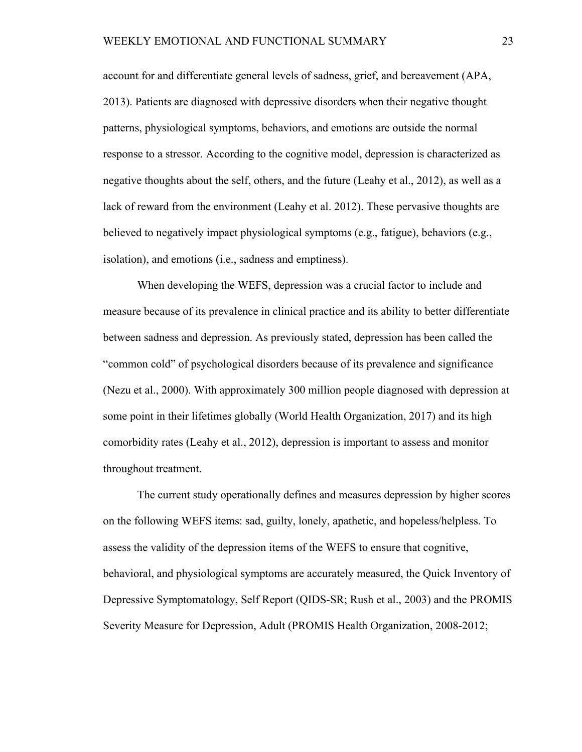account for and differentiate general levels of sadness, grief, and bereavement (APA, 2013). Patients are diagnosed with depressive disorders when their negative thought patterns, physiological symptoms, behaviors, and emotions are outside the normal response to a stressor. According to the cognitive model, depression is characterized as negative thoughts about the self, others, and the future (Leahy et al., 2012), as well as a lack of reward from the environment (Leahy et al. 2012). These pervasive thoughts are believed to negatively impact physiological symptoms (e.g., fatigue), behaviors (e.g., isolation), and emotions (i.e., sadness and emptiness).

When developing the WEFS, depression was a crucial factor to include and measure because of its prevalence in clinical practice and its ability to better differentiate between sadness and depression. As previously stated, depression has been called the "common cold" of psychological disorders because of its prevalence and significance (Nezu et al., 2000). With approximately 300 million people diagnosed with depression at some point in their lifetimes globally (World Health Organization, 2017) and its high comorbidity rates (Leahy et al., 2012), depression is important to assess and monitor throughout treatment.

The current study operationally defines and measures depression by higher scores on the following WEFS items: sad, guilty, lonely, apathetic, and hopeless/helpless. To assess the validity of the depression items of the WEFS to ensure that cognitive, behavioral, and physiological symptoms are accurately measured, the Quick Inventory of Depressive Symptomatology, Self Report (QIDS-SR; Rush et al., 2003) and the PROMIS Severity Measure for Depression, Adult (PROMIS Health Organization, 2008-2012;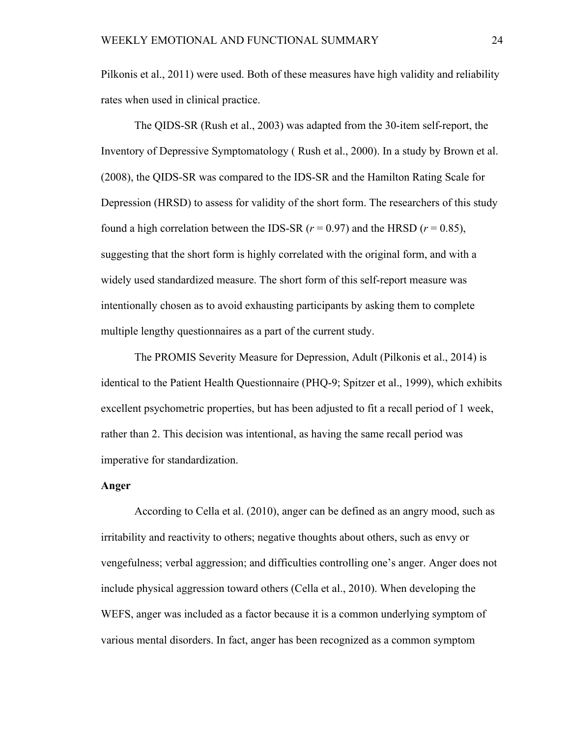Pilkonis et al., 2011) were used. Both of these measures have high validity and reliability rates when used in clinical practice.

The QIDS-SR (Rush et al., 2003) was adapted from the 30-item self-report, the Inventory of Depressive Symptomatology ( Rush et al., 2000). In a study by Brown et al. (2008), the QIDS-SR was compared to the IDS-SR and the Hamilton Rating Scale for Depression (HRSD) to assess for validity of the short form. The researchers of this study found a high correlation between the IDS-SR ($r = 0.97$) and the HRSD ($r = 0.85$), suggesting that the short form is highly correlated with the original form, and with a widely used standardized measure. The short form of this self-report measure was intentionally chosen as to avoid exhausting participants by asking them to complete multiple lengthy questionnaires as a part of the current study.

The PROMIS Severity Measure for Depression, Adult (Pilkonis et al., 2014) is identical to the Patient Health Questionnaire (PHQ-9; Spitzer et al., 1999), which exhibits excellent psychometric properties, but has been adjusted to fit a recall period of 1 week, rather than 2. This decision was intentional, as having the same recall period was imperative for standardization.

**Anger**

According to Cella et al. (2010), anger can be defined as an angry mood, such as irritability and reactivity to others; negative thoughts about others, such as envy or vengefulness; verbal aggression; and difficulties controlling one's anger. Anger does not include physical aggression toward others (Cella et al., 2010). When developing the WEFS, anger was included as a factor because it is a common underlying symptom of various mental disorders. In fact, anger has been recognized as a common symptom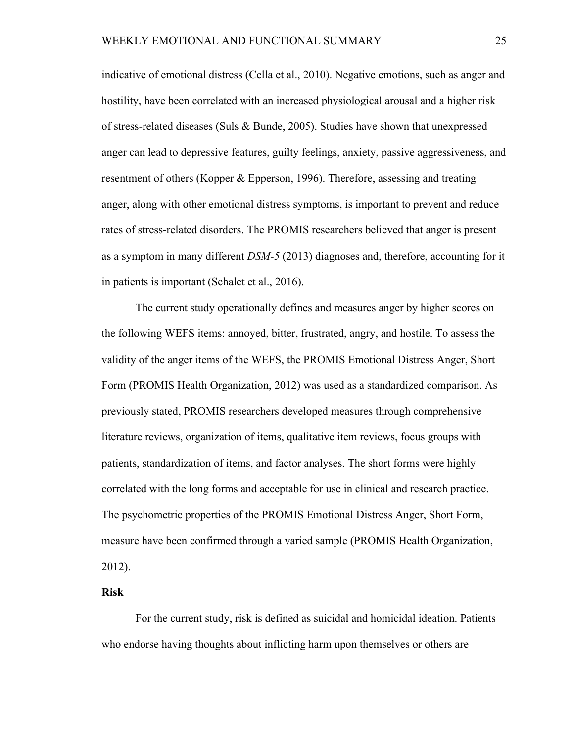indicative of emotional distress (Cella et al., 2010). Negative emotions, such as anger and hostility, have been correlated with an increased physiological arousal and a higher risk of stress-related diseases (Suls & Bunde, 2005). Studies have shown that unexpressed anger can lead to depressive features, guilty feelings, anxiety, passive aggressiveness, and resentment of others (Kopper & Epperson, 1996). Therefore, assessing and treating anger, along with other emotional distress symptoms, is important to prevent and reduce rates of stress-related disorders. The PROMIS researchers believed that anger is present as a symptom in many different *DSM-5* (2013) diagnoses and, therefore, accounting for it in patients is important (Schalet et al., 2016).

The current study operationally defines and measures anger by higher scores on the following WEFS items: annoyed, bitter, frustrated, angry, and hostile. To assess the validity of the anger items of the WEFS, the PROMIS Emotional Distress Anger, Short Form (PROMIS Health Organization, 2012) was used as a standardized comparison. As previously stated, PROMIS researchers developed measures through comprehensive literature reviews, organization of items, qualitative item reviews, focus groups with patients, standardization of items, and factor analyses. The short forms were highly correlated with the long forms and acceptable for use in clinical and research practice. The psychometric properties of the PROMIS Emotional Distress Anger, Short Form, measure have been confirmed through a varied sample (PROMIS Health Organization, 2012).

**Risk**

For the current study, risk is defined as suicidal and homicidal ideation. Patients who endorse having thoughts about inflicting harm upon themselves or others are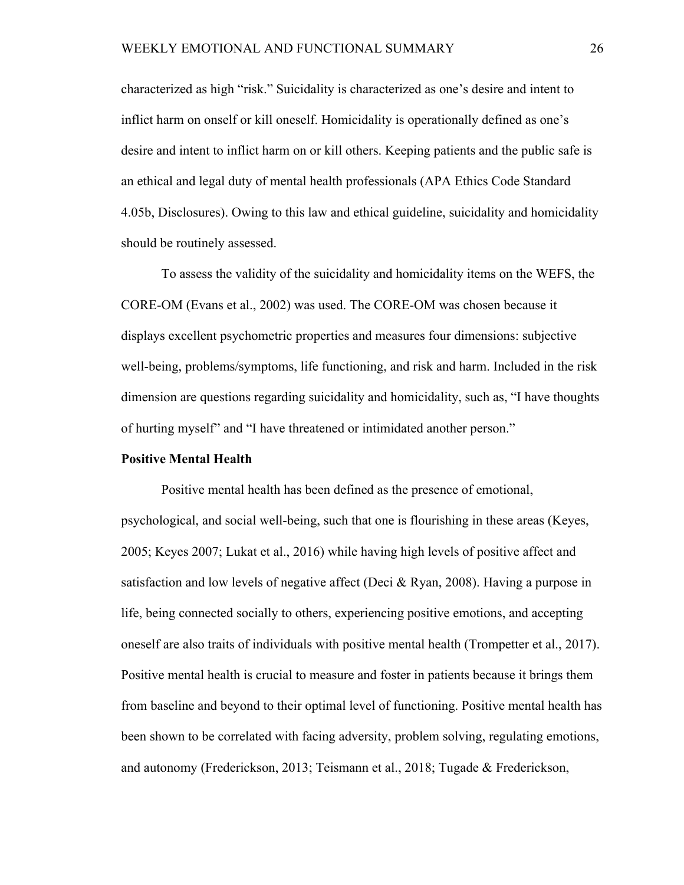characterized as high "risk." Suicidality is characterized as one's desire and intent to inflict harm on onself or kill oneself. Homicidality is operationally defined as one's desire and intent to inflict harm on or kill others. Keeping patients and the public safe is an ethical and legal duty of mental health professionals (APA Ethics Code Standard 4.05b, Disclosures). Owing to this law and ethical guideline, suicidality and homicidality should be routinely assessed.

To assess the validity of the suicidality and homicidality items on the WEFS, the CORE-OM (Evans et al., 2002) was used. The CORE-OM was chosen because it displays excellent psychometric properties and measures four dimensions: subjective well-being, problems/symptoms, life functioning, and risk and harm. Included in the risk dimension are questions regarding suicidality and homicidality, such as, "I have thoughts of hurting myself" and "I have threatened or intimidated another person."

**Positive Mental Health**

Positive mental health has been defined as the presence of emotional, psychological, and social well-being, such that one is flourishing in these areas (Keyes, 2005; Keyes 2007; Lukat et al., 2016) while having high levels of positive affect and satisfaction and low levels of negative affect (Deci & Ryan, 2008). Having a purpose in life, being connected socially to others, experiencing positive emotions, and accepting oneself are also traits of individuals with positive mental health (Trompetter et al., 2017). Positive mental health is crucial to measure and foster in patients because it brings them from baseline and beyond to their optimal level of functioning. Positive mental health has been shown to be correlated with facing adversity, problem solving, regulating emotions, and autonomy (Frederickson, 2013; Teismann et al., 2018; Tugade & Frederickson,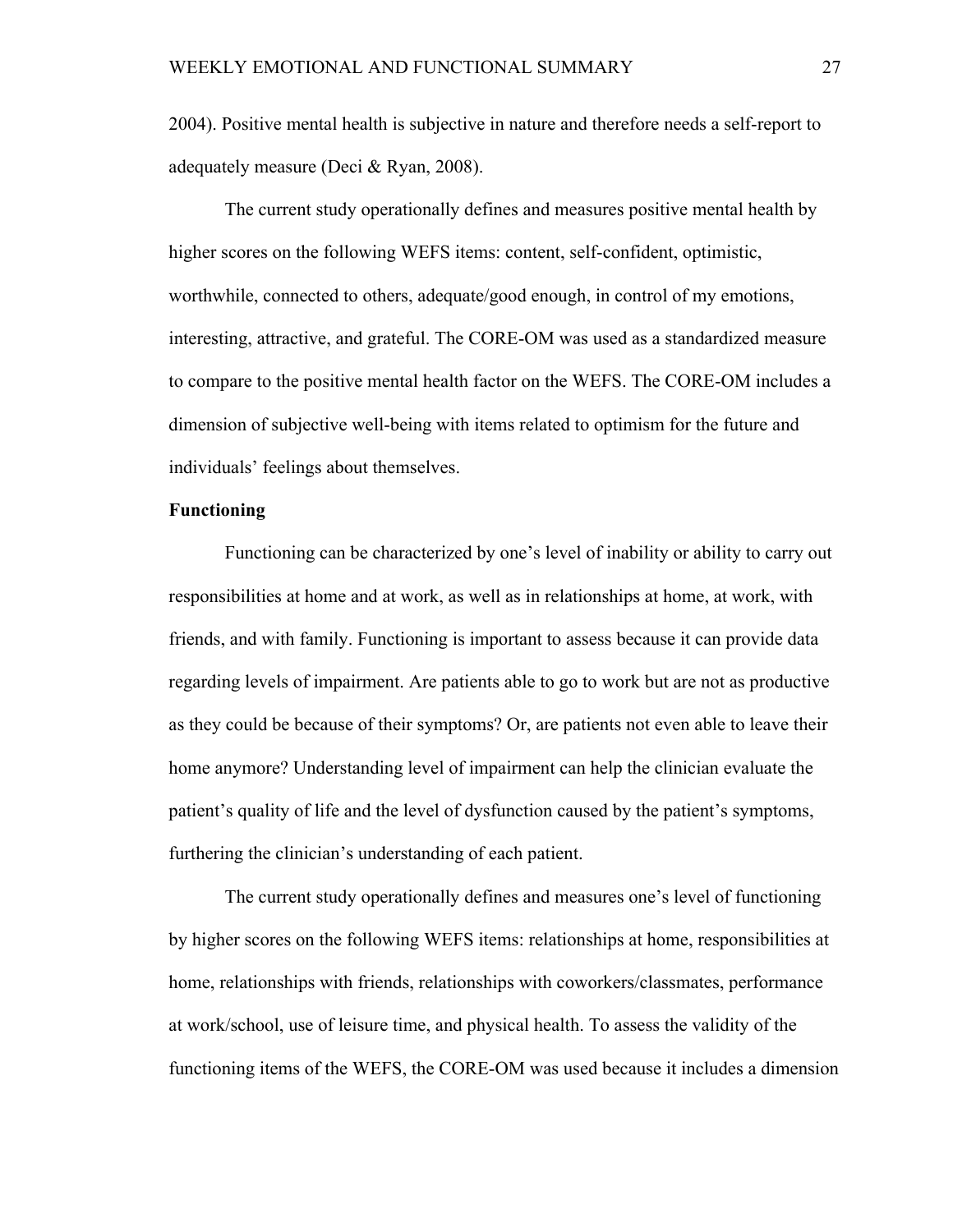2004). Positive mental health is subjective in nature and therefore needs a self-report to adequately measure (Deci & Ryan, 2008).

The current study operationally defines and measures positive mental health by higher scores on the following WEFS items: content, self-confident, optimistic, worthwhile, connected to others, adequate/good enough, in control of my emotions, interesting, attractive, and grateful. The CORE-OM was used as a standardized measure to compare to the positive mental health factor on the WEFS. The CORE-OM includes a dimension of subjective well-being with items related to optimism for the future and individuals' feelings about themselves.

**Functioning**

Functioning can be characterized by one's level of inability or ability to carry out responsibilities at home and at work, as well as in relationships at home, at work, with friends, and with family. Functioning is important to assess because it can provide data regarding levels of impairment. Are patients able to go to work but are not as productive as they could be because of their symptoms? Or, are patients not even able to leave their home anymore? Understanding level of impairment can help the clinician evaluate the patient's quality of life and the level of dysfunction caused by the patient's symptoms, furthering the clinician's understanding of each patient.

The current study operationally defines and measures one's level of functioning by higher scores on the following WEFS items: relationships at home, responsibilities at home, relationships with friends, relationships with coworkers/classmates, performance at work/school, use of leisure time, and physical health. To assess the validity of the functioning items of the WEFS, the CORE-OM was used because it includes a dimension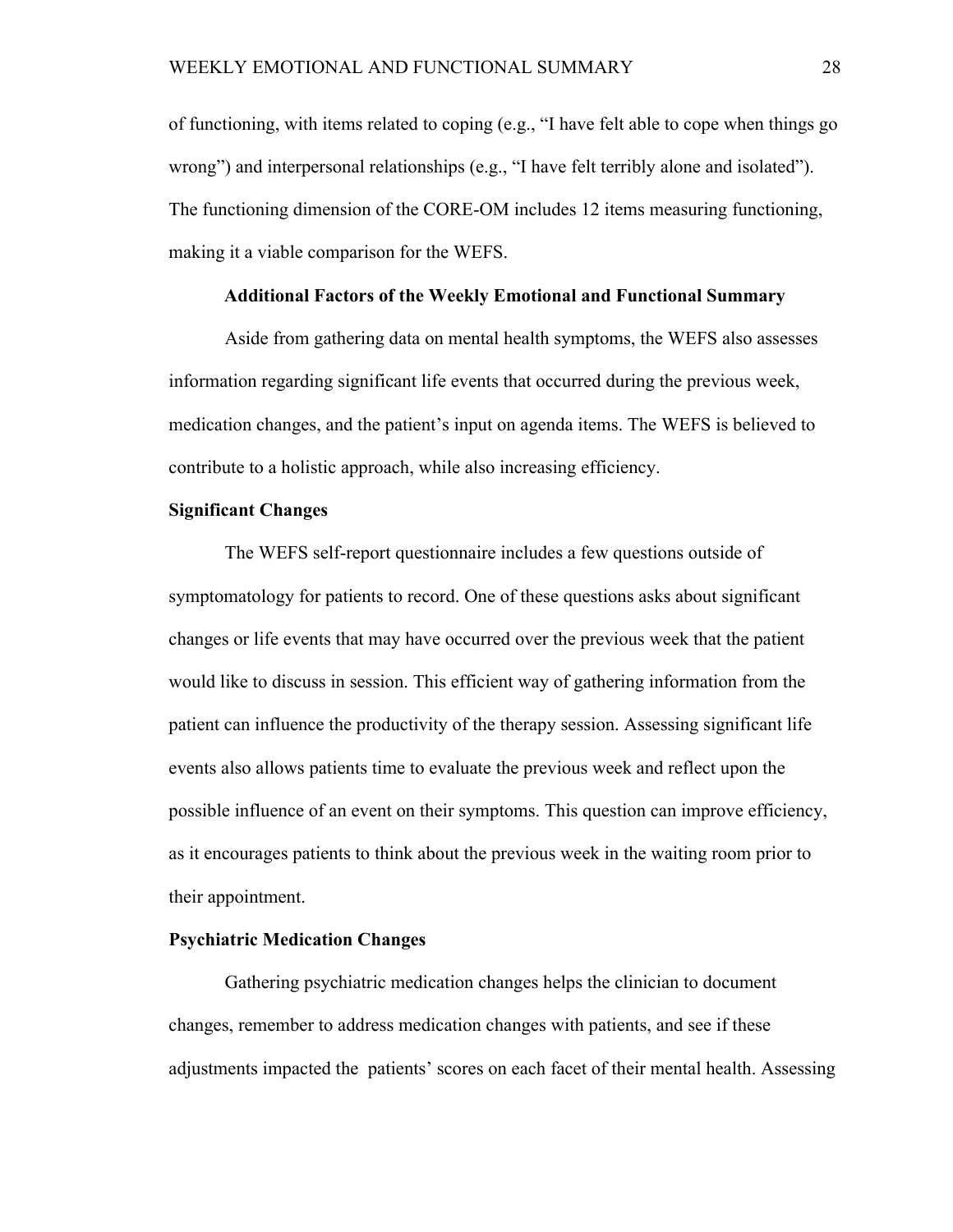of functioning, with items related to coping (e.g., “I have felt able to cope when things go wrong”) and interpersonal relationships (e.g., “I have felt terribly alone and isolated”). The functioning dimension of the CORE-OM includes 12 items measuring functioning, making it a viable comparison for the WEFS.

## Additional Factors of the Weekly Emotional and Functional Summary

Aside from gathering data on mental health symptoms, the WEFS also assesses information regarding significant life events that occurred during the previous week, medication changes, and the patient’s input on agenda items. The WEFS is believed to contribute to a holistic approach, while also increasing efficiency.

### Significant Changes

The WEFS self-report questionnaire includes a few questions outside of symptomatology for patients to record. One of these questions asks about significant changes or life events that may have occurred over the previous week that the patient would like to discuss in session. This efficient way of gathering information from the patient can influence the productivity of the therapy session. Assessing significant life events also allows patients time to evaluate the previous week and reflect upon the possible influence of an event on their symptoms. This question can improve efficiency, as it encourages patients to think about the previous week in the waiting room prior to their appointment.

### Psychiatric Medication Changes

Gathering psychiatric medication changes helps the clinician to document changes, remember to address medication changes with patients, and see if these adjustments impacted the patients’ scores on each facet of their mental health. Assessing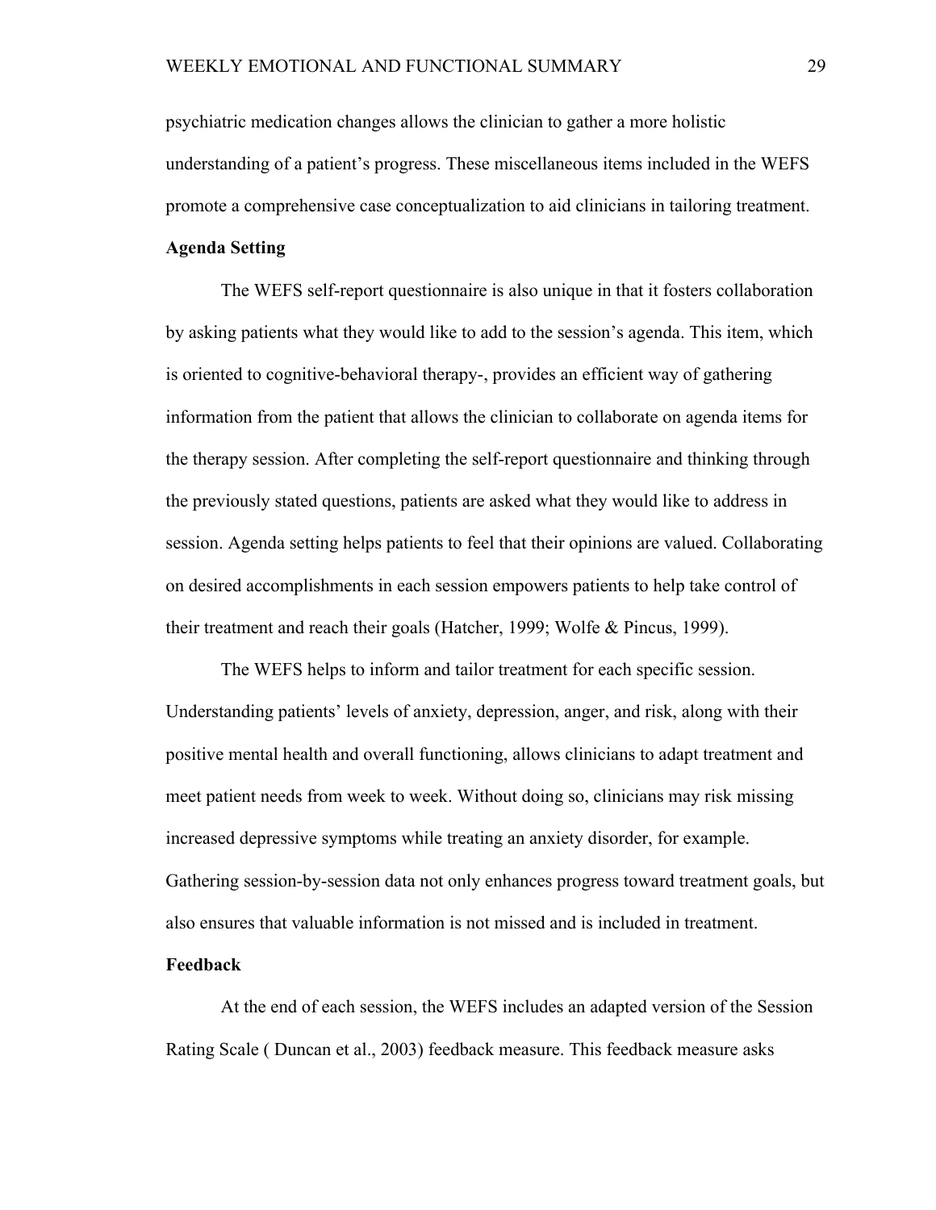psychiatric medication changes allows the clinician to gather a more holistic understanding of a patient's progress. These miscellaneous items included in the WEFS promote a comprehensive case conceptualization to aid clinicians in tailoring treatment.

**Agenda Setting**

The WEFS self-report questionnaire is also unique in that it fosters collaboration by asking patients what they would like to add to the session's agenda. This item, which is oriented to cognitive-behavioral therapy-, provides an efficient way of gathering information from the patient that allows the clinician to collaborate on agenda items for the therapy session. After completing the self-report questionnaire and thinking through the previously stated questions, patients are asked what they would like to address in session. Agenda setting helps patients to feel that their opinions are valued. Collaborating on desired accomplishments in each session empowers patients to help take control of their treatment and reach their goals (Hatcher, 1999; Wolfe & Pincus, 1999).

The WEFS helps to inform and tailor treatment for each specific session. Understanding patients' levels of anxiety, depression, anger, and risk, along with their positive mental health and overall functioning, allows clinicians to adapt treatment and meet patient needs from week to week. Without doing so, clinicians may risk missing increased depressive symptoms while treating an anxiety disorder, for example. Gathering session-by-session data not only enhances progress toward treatment goals, but also ensures that valuable information is not missed and is included in treatment.

**Feedback**

At the end of each session, the WEFS includes an adapted version of the Session Rating Scale ( Duncan et al., 2003) feedback measure. This feedback measure asks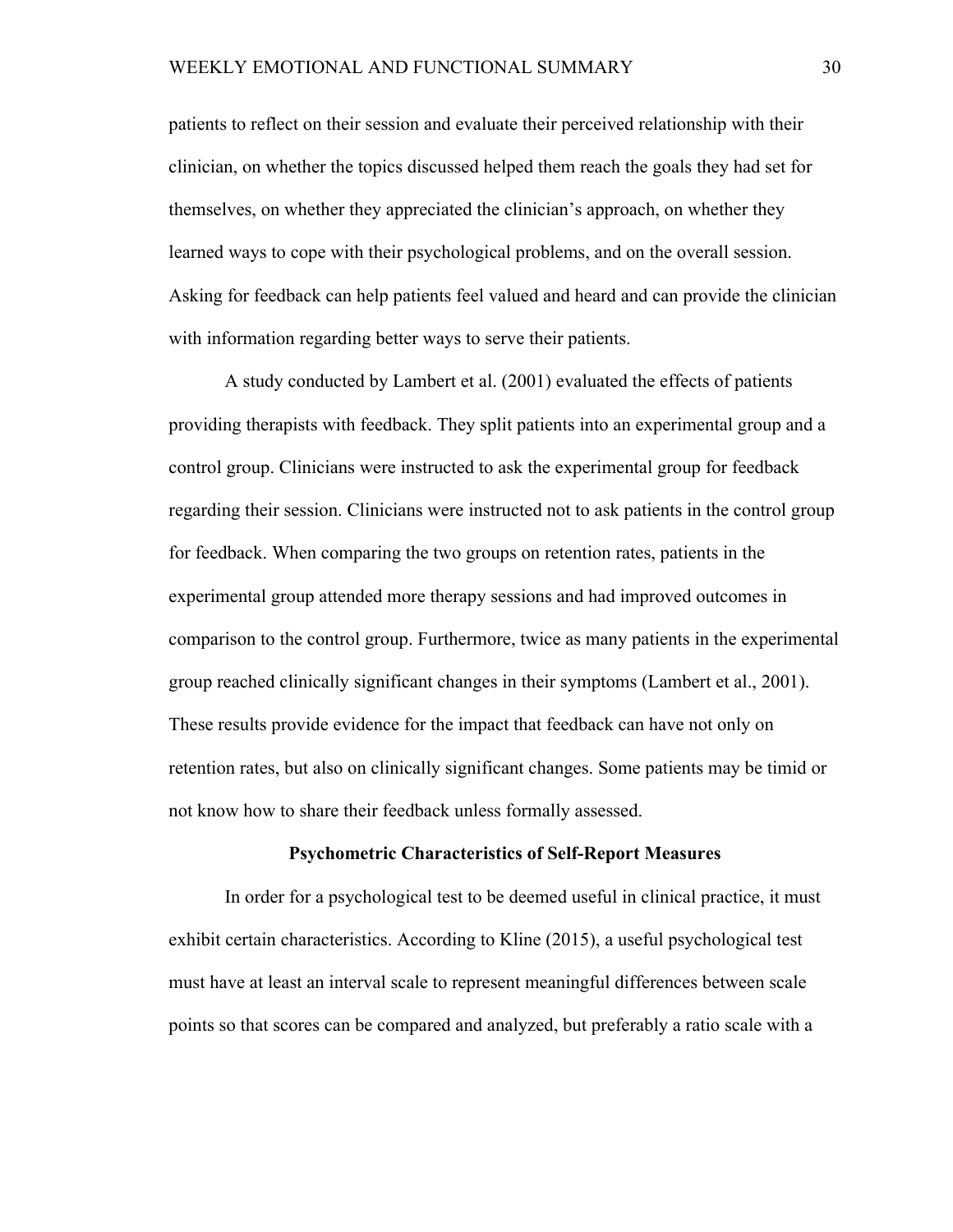patients to reflect on their session and evaluate their perceived relationship with their clinician, on whether the topics discussed helped them reach the goals they had set for themselves, on whether they appreciated the clinician's approach, on whether they learned ways to cope with their psychological problems, and on the overall session. Asking for feedback can help patients feel valued and heard and can provide the clinician with information regarding better ways to serve their patients.

A study conducted by Lambert et al. (2001) evaluated the effects of patients providing therapists with feedback. They split patients into an experimental group and a control group. Clinicians were instructed to ask the experimental group for feedback regarding their session. Clinicians were instructed not to ask patients in the control group for feedback. When comparing the two groups on retention rates, patients in the experimental group attended more therapy sessions and had improved outcomes in comparison to the control group. Furthermore, twice as many patients in the experimental group reached clinically significant changes in their symptoms (Lambert et al., 2001). These results provide evidence for the impact that feedback can have not only on retention rates, but also on clinically significant changes. Some patients may be timid or not know how to share their feedback unless formally assessed.

## Psychometric Characteristics of Self-Report Measures

In order for a psychological test to be deemed useful in clinical practice, it must exhibit certain characteristics. According to Kline (2015), a useful psychological test must have at least an interval scale to represent meaningful differences between scale points so that scores can be compared and analyzed, but preferably a ratio scale with a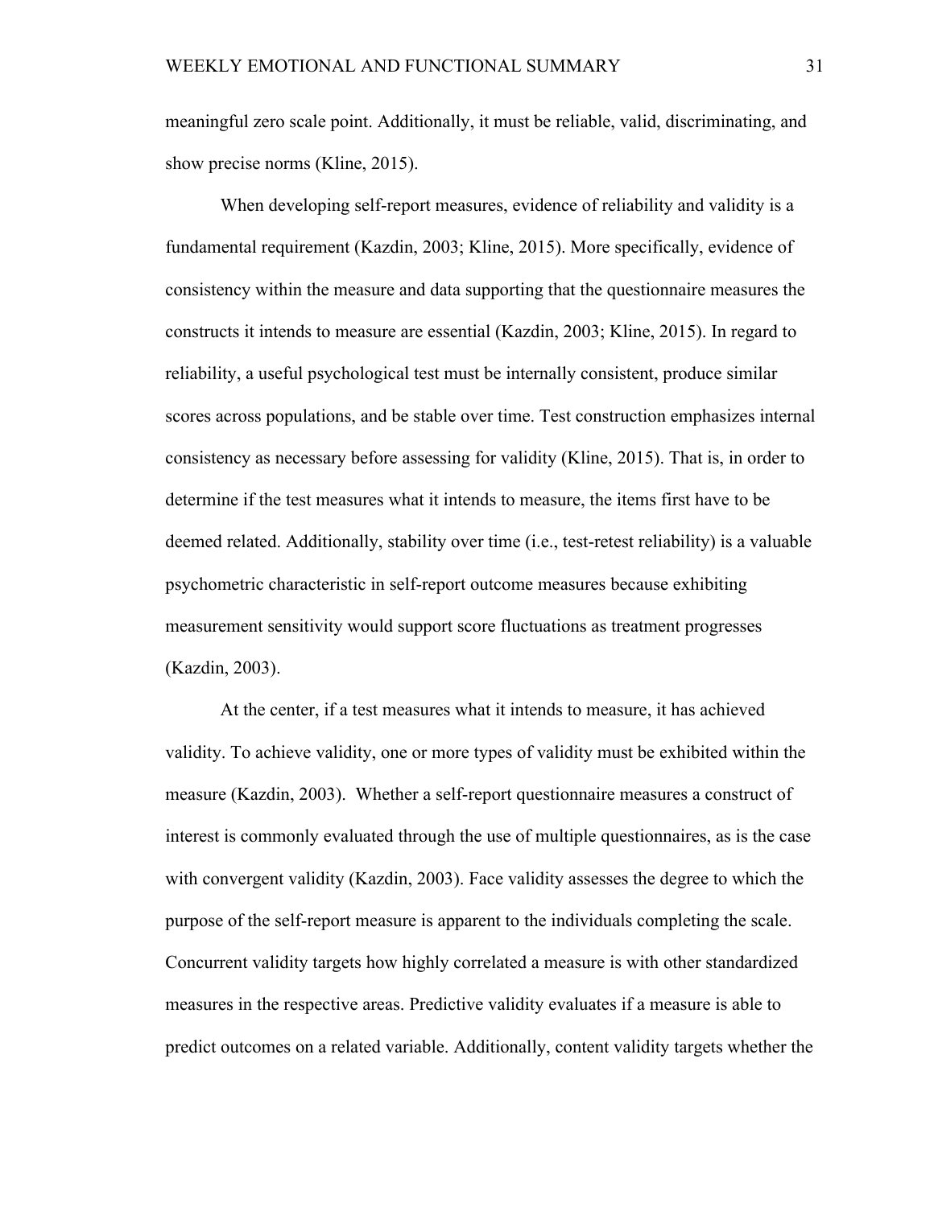meaningful zero scale point. Additionally, it must be reliable, valid, discriminating, and show precise norms (Kline, 2015).

When developing self-report measures, evidence of reliability and validity is a fundamental requirement (Kazdin, 2003; Kline, 2015). More specifically, evidence of consistency within the measure and data supporting that the questionnaire measures the constructs it intends to measure are essential (Kazdin, 2003; Kline, 2015). In regard to reliability, a useful psychological test must be internally consistent, produce similar scores across populations, and be stable over time. Test construction emphasizes internal consistency as necessary before assessing for validity (Kline, 2015). That is, in order to determine if the test measures what it intends to measure, the items first have to be deemed related. Additionally, stability over time (i.e., test-retest reliability) is a valuable psychometric characteristic in self-report outcome measures because exhibiting measurement sensitivity would support score fluctuations as treatment progresses (Kazdin, 2003).

At the center, if a test measures what it intends to measure, it has achieved validity. To achieve validity, one or more types of validity must be exhibited within the measure (Kazdin, 2003). Whether a self-report questionnaire measures a construct of interest is commonly evaluated through the use of multiple questionnaires, as is the case with convergent validity (Kazdin, 2003). Face validity assesses the degree to which the purpose of the self-report measure is apparent to the individuals completing the scale. Concurrent validity targets how highly correlated a measure is with other standardized measures in the respective areas. Predictive validity evaluates if a measure is able to predict outcomes on a related variable. Additionally, content validity targets whether the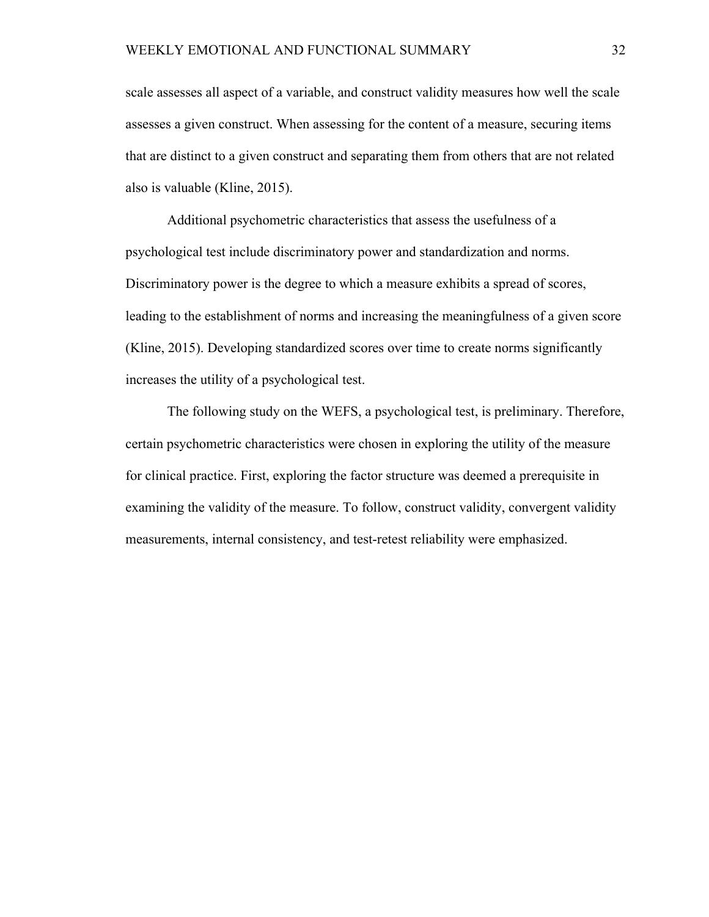scale assesses all aspect of a variable, and construct validity measures how well the scale assesses a given construct. When assessing for the content of a measure, securing items that are distinct to a given construct and separating them from others that are not related also is valuable (Kline, 2015).

Additional psychometric characteristics that assess the usefulness of a psychological test include discriminatory power and standardization and norms. Discriminatory power is the degree to which a measure exhibits a spread of scores, leading to the establishment of norms and increasing the meaningfulness of a given score (Kline, 2015). Developing standardized scores over time to create norms significantly increases the utility of a psychological test.

The following study on the WEFS, a psychological test, is preliminary. Therefore, certain psychometric characteristics were chosen in exploring the utility of the measure for clinical practice. First, exploring the factor structure was deemed a prerequisite in examining the validity of the measure. To follow, construct validity, convergent validity measurements, internal consistency, and test-retest reliability were emphasized.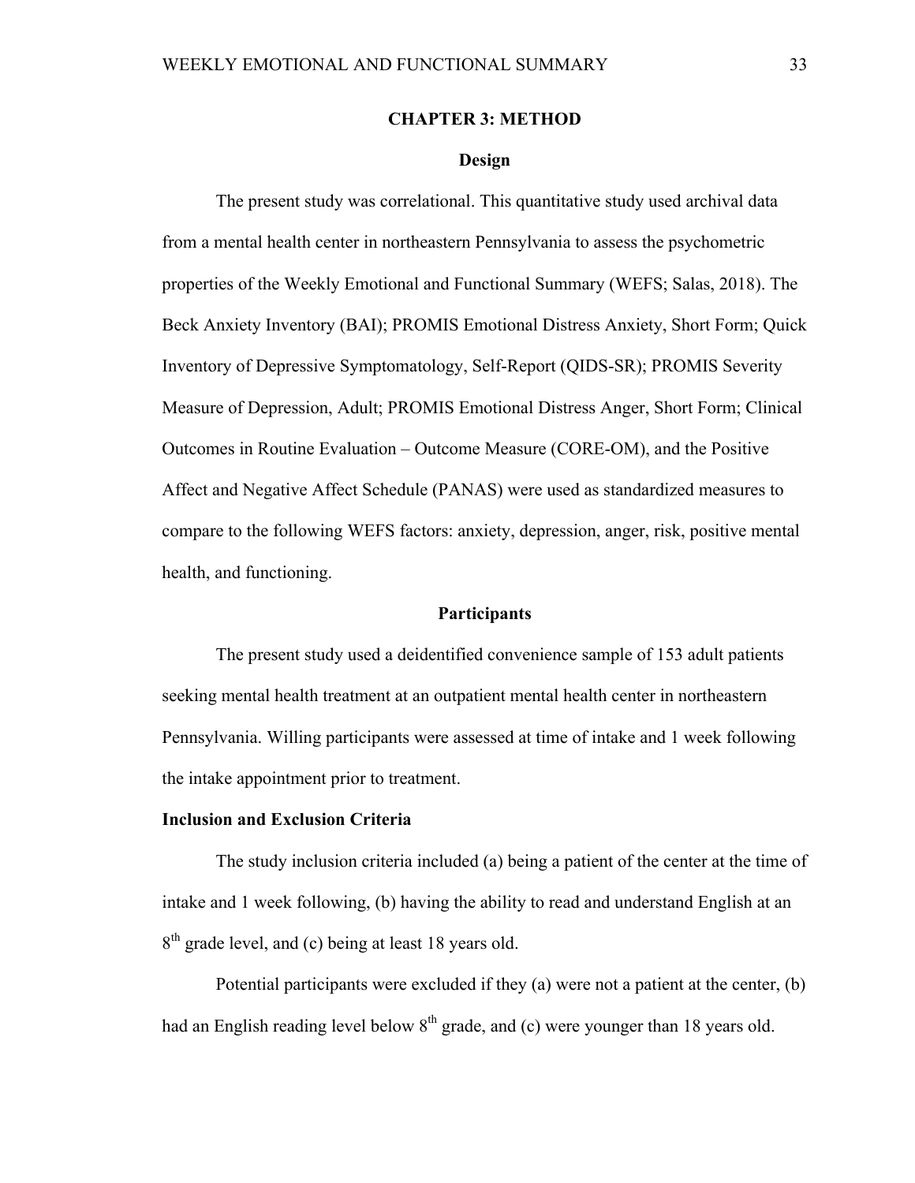# CHAPTER 3: METHOD

## Design

The present study was correlational. This quantitative study used archival data from a mental health center in northeastern Pennsylvania to assess the psychometric properties of the Weekly Emotional and Functional Summary (WEFS; Salas, 2018). The Beck Anxiety Inventory (BAI); PROMIS Emotional Distress Anxiety, Short Form; Quick Inventory of Depressive Symptomatology, Self-Report (QIDS-SR); PROMIS Severity Measure of Depression, Adult; PROMIS Emotional Distress Anger, Short Form; Clinical Outcomes in Routine Evaluation – Outcome Measure (CORE-OM), and the Positive Affect and Negative Affect Schedule (PANAS) were used as standardized measures to compare to the following WEFS factors: anxiety, depression, anger, risk, positive mental health, and functioning.

## Participants

The present study used a deidentified convenience sample of 153 adult patients seeking mental health treatment at an outpatient mental health center in northeastern Pennsylvania. Willing participants were assessed at time of intake and 1 week following the intake appointment prior to treatment.

### Inclusion and Exclusion Criteria

The study inclusion criteria included (a) being a patient of the center at the time of intake and 1 week following, (b) having the ability to read and understand English at an 8th grade level, and (c) being at least 18 years old.

Potential participants were excluded if they (a) were not a patient at the center, (b) had an English reading level below 8th grade, and (c) were younger than 18 years old.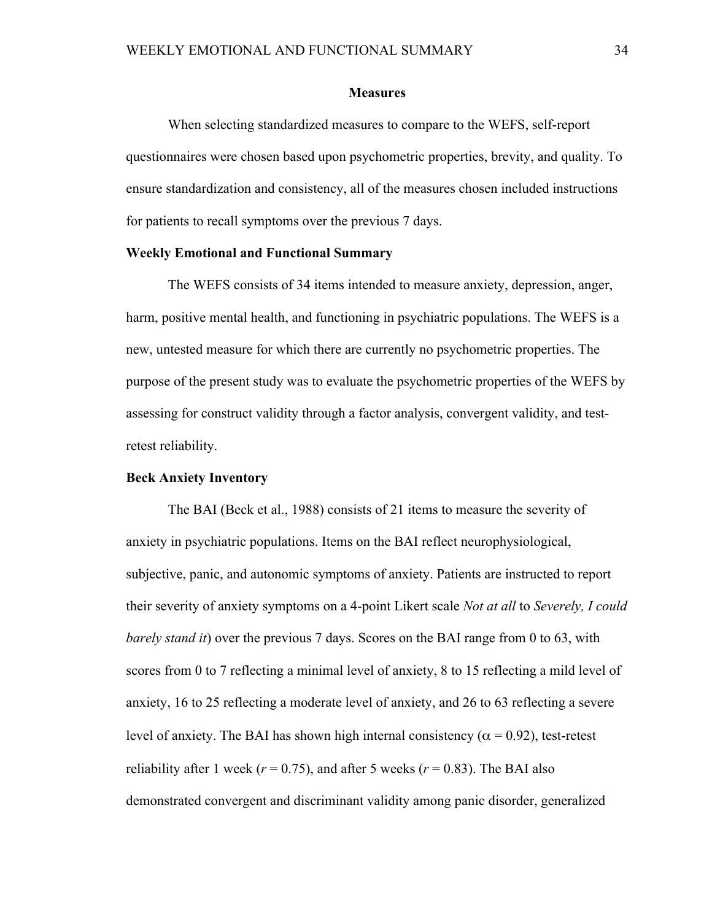## Measures

When selecting standardized measures to compare to the WEFS, self-report questionnaires were chosen based upon psychometric properties, brevity, and quality. To ensure standardization and consistency, all of the measures chosen included instructions for patients to recall symptoms over the previous 7 days.

### Weekly Emotional and Functional Summary

The WEFS consists of 34 items intended to measure anxiety, depression, anger, harm, positive mental health, and functioning in psychiatric populations. The WEFS is a new, untested measure for which there are currently no psychometric properties. The purpose of the present study was to evaluate the psychometric properties of the WEFS by assessing for construct validity through a factor analysis, convergent validity, and test-retest reliability.

### Beck Anxiety Inventory

The BAI (Beck et al., 1988) consists of 21 items to measure the severity of anxiety in psychiatric populations. Items on the BAI reflect neurophysiological, subjective, panic, and autonomic symptoms of anxiety. Patients are instructed to report their severity of anxiety symptoms on a 4-point Likert scale *Not at all* to *Severely, I could barely stand it*) over the previous 7 days. Scores on the BAI range from 0 to 63, with scores from 0 to 7 reflecting a minimal level of anxiety, 8 to 15 reflecting a mild level of anxiety, 16 to 25 reflecting a moderate level of anxiety, and 26 to 63 reflecting a severe level of anxiety. The BAI has shown high internal consistency ($\alpha = 0.92$), test-retest reliability after 1 week ($r = 0.75$), and after 5 weeks ($r = 0.83$). The BAI also demonstrated convergent and discriminant validity among panic disorder, generalized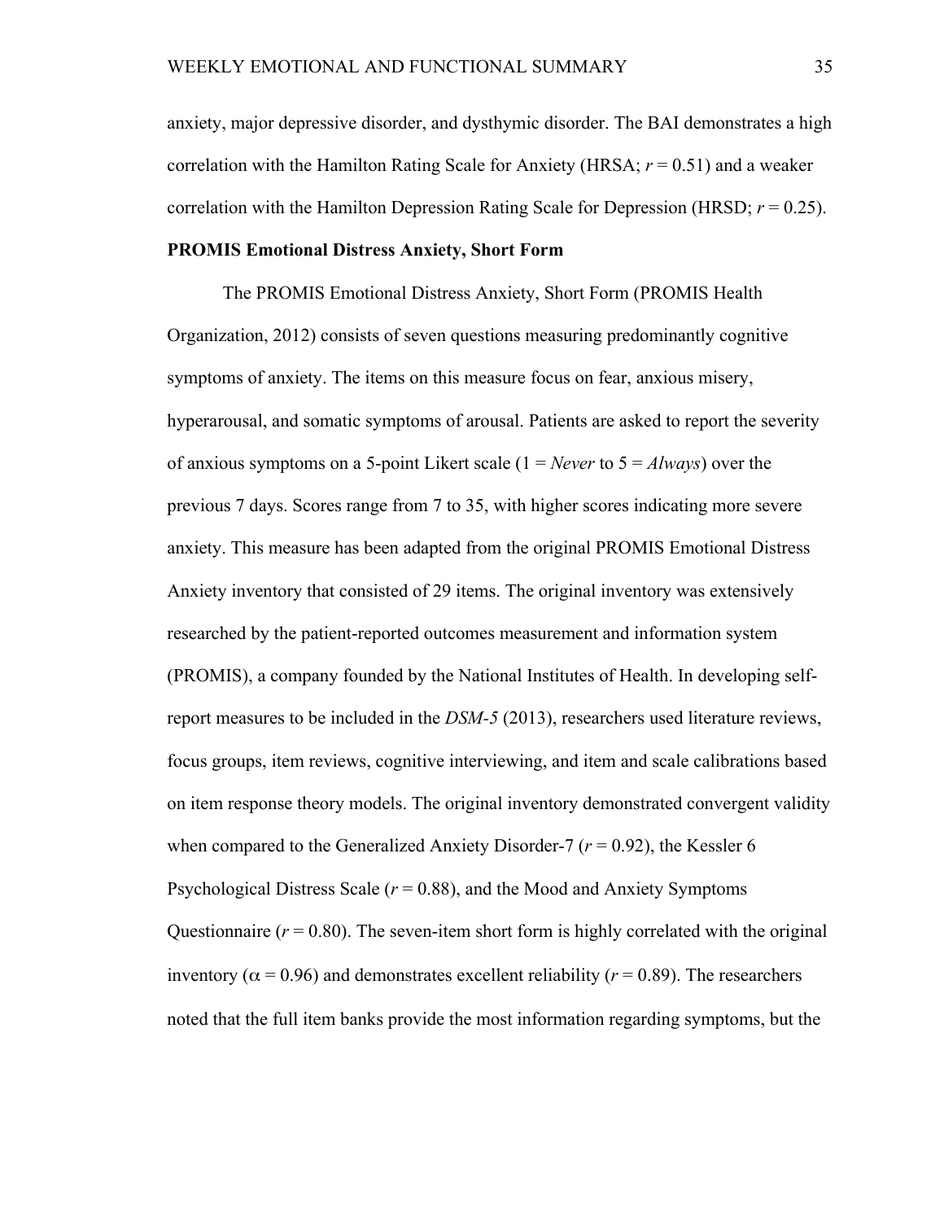anxiety, major depressive disorder, and dysthymic disorder. The BAI demonstrates a high correlation with the Hamilton Rating Scale for Anxiety (HRSA; $r = 0.51$) and a weaker correlation with the Hamilton Depression Rating Scale for Depression (HRSD; $r = 0.25$).

**PROMIS Emotional Distress Anxiety, Short Form**

The PROMIS Emotional Distress Anxiety, Short Form (PROMIS Health Organization, 2012) consists of seven questions measuring predominantly cognitive symptoms of anxiety. The items on this measure focus on fear, anxious misery, hyperarousal, and somatic symptoms of arousal. Patients are asked to report the severity of anxious symptoms on a 5-point Likert scale (1 = *Never* to 5 = *Always*) over the previous 7 days. Scores range from 7 to 35, with higher scores indicating more severe anxiety. This measure has been adapted from the original PROMIS Emotional Distress Anxiety inventory that consisted of 29 items. The original inventory was extensively researched by the patient-reported outcomes measurement and information system (PROMIS), a company founded by the National Institutes of Health. In developing self-report measures to be included in the *DSM-5* (2013), researchers used literature reviews, focus groups, item reviews, cognitive interviewing, and item and scale calibrations based on item response theory models. The original inventory demonstrated convergent validity when compared to the Generalized Anxiety Disorder-7 ($r = 0.92$), the Kessler 6 Psychological Distress Scale ($r = 0.88$), and the Mood and Anxiety Symptoms Questionnaire ($r = 0.80$). The seven-item short form is highly correlated with the original inventory ($\alpha = 0.96$) and demonstrates excellent reliability ($r = 0.89$). The researchers noted that the full item banks provide the most information regarding symptoms, but the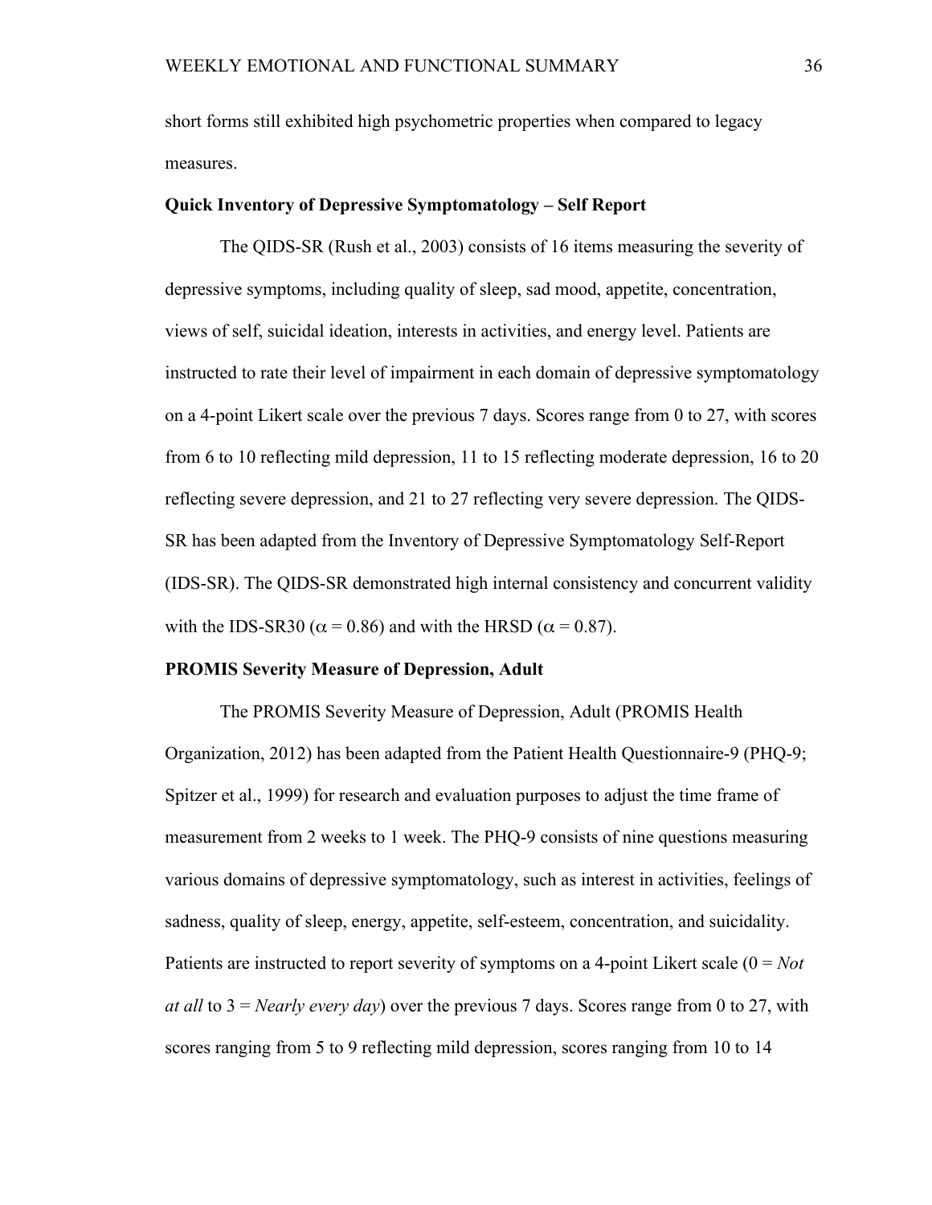short forms still exhibited high psychometric properties when compared to legacy measures.

**Quick Inventory of Depressive Symptomatology – Self Report**

The QIDS-SR (Rush et al., 2003) consists of 16 items measuring the severity of depressive symptoms, including quality of sleep, sad mood, appetite, concentration, views of self, suicidal ideation, interests in activities, and energy level. Patients are instructed to rate their level of impairment in each domain of depressive symptomatology on a 4-point Likert scale over the previous 7 days. Scores range from 0 to 27, with scores from 6 to 10 reflecting mild depression, 11 to 15 reflecting moderate depression, 16 to 20 reflecting severe depression, and 21 to 27 reflecting very severe depression. The QIDS-SR has been adapted from the Inventory of Depressive Symptomatology Self-Report (IDS-SR). The QIDS-SR demonstrated high internal consistency and concurrent validity with the IDS-SR30 ($\alpha = 0.86$) and with the HRSD ($\alpha = 0.87$).

**PROMIS Severity Measure of Depression, Adult**

The PROMIS Severity Measure of Depression, Adult (PROMIS Health Organization, 2012) has been adapted from the Patient Health Questionnaire-9 (PHQ-9; Spitzer et al., 1999) for research and evaluation purposes to adjust the time frame of measurement from 2 weeks to 1 week. The PHQ-9 consists of nine questions measuring various domains of depressive symptomatology, such as interest in activities, feelings of sadness, quality of sleep, energy, appetite, self-esteem, concentration, and suicidality. Patients are instructed to report severity of symptoms on a 4-point Likert scale (0 = *Not at all* to 3 = *Nearly every day*) over the previous 7 days. Scores range from 0 to 27, with scores ranging from 5 to 9 reflecting mild depression, scores ranging from 10 to 14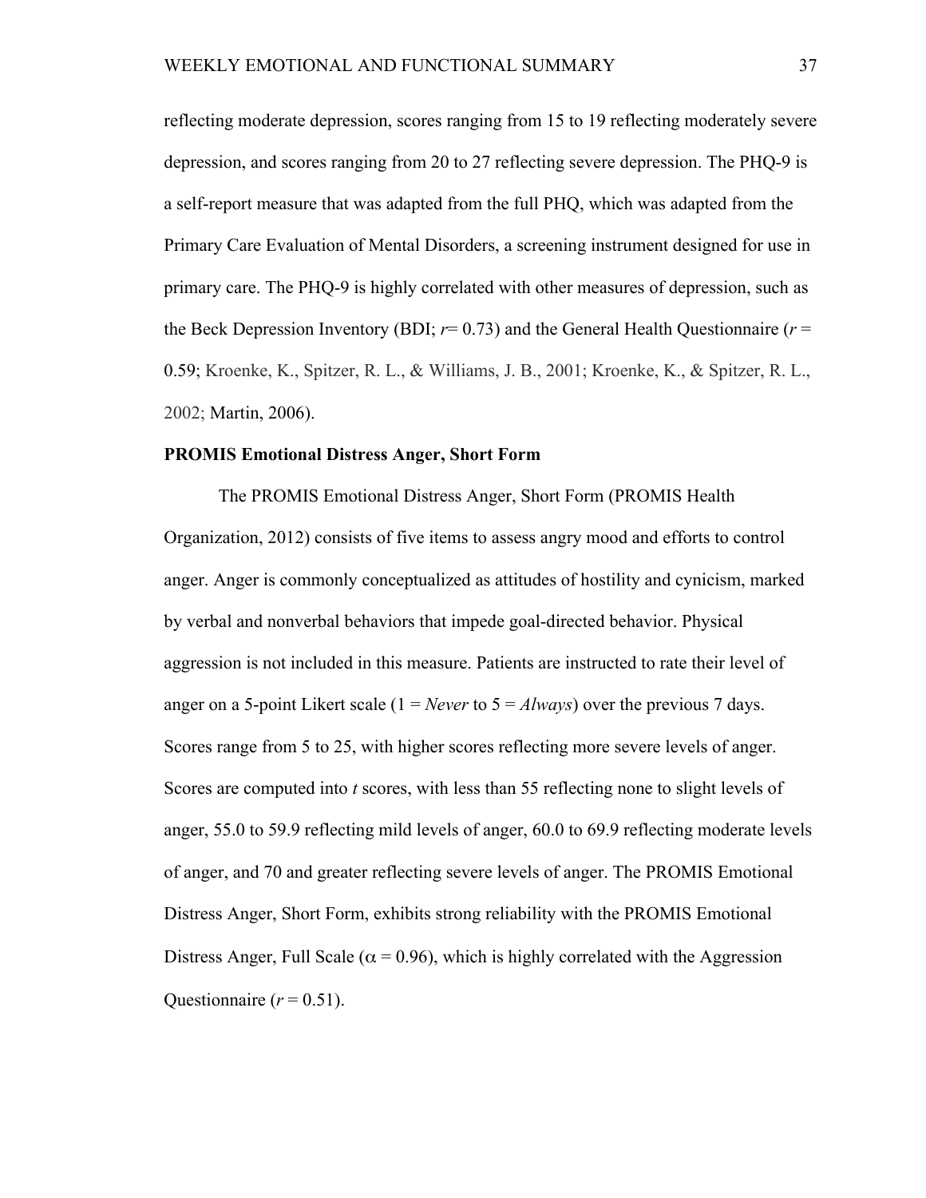reflecting moderate depression, scores ranging from 15 to 19 reflecting moderately severe depression, and scores ranging from 20 to 27 reflecting severe depression. The PHQ-9 is a self-report measure that was adapted from the full PHQ, which was adapted from the Primary Care Evaluation of Mental Disorders, a screening instrument designed for use in primary care. The PHQ-9 is highly correlated with other measures of depression, such as the Beck Depression Inventory (BDI; $r$= 0.73) and the General Health Questionnaire ($r$ = 0.59; Kroenke, K., Spitzer, R. L., & Williams, J. B., 2001; Kroenke, K., & Spitzer, R. L., 2002; Martin, 2006).

**PROMIS Emotional Distress Anger, Short Form**

The PROMIS Emotional Distress Anger, Short Form (PROMIS Health Organization, 2012) consists of five items to assess angry mood and efforts to control anger. Anger is commonly conceptualized as attitudes of hostility and cynicism, marked by verbal and nonverbal behaviors that impede goal-directed behavior. Physical aggression is not included in this measure. Patients are instructed to rate their level of anger on a 5-point Likert scale (1 = *Never* to 5 = *Always*) over the previous 7 days. Scores range from 5 to 25, with higher scores reflecting more severe levels of anger. Scores are computed into *t* scores, with less than 55 reflecting none to slight levels of anger, 55.0 to 59.9 reflecting mild levels of anger, 60.0 to 69.9 reflecting moderate levels of anger, and 70 and greater reflecting severe levels of anger. The PROMIS Emotional Distress Anger, Short Form, exhibits strong reliability with the PROMIS Emotional Distress Anger, Full Scale ($\alpha$ = 0.96), which is highly correlated with the Aggression Questionnaire ($r$ = 0.51).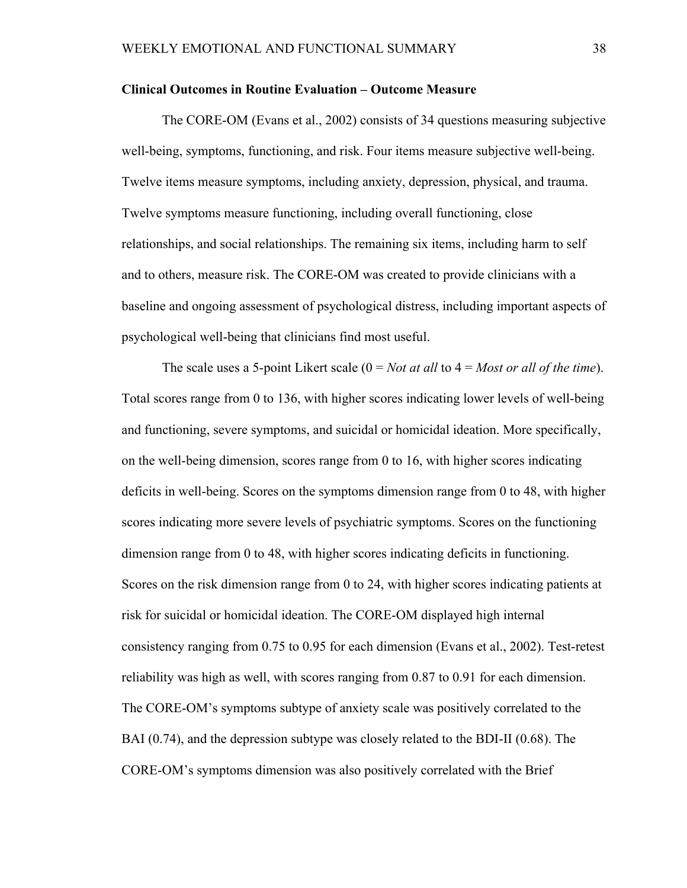**Clinical Outcomes in Routine Evaluation – Outcome Measure**

The CORE-OM (Evans et al., 2002) consists of 34 questions measuring subjective well-being, symptoms, functioning, and risk. Four items measure subjective well-being. Twelve items measure symptoms, including anxiety, depression, physical, and trauma. Twelve symptoms measure functioning, including overall functioning, close relationships, and social relationships. The remaining six items, including harm to self and to others, measure risk. The CORE-OM was created to provide clinicians with a baseline and ongoing assessment of psychological distress, including important aspects of psychological well-being that clinicians find most useful.

The scale uses a 5-point Likert scale (0 = *Not at all* to 4 = *Most or all of the time*). Total scores range from 0 to 136, with higher scores indicating lower levels of well-being and functioning, severe symptoms, and suicidal or homicidal ideation. More specifically, on the well-being dimension, scores range from 0 to 16, with higher scores indicating deficits in well-being. Scores on the symptoms dimension range from 0 to 48, with higher scores indicating more severe levels of psychiatric symptoms. Scores on the functioning dimension range from 0 to 48, with higher scores indicating deficits in functioning. Scores on the risk dimension range from 0 to 24, with higher scores indicating patients at risk for suicidal or homicidal ideation. The CORE-OM displayed high internal consistency ranging from 0.75 to 0.95 for each dimension (Evans et al., 2002). Test-retest reliability was high as well, with scores ranging from 0.87 to 0.91 for each dimension. The CORE-OM's symptoms subtype of anxiety scale was positively correlated to the BAI (0.74), and the depression subtype was closely related to the BDI-II (0.68). The CORE-OM's symptoms dimension was also positively correlated with the Brief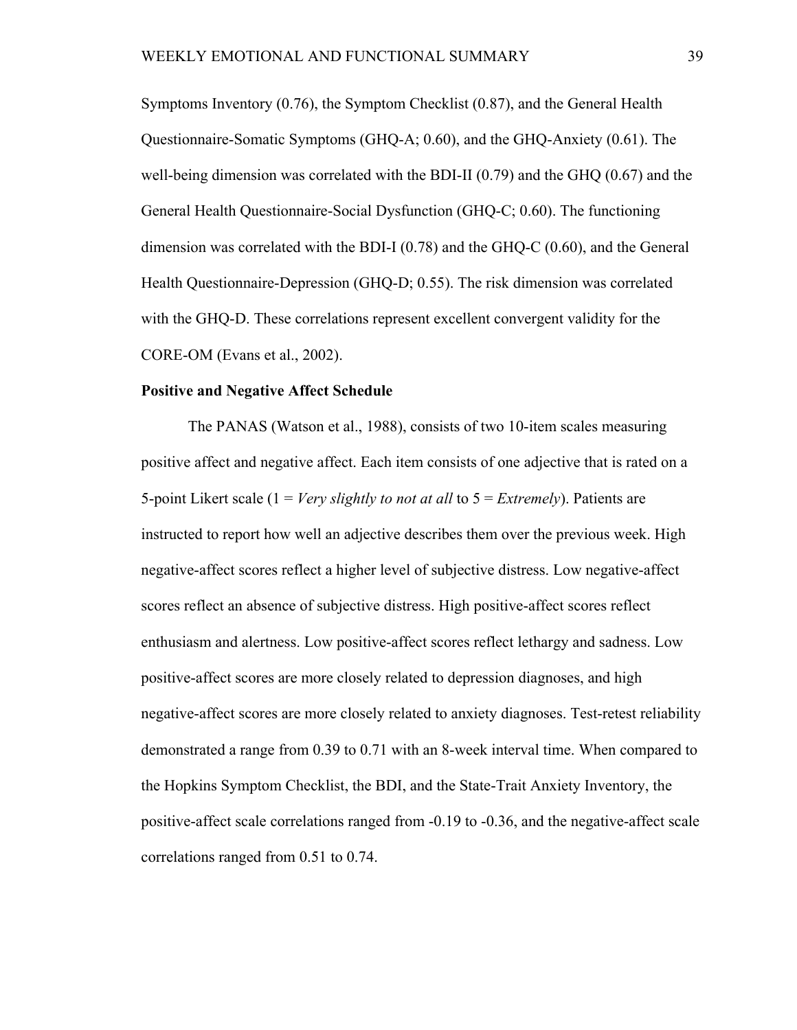Symptoms Inventory (0.76), the Symptom Checklist (0.87), and the General Health Questionnaire-Somatic Symptoms (GHQ-A; 0.60), and the GHQ-Anxiety (0.61). The well-being dimension was correlated with the BDI-II (0.79) and the GHQ (0.67) and the General Health Questionnaire-Social Dysfunction (GHQ-C; 0.60). The functioning dimension was correlated with the BDI-I (0.78) and the GHQ-C (0.60), and the General Health Questionnaire-Depression (GHQ-D; 0.55). The risk dimension was correlated with the GHQ-D. These correlations represent excellent convergent validity for the CORE-OM (Evans et al., 2002).

**Positive and Negative Affect Schedule**

The PANAS (Watson et al., 1988), consists of two 10-item scales measuring positive affect and negative affect. Each item consists of one adjective that is rated on a 5-point Likert scale (1 = *Very slightly to not at all* to 5 = *Extremely*). Patients are instructed to report how well an adjective describes them over the previous week. High negative-affect scores reflect a higher level of subjective distress. Low negative-affect scores reflect an absence of subjective distress. High positive-affect scores reflect enthusiasm and alertness. Low positive-affect scores reflect lethargy and sadness. Low positive-affect scores are more closely related to depression diagnoses, and high negative-affect scores are more closely related to anxiety diagnoses. Test-retest reliability demonstrated a range from 0.39 to 0.71 with an 8-week interval time. When compared to the Hopkins Symptom Checklist, the BDI, and the State-Trait Anxiety Inventory, the positive-affect scale correlations ranged from -0.19 to -0.36, and the negative-affect scale correlations ranged from 0.51 to 0.74.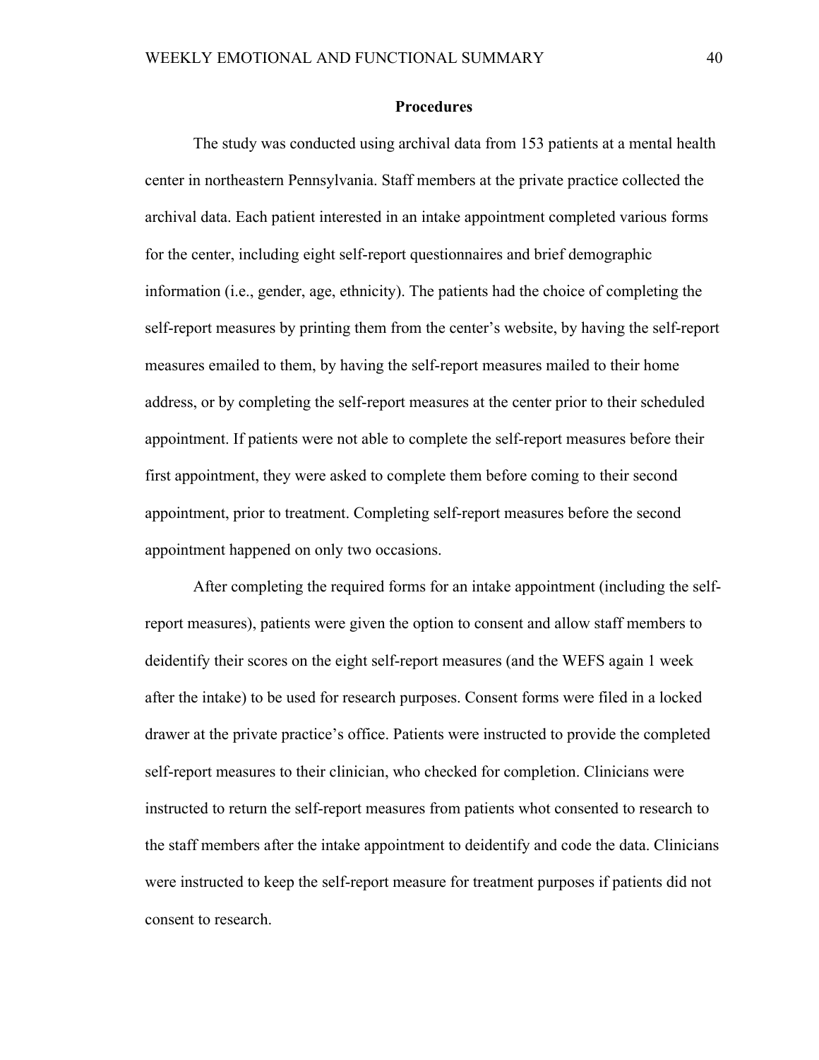## Procedures

The study was conducted using archival data from 153 patients at a mental health center in northeastern Pennsylvania. Staff members at the private practice collected the archival data. Each patient interested in an intake appointment completed various forms for the center, including eight self-report questionnaires and brief demographic information (i.e., gender, age, ethnicity). The patients had the choice of completing the self-report measures by printing them from the center's website, by having the self-report measures emailed to them, by having the self-report measures mailed to their home address, or by completing the self-report measures at the center prior to their scheduled appointment. If patients were not able to complete the self-report measures before their first appointment, they were asked to complete them before coming to their second appointment, prior to treatment. Completing self-report measures before the second appointment happened on only two occasions.

After completing the required forms for an intake appointment (including the self-report measures), patients were given the option to consent and allow staff members to deidentify their scores on the eight self-report measures (and the WEFS again 1 week after the intake) to be used for research purposes. Consent forms were filed in a locked drawer at the private practice's office. Patients were instructed to provide the completed self-report measures to their clinician, who checked for completion. Clinicians were instructed to return the self-report measures from patients whot consented to research to the staff members after the intake appointment to deidentify and code the data. Clinicians were instructed to keep the self-report measure for treatment purposes if patients did not consent to research.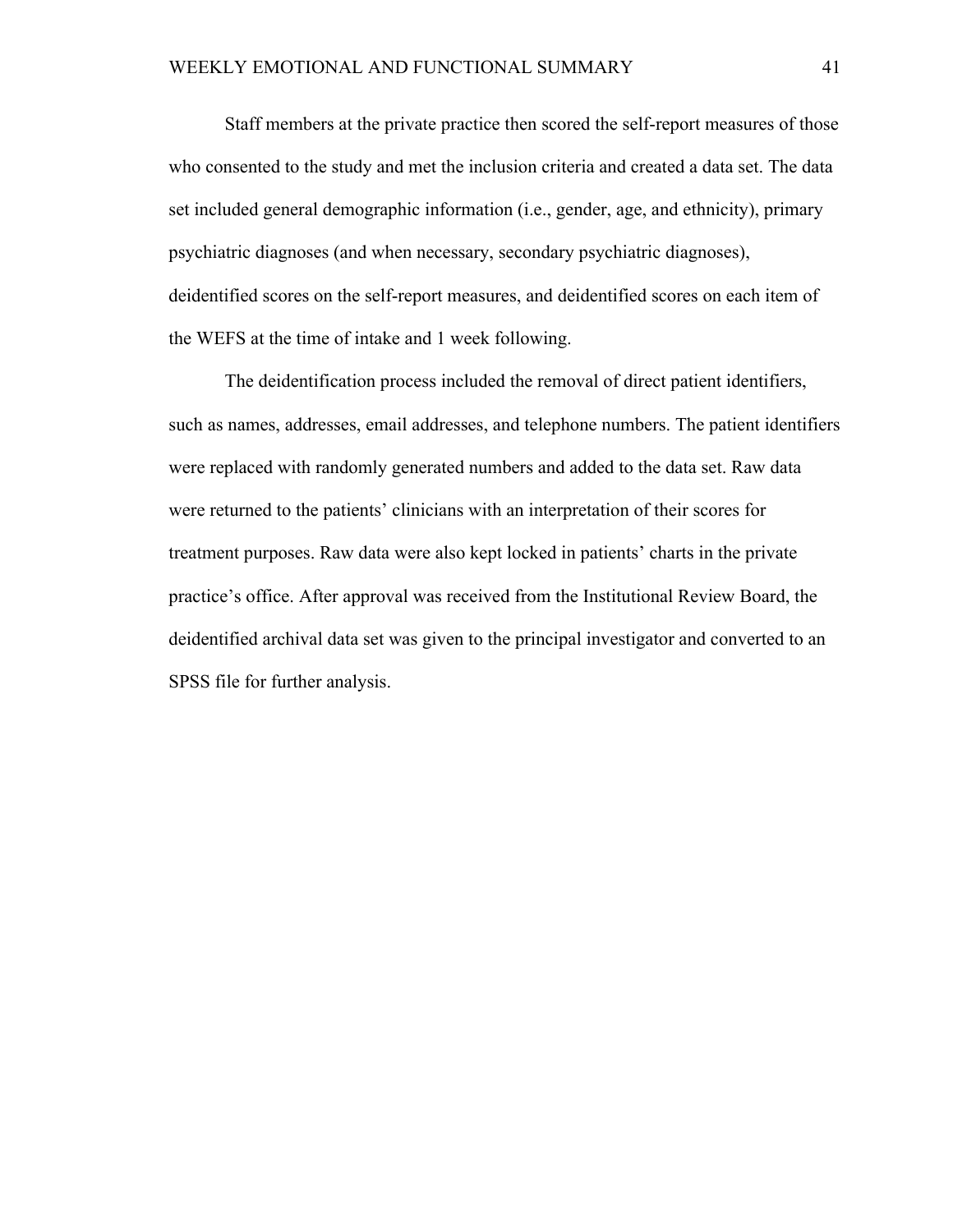Staff members at the private practice then scored the self-report measures of those who consented to the study and met the inclusion criteria and created a data set. The data set included general demographic information (i.e., gender, age, and ethnicity), primary psychiatric diagnoses (and when necessary, secondary psychiatric diagnoses), deidentified scores on the self-report measures, and deidentified scores on each item of the WEFS at the time of intake and 1 week following.

The deidentification process included the removal of direct patient identifiers, such as names, addresses, email addresses, and telephone numbers. The patient identifiers were replaced with randomly generated numbers and added to the data set. Raw data were returned to the patients' clinicians with an interpretation of their scores for treatment purposes. Raw data were also kept locked in patients' charts in the private practice's office. After approval was received from the Institutional Review Board, the deidentified archival data set was given to the principal investigator and converted to an SPSS file for further analysis.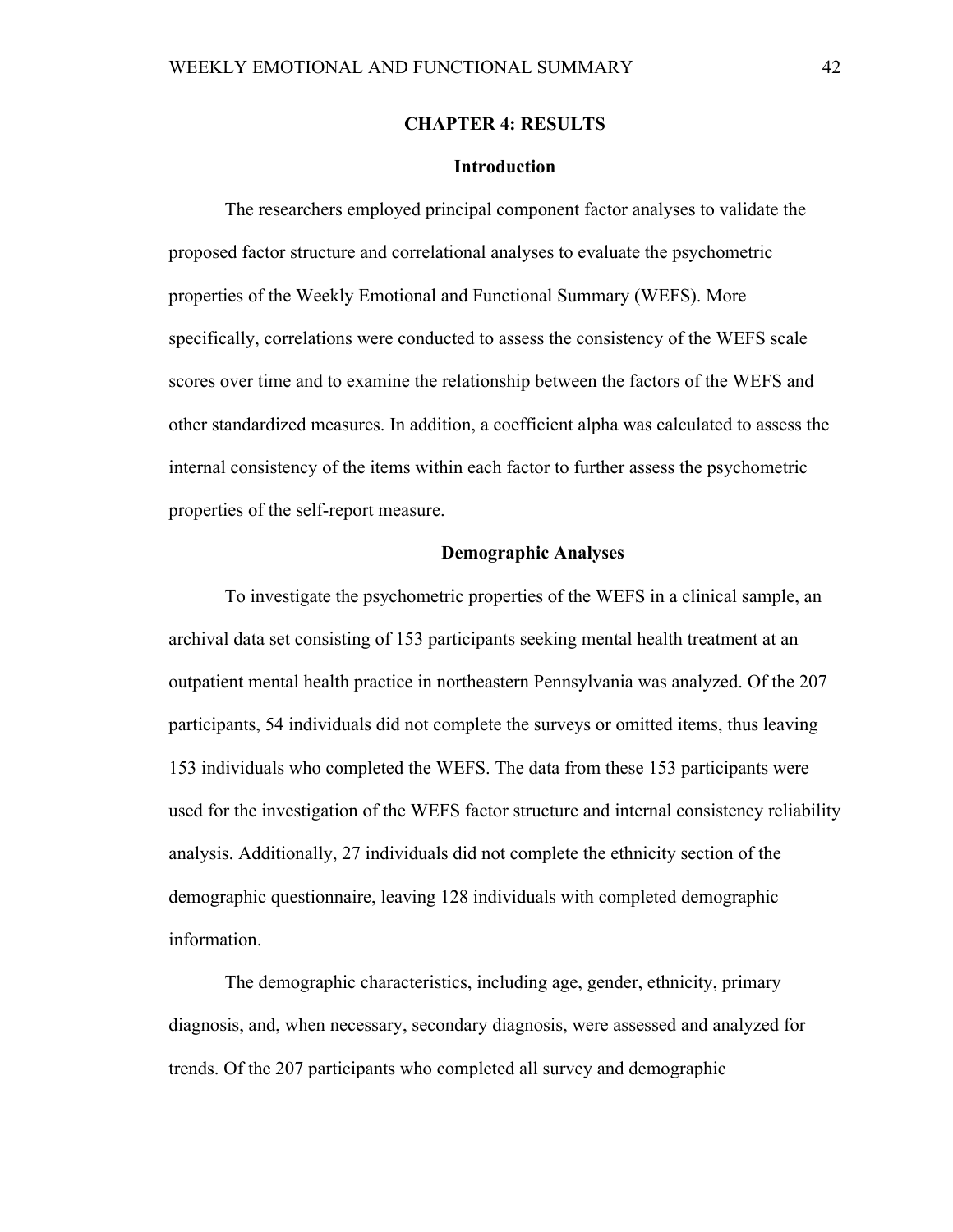# CHAPTER 4: RESULTS

## Introduction

The researchers employed principal component factor analyses to validate the proposed factor structure and correlational analyses to evaluate the psychometric properties of the Weekly Emotional and Functional Summary (WEFS). More specifically, correlations were conducted to assess the consistency of the WEFS scale scores over time and to examine the relationship between the factors of the WEFS and other standardized measures. In addition, a coefficient alpha was calculated to assess the internal consistency of the items within each factor to further assess the psychometric properties of the self-report measure.

## Demographic Analyses

To investigate the psychometric properties of the WEFS in a clinical sample, an archival data set consisting of 153 participants seeking mental health treatment at an outpatient mental health practice in northeastern Pennsylvania was analyzed. Of the 207 participants, 54 individuals did not complete the surveys or omitted items, thus leaving 153 individuals who completed the WEFS. The data from these 153 participants were used for the investigation of the WEFS factor structure and internal consistency reliability analysis. Additionally, 27 individuals did not complete the ethnicity section of the demographic questionnaire, leaving 128 individuals with completed demographic information.

The demographic characteristics, including age, gender, ethnicity, primary diagnosis, and, when necessary, secondary diagnosis, were assessed and analyzed for trends. Of the 207 participants who completed all survey and demographic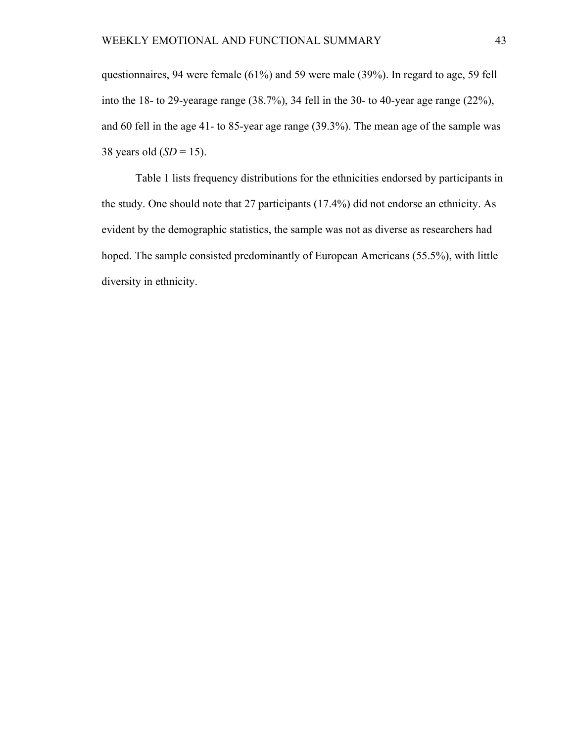questionnaires, 94 were female (61%) and 59 were male (39%). In regard to age, 59 fell into the 18- to 29-yearage range (38.7%), 34 fell in the 30- to 40-year age range (22%), and 60 fell in the age 41- to 85-year age range (39.3%). The mean age of the sample was 38 years old (*SD* = 15).

Table 1 lists frequency distributions for the ethnicities endorsed by participants in the study. One should note that 27 participants (17.4%) did not endorse an ethnicity. As evident by the demographic statistics, the sample was not as diverse as researchers had hoped. The sample consisted predominantly of European Americans (55.5%), with little diversity in ethnicity.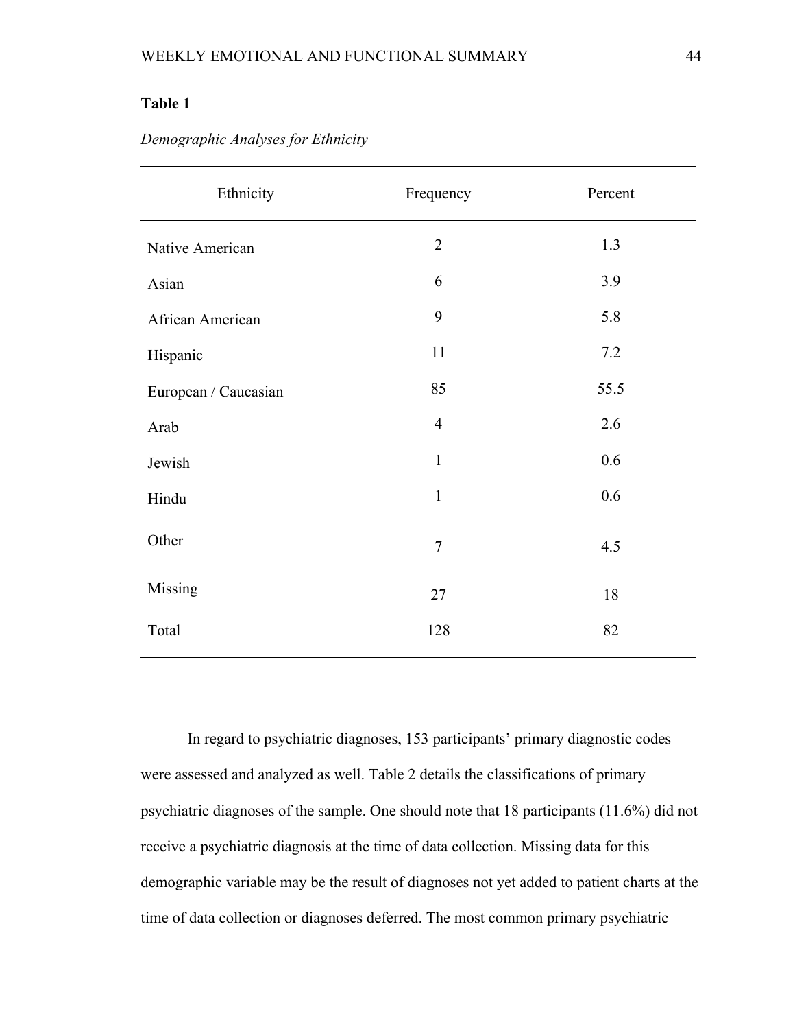**Table 1**

*Demographic Analyses for Ethnicity*

| Ethnicity | Frequency | Percent |
|---|---|---|
| Native American | 2 | 1.3 |
| Asian | 6 | 3.9 |
| African American | 9 | 5.8 |
| Hispanic | 11 | 7.2 |
| European / Caucasian | 85 | 55.5 |
| Arab | 4 | 2.6 |
| Jewish | 1 | 0.6 |
| Hindu | 1 | 0.6 |
| Other | 7 | 4.5 |
| Missing | 27 | 18 |
| Total | 128 | 82 |

In regard to psychiatric diagnoses, 153 participants' primary diagnostic codes were assessed and analyzed as well. Table 2 details the classifications of primary psychiatric diagnoses of the sample. One should note that 18 participants (11.6%) did not receive a psychiatric diagnosis at the time of data collection. Missing data for this demographic variable may be the result of diagnoses not yet added to patient charts at the time of data collection or diagnoses deferred. The most common primary psychiatric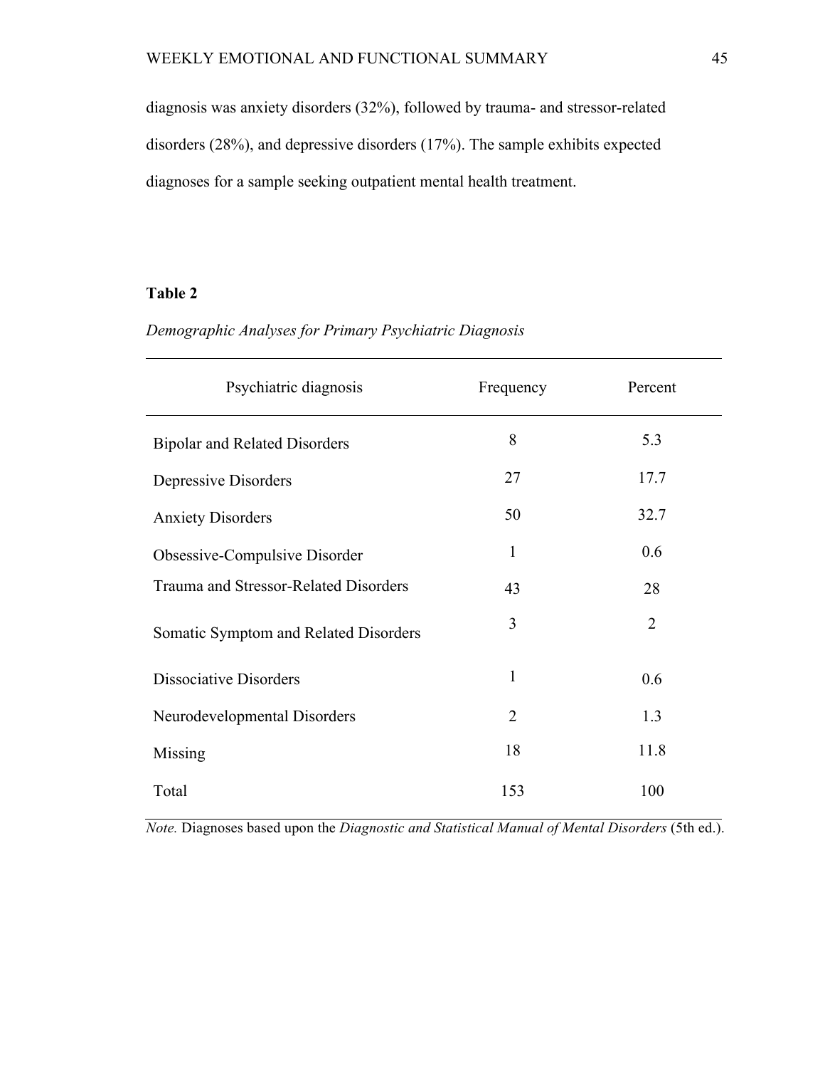diagnosis was anxiety disorders (32%), followed by trauma- and stressor-related disorders (28%), and depressive disorders (17%). The sample exhibits expected diagnoses for a sample seeking outpatient mental health treatment.

**Table 2**

*Demographic Analyses for Primary Psychiatric Diagnosis*

| Psychiatric diagnosis | Frequency | Percent |
|---|---|---|
| Bipolar and Related Disorders | 8 | 5.3 |
| Depressive Disorders | 27 | 17.7 |
| Anxiety Disorders | 50 | 32.7 |
| Obsessive-Compulsive Disorder | 1 | 0.6 |
| Trauma and Stressor-Related Disorders | 43 | 28 |
| Somatic Symptom and Related Disorders | 3 | 2 |
| Dissociative Disorders | 1 | 0.6 |
| Neurodevelopmental Disorders | 2 | 1.3 |
| Missing | 18 | 11.8 |
| Total | 153 | 100 |

*Note.* Diagnoses based upon the *Diagnostic and Statistical Manual of Mental Disorders* (5th ed.).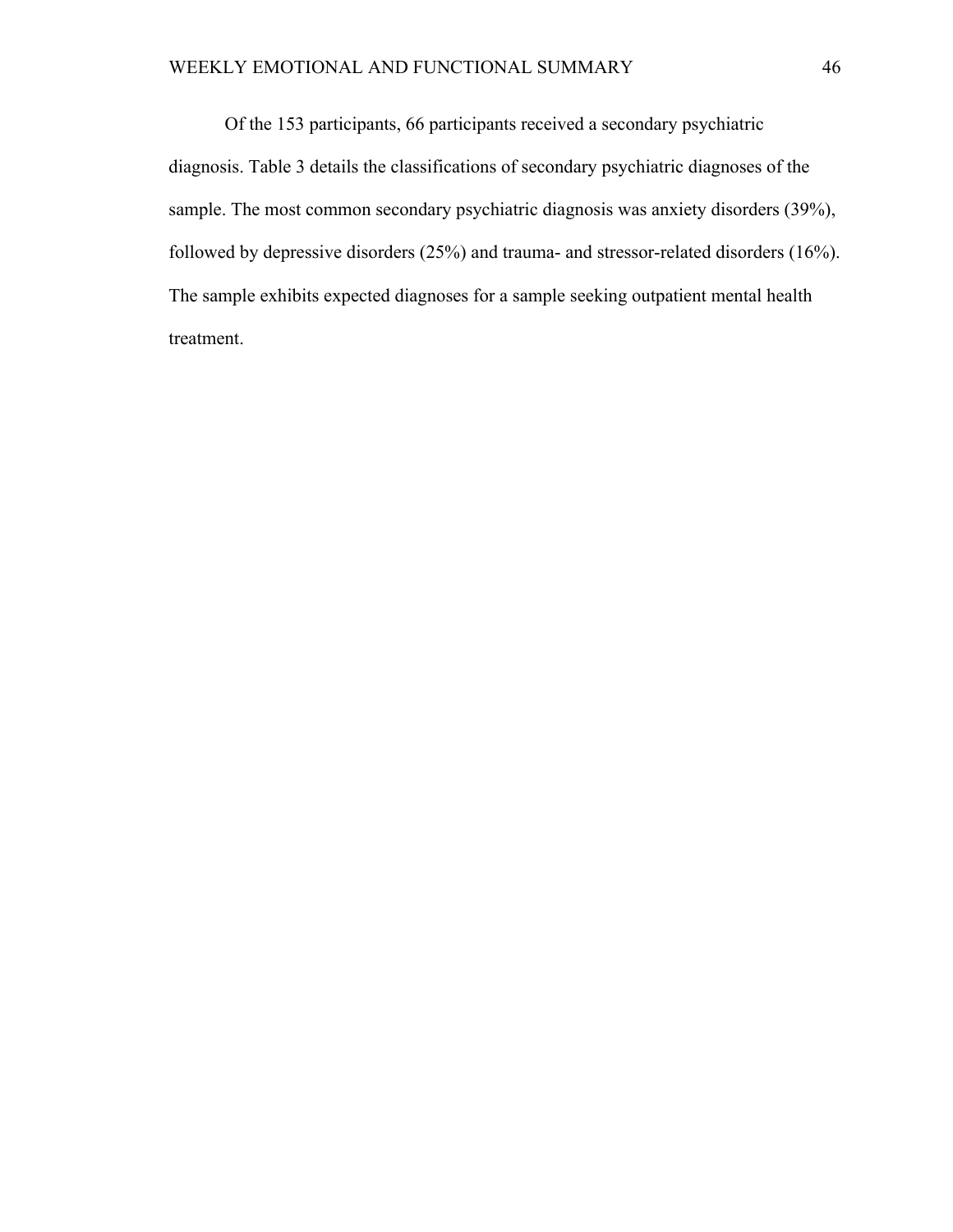Of the 153 participants, 66 participants received a secondary psychiatric diagnosis. Table 3 details the classifications of secondary psychiatric diagnoses of the sample. The most common secondary psychiatric diagnosis was anxiety disorders (39%), followed by depressive disorders (25%) and trauma- and stressor-related disorders (16%). The sample exhibits expected diagnoses for a sample seeking outpatient mental health treatment.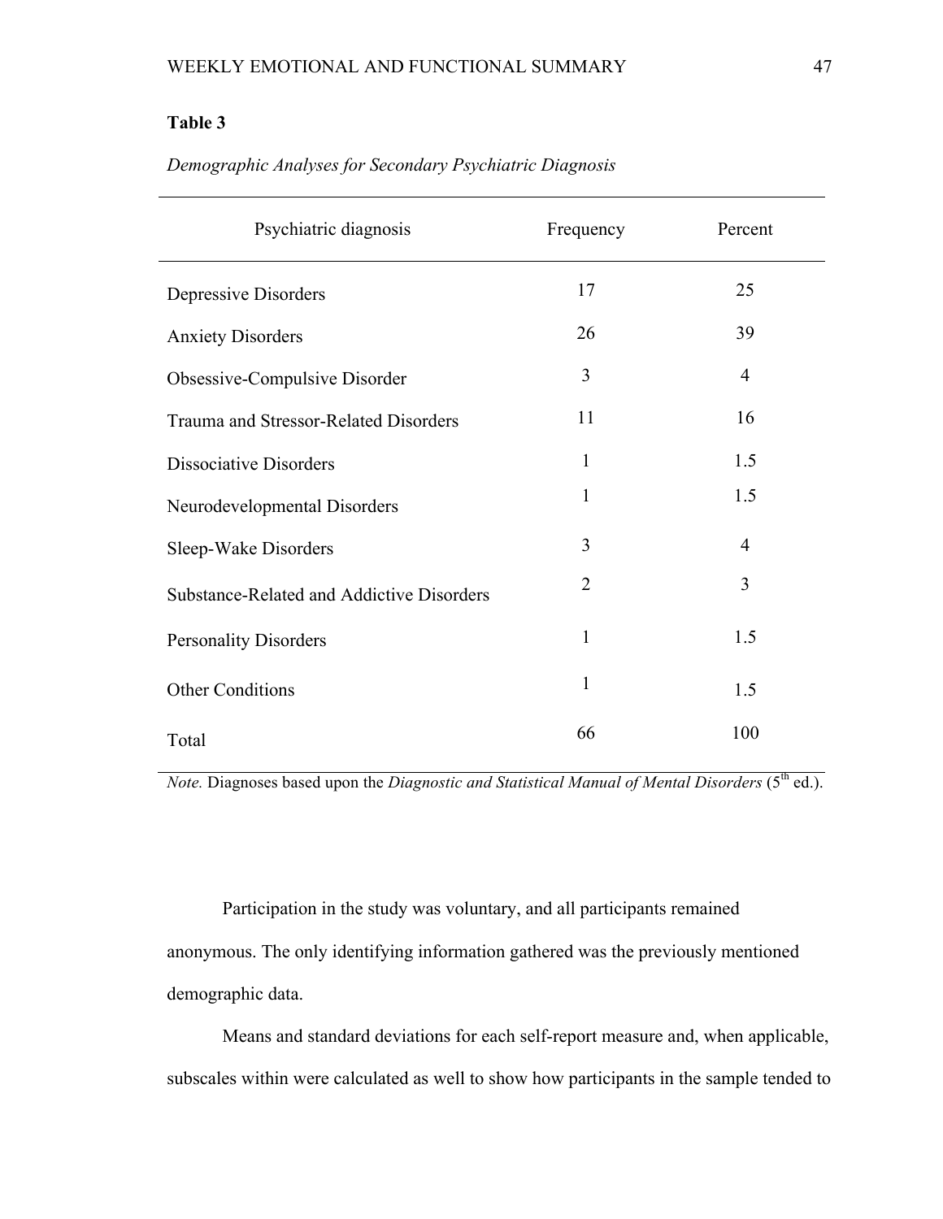**Table 3**

*Demographic Analyses for Secondary Psychiatric Diagnosis*

| Psychiatric diagnosis | Frequency | Percent |
|---|---|---|
| Depressive Disorders | 17 | 25 |
| Anxiety Disorders | 26 | 39 |
| Obsessive-Compulsive Disorder | 3 | 4 |
| Trauma and Stressor-Related Disorders | 11 | 16 |
| Dissociative Disorders | 1 | 1.5 |
| Neurodevelopmental Disorders | 1 | 1.5 |
| Sleep-Wake Disorders | 3 | 4 |
| Substance-Related and Addictive Disorders | 2 | 3 |
| Personality Disorders | 1 | 1.5 |
| Other Conditions | 1 | 1.5 |
| Total | 66 | 100 |

*Note.* Diagnoses based upon the *Diagnostic and Statistical Manual of Mental Disorders* (5th ed.).

Participation in the study was voluntary, and all participants remained anonymous. The only identifying information gathered was the previously mentioned demographic data.

Means and standard deviations for each self-report measure and, when applicable, subscales within were calculated as well to show how participants in the sample tended to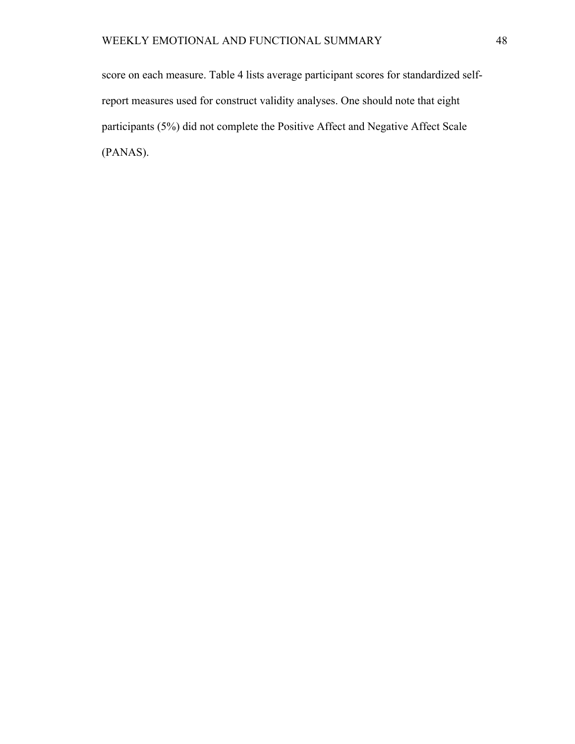score on each measure. Table 4 lists average participant scores for standardized self-report measures used for construct validity analyses. One should note that eight participants (5%) did not complete the Positive Affect and Negative Affect Scale (PANAS).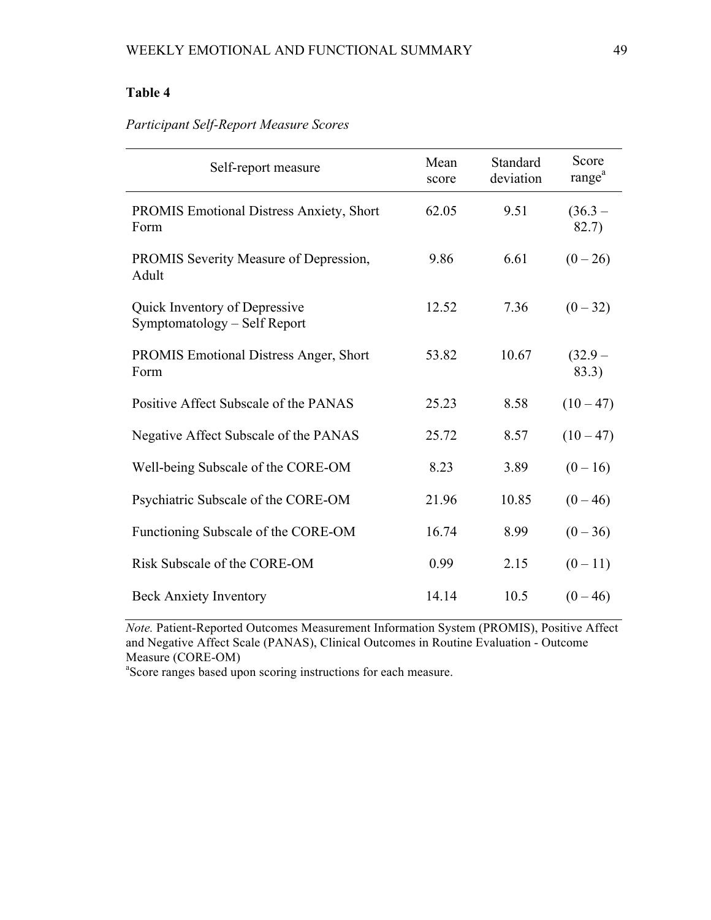**Table 4**

*Participant Self-Report Measure Scores*

| Self-report measure | Mean score | Standard deviation | Score range[a] |
|---|---|---|---|
| PROMIS Emotional Distress Anxiety, Short Form | 62.05 | 9.51 | (36.3 – 82.7) |
| PROMIS Severity Measure of Depression, Adult | 9.86 | 6.61 | (0 – 26) |
| Quick Inventory of Depressive Symptomatology – Self Report | 12.52 | 7.36 | (0 – 32) |
| PROMIS Emotional Distress Anger, Short Form | 53.82 | 10.67 | (32.9 – 83.3) |
| Positive Affect Subscale of the PANAS | 25.23 | 8.58 | (10 – 47) |
| Negative Affect Subscale of the PANAS | 25.72 | 8.57 | (10 – 47) |
| Well-being Subscale of the CORE-OM | 8.23 | 3.89 | (0 – 16) |
| Psychiatric Subscale of the CORE-OM | 21.96 | 10.85 | (0 – 46) |
| Functioning Subscale of the CORE-OM | 16.74 | 8.99 | (0 – 36) |
| Risk Subscale of the CORE-OM | 0.99 | 2.15 | (0 – 11) |
| Beck Anxiety Inventory | 14.14 | 10.5 | (0 – 46) |

*Note.* Patient-Reported Outcomes Measurement Information System (PROMIS), Positive Affect and Negative Affect Scale (PANAS), Clinical Outcomes in Routine Evaluation - Outcome Measure (CORE-OM)

[a]Score ranges based upon scoring instructions for each measure.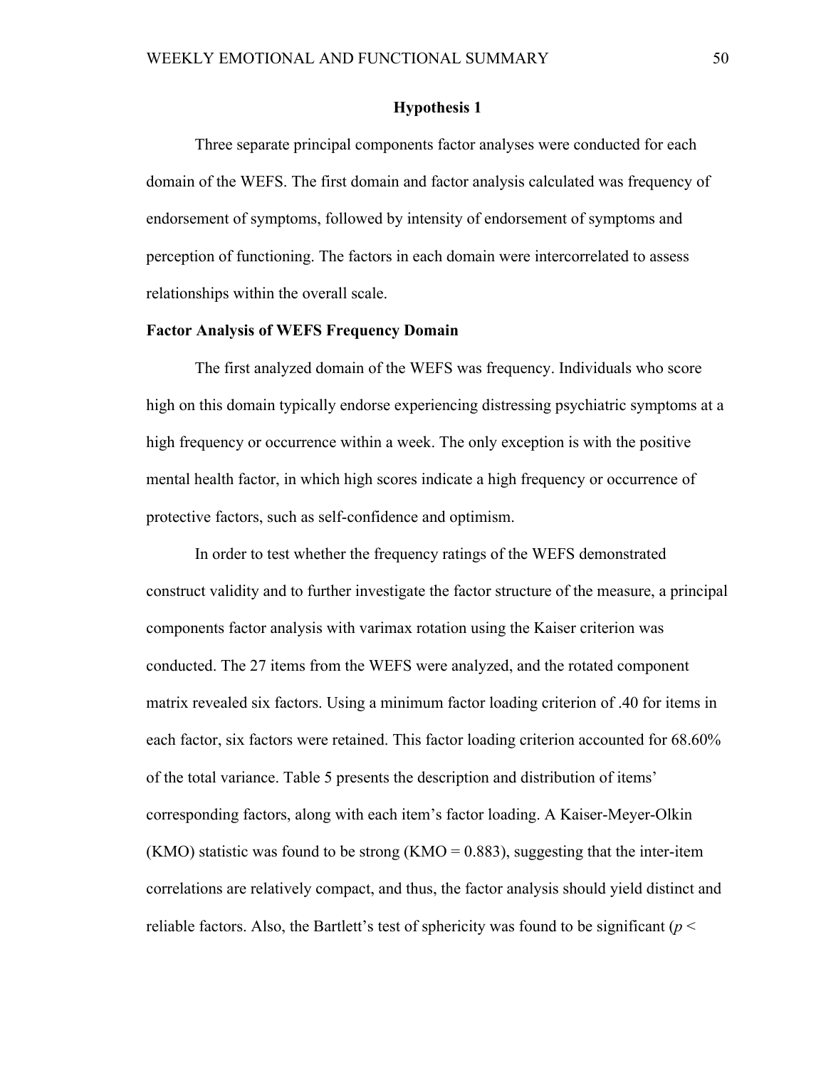## Hypothesis 1

Three separate principal components factor analyses were conducted for each domain of the WEFS. The first domain and factor analysis calculated was frequency of endorsement of symptoms, followed by intensity of endorsement of symptoms and perception of functioning. The factors in each domain were intercorrelated to assess relationships within the overall scale.

### Factor Analysis of WEFS Frequency Domain

The first analyzed domain of the WEFS was frequency. Individuals who score high on this domain typically endorse experiencing distressing psychiatric symptoms at a high frequency or occurrence within a week. The only exception is with the positive mental health factor, in which high scores indicate a high frequency or occurrence of protective factors, such as self-confidence and optimism.

In order to test whether the frequency ratings of the WEFS demonstrated construct validity and to further investigate the factor structure of the measure, a principal components factor analysis with varimax rotation using the Kaiser criterion was conducted. The 27 items from the WEFS were analyzed, and the rotated component matrix revealed six factors. Using a minimum factor loading criterion of .40 for items in each factor, six factors were retained. This factor loading criterion accounted for 68.60% of the total variance. Table 5 presents the description and distribution of items' corresponding factors, along with each item's factor loading. A Kaiser-Meyer-Olkin (KMO) statistic was found to be strong (KMO = 0.883), suggesting that the inter-item correlations are relatively compact, and thus, the factor analysis should yield distinct and reliable factors. Also, the Bartlett's test of sphericity was found to be significant ($p <$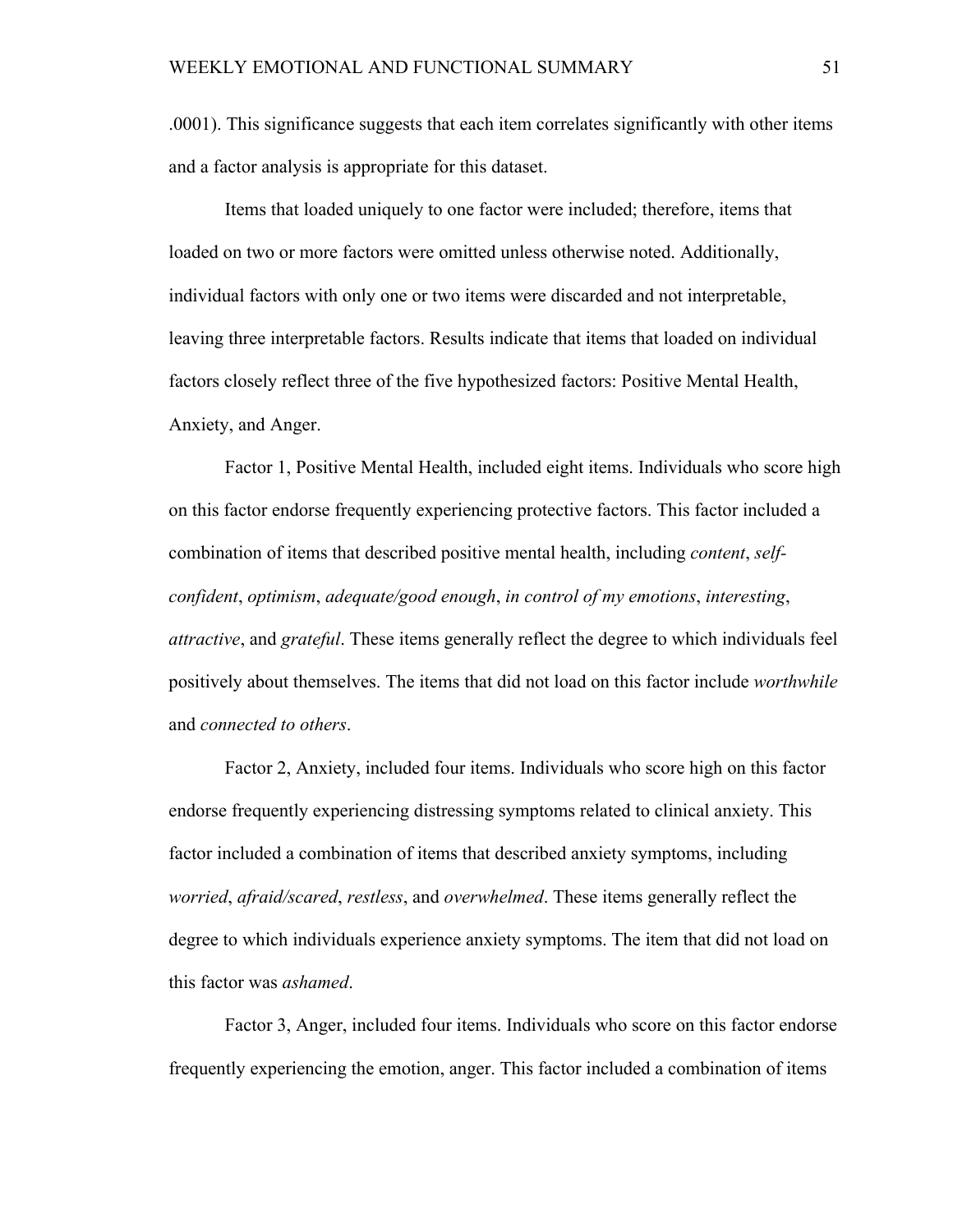.0001). This significance suggests that each item correlates significantly with other items and a factor analysis is appropriate for this dataset.

Items that loaded uniquely to one factor were included; therefore, items that loaded on two or more factors were omitted unless otherwise noted. Additionally, individual factors with only one or two items were discarded and not interpretable, leaving three interpretable factors. Results indicate that items that loaded on individual factors closely reflect three of the five hypothesized factors: Positive Mental Health, Anxiety, and Anger.

Factor 1, Positive Mental Health, included eight items. Individuals who score high on this factor endorse frequently experiencing protective factors. This factor included a combination of items that described positive mental health, including *content*, *self-confident*, *optimism*, *adequate/good enough*, *in control of my emotions*, *interesting*, *attractive*, and *grateful*. These items generally reflect the degree to which individuals feel positively about themselves. The items that did not load on this factor include *worthwhile* and *connected to others*.

Factor 2, Anxiety, included four items. Individuals who score high on this factor endorse frequently experiencing distressing symptoms related to clinical anxiety. This factor included a combination of items that described anxiety symptoms, including *worried*, *afraid/scared*, *restless*, and *overwhelmed*. These items generally reflect the degree to which individuals experience anxiety symptoms. The item that did not load on this factor was *ashamed*.

Factor 3, Anger, included four items. Individuals who score on this factor endorse frequently experiencing the emotion, anger. This factor included a combination of items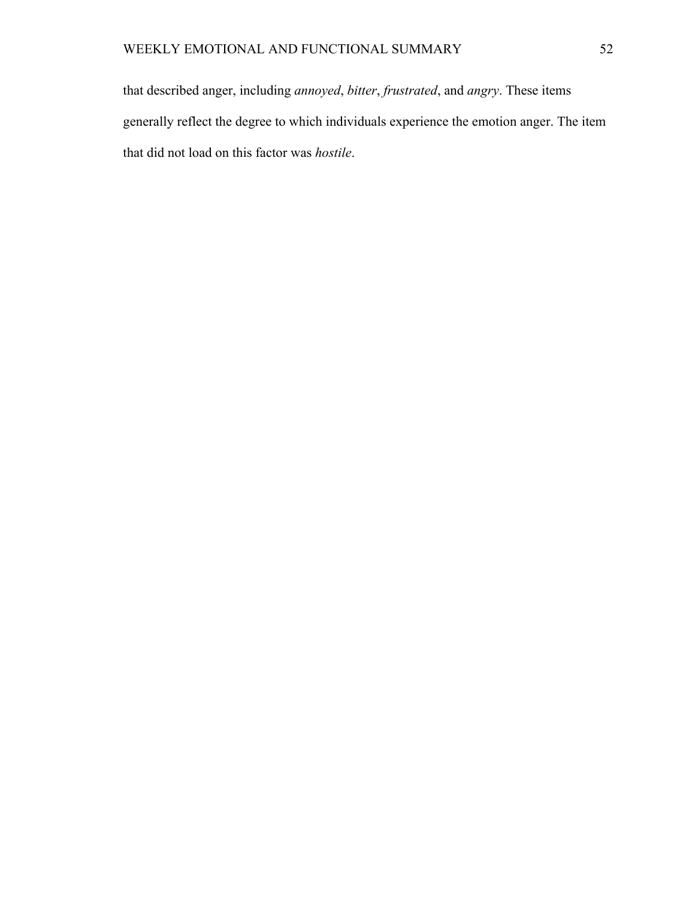that described anger, including *annoyed*, *bitter*, *frustrated*, and *angry*. These items generally reflect the degree to which individuals experience the emotion anger. The item that did not load on this factor was *hostile*.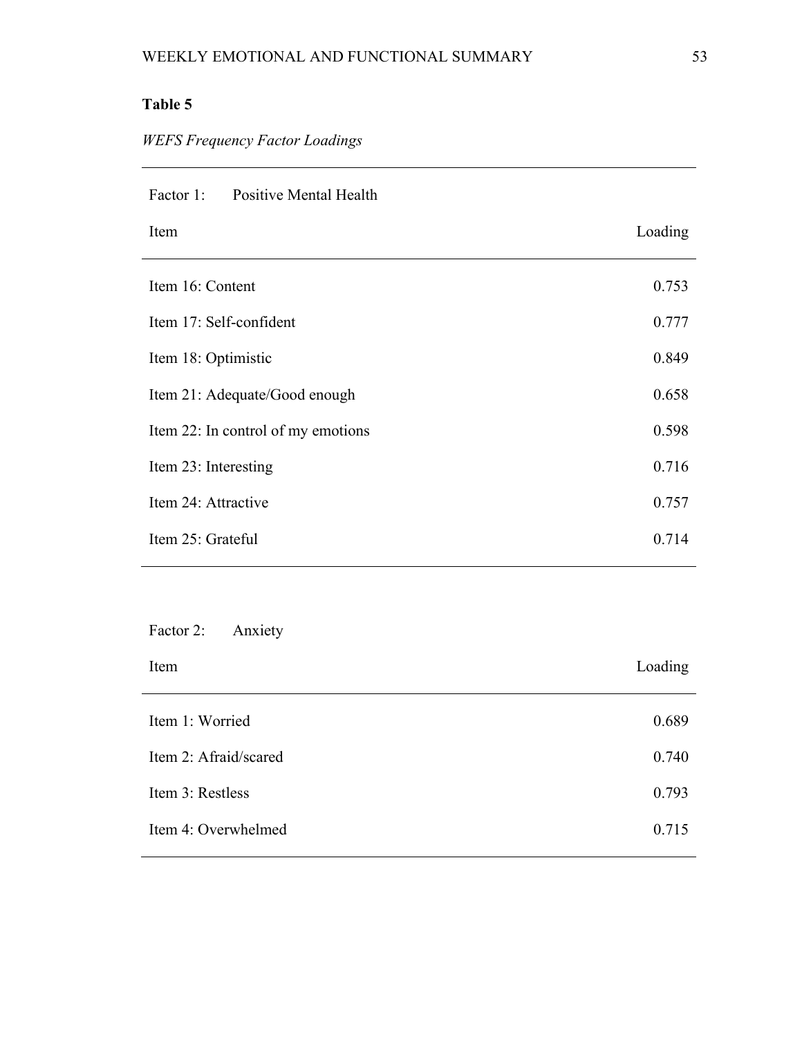**Table 5**

*WEFS Frequency Factor Loadings*

| Factor 1: Positive Mental Health | |
|---|---|
| Item | Loading |
| Item 16: Content | 0.753 |
| Item 17: Self-confident | 0.777 |
| Item 18: Optimistic | 0.849 |
| Item 21: Adequate/Good enough | 0.658 |
| Item 22: In control of my emotions | 0.598 |
| Item 23: Interesting | 0.716 |
| Item 24: Attractive | 0.757 |
| Item 25: Grateful | 0.714 |

| Factor 2: Anxiety | |
|---|---|
| Item | Loading |
| Item 1: Worried | 0.689 |
| Item 2: Afraid/scared | 0.740 |
| Item 3: Restless | 0.793 |
| Item 4: Overwhelmed | 0.715 |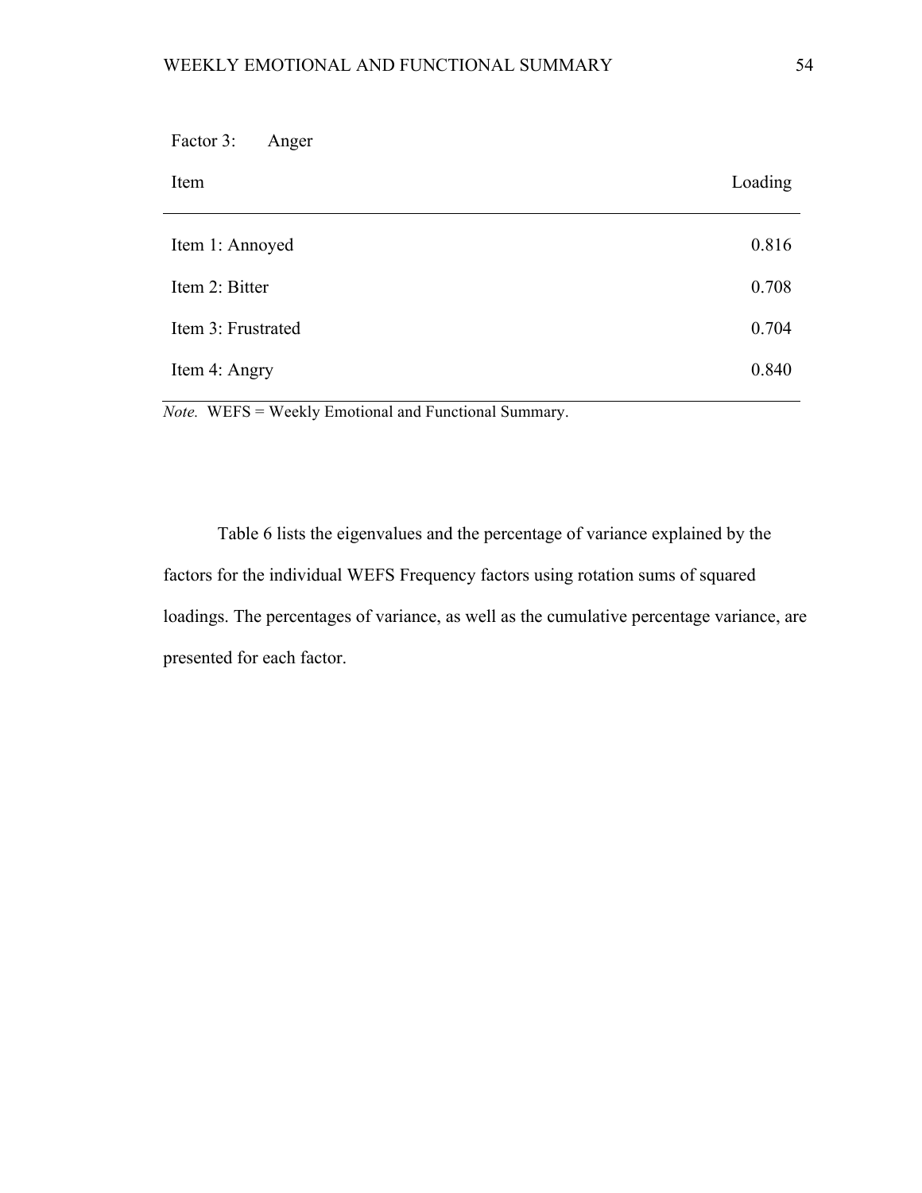Factor 3: Anger

| Item | Loading |
|---|---|
| Item 1: Annoyed | 0.816 |
| Item 2: Bitter | 0.708 |
| Item 3: Frustrated | 0.704 |
| Item 4: Angry | 0.840 |

*Note.* WEFS = Weekly Emotional and Functional Summary.

Table 6 lists the eigenvalues and the percentage of variance explained by the factors for the individual WEFS Frequency factors using rotation sums of squared loadings. The percentages of variance, as well as the cumulative percentage variance, are presented for each factor.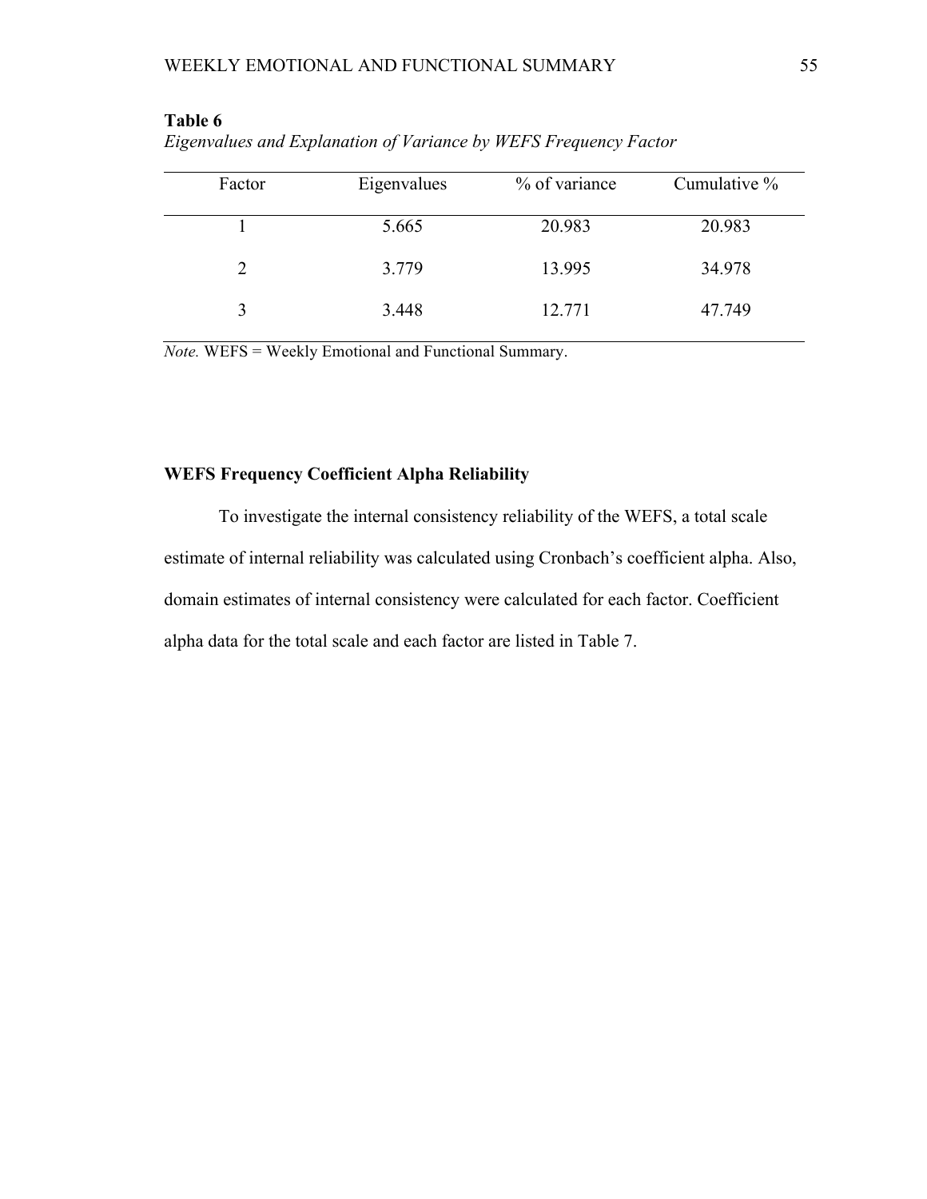**Table 6**

*Eigenvalues and Explanation of Variance by WEFS Frequency Factor*

| Factor | Eigenvalues | % of variance | Cumulative % |
|---|---|---|---|
| 1 | 5.665 | 20.983 | 20.983 |
| 2 | 3.779 | 13.995 | 34.978 |
| 3 | 3.448 | 12.771 | 47.749 |

*Note.* WEFS = Weekly Emotional and Functional Summary.

### WEFS Frequency Coefficient Alpha Reliability

To investigate the internal consistency reliability of the WEFS, a total scale estimate of internal reliability was calculated using Cronbach's coefficient alpha. Also, domain estimates of internal consistency were calculated for each factor. Coefficient alpha data for the total scale and each factor are listed in Table 7.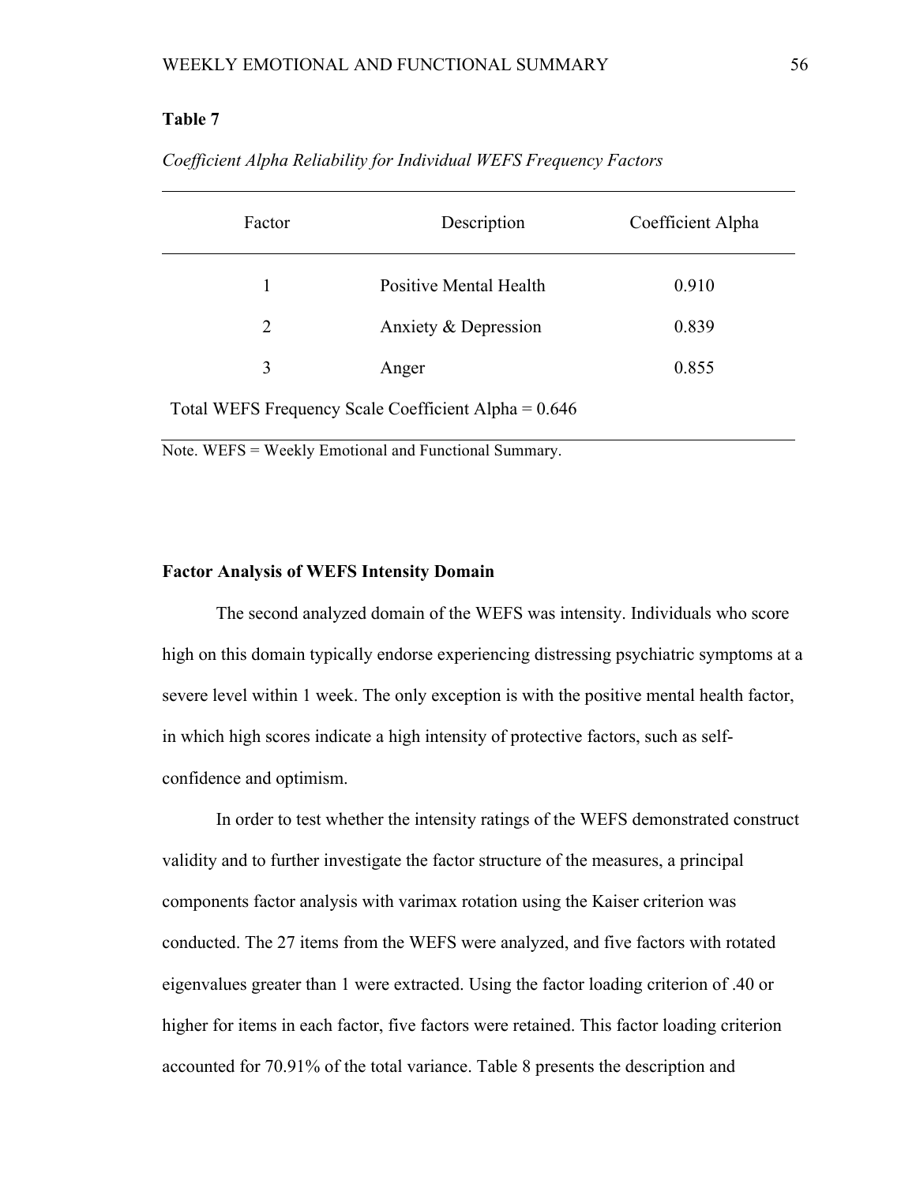**Table 7**

*Coefficient Alpha Reliability for Individual WEFS Frequency Factors*

| Factor | Description | Coefficient Alpha |
|---|---|---|
| 1 | Positive Mental Health | 0.910 |
| 2 | Anxiety & Depression | 0.839 |
| 3 | Anger | 0.855 |
| Total WEFS Frequency Scale Coefficient Alpha = 0.646 | | |

Note. WEFS = Weekly Emotional and Functional Summary.

**Factor Analysis of WEFS Intensity Domain**

The second analyzed domain of the WEFS was intensity. Individuals who score high on this domain typically endorse experiencing distressing psychiatric symptoms at a severe level within 1 week. The only exception is with the positive mental health factor, in which high scores indicate a high intensity of protective factors, such as self-confidence and optimism.

In order to test whether the intensity ratings of the WEFS demonstrated construct validity and to further investigate the factor structure of the measures, a principal components factor analysis with varimax rotation using the Kaiser criterion was conducted. The 27 items from the WEFS were analyzed, and five factors with rotated eigenvalues greater than 1 were extracted. Using the factor loading criterion of .40 or higher for items in each factor, five factors were retained. This factor loading criterion accounted for 70.91% of the total variance. Table 8 presents the description and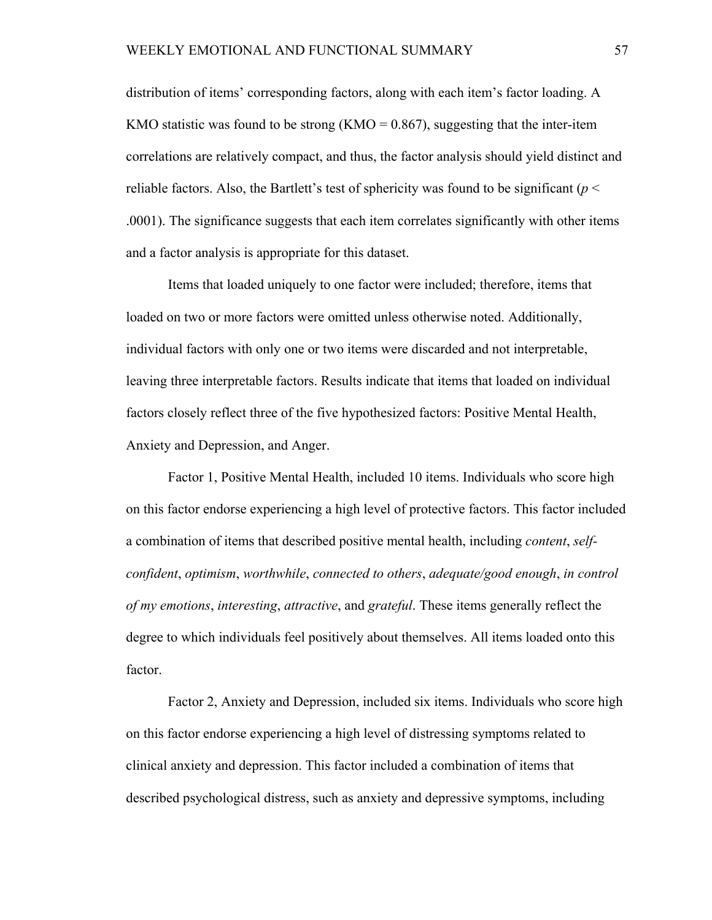distribution of items' corresponding factors, along with each item's factor loading. A KMO statistic was found to be strong (KMO = 0.867), suggesting that the inter-item correlations are relatively compact, and thus, the factor analysis should yield distinct and reliable factors. Also, the Bartlett's test of sphericity was found to be significant ($p <$ .0001). The significance suggests that each item correlates significantly with other items and a factor analysis is appropriate for this dataset.

Items that loaded uniquely to one factor were included; therefore, items that loaded on two or more factors were omitted unless otherwise noted. Additionally, individual factors with only one or two items were discarded and not interpretable, leaving three interpretable factors. Results indicate that items that loaded on individual factors closely reflect three of the five hypothesized factors: Positive Mental Health, Anxiety and Depression, and Anger.

Factor 1, Positive Mental Health, included 10 items. Individuals who score high on this factor endorse experiencing a high level of protective factors. This factor included a combination of items that described positive mental health, including *content*, *self-confident*, *optimism*, *worthwhile*, *connected to others*, *adequate/good enough*, *in control of my emotions*, *interesting*, *attractive*, and *grateful*. These items generally reflect the degree to which individuals feel positively about themselves. All items loaded onto this factor.

Factor 2, Anxiety and Depression, included six items. Individuals who score high on this factor endorse experiencing a high level of distressing symptoms related to clinical anxiety and depression. This factor included a combination of items that described psychological distress, such as anxiety and depressive symptoms, including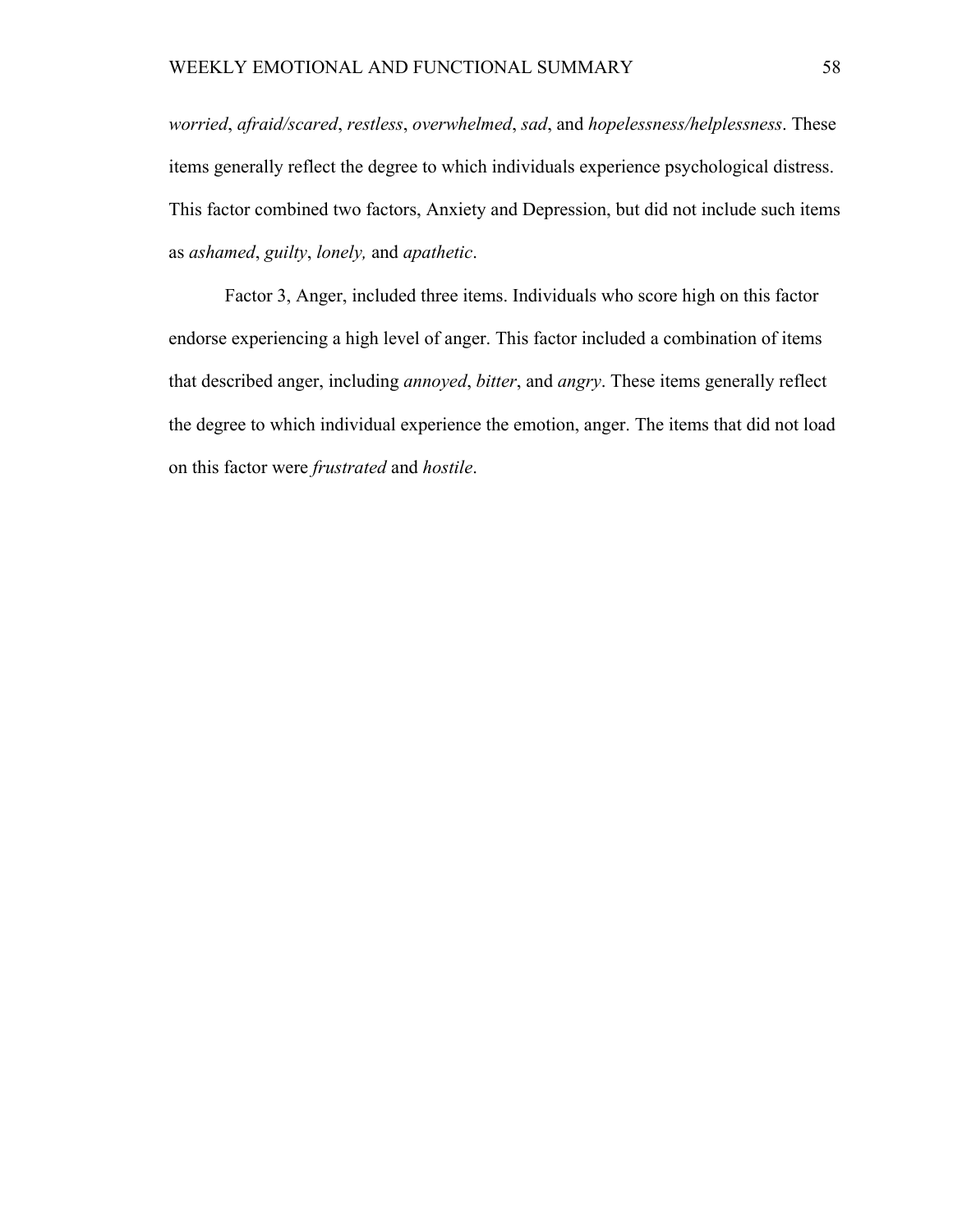*worried*, *afraid/scared*, *restless*, *overwhelmed*, *sad*, and *hopelessness/helplessness*. These items generally reflect the degree to which individuals experience psychological distress. This factor combined two factors, Anxiety and Depression, but did not include such items as *ashamed*, *guilty*, *lonely,* and *apathetic*.

Factor 3, Anger, included three items. Individuals who score high on this factor endorse experiencing a high level of anger. This factor included a combination of items that described anger, including *annoyed*, *bitter*, and *angry*. These items generally reflect the degree to which individual experience the emotion, anger. The items that did not load on this factor were *frustrated* and *hostile*.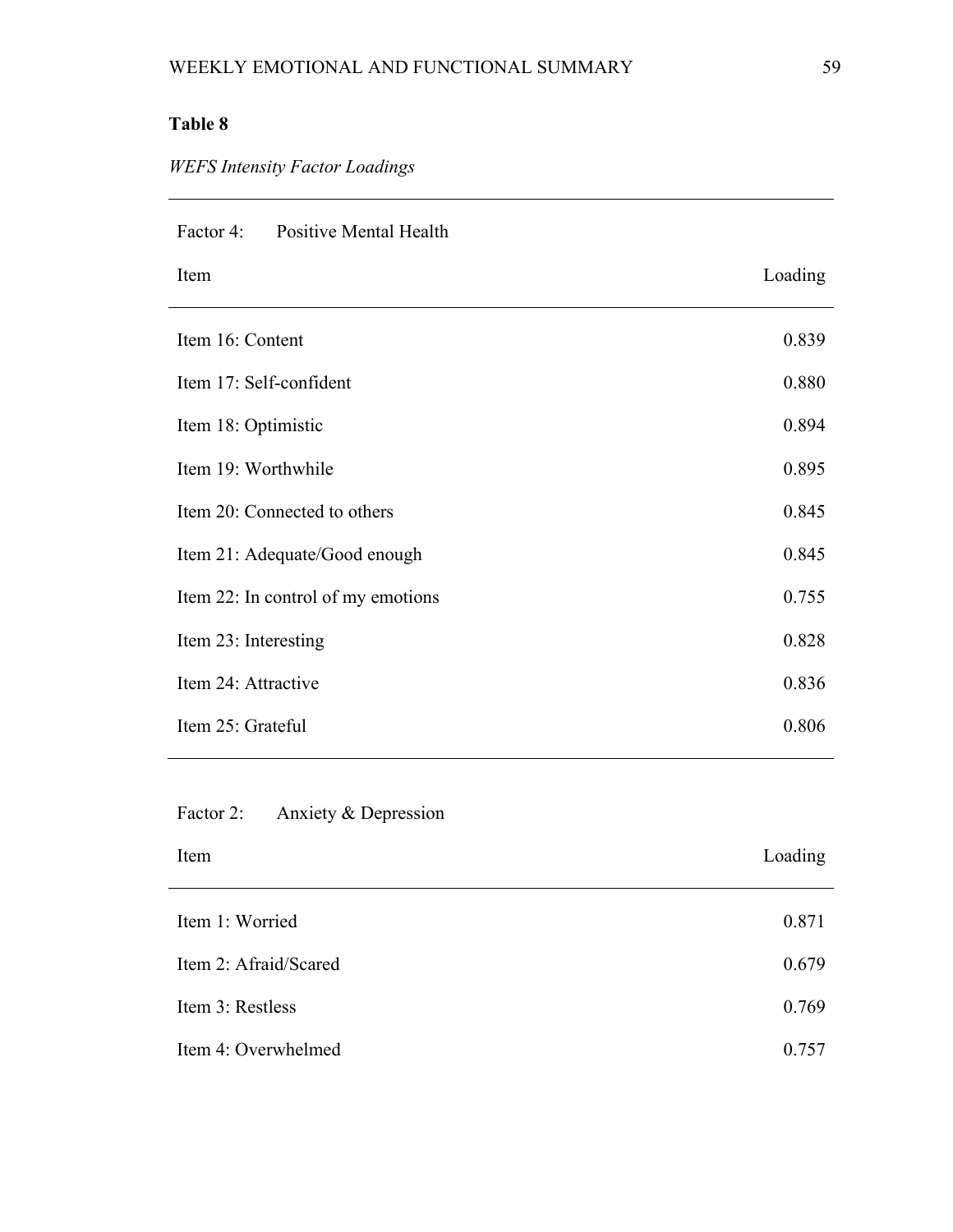**Table 8**

*WEFS Intensity Factor Loadings*

| Factor 4: Positive Mental Health | |
|---|---|
| Item | Loading |
| Item 16: Content | 0.839 |
| Item 17: Self-confident | 0.880 |
| Item 18: Optimistic | 0.894 |
| Item 19: Worthwhile | 0.895 |
| Item 20: Connected to others | 0.845 |
| Item 21: Adequate/Good enough | 0.845 |
| Item 22: In control of my emotions | 0.755 |
| Item 23: Interesting | 0.828 |
| Item 24: Attractive | 0.836 |
| Item 25: Grateful | 0.806 |

| Factor 2: Anxiety & Depression | |
|---|---|
| Item | Loading |
| Item 1: Worried | 0.871 |
| Item 2: Afraid/Scared | 0.679 |
| Item 3: Restless | 0.769 |
| Item 4: Overwhelmed | 0.757 |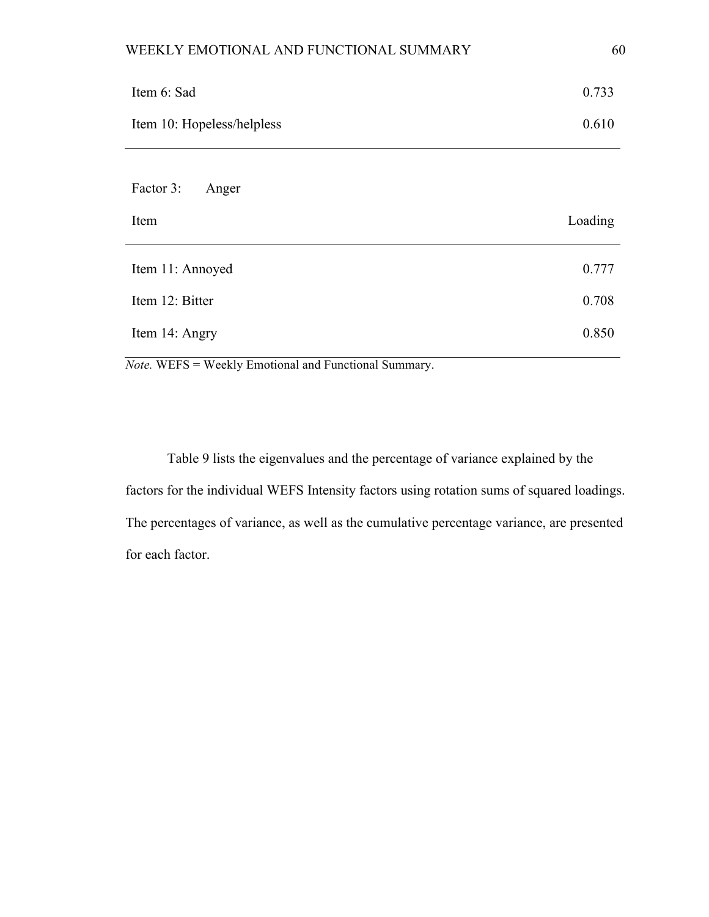| Item | Loading |
|---|---|
| Item 6: Sad | 0.733 |
| Item 10: Hopeless/helpless | 0.610 |

Factor 3: Anger

| Item | Loading |
|---|---|
| Item 11: Annoyed | 0.777 |
| Item 12: Bitter | 0.708 |
| Item 14: Angry | 0.850 |

*Note.* WEFS = Weekly Emotional and Functional Summary.

Table 9 lists the eigenvalues and the percentage of variance explained by the factors for the individual WEFS Intensity factors using rotation sums of squared loadings. The percentages of variance, as well as the cumulative percentage variance, are presented for each factor.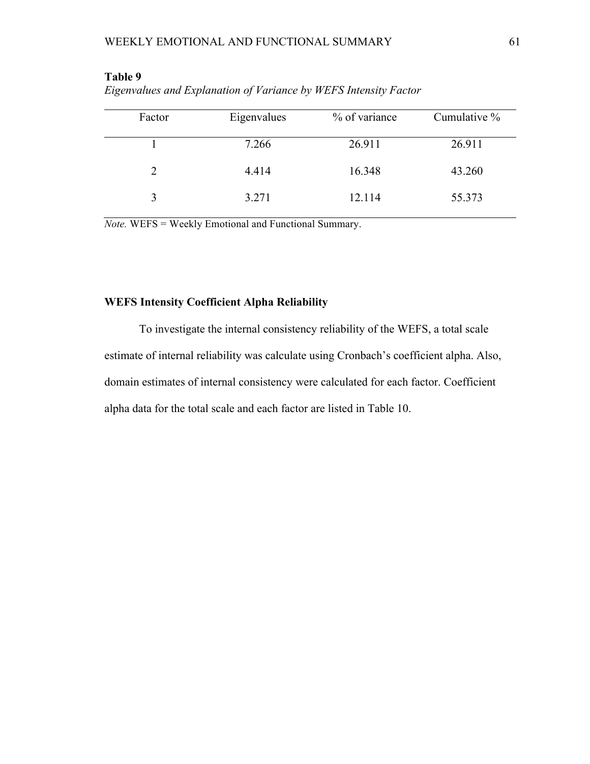**Table 9**

*Eigenvalues and Explanation of Variance by WEFS Intensity Factor*

| Factor | Eigenvalues | % of variance | Cumulative % |
|---|---|---|---|
| 1 | 7.266 | 26.911 | 26.911 |
| 2 | 4.414 | 16.348 | 43.260 |
| 3 | 3.271 | 12.114 | 55.373 |

*Note.* WEFS = Weekly Emotional and Functional Summary.

### WEFS Intensity Coefficient Alpha Reliability

To investigate the internal consistency reliability of the WEFS, a total scale estimate of internal reliability was calculate using Cronbach's coefficient alpha. Also, domain estimates of internal consistency were calculated for each factor. Coefficient alpha data for the total scale and each factor are listed in Table 10.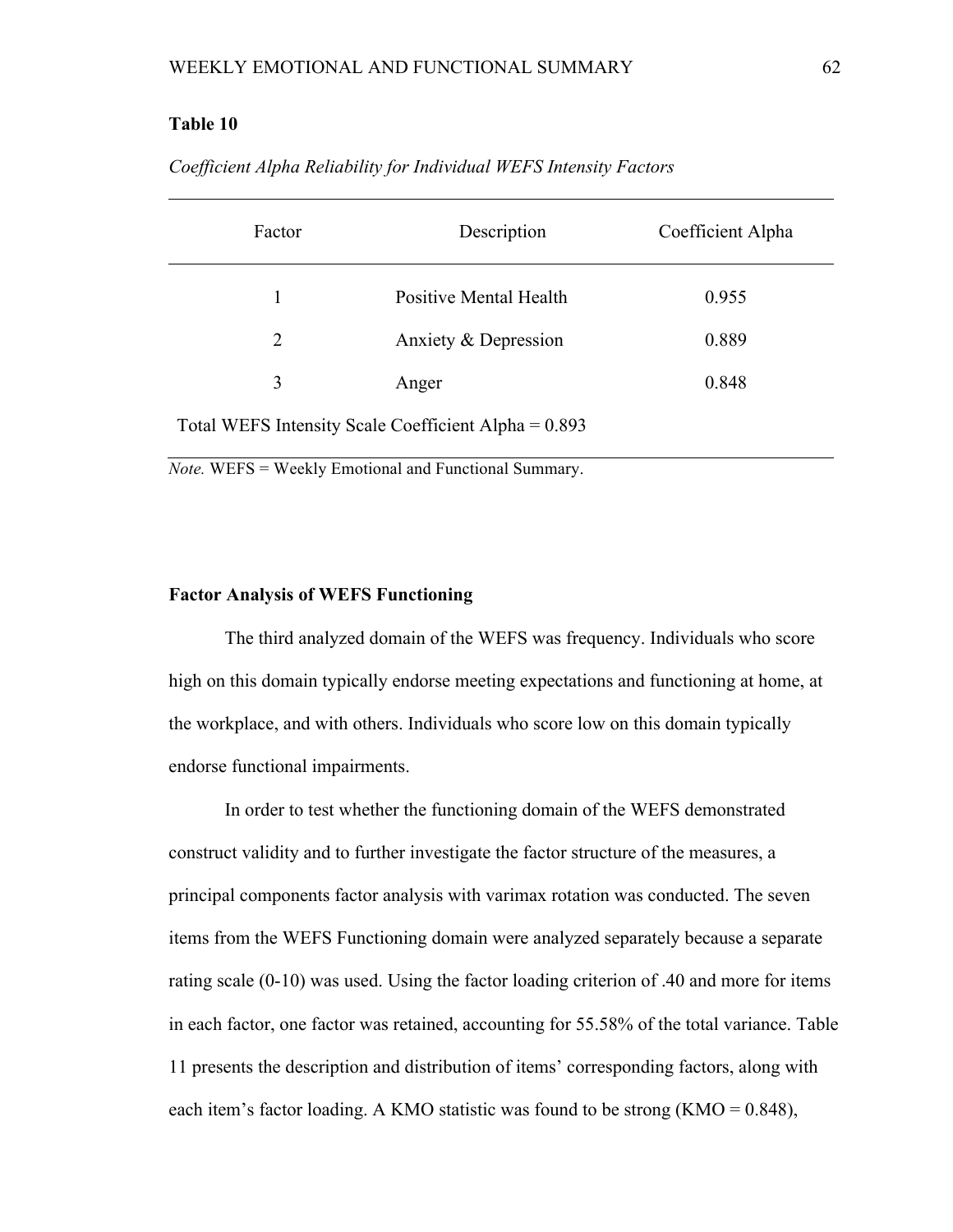**Table 10**

*Coefficient Alpha Reliability for Individual WEFS Intensity Factors*

| Factor | Description | Coefficient Alpha |
|---|---|---|
| 1 | Positive Mental Health | 0.955 |
| 2 | Anxiety & Depression | 0.889 |
| 3 | Anger | 0.848 |
| Total WEFS Intensity Scale Coefficient Alpha = 0.893 | | |

*Note.* WEFS = Weekly Emotional and Functional Summary.

**Factor Analysis of WEFS Functioning**

The third analyzed domain of the WEFS was frequency. Individuals who score high on this domain typically endorse meeting expectations and functioning at home, at the workplace, and with others. Individuals who score low on this domain typically endorse functional impairments.

In order to test whether the functioning domain of the WEFS demonstrated construct validity and to further investigate the factor structure of the measures, a principal components factor analysis with varimax rotation was conducted. The seven items from the WEFS Functioning domain were analyzed separately because a separate rating scale (0-10) was used. Using the factor loading criterion of .40 and more for items in each factor, one factor was retained, accounting for 55.58% of the total variance. Table 11 presents the description and distribution of items' corresponding factors, along with each item's factor loading. A KMO statistic was found to be strong (KMO = 0.848),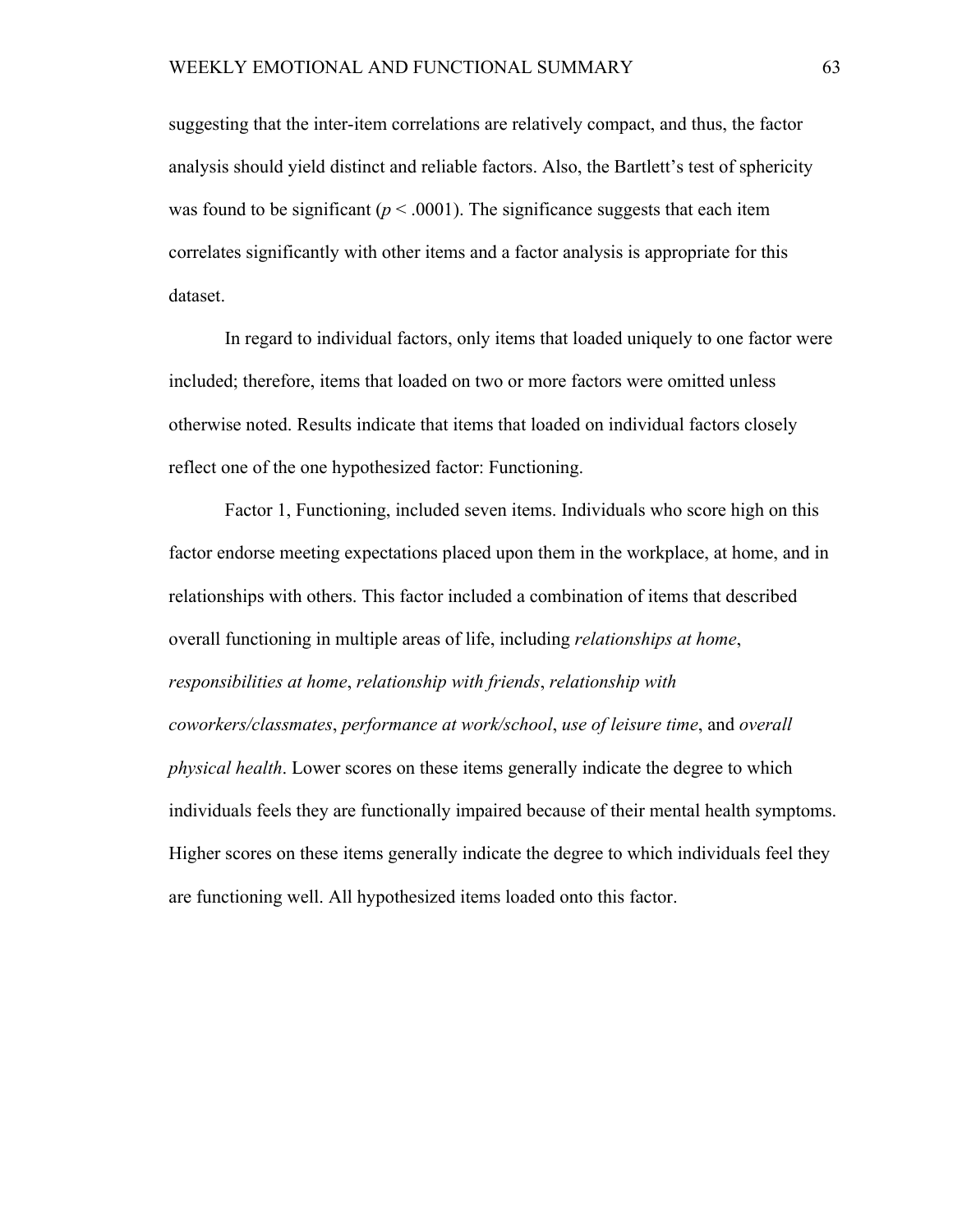suggesting that the inter-item correlations are relatively compact, and thus, the factor analysis should yield distinct and reliable factors. Also, the Bartlett's test of sphericity was found to be significant ($p < .0001$). The significance suggests that each item correlates significantly with other items and a factor analysis is appropriate for this dataset.

In regard to individual factors, only items that loaded uniquely to one factor were included; therefore, items that loaded on two or more factors were omitted unless otherwise noted. Results indicate that items that loaded on individual factors closely reflect one of the one hypothesized factor: Functioning.

Factor 1, Functioning, included seven items. Individuals who score high on this factor endorse meeting expectations placed upon them in the workplace, at home, and in relationships with others. This factor included a combination of items that described overall functioning in multiple areas of life, including *relationships at home*, *responsibilities at home*, *relationship with friends*, *relationship with coworkers/classmates*, *performance at work/school*, *use of leisure time*, and *overall physical health*. Lower scores on these items generally indicate the degree to which individuals feels they are functionally impaired because of their mental health symptoms. Higher scores on these items generally indicate the degree to which individuals feel they are functioning well. All hypothesized items loaded onto this factor.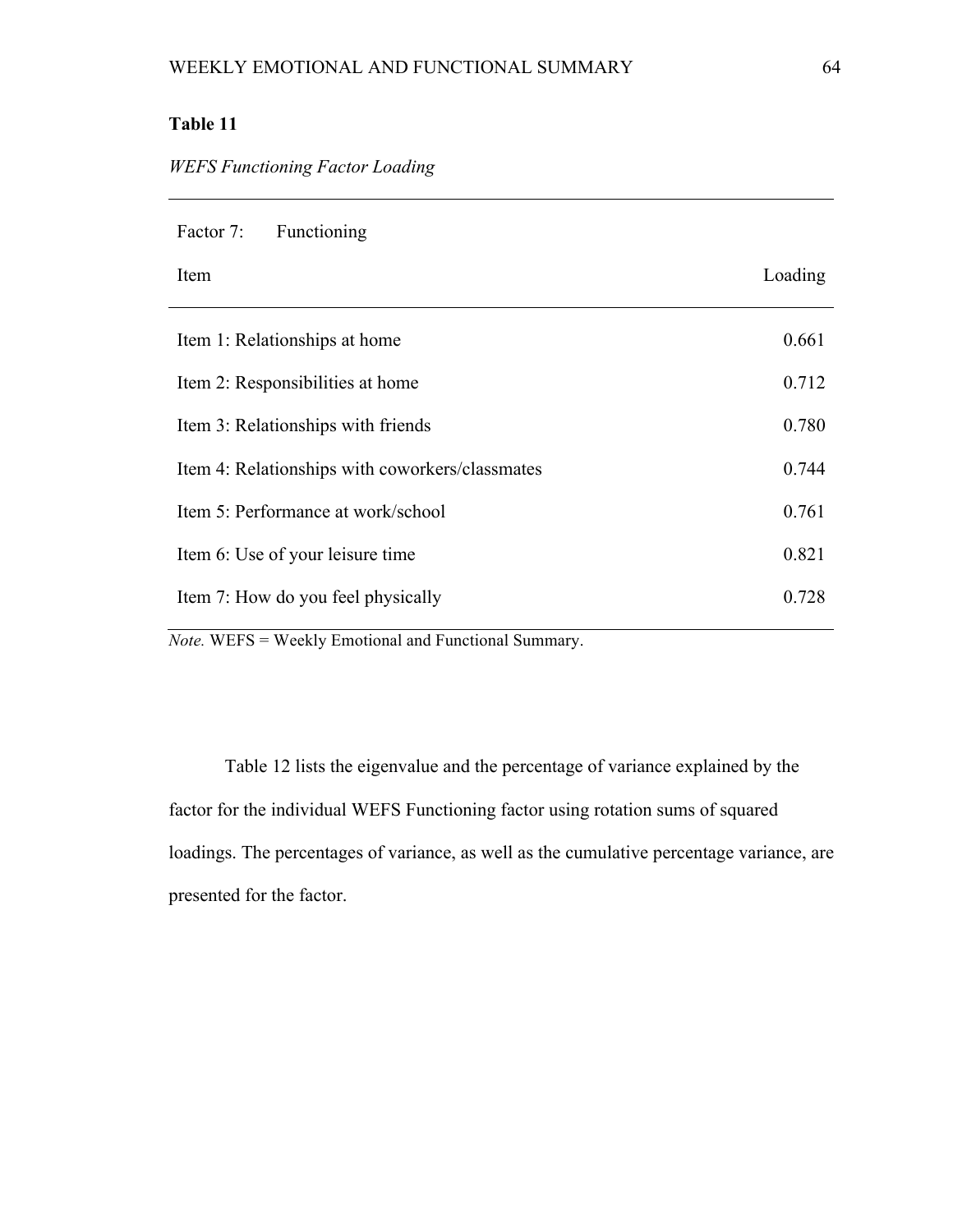**Table 11**

*WEFS Functioning Factor Loading*

| Factor 7: Functioning | |
|---|---|
| Item | Loading |
| Item 1: Relationships at home | 0.661 |
| Item 2: Responsibilities at home | 0.712 |
| Item 3: Relationships with friends | 0.780 |
| Item 4: Relationships with coworkers/classmates | 0.744 |
| Item 5: Performance at work/school | 0.761 |
| Item 6: Use of your leisure time | 0.821 |
| Item 7: How do you feel physically | 0.728 |

*Note.* WEFS = Weekly Emotional and Functional Summary.

Table 12 lists the eigenvalue and the percentage of variance explained by the factor for the individual WEFS Functioning factor using rotation sums of squared loadings. The percentages of variance, as well as the cumulative percentage variance, are presented for the factor.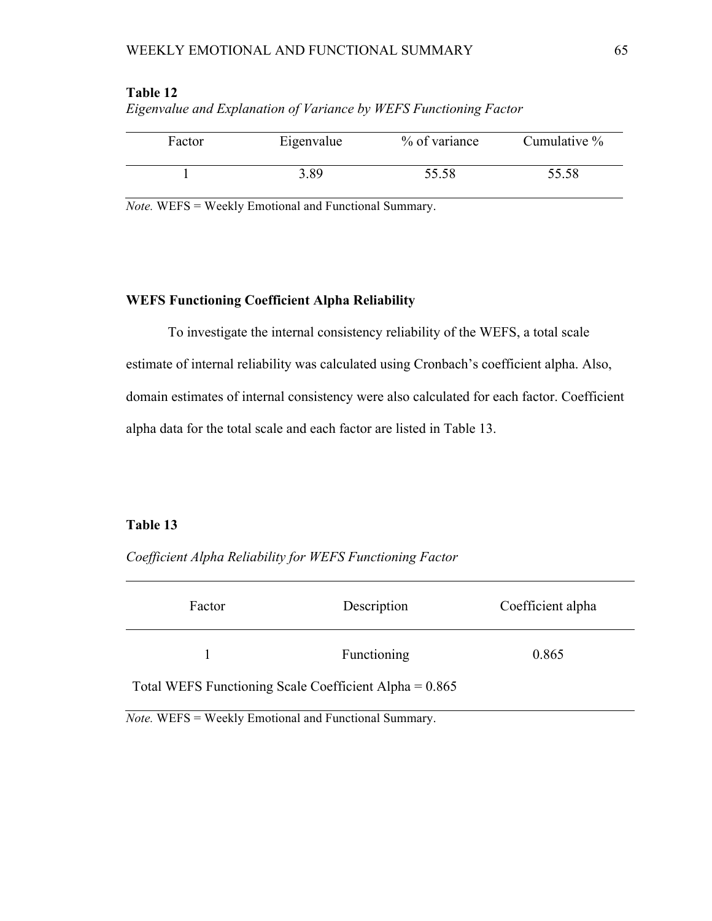**Table 12**

*Eigenvalue and Explanation of Variance by WEFS Functioning Factor*

| Factor | Eigenvalue | % of variance | Cumulative % |
|---|---|---|---|
| 1 | 3.89 | 55.58 | 55.58 |

*Note.* WEFS = Weekly Emotional and Functional Summary.

**WEFS Functioning Coefficient Alpha Reliability**

To investigate the internal consistency reliability of the WEFS, a total scale estimate of internal reliability was calculated using Cronbach's coefficient alpha. Also, domain estimates of internal consistency were also calculated for each factor. Coefficient alpha data for the total scale and each factor are listed in Table 13.

**Table 13**

*Coefficient Alpha Reliability for WEFS Functioning Factor*

| Factor | Description | Coefficient alpha |
|---|---|---|
| 1 | Functioning | 0.865 |
| Total WEFS Functioning Scale Coefficient Alpha = 0.865 | | |

*Note.* WEFS = Weekly Emotional and Functional Summary.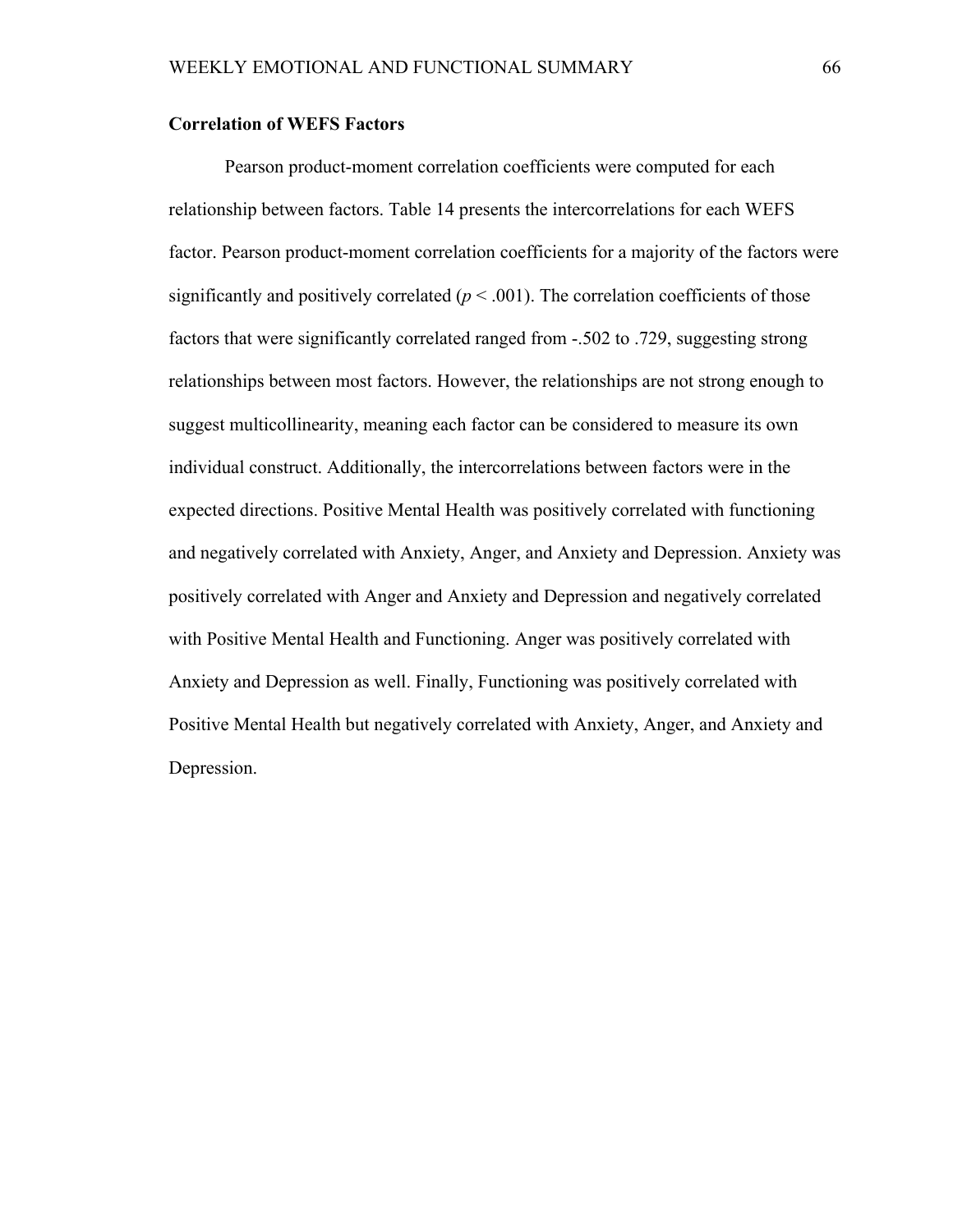### Correlation of WEFS Factors

Pearson product-moment correlation coefficients were computed for each relationship between factors. Table 14 presents the intercorrelations for each WEFS factor. Pearson product-moment correlation coefficients for a majority of the factors were significantly and positively correlated ($p < .001$). The correlation coefficients of those factors that were significantly correlated ranged from -.502 to .729, suggesting strong relationships between most factors. However, the relationships are not strong enough to suggest multicollinearity, meaning each factor can be considered to measure its own individual construct. Additionally, the intercorrelations between factors were in the expected directions. Positive Mental Health was positively correlated with functioning and negatively correlated with Anxiety, Anger, and Anxiety and Depression. Anxiety was positively correlated with Anger and Anxiety and Depression and negatively correlated with Positive Mental Health and Functioning. Anger was positively correlated with Anxiety and Depression as well. Finally, Functioning was positively correlated with Positive Mental Health but negatively correlated with Anxiety, Anger, and Anxiety and Depression.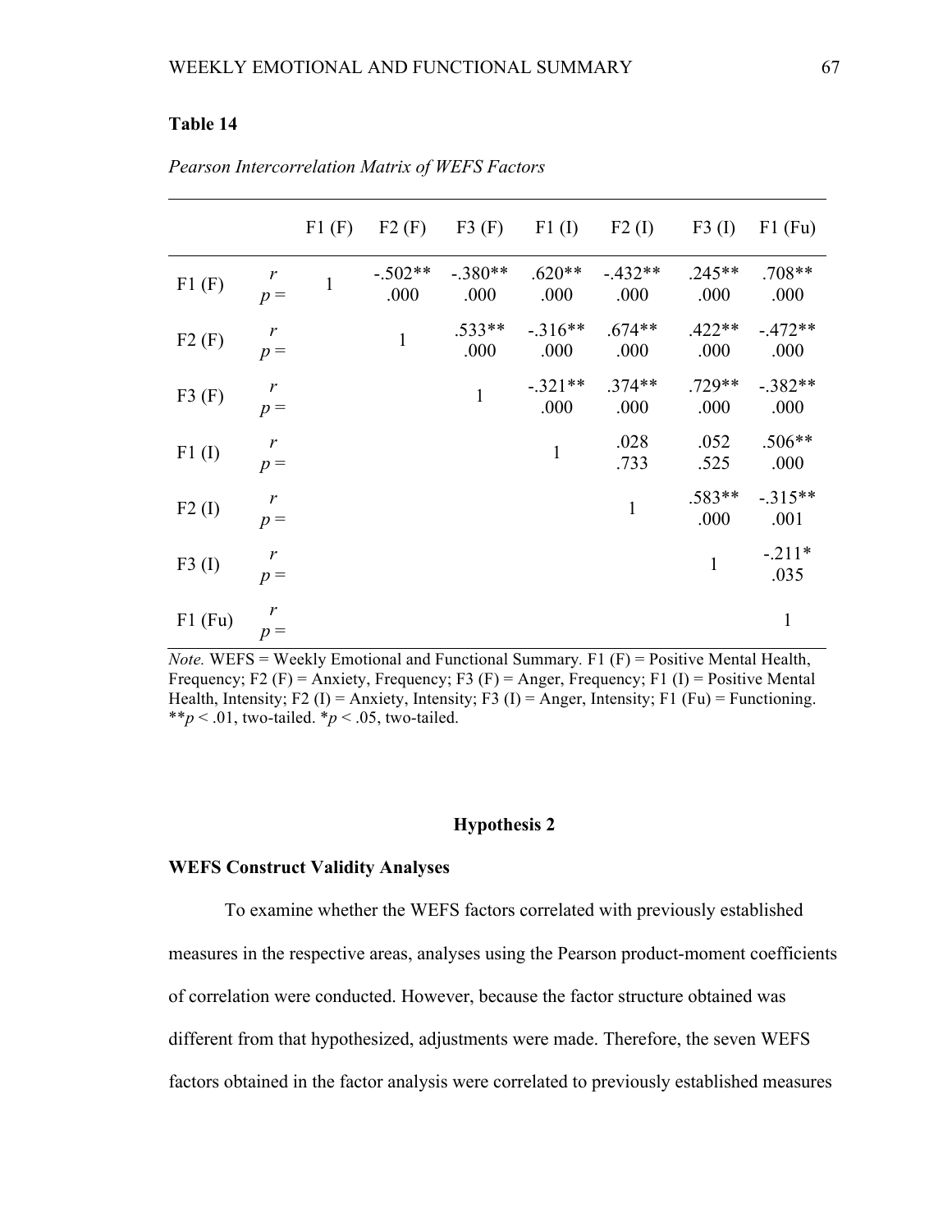**Table 14**

*Pearson Intercorrelation Matrix of WEFS Factors*

| | | F1 (F) | F2 (F) | F3 (F) | F1 (I) | F2 (I) | F3 (I) | F1 (Fu) |
|---|---|---|---|---|---|---|---|---|
| F1 (F) | *r* | 1 | -.502** | -.380** | .620** | -.432** | .245** | .708** |
| | *p* = | | .000 | .000 | .000 | .000 | .000 | .000 |
| F2 (F) | *r* | | 1 | .533** | -.316** | .674** | .422** | -.472** |
| | *p* = | | | .000 | .000 | .000 | .000 | .000 |
| F3 (F) | *r* | | | 1 | -.321** | .374** | .729** | -.382** |
| | *p* = | | | | .000 | .000 | .000 | .000 |
| F1 (I) | *r* | | | | 1 | .028 | .052 | .506** |
| | *p* = | | | | | .733 | .525 | .000 |
| F2 (I) | *r* | | | | | 1 | .583** | -.315** |
| | *p* = | | | | | | .000 | .001 |
| F3 (I) | *r* | | | | | | 1 | -.211* |
| | *p* = | | | | | | | .035 |
| F1 (Fu) | *r* | | | | | | | 1 |
| | *p* = | | | | | | | |

*Note.* WEFS = Weekly Emotional and Functional Summary. F1 (F) = Positive Mental Health, Frequency; F2 (F) = Anxiety, Frequency; F3 (F) = Anger, Frequency; F1 (I) = Positive Mental Health, Intensity; F2 (I) = Anxiety, Intensity; F3 (I) = Anger, Intensity; F1 (Fu) = Functioning. ***p* < .01, two-tailed. **p* < .05, two-tailed.

## Hypothesis 2

### WEFS Construct Validity Analyses

To examine whether the WEFS factors correlated with previously established measures in the respective areas, analyses using the Pearson product-moment coefficients of correlation were conducted. However, because the factor structure obtained was different from that hypothesized, adjustments were made. Therefore, the seven WEFS factors obtained in the factor analysis were correlated to previously established measures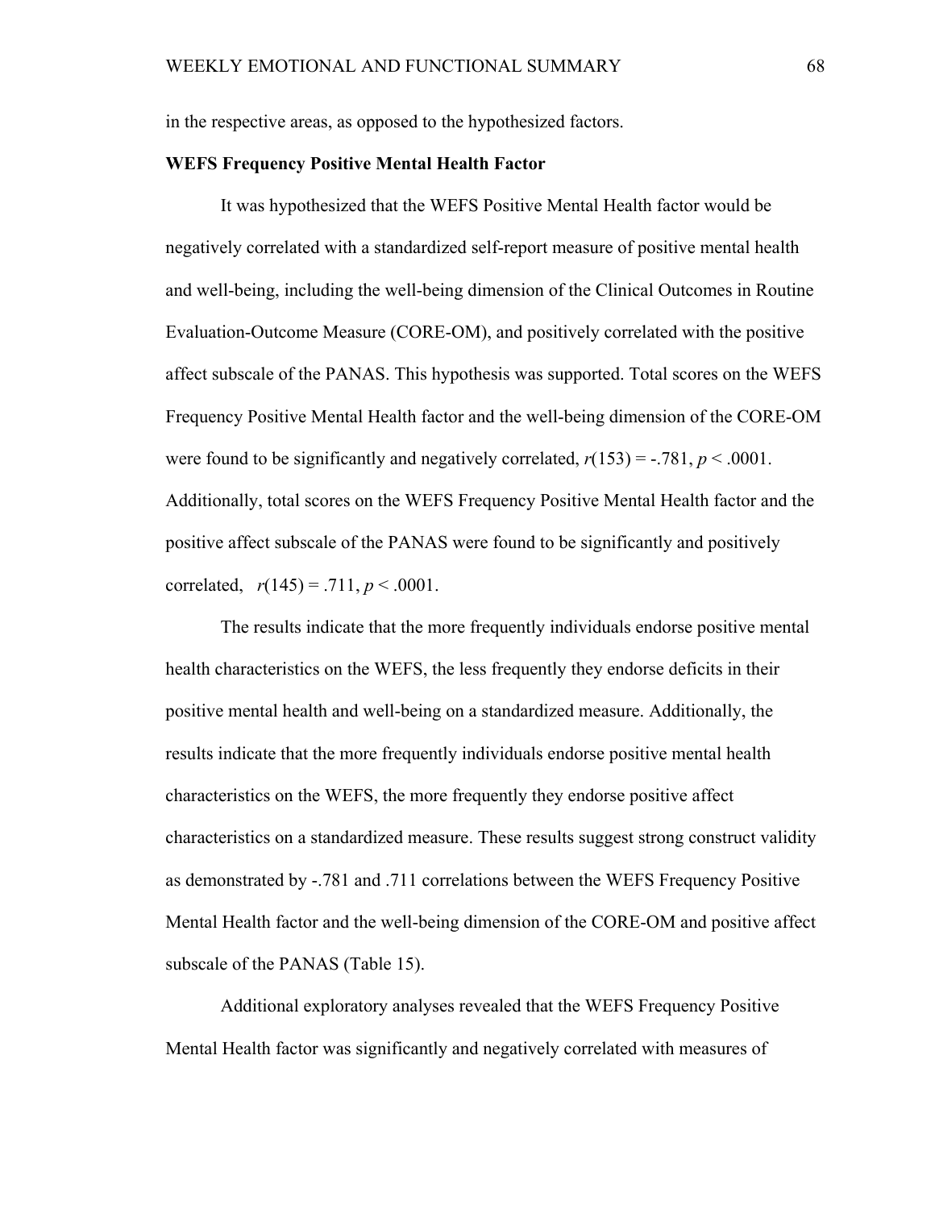in the respective areas, as opposed to the hypothesized factors.

**WEFS Frequency Positive Mental Health Factor**

It was hypothesized that the WEFS Positive Mental Health factor would be negatively correlated with a standardized self-report measure of positive mental health and well-being, including the well-being dimension of the Clinical Outcomes in Routine Evaluation-Outcome Measure (CORE-OM), and positively correlated with the positive affect subscale of the PANAS. This hypothesis was supported. Total scores on the WEFS Frequency Positive Mental Health factor and the well-being dimension of the CORE-OM were found to be significantly and negatively correlated, $r(153) = -.781$, $p < .0001$. Additionally, total scores on the WEFS Frequency Positive Mental Health factor and the positive affect subscale of the PANAS were found to be significantly and positively correlated, $r(145) = .711$, $p < .0001$.

The results indicate that the more frequently individuals endorse positive mental health characteristics on the WEFS, the less frequently they endorse deficits in their positive mental health and well-being on a standardized measure. Additionally, the results indicate that the more frequently individuals endorse positive mental health characteristics on the WEFS, the more frequently they endorse positive affect characteristics on a standardized measure. These results suggest strong construct validity as demonstrated by -.781 and .711 correlations between the WEFS Frequency Positive Mental Health factor and the well-being dimension of the CORE-OM and positive affect subscale of the PANAS (Table 15).

Additional exploratory analyses revealed that the WEFS Frequency Positive Mental Health factor was significantly and negatively correlated with measures of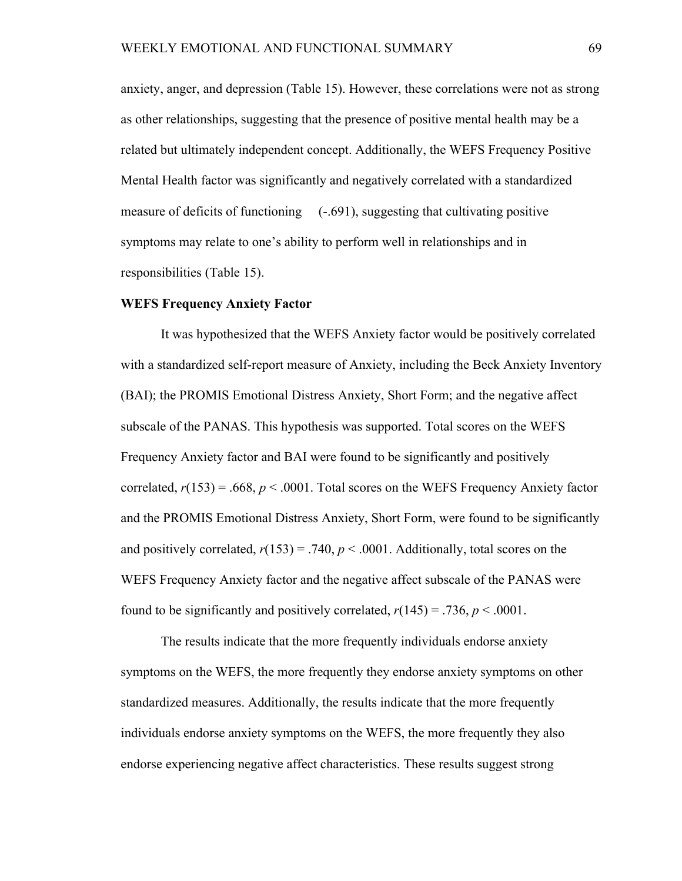anxiety, anger, and depression (Table 15). However, these correlations were not as strong as other relationships, suggesting that the presence of positive mental health may be a related but ultimately independent concept. Additionally, the WEFS Frequency Positive Mental Health factor was significantly and negatively correlated with a standardized measure of deficits of functioning (-.691), suggesting that cultivating positive symptoms may relate to one's ability to perform well in relationships and in responsibilities (Table 15).

**WEFS Frequency Anxiety Factor**

It was hypothesized that the WEFS Anxiety factor would be positively correlated with a standardized self-report measure of Anxiety, including the Beck Anxiety Inventory (BAI); the PROMIS Emotional Distress Anxiety, Short Form; and the negative affect subscale of the PANAS. This hypothesis was supported. Total scores on the WEFS Frequency Anxiety factor and BAI were found to be significantly and positively correlated, $r(153) = .668$, $p < .0001$. Total scores on the WEFS Frequency Anxiety factor and the PROMIS Emotional Distress Anxiety, Short Form, were found to be significantly and positively correlated, $r(153) = .740$, $p < .0001$. Additionally, total scores on the WEFS Frequency Anxiety factor and the negative affect subscale of the PANAS were found to be significantly and positively correlated, $r(145) = .736$, $p < .0001$.

The results indicate that the more frequently individuals endorse anxiety symptoms on the WEFS, the more frequently they endorse anxiety symptoms on other standardized measures. Additionally, the results indicate that the more frequently individuals endorse anxiety symptoms on the WEFS, the more frequently they also endorse experiencing negative affect characteristics. These results suggest strong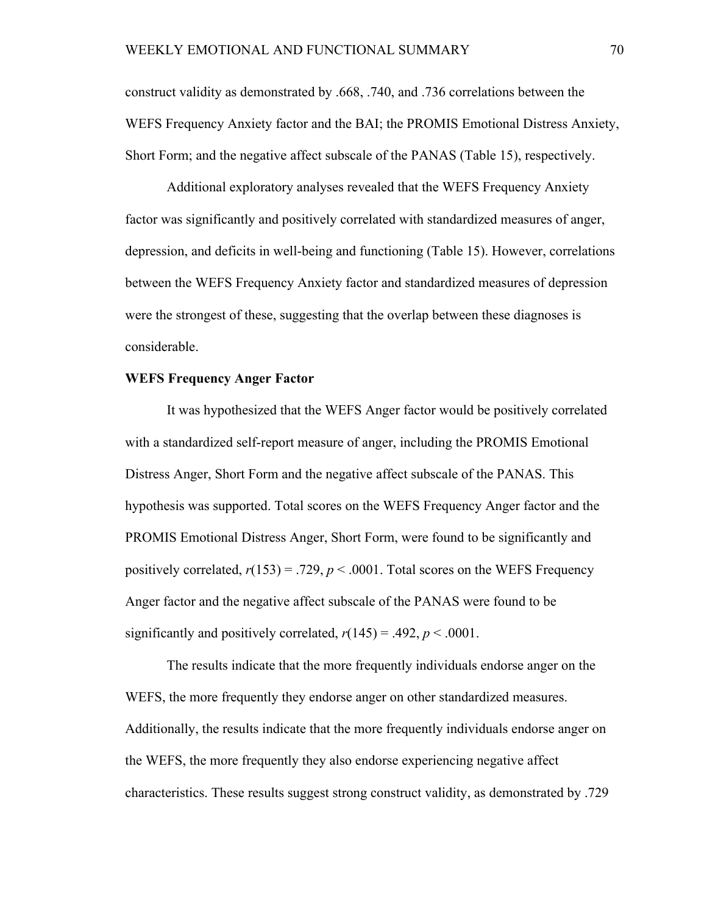construct validity as demonstrated by .668, .740, and .736 correlations between the WEFS Frequency Anxiety factor and the BAI; the PROMIS Emotional Distress Anxiety, Short Form; and the negative affect subscale of the PANAS (Table 15), respectively.

Additional exploratory analyses revealed that the WEFS Frequency Anxiety factor was significantly and positively correlated with standardized measures of anger, depression, and deficits in well-being and functioning (Table 15). However, correlations between the WEFS Frequency Anxiety factor and standardized measures of depression were the strongest of these, suggesting that the overlap between these diagnoses is considerable.

**WEFS Frequency Anger Factor**

It was hypothesized that the WEFS Anger factor would be positively correlated with a standardized self-report measure of anger, including the PROMIS Emotional Distress Anger, Short Form and the negative affect subscale of the PANAS. This hypothesis was supported. Total scores on the WEFS Frequency Anger factor and the PROMIS Emotional Distress Anger, Short Form, were found to be significantly and positively correlated, $r(153) = .729$, $p < .0001$. Total scores on the WEFS Frequency Anger factor and the negative affect subscale of the PANAS were found to be significantly and positively correlated, $r(145) = .492$, $p < .0001$.

The results indicate that the more frequently individuals endorse anger on the WEFS, the more frequently they endorse anger on other standardized measures. Additionally, the results indicate that the more frequently individuals endorse anger on the WEFS, the more frequently they also endorse experiencing negative affect characteristics. These results suggest strong construct validity, as demonstrated by .729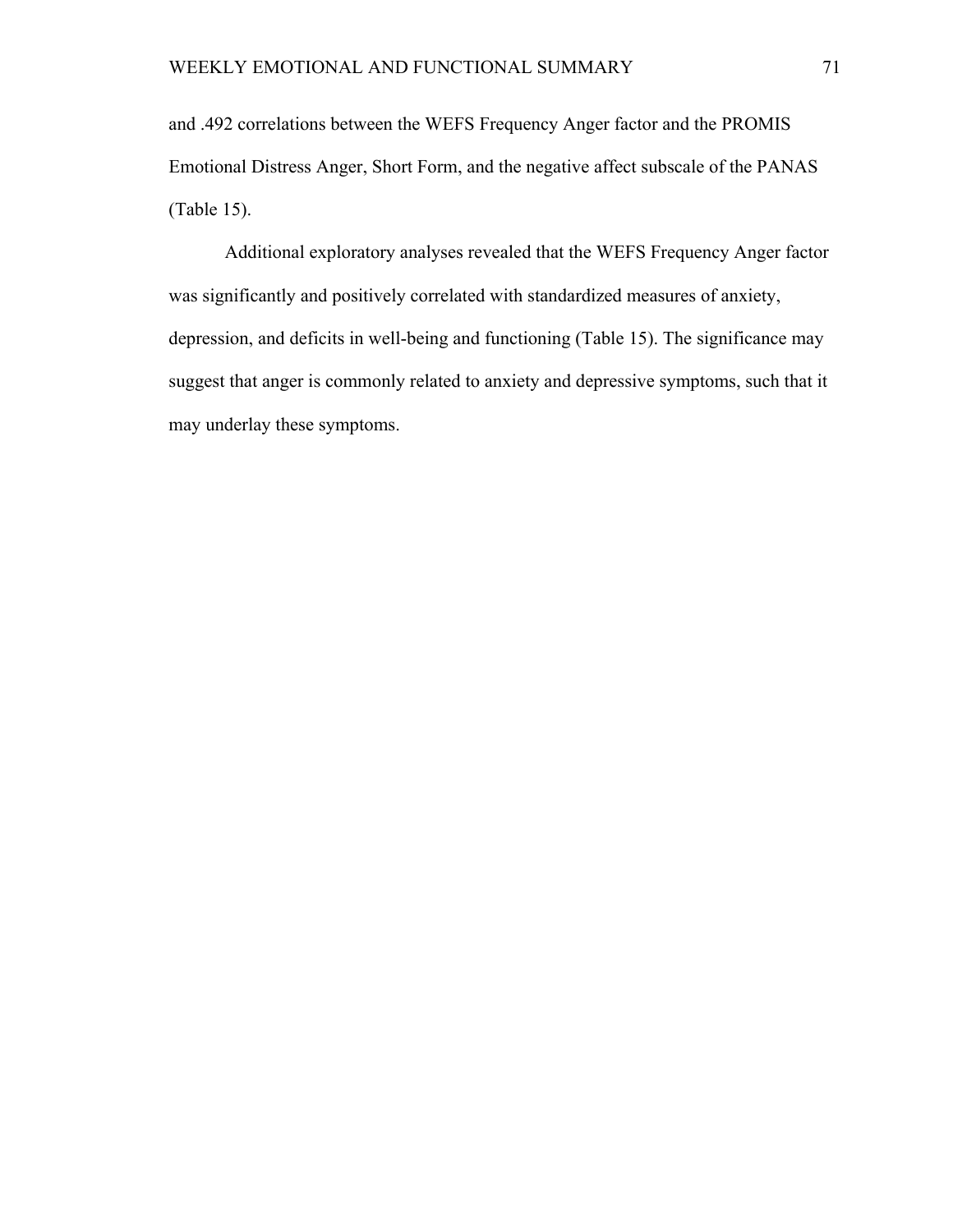and .492 correlations between the WEFS Frequency Anger factor and the PROMIS Emotional Distress Anger, Short Form, and the negative affect subscale of the PANAS (Table 15).

Additional exploratory analyses revealed that the WEFS Frequency Anger factor was significantly and positively correlated with standardized measures of anxiety, depression, and deficits in well-being and functioning (Table 15). The significance may suggest that anger is commonly related to anxiety and depressive symptoms, such that it may underlay these symptoms.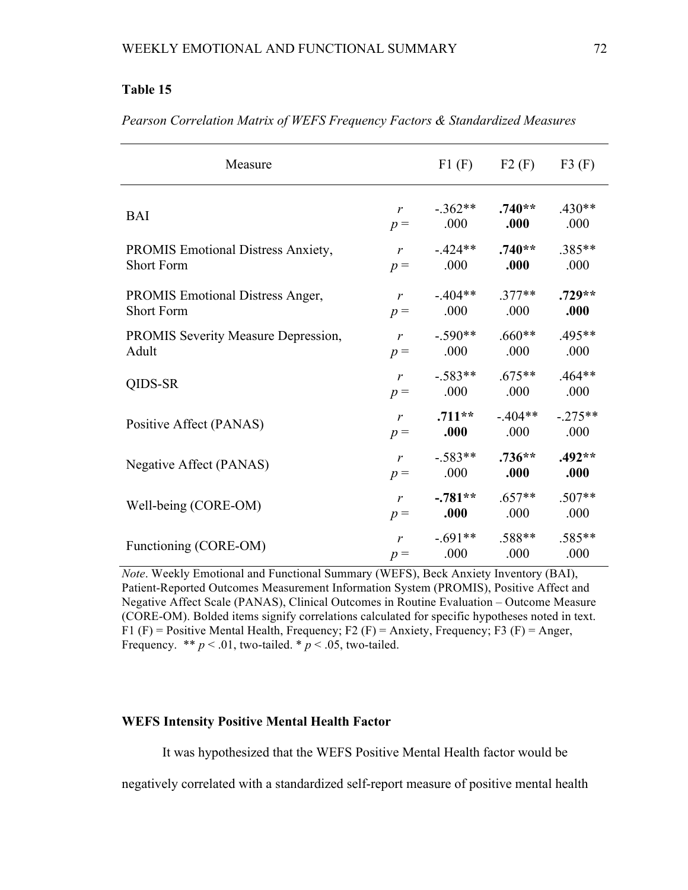**Table 15**

*Pearson Correlation Matrix of WEFS Frequency Factors & Standardized Measures*

| Measure | | F1 (F) | F2 (F) | F3 (F) |
|---|---|---|---|---|
| BAI | *r* | -.362** | **.740**** | .430** |
| | *p* = | .000 | **.000** | .000 |
| PROMIS Emotional Distress Anxiety, Short Form | *r* | -.424** | **.740**** | .385** |
| | *p* = | .000 | **.000** | .000 |
| PROMIS Emotional Distress Anger, Short Form | *r* | -.404** | .377** | **.729**** |
| | *p* = | .000 | .000 | **.000** |
| PROMIS Severity Measure Depression, Adult | *r* | -.590** | .660** | .495** |
| | *p* = | .000 | .000 | .000 |
| QIDS-SR | *r* | -.583** | .675** | .464** |
| | *p* = | .000 | .000 | .000 |
| Positive Affect (PANAS) | *r* | **.711**** | -.404** | -.275** |
| | *p* = | **.000** | .000 | .000 |
| Negative Affect (PANAS) | *r* | -.583** | **.736**** | **.492**** |
| | *p* = | .000 | **.000** | **.000** |
| Well-being (CORE-OM) | *r* | **-.781**** | .657** | .507** |
| | *p* = | **.000** | .000 | .000 |
| Functioning (CORE-OM) | *r* | -.691** | .588** | .585** |
| | *p* = | .000 | .000 | .000 |

*Note*. Weekly Emotional and Functional Summary (WEFS), Beck Anxiety Inventory (BAI), Patient-Reported Outcomes Measurement Information System (PROMIS), Positive Affect and Negative Affect Scale (PANAS), Clinical Outcomes in Routine Evaluation – Outcome Measure (CORE-OM). Bolded items signify correlations calculated for specific hypotheses noted in text. F1 (F) = Positive Mental Health, Frequency; F2 (F) = Anxiety, Frequency; F3 (F) = Anger, Frequency. ** $p < .01$, two-tailed. * $p < .05$, two-tailed.

**WEFS Intensity Positive Mental Health Factor**

It was hypothesized that the WEFS Positive Mental Health factor would be negatively correlated with a standardized self-report measure of positive mental health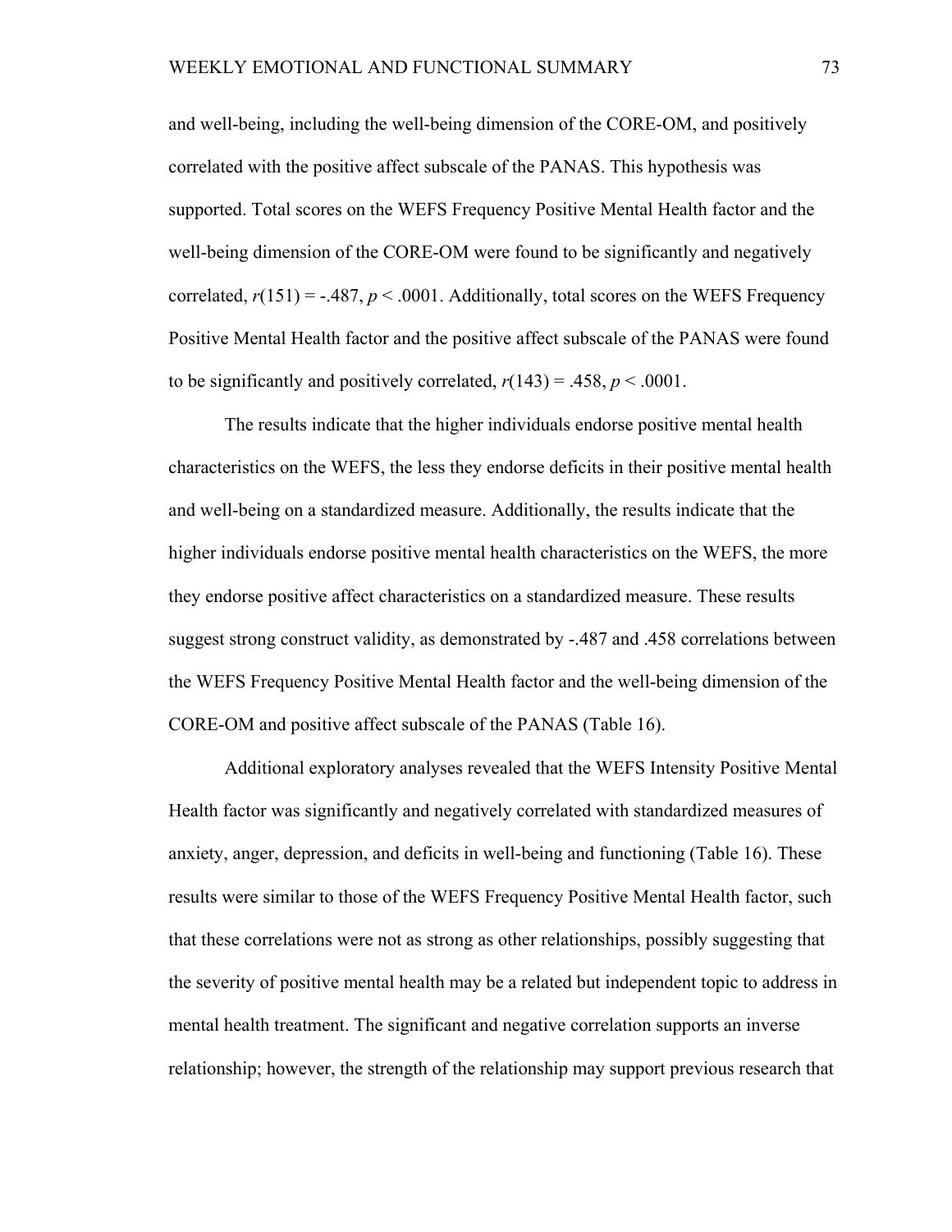and well-being, including the well-being dimension of the CORE-OM, and positively correlated with the positive affect subscale of the PANAS. This hypothesis was supported. Total scores on the WEFS Frequency Positive Mental Health factor and the well-being dimension of the CORE-OM were found to be significantly and negatively correlated, $r(151) = -.487$, $p < .0001$. Additionally, total scores on the WEFS Frequency Positive Mental Health factor and the positive affect subscale of the PANAS were found to be significantly and positively correlated, $r(143) = .458$, $p < .0001$.

The results indicate that the higher individuals endorse positive mental health characteristics on the WEFS, the less they endorse deficits in their positive mental health and well-being on a standardized measure. Additionally, the results indicate that the higher individuals endorse positive mental health characteristics on the WEFS, the more they endorse positive affect characteristics on a standardized measure. These results suggest strong construct validity, as demonstrated by -.487 and .458 correlations between the WEFS Frequency Positive Mental Health factor and the well-being dimension of the CORE-OM and positive affect subscale of the PANAS (Table 16).

Additional exploratory analyses revealed that the WEFS Intensity Positive Mental Health factor was significantly and negatively correlated with standardized measures of anxiety, anger, depression, and deficits in well-being and functioning (Table 16). These results were similar to those of the WEFS Frequency Positive Mental Health factor, such that these correlations were not as strong as other relationships, possibly suggesting that the severity of positive mental health may be a related but independent topic to address in mental health treatment. The significant and negative correlation supports an inverse relationship; however, the strength of the relationship may support previous research that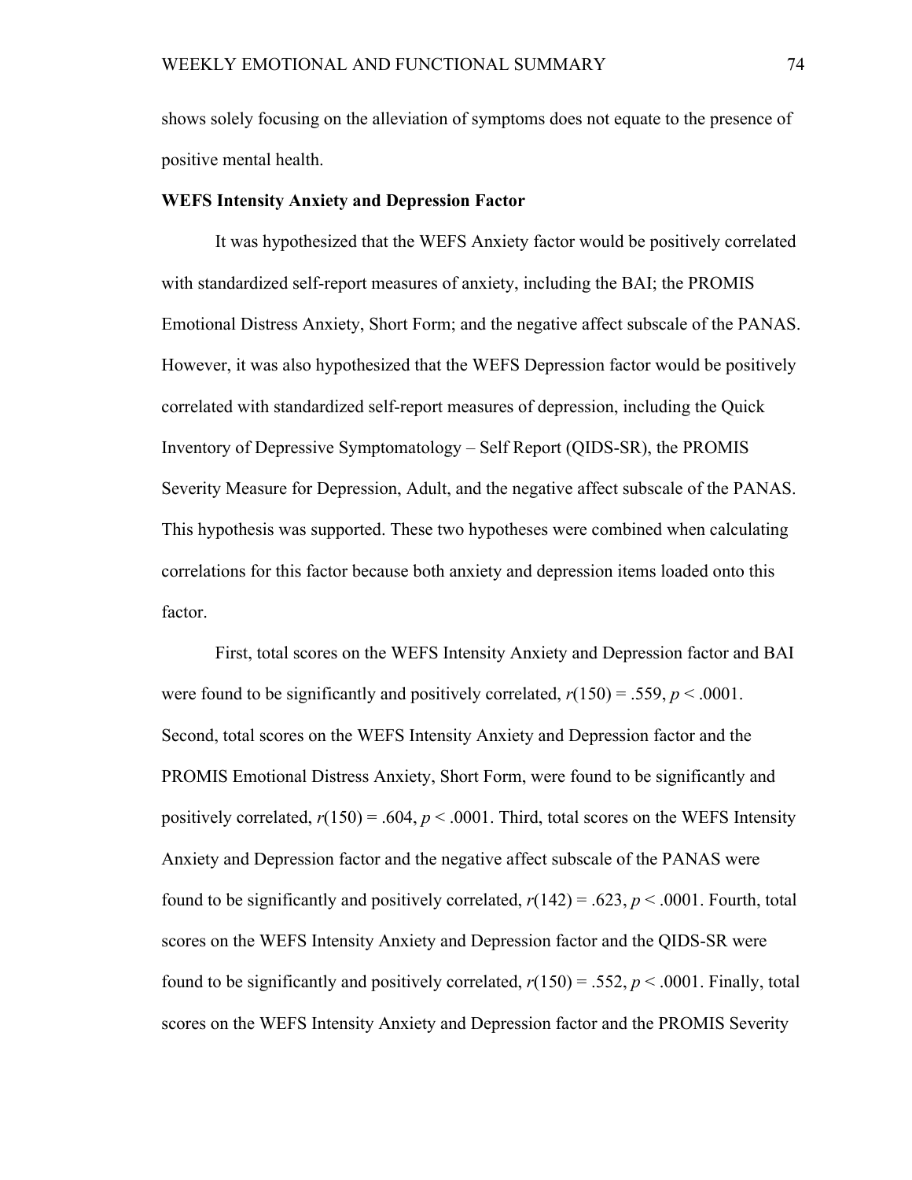shows solely focusing on the alleviation of symptoms does not equate to the presence of positive mental health.

**WEFS Intensity Anxiety and Depression Factor**

It was hypothesized that the WEFS Anxiety factor would be positively correlated with standardized self-report measures of anxiety, including the BAI; the PROMIS Emotional Distress Anxiety, Short Form; and the negative affect subscale of the PANAS. However, it was also hypothesized that the WEFS Depression factor would be positively correlated with standardized self-report measures of depression, including the Quick Inventory of Depressive Symptomatology – Self Report (QIDS-SR), the PROMIS Severity Measure for Depression, Adult, and the negative affect subscale of the PANAS. This hypothesis was supported. These two hypotheses were combined when calculating correlations for this factor because both anxiety and depression items loaded onto this factor.

First, total scores on the WEFS Intensity Anxiety and Depression factor and BAI were found to be significantly and positively correlated, $r(150) = .559$, $p < .0001$. Second, total scores on the WEFS Intensity Anxiety and Depression factor and the PROMIS Emotional Distress Anxiety, Short Form, were found to be significantly and positively correlated, $r(150) = .604$, $p < .0001$. Third, total scores on the WEFS Intensity Anxiety and Depression factor and the negative affect subscale of the PANAS were found to be significantly and positively correlated, $r(142) = .623$, $p < .0001$. Fourth, total scores on the WEFS Intensity Anxiety and Depression factor and the QIDS-SR were found to be significantly and positively correlated, $r(150) = .552$, $p < .0001$. Finally, total scores on the WEFS Intensity Anxiety and Depression factor and the PROMIS Severity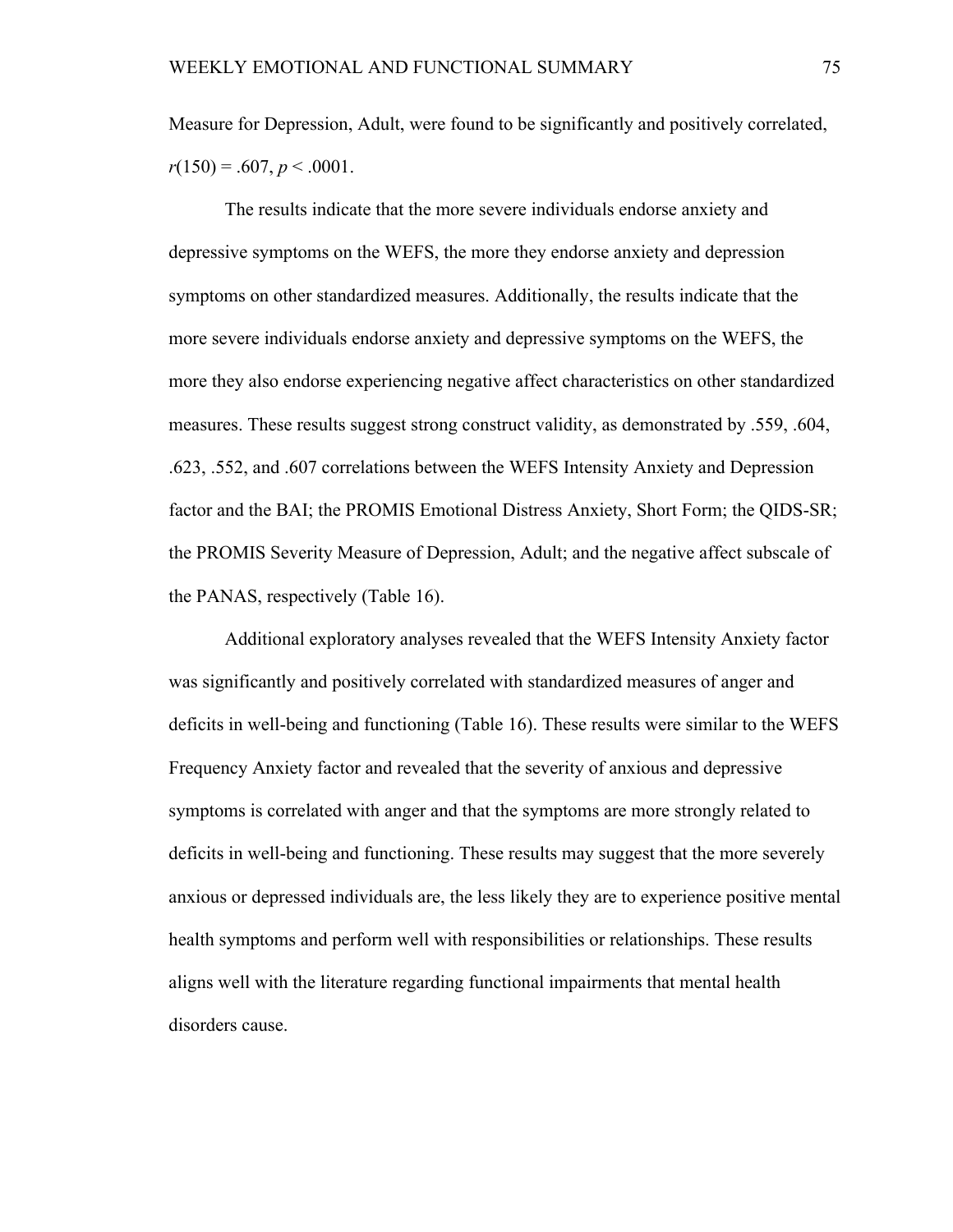Measure for Depression, Adult, were found to be significantly and positively correlated, $r(150) = .607$, $p < .0001$.

The results indicate that the more severe individuals endorse anxiety and depressive symptoms on the WEFS, the more they endorse anxiety and depression symptoms on other standardized measures. Additionally, the results indicate that the more severe individuals endorse anxiety and depressive symptoms on the WEFS, the more they also endorse experiencing negative affect characteristics on other standardized measures. These results suggest strong construct validity, as demonstrated by .559, .604, .623, .552, and .607 correlations between the WEFS Intensity Anxiety and Depression factor and the BAI; the PROMIS Emotional Distress Anxiety, Short Form; the QIDS-SR; the PROMIS Severity Measure of Depression, Adult; and the negative affect subscale of the PANAS, respectively (Table 16).

Additional exploratory analyses revealed that the WEFS Intensity Anxiety factor was significantly and positively correlated with standardized measures of anger and deficits in well-being and functioning (Table 16). These results were similar to the WEFS Frequency Anxiety factor and revealed that the severity of anxious and depressive symptoms is correlated with anger and that the symptoms are more strongly related to deficits in well-being and functioning. These results may suggest that the more severely anxious or depressed individuals are, the less likely they are to experience positive mental health symptoms and perform well with responsibilities or relationships. These results aligns well with the literature regarding functional impairments that mental health disorders cause.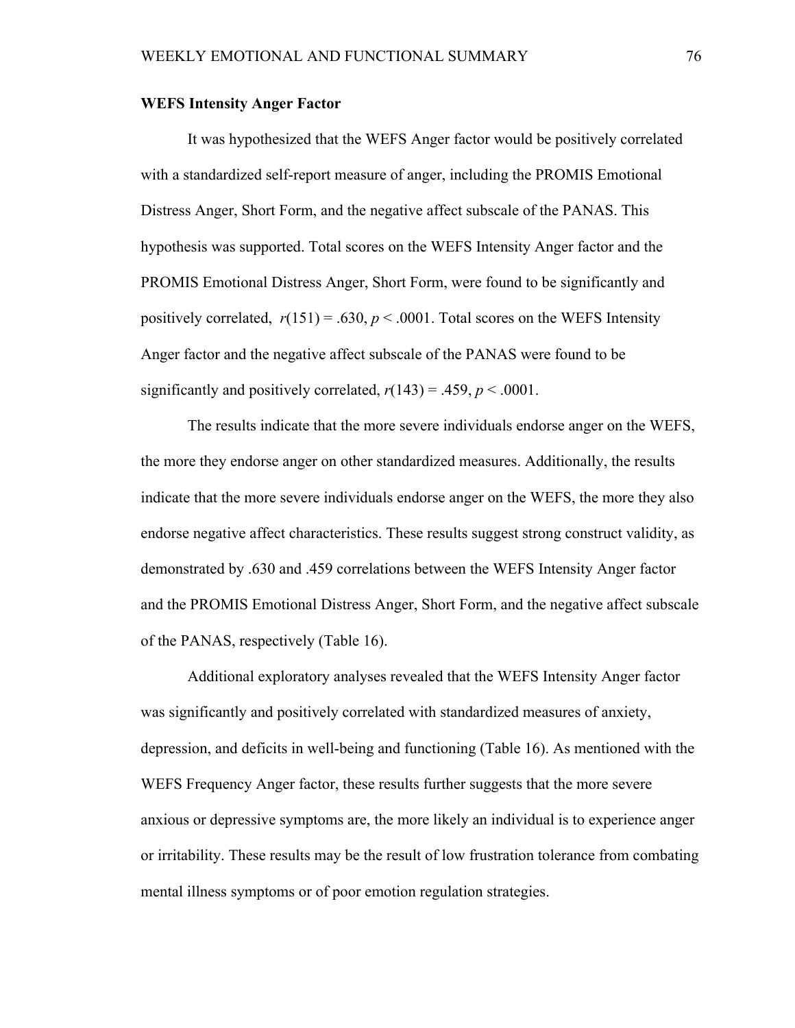**WEFS Intensity Anger Factor**

It was hypothesized that the WEFS Anger factor would be positively correlated with a standardized self-report measure of anger, including the PROMIS Emotional Distress Anger, Short Form, and the negative affect subscale of the PANAS. This hypothesis was supported. Total scores on the WEFS Intensity Anger factor and the PROMIS Emotional Distress Anger, Short Form, were found to be significantly and positively correlated, $r(151) = .630$, $p < .0001$. Total scores on the WEFS Intensity Anger factor and the negative affect subscale of the PANAS were found to be significantly and positively correlated, $r(143) = .459$, $p < .0001$.

The results indicate that the more severe individuals endorse anger on the WEFS, the more they endorse anger on other standardized measures. Additionally, the results indicate that the more severe individuals endorse anger on the WEFS, the more they also endorse negative affect characteristics. These results suggest strong construct validity, as demonstrated by .630 and .459 correlations between the WEFS Intensity Anger factor and the PROMIS Emotional Distress Anger, Short Form, and the negative affect subscale of the PANAS, respectively (Table 16).

Additional exploratory analyses revealed that the WEFS Intensity Anger factor was significantly and positively correlated with standardized measures of anxiety, depression, and deficits in well-being and functioning (Table 16). As mentioned with the WEFS Frequency Anger factor, these results further suggests that the more severe anxious or depressive symptoms are, the more likely an individual is to experience anger or irritability. These results may be the result of low frustration tolerance from combating mental illness symptoms or of poor emotion regulation strategies.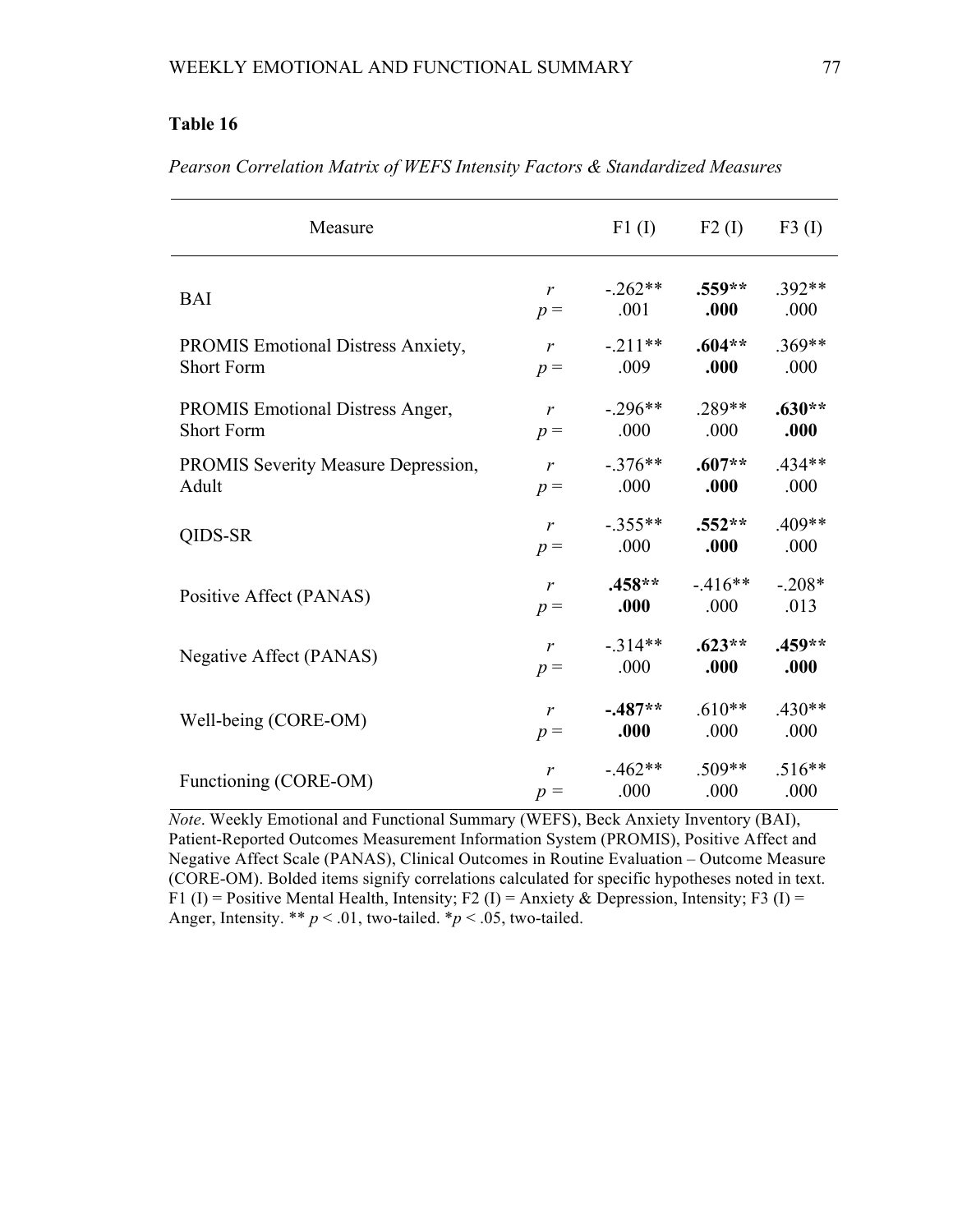**Table 16**

*Pearson Correlation Matrix of WEFS Intensity Factors & Standardized Measures*

| Measure | | F1 (I) | F2 (I) | F3 (I) |
|---|---|---|---|---|
| BAI | *r* | -.262** | **.559**** | .392** |
| | *p* = | .001 | **.000** | .000 |
| PROMIS Emotional Distress Anxiety, Short Form | *r* | -.211** | **.604**** | .369** |
| | *p* = | .009 | **.000** | .000 |
| PROMIS Emotional Distress Anger, Short Form | *r* | -.296** | .289** | **.630**** |
| | *p* = | .000 | .000 | **.000** |
| PROMIS Severity Measure Depression, Adult | *r* | -.376** | **.607**** | .434** |
| | *p* = | .000 | **.000** | .000 |
| QIDS-SR | *r* | -.355** | **.552**** | .409** |
| | *p* = | .000 | **.000** | .000 |
| Positive Affect (PANAS) | *r* | **.458**** | -.416** | -.208* |
| | *p* = | **.000** | .000 | .013 |
| Negative Affect (PANAS) | *r* | -.314** | **.623**** | **.459**** |
| | *p* = | .000 | **.000** | **.000** |
| Well-being (CORE-OM) | *r* | **-.487**** | .610** | .430** |
| | *p* = | **.000** | .000 | .000 |
| Functioning (CORE-OM) | *r* | -.462** | .509** | .516** |
| | *p* = | .000 | .000 | .000 |

*Note*. Weekly Emotional and Functional Summary (WEFS), Beck Anxiety Inventory (BAI), Patient-Reported Outcomes Measurement Information System (PROMIS), Positive Affect and Negative Affect Scale (PANAS), Clinical Outcomes in Routine Evaluation – Outcome Measure (CORE-OM). Bolded items signify correlations calculated for specific hypotheses noted in text. F1 (I) = Positive Mental Health, Intensity; F2 (I) = Anxiety & Depression, Intensity; F3 (I) = Anger, Intensity. ** $p < .01$, two-tailed. * $p < .05$, two-tailed.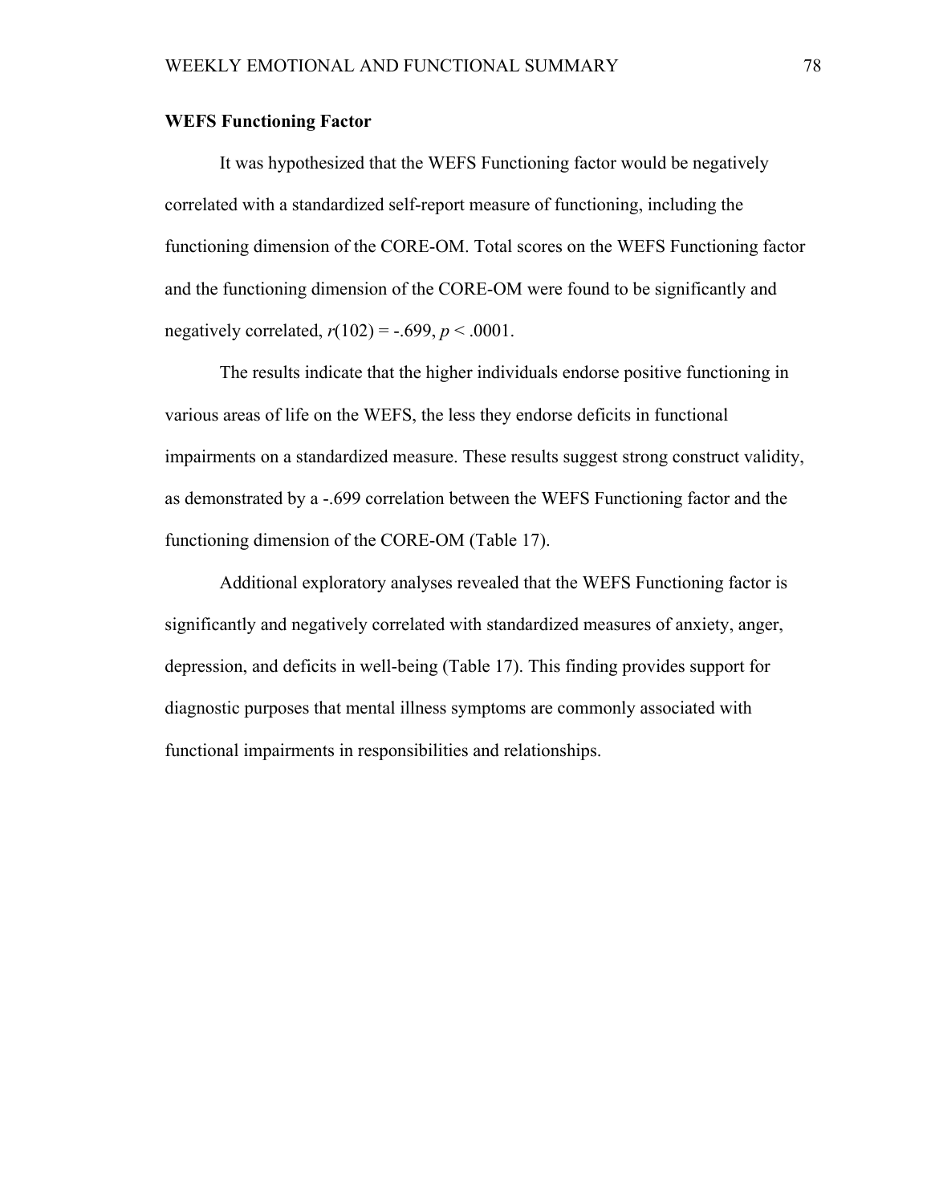### WEFS Functioning Factor

It was hypothesized that the WEFS Functioning factor would be negatively correlated with a standardized self-report measure of functioning, including the functioning dimension of the CORE-OM. Total scores on the WEFS Functioning factor and the functioning dimension of the CORE-OM were found to be significantly and negatively correlated, $r(102) = -.699$, $p < .0001$.

The results indicate that the higher individuals endorse positive functioning in various areas of life on the WEFS, the less they endorse deficits in functional impairments on a standardized measure. These results suggest strong construct validity, as demonstrated by a -.699 correlation between the WEFS Functioning factor and the functioning dimension of the CORE-OM (Table 17).

Additional exploratory analyses revealed that the WEFS Functioning factor is significantly and negatively correlated with standardized measures of anxiety, anger, depression, and deficits in well-being (Table 17). This finding provides support for diagnostic purposes that mental illness symptoms are commonly associated with functional impairments in responsibilities and relationships.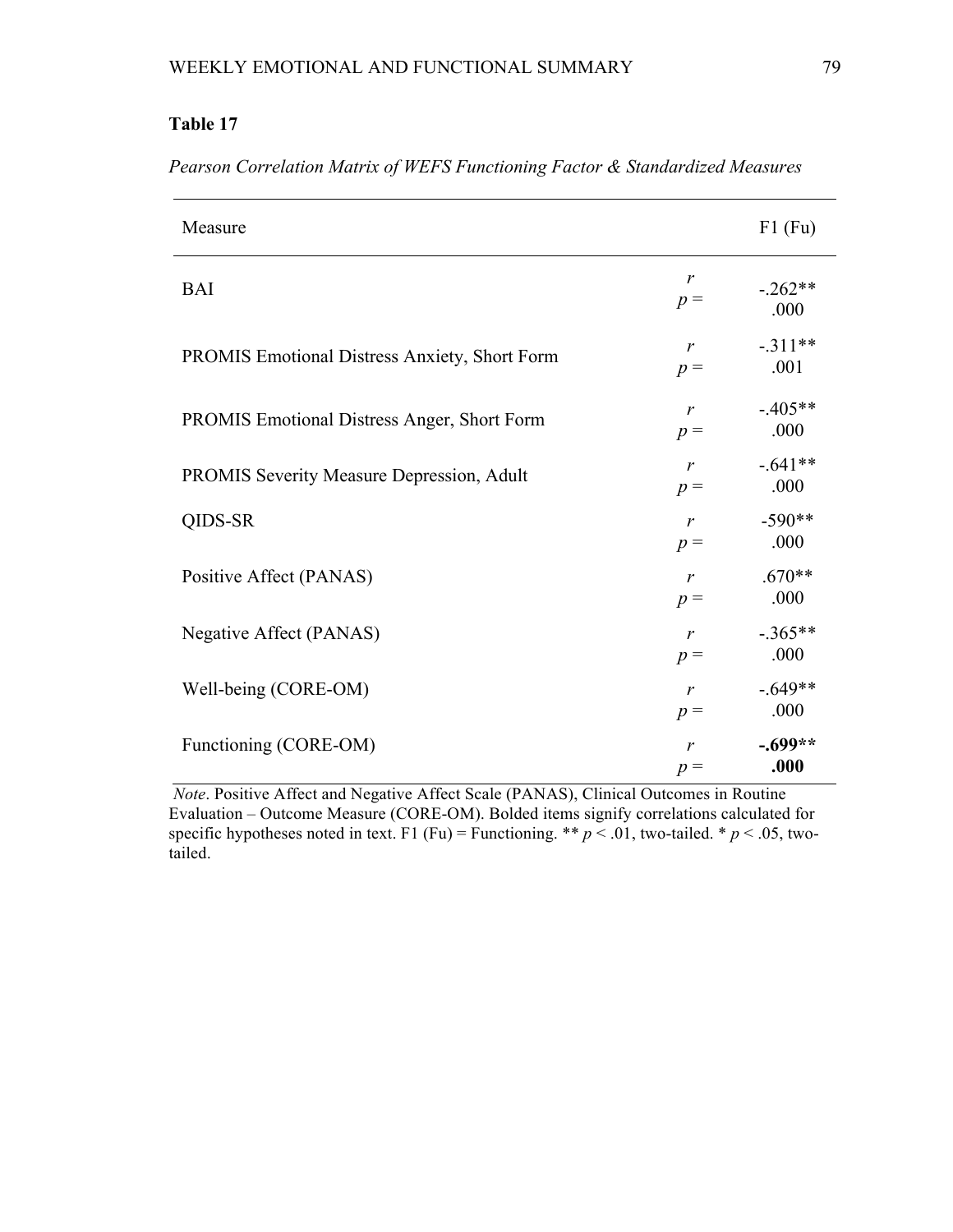**Table 17**

*Pearson Correlation Matrix of WEFS Functioning Factor & Standardized Measures*

| Measure | | F1 (Fu) |
|---|---|---|
| BAI | *r* | -.262** |
| | *p* = | .000 |
| PROMIS Emotional Distress Anxiety, Short Form | *r* | -.311** |
| | *p* = | .001 |
| PROMIS Emotional Distress Anger, Short Form | *r* | -.405** |
| | *p* = | .000 |
| PROMIS Severity Measure Depression, Adult | *r* | -.641** |
| | *p* = | .000 |
| QIDS-SR | *r* | -590** |
| | *p* = | .000 |
| Positive Affect (PANAS) | *r* | .670** |
| | *p* = | .000 |
| Negative Affect (PANAS) | *r* | -.365** |
| | *p* = | .000 |
| Well-being (CORE-OM) | *r* | -.649** |
| | *p* = | .000 |
| Functioning (CORE-OM) | *r* | **-.699**** |
| | *p* = | **.000** |

*Note*. Positive Affect and Negative Affect Scale (PANAS), Clinical Outcomes in Routine Evaluation – Outcome Measure (CORE-OM). Bolded items signify correlations calculated for specific hypotheses noted in text. F1 (Fu) = Functioning. ** $p < .01$, two-tailed. * $p < .05$, two-tailed.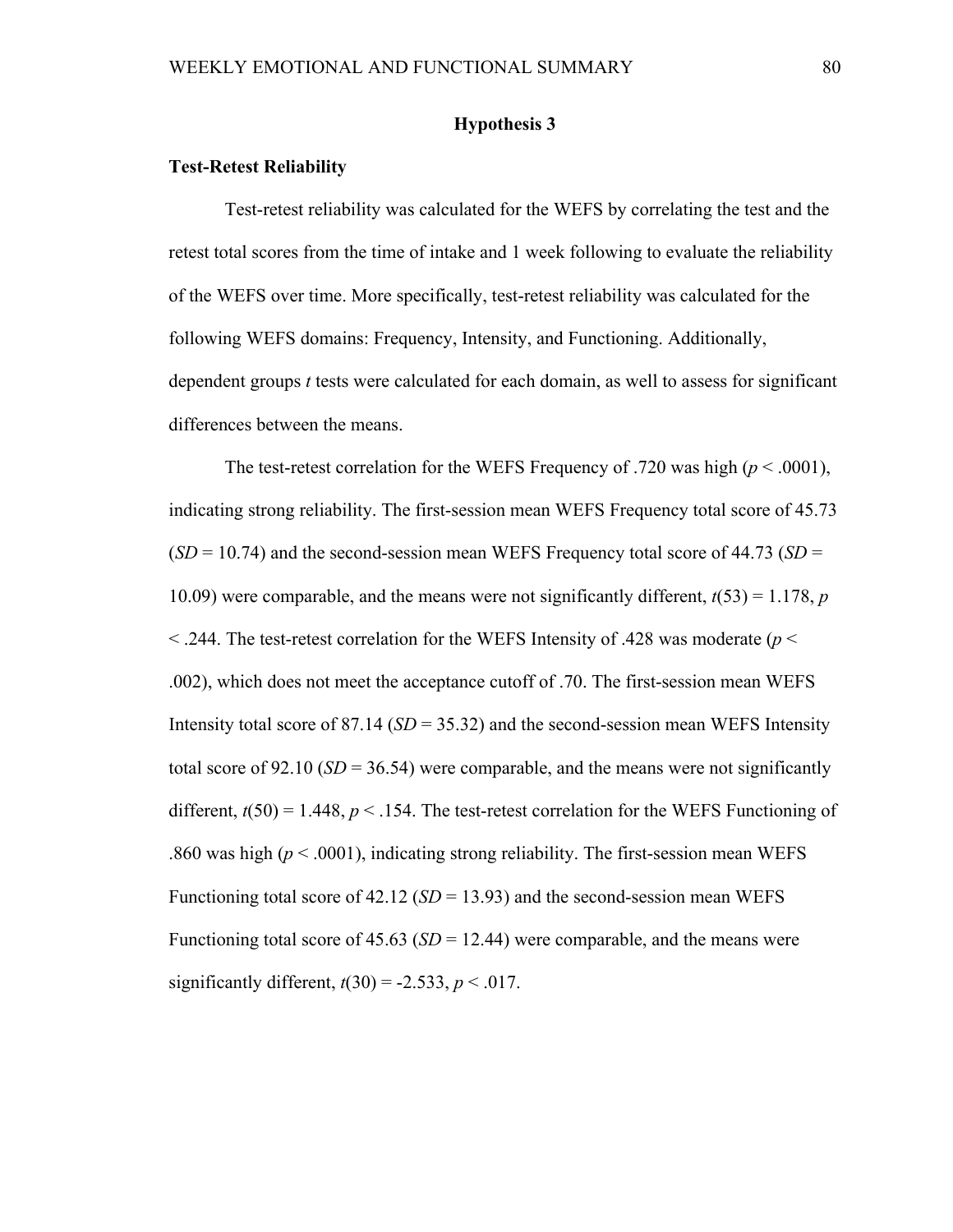## Hypothesis 3

### Test-Retest Reliability

Test-retest reliability was calculated for the WEFS by correlating the test and the retest total scores from the time of intake and 1 week following to evaluate the reliability of the WEFS over time. More specifically, test-retest reliability was calculated for the following WEFS domains: Frequency, Intensity, and Functioning. Additionally, dependent groups *t* tests were calculated for each domain, as well to assess for significant differences between the means.

The test-retest correlation for the WEFS Frequency of .720 was high ($p < .0001$), indicating strong reliability. The first-session mean WEFS Frequency total score of 45.73 ($SD = 10.74$) and the second-session mean WEFS Frequency total score of 44.73 ($SD = 10.09$) were comparable, and the means were not significantly different, $t(53) = 1.178$, $p < .244$. The test-retest correlation for the WEFS Intensity of .428 was moderate ($p < .002$), which does not meet the acceptance cutoff of .70. The first-session mean WEFS Intensity total score of 87.14 ($SD = 35.32$) and the second-session mean WEFS Intensity total score of 92.10 ($SD = 36.54$) were comparable, and the means were not significantly different, $t(50) = 1.448$, $p < .154$. The test-retest correlation for the WEFS Functioning of .860 was high ($p < .0001$), indicating strong reliability. The first-session mean WEFS Functioning total score of 42.12 ($SD = 13.93$) and the second-session mean WEFS Functioning total score of 45.63 ($SD = 12.44$) were comparable, and the means were significantly different, $t(30) = -2.533$, $p < .017$.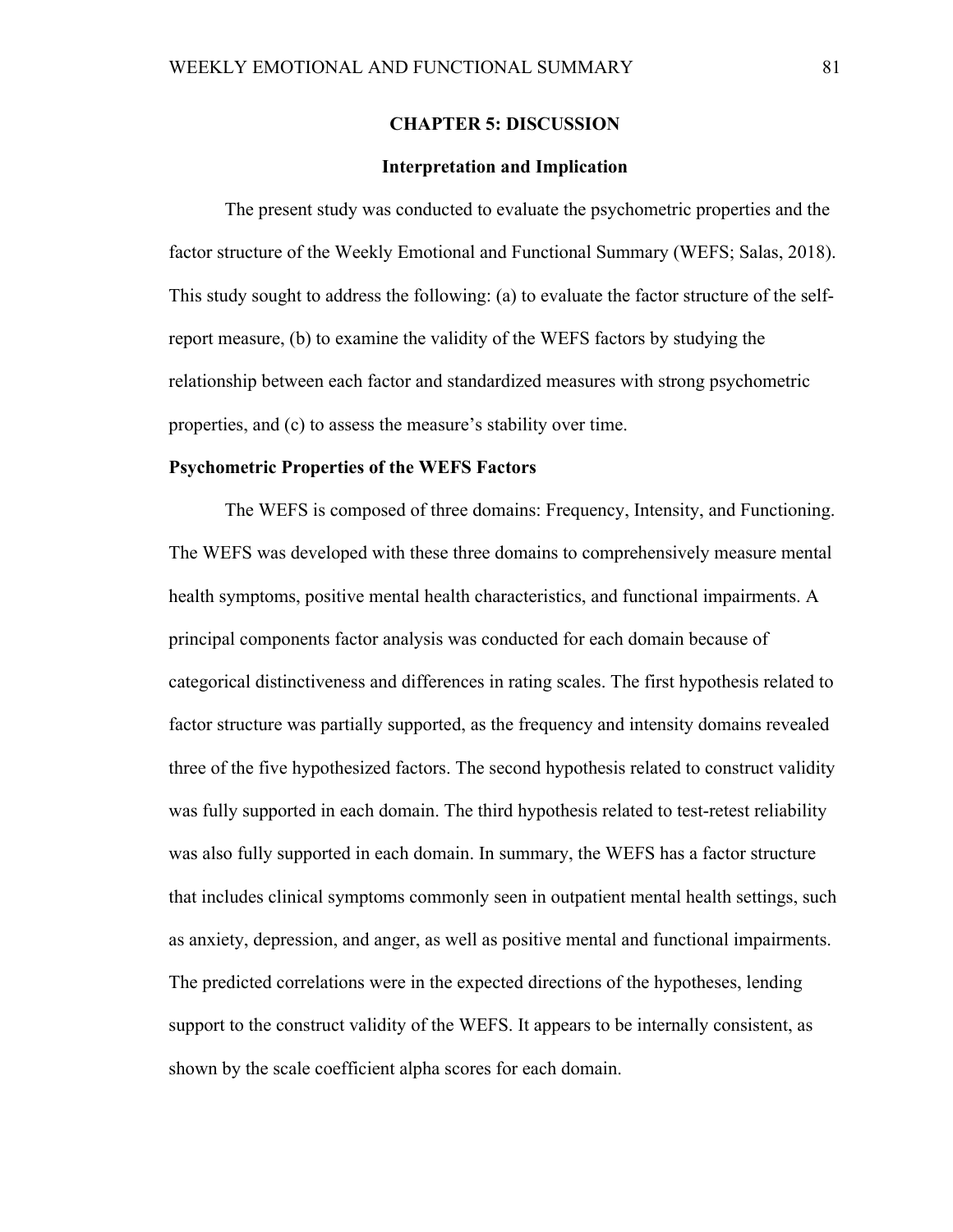# CHAPTER 5: DISCUSSION

## Interpretation and Implication

The present study was conducted to evaluate the psychometric properties and the factor structure of the Weekly Emotional and Functional Summary (WEFS; Salas, 2018). This study sought to address the following: (a) to evaluate the factor structure of the self-report measure, (b) to examine the validity of the WEFS factors by studying the relationship between each factor and standardized measures with strong psychometric properties, and (c) to assess the measure's stability over time.

### Psychometric Properties of the WEFS Factors

The WEFS is composed of three domains: Frequency, Intensity, and Functioning. The WEFS was developed with these three domains to comprehensively measure mental health symptoms, positive mental health characteristics, and functional impairments. A principal components factor analysis was conducted for each domain because of categorical distinctiveness and differences in rating scales. The first hypothesis related to factor structure was partially supported, as the frequency and intensity domains revealed three of the five hypothesized factors. The second hypothesis related to construct validity was fully supported in each domain. The third hypothesis related to test-retest reliability was also fully supported in each domain. In summary, the WEFS has a factor structure that includes clinical symptoms commonly seen in outpatient mental health settings, such as anxiety, depression, and anger, as well as positive mental and functional impairments. The predicted correlations were in the expected directions of the hypotheses, lending support to the construct validity of the WEFS. It appears to be internally consistent, as shown by the scale coefficient alpha scores for each domain.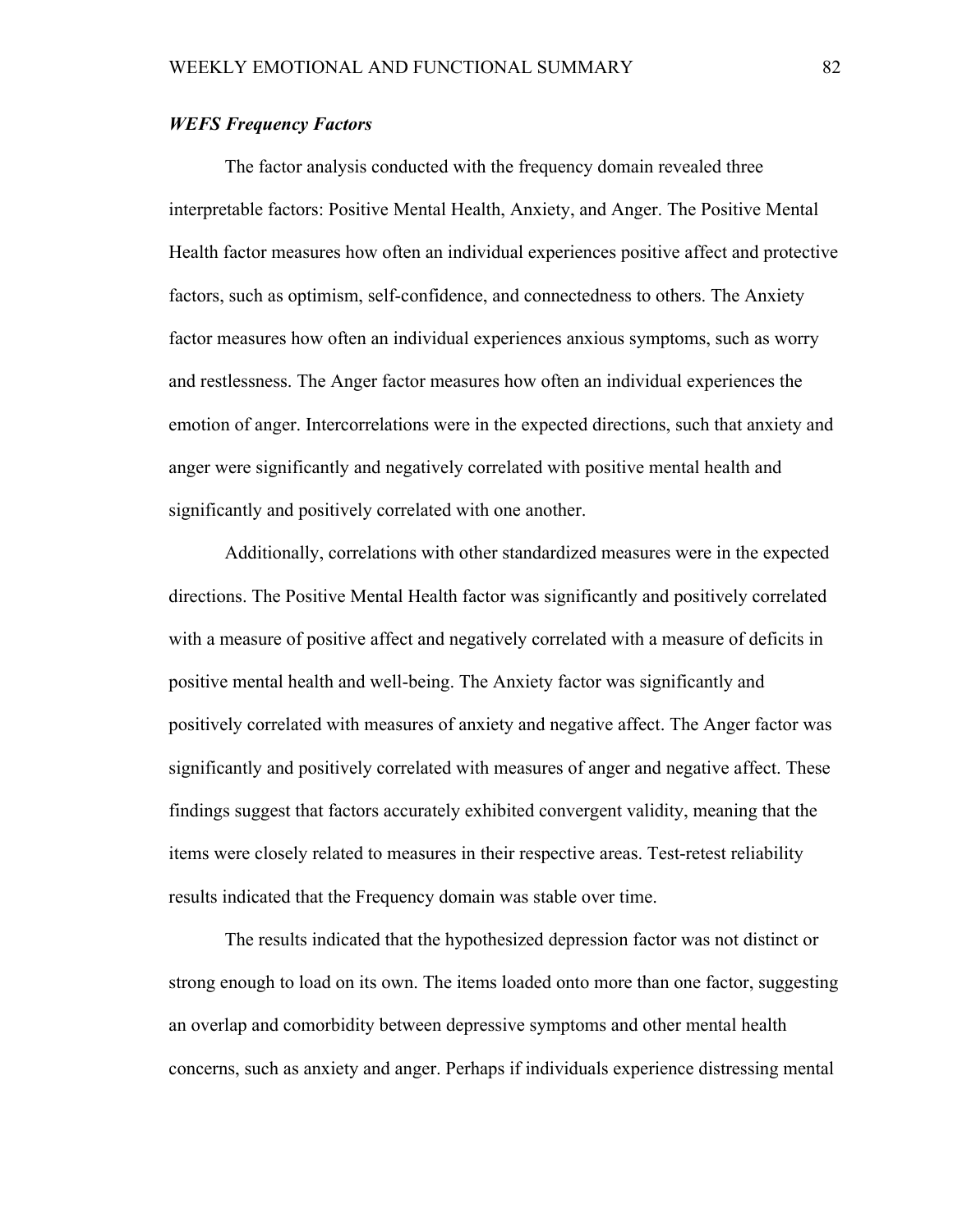### ***WEFS Frequency Factors***

The factor analysis conducted with the frequency domain revealed three interpretable factors: Positive Mental Health, Anxiety, and Anger. The Positive Mental Health factor measures how often an individual experiences positive affect and protective factors, such as optimism, self-confidence, and connectedness to others. The Anxiety factor measures how often an individual experiences anxious symptoms, such as worry and restlessness. The Anger factor measures how often an individual experiences the emotion of anger. Intercorrelations were in the expected directions, such that anxiety and anger were significantly and negatively correlated with positive mental health and significantly and positively correlated with one another.

Additionally, correlations with other standardized measures were in the expected directions. The Positive Mental Health factor was significantly and positively correlated with a measure of positive affect and negatively correlated with a measure of deficits in positive mental health and well-being. The Anxiety factor was significantly and positively correlated with measures of anxiety and negative affect. The Anger factor was significantly and positively correlated with measures of anger and negative affect. These findings suggest that factors accurately exhibited convergent validity, meaning that the items were closely related to measures in their respective areas. Test-retest reliability results indicated that the Frequency domain was stable over time.

The results indicated that the hypothesized depression factor was not distinct or strong enough to load on its own. The items loaded onto more than one factor, suggesting an overlap and comorbidity between depressive symptoms and other mental health concerns, such as anxiety and anger. Perhaps if individuals experience distressing mental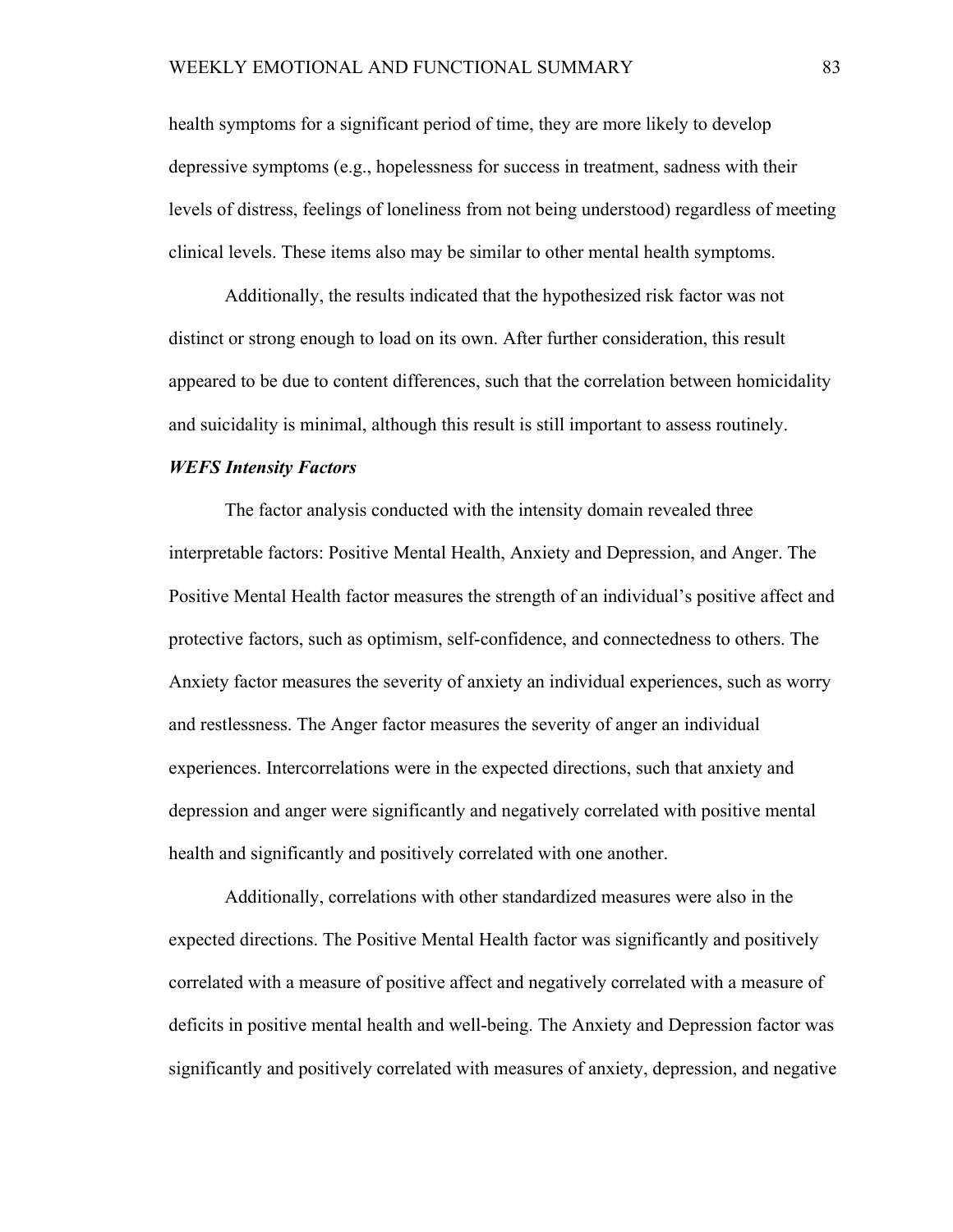health symptoms for a significant period of time, they are more likely to develop depressive symptoms (e.g., hopelessness for success in treatment, sadness with their levels of distress, feelings of loneliness from not being understood) regardless of meeting clinical levels. These items also may be similar to other mental health symptoms.

Additionally, the results indicated that the hypothesized risk factor was not distinct or strong enough to load on its own. After further consideration, this result appeared to be due to content differences, such that the correlation between homicidality and suicidality is minimal, although this result is still important to assess routinely.

### *WEFS Intensity Factors*

The factor analysis conducted with the intensity domain revealed three interpretable factors: Positive Mental Health, Anxiety and Depression, and Anger. The Positive Mental Health factor measures the strength of an individual's positive affect and protective factors, such as optimism, self-confidence, and connectedness to others. The Anxiety factor measures the severity of anxiety an individual experiences, such as worry and restlessness. The Anger factor measures the severity of anger an individual experiences. Intercorrelations were in the expected directions, such that anxiety and depression and anger were significantly and negatively correlated with positive mental health and significantly and positively correlated with one another.

Additionally, correlations with other standardized measures were also in the expected directions. The Positive Mental Health factor was significantly and positively correlated with a measure of positive affect and negatively correlated with a measure of deficits in positive mental health and well-being. The Anxiety and Depression factor was significantly and positively correlated with measures of anxiety, depression, and negative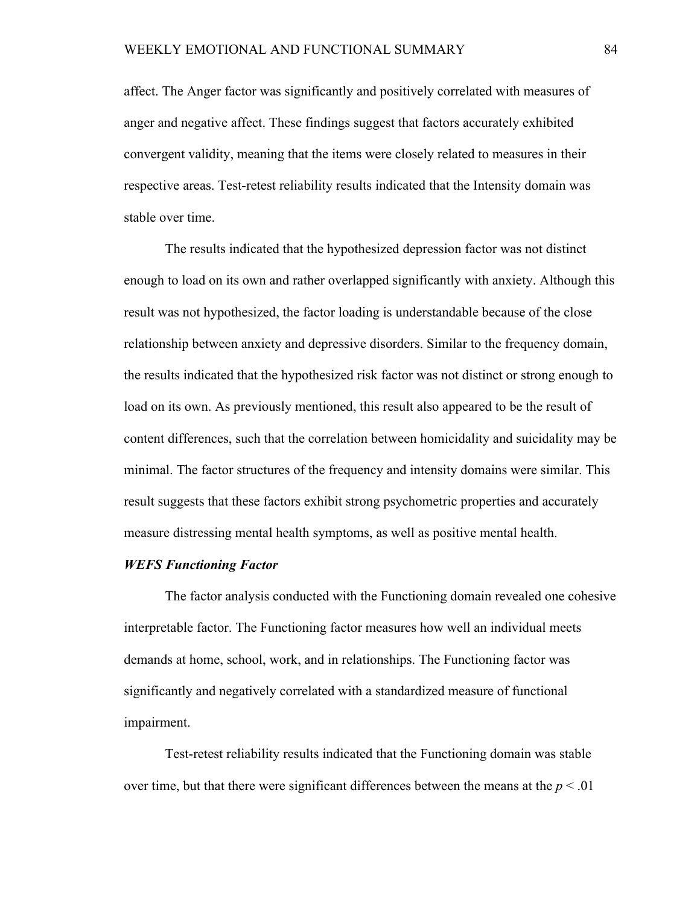affect. The Anger factor was significantly and positively correlated with measures of anger and negative affect. These findings suggest that factors accurately exhibited convergent validity, meaning that the items were closely related to measures in their respective areas. Test-retest reliability results indicated that the Intensity domain was stable over time.

The results indicated that the hypothesized depression factor was not distinct enough to load on its own and rather overlapped significantly with anxiety. Although this result was not hypothesized, the factor loading is understandable because of the close relationship between anxiety and depressive disorders. Similar to the frequency domain, the results indicated that the hypothesized risk factor was not distinct or strong enough to load on its own. As previously mentioned, this result also appeared to be the result of content differences, such that the correlation between homicidality and suicidality may be minimal. The factor structures of the frequency and intensity domains were similar. This result suggests that these factors exhibit strong psychometric properties and accurately measure distressing mental health symptoms, as well as positive mental health.

### ***WEFS Functioning Factor***

The factor analysis conducted with the Functioning domain revealed one cohesive interpretable factor. The Functioning factor measures how well an individual meets demands at home, school, work, and in relationships. The Functioning factor was significantly and negatively correlated with a standardized measure of functional impairment.

Test-retest reliability results indicated that the Functioning domain was stable over time, but that there were significant differences between the means at the $p < .01$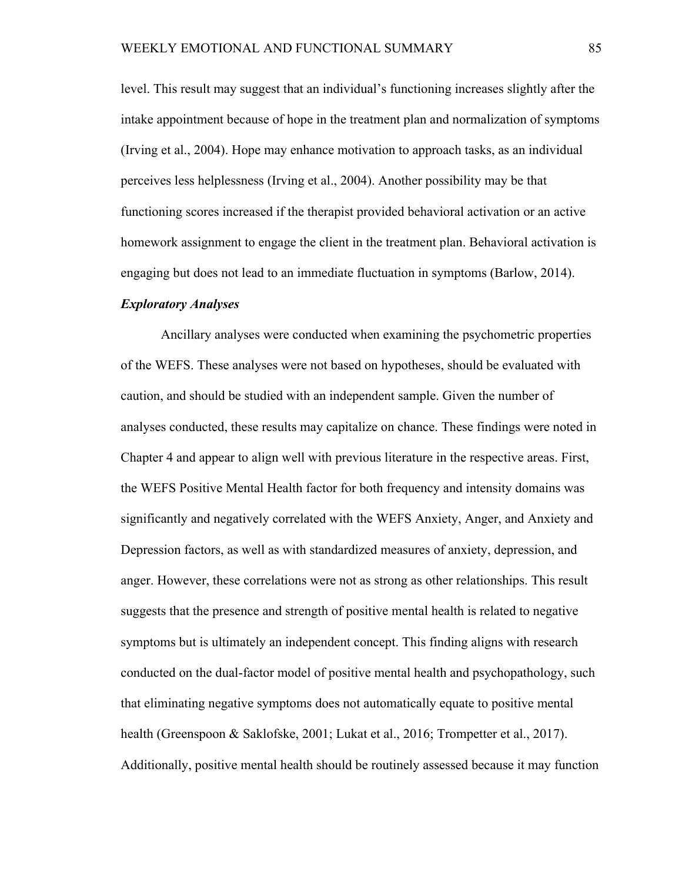level. This result may suggest that an individual's functioning increases slightly after the intake appointment because of hope in the treatment plan and normalization of symptoms (Irving et al., 2004). Hope may enhance motivation to approach tasks, as an individual perceives less helplessness (Irving et al., 2004). Another possibility may be that functioning scores increased if the therapist provided behavioral activation or an active homework assignment to engage the client in the treatment plan. Behavioral activation is engaging but does not lead to an immediate fluctuation in symptoms (Barlow, 2014).

### *Exploratory Analyses*

Ancillary analyses were conducted when examining the psychometric properties of the WEFS. These analyses were not based on hypotheses, should be evaluated with caution, and should be studied with an independent sample. Given the number of analyses conducted, these results may capitalize on chance. These findings were noted in Chapter 4 and appear to align well with previous literature in the respective areas. First, the WEFS Positive Mental Health factor for both frequency and intensity domains was significantly and negatively correlated with the WEFS Anxiety, Anger, and Anxiety and Depression factors, as well as with standardized measures of anxiety, depression, and anger. However, these correlations were not as strong as other relationships. This result suggests that the presence and strength of positive mental health is related to negative symptoms but is ultimately an independent concept. This finding aligns with research conducted on the dual-factor model of positive mental health and psychopathology, such that eliminating negative symptoms does not automatically equate to positive mental health (Greenspoon & Saklofske, 2001; Lukat et al., 2016; Trompetter et al., 2017). Additionally, positive mental health should be routinely assessed because it may function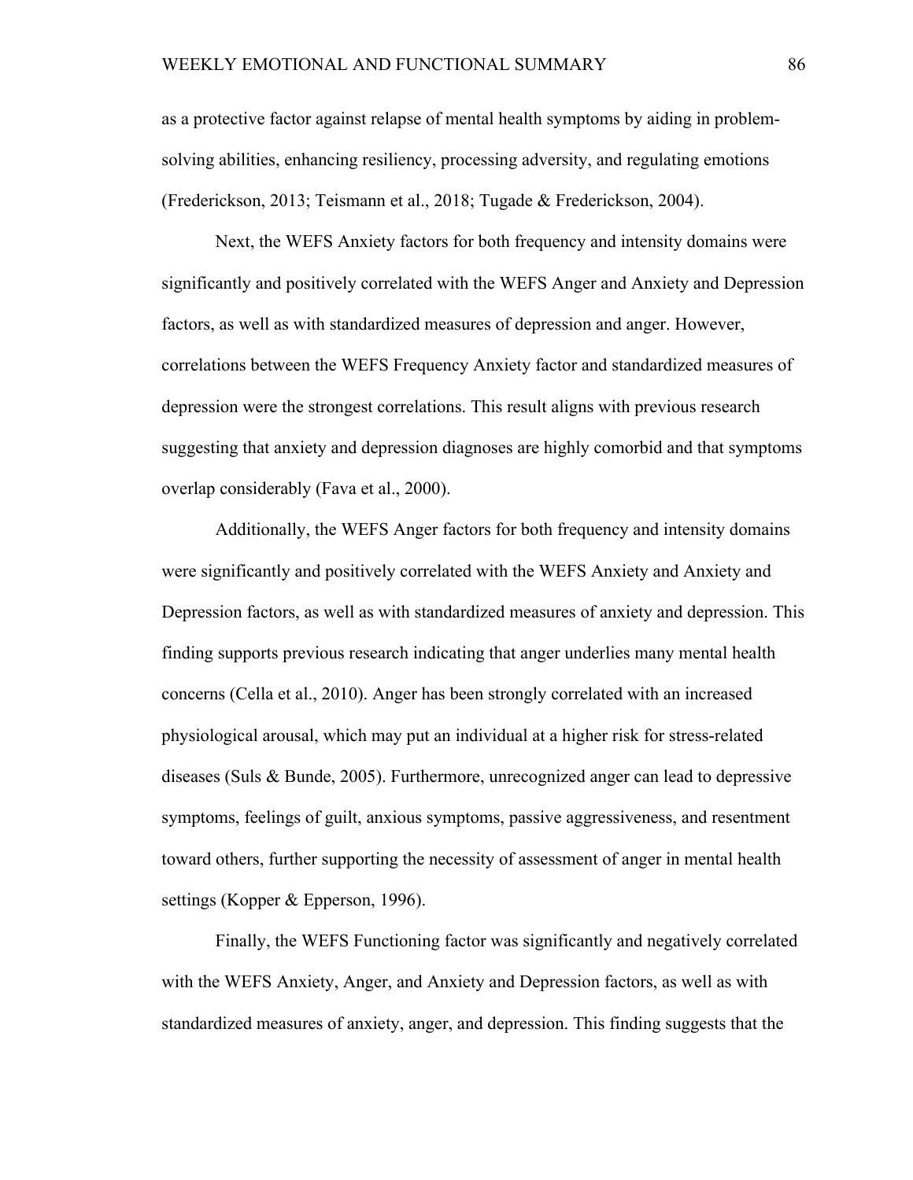as a protective factor against relapse of mental health symptoms by aiding in problem-solving abilities, enhancing resiliency, processing adversity, and regulating emotions (Frederickson, 2013; Teismann et al., 2018; Tugade & Frederickson, 2004).

Next, the WEFS Anxiety factors for both frequency and intensity domains were significantly and positively correlated with the WEFS Anger and Anxiety and Depression factors, as well as with standardized measures of depression and anger. However, correlations between the WEFS Frequency Anxiety factor and standardized measures of depression were the strongest correlations. This result aligns with previous research suggesting that anxiety and depression diagnoses are highly comorbid and that symptoms overlap considerably (Fava et al., 2000).

Additionally, the WEFS Anger factors for both frequency and intensity domains were significantly and positively correlated with the WEFS Anxiety and Anxiety and Depression factors, as well as with standardized measures of anxiety and depression. This finding supports previous research indicating that anger underlies many mental health concerns (Cella et al., 2010). Anger has been strongly correlated with an increased physiological arousal, which may put an individual at a higher risk for stress-related diseases (Suls & Bunde, 2005). Furthermore, unrecognized anger can lead to depressive symptoms, feelings of guilt, anxious symptoms, passive aggressiveness, and resentment toward others, further supporting the necessity of assessment of anger in mental health settings (Kopper & Epperson, 1996).

Finally, the WEFS Functioning factor was significantly and negatively correlated with the WEFS Anxiety, Anger, and Anxiety and Depression factors, as well as with standardized measures of anxiety, anger, and depression. This finding suggests that the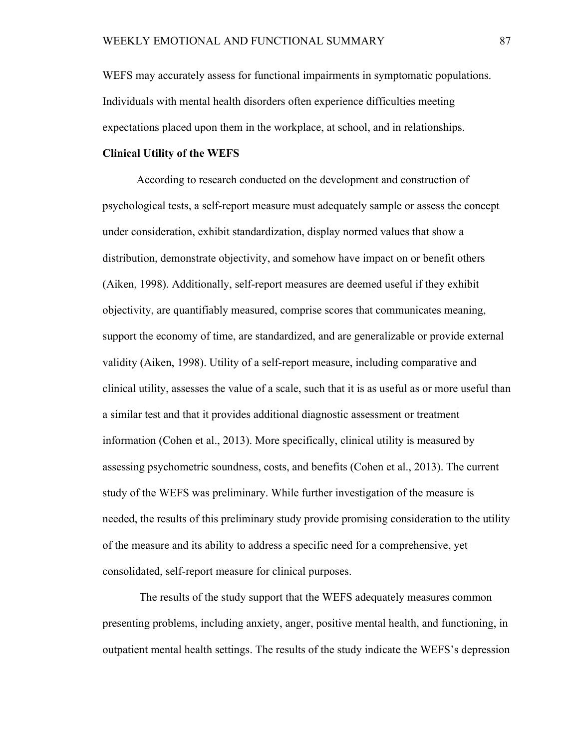WEFS may accurately assess for functional impairments in symptomatic populations. Individuals with mental health disorders often experience difficulties meeting expectations placed upon them in the workplace, at school, and in relationships.

**Clinical Utility of the WEFS**

According to research conducted on the development and construction of psychological tests, a self-report measure must adequately sample or assess the concept under consideration, exhibit standardization, display normed values that show a distribution, demonstrate objectivity, and somehow have impact on or benefit others (Aiken, 1998). Additionally, self-report measures are deemed useful if they exhibit objectivity, are quantifiably measured, comprise scores that communicates meaning, support the economy of time, are standardized, and are generalizable or provide external validity (Aiken, 1998). Utility of a self-report measure, including comparative and clinical utility, assesses the value of a scale, such that it is as useful as or more useful than a similar test and that it provides additional diagnostic assessment or treatment information (Cohen et al., 2013). More specifically, clinical utility is measured by assessing psychometric soundness, costs, and benefits (Cohen et al., 2013). The current study of the WEFS was preliminary. While further investigation of the measure is needed, the results of this preliminary study provide promising consideration to the utility of the measure and its ability to address a specific need for a comprehensive, yet consolidated, self-report measure for clinical purposes.

The results of the study support that the WEFS adequately measures common presenting problems, including anxiety, anger, positive mental health, and functioning, in outpatient mental health settings. The results of the study indicate the WEFS's depression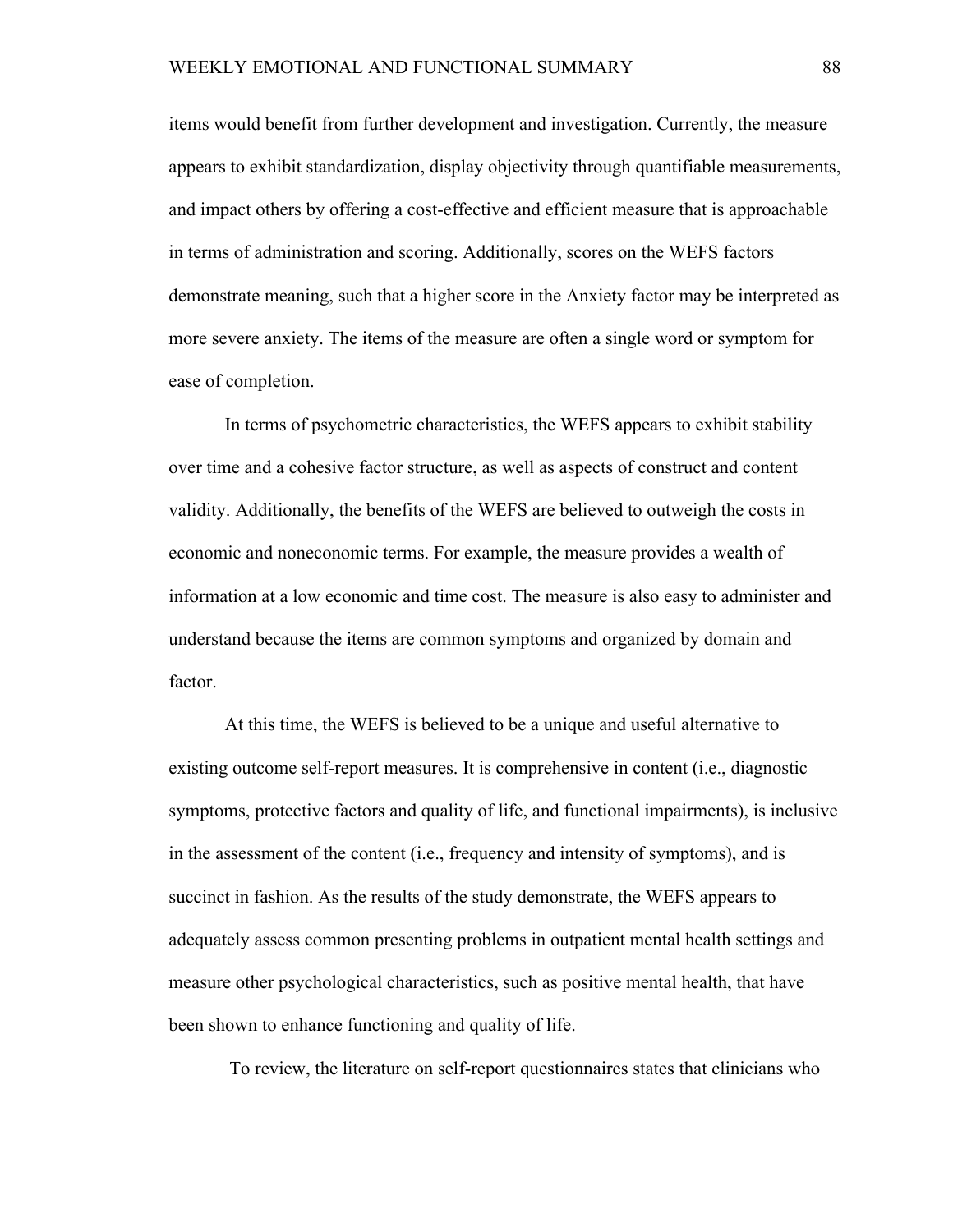items would benefit from further development and investigation. Currently, the measure appears to exhibit standardization, display objectivity through quantifiable measurements, and impact others by offering a cost-effective and efficient measure that is approachable in terms of administration and scoring. Additionally, scores on the WEFS factors demonstrate meaning, such that a higher score in the Anxiety factor may be interpreted as more severe anxiety. The items of the measure are often a single word or symptom for ease of completion.

In terms of psychometric characteristics, the WEFS appears to exhibit stability over time and a cohesive factor structure, as well as aspects of construct and content validity. Additionally, the benefits of the WEFS are believed to outweigh the costs in economic and noneconomic terms. For example, the measure provides a wealth of information at a low economic and time cost. The measure is also easy to administer and understand because the items are common symptoms and organized by domain and factor.

At this time, the WEFS is believed to be a unique and useful alternative to existing outcome self-report measures. It is comprehensive in content (i.e., diagnostic symptoms, protective factors and quality of life, and functional impairments), is inclusive in the assessment of the content (i.e., frequency and intensity of symptoms), and is succinct in fashion. As the results of the study demonstrate, the WEFS appears to adequately assess common presenting problems in outpatient mental health settings and measure other psychological characteristics, such as positive mental health, that have been shown to enhance functioning and quality of life.

To review, the literature on self-report questionnaires states that clinicians who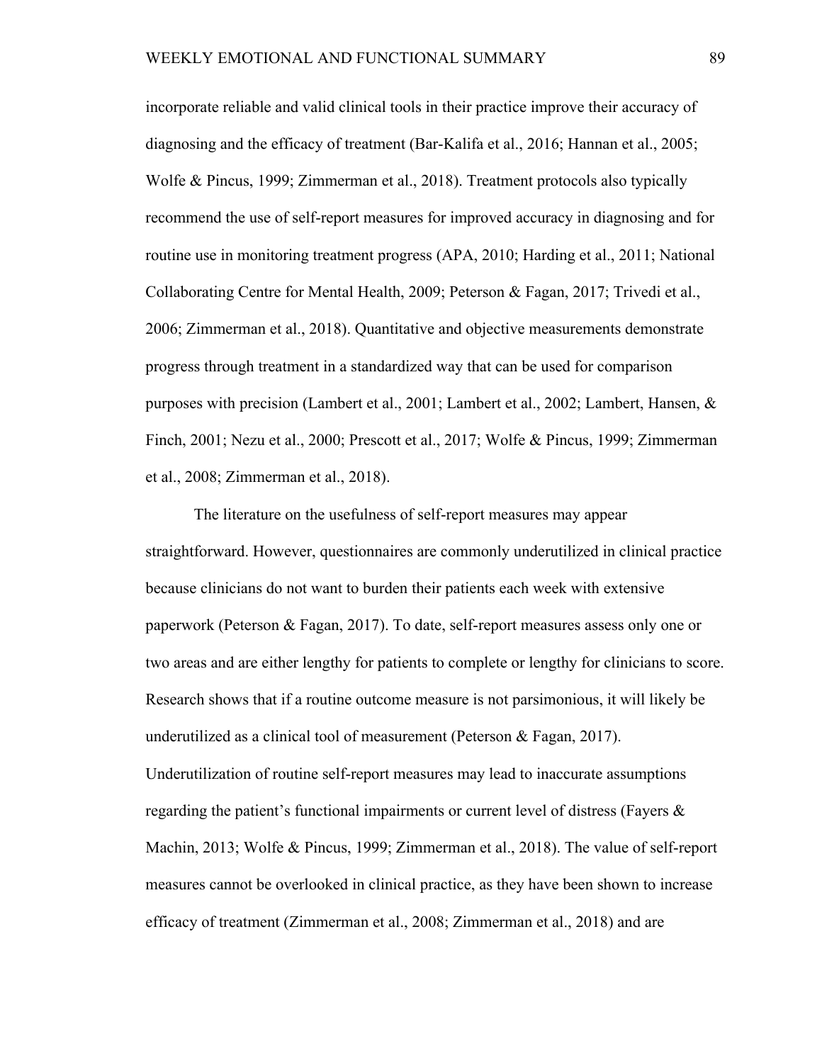incorporate reliable and valid clinical tools in their practice improve their accuracy of diagnosing and the efficacy of treatment (Bar-Kalifa et al., 2016; Hannan et al., 2005; Wolfe & Pincus, 1999; Zimmerman et al., 2018). Treatment protocols also typically recommend the use of self-report measures for improved accuracy in diagnosing and for routine use in monitoring treatment progress (APA, 2010; Harding et al., 2011; National Collaborating Centre for Mental Health, 2009; Peterson & Fagan, 2017; Trivedi et al., 2006; Zimmerman et al., 2018). Quantitative and objective measurements demonstrate progress through treatment in a standardized way that can be used for comparison purposes with precision (Lambert et al., 2001; Lambert et al., 2002; Lambert, Hansen, & Finch, 2001; Nezu et al., 2000; Prescott et al., 2017; Wolfe & Pincus, 1999; Zimmerman et al., 2008; Zimmerman et al., 2018).

The literature on the usefulness of self-report measures may appear straightforward. However, questionnaires are commonly underutilized in clinical practice because clinicians do not want to burden their patients each week with extensive paperwork (Peterson & Fagan, 2017). To date, self-report measures assess only one or two areas and are either lengthy for patients to complete or lengthy for clinicians to score. Research shows that if a routine outcome measure is not parsimonious, it will likely be underutilized as a clinical tool of measurement (Peterson & Fagan, 2017). Underutilization of routine self-report measures may lead to inaccurate assumptions regarding the patient's functional impairments or current level of distress (Fayers & Machin, 2013; Wolfe & Pincus, 1999; Zimmerman et al., 2018). The value of self-report measures cannot be overlooked in clinical practice, as they have been shown to increase efficacy of treatment (Zimmerman et al., 2008; Zimmerman et al., 2018) and are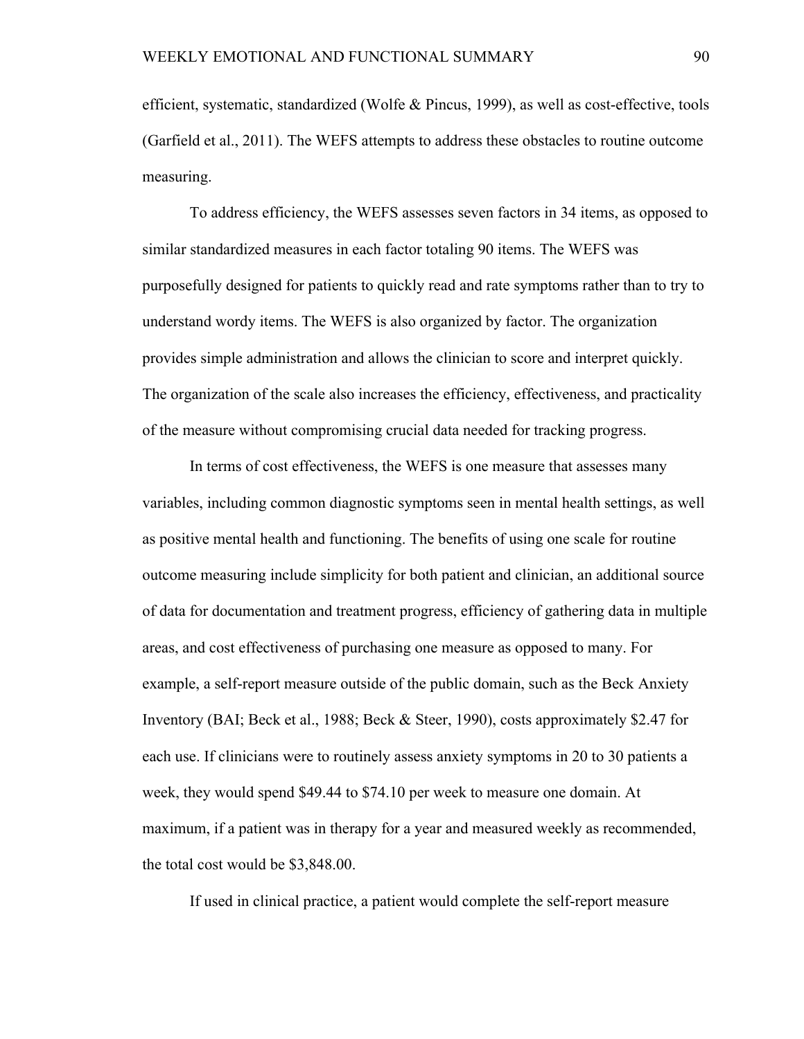efficient, systematic, standardized (Wolfe & Pincus, 1999), as well as cost-effective, tools (Garfield et al., 2011). The WEFS attempts to address these obstacles to routine outcome measuring.

To address efficiency, the WEFS assesses seven factors in 34 items, as opposed to similar standardized measures in each factor totaling 90 items. The WEFS was purposefully designed for patients to quickly read and rate symptoms rather than to try to understand wordy items. The WEFS is also organized by factor. The organization provides simple administration and allows the clinician to score and interpret quickly. The organization of the scale also increases the efficiency, effectiveness, and practicality of the measure without compromising crucial data needed for tracking progress.

In terms of cost effectiveness, the WEFS is one measure that assesses many variables, including common diagnostic symptoms seen in mental health settings, as well as positive mental health and functioning. The benefits of using one scale for routine outcome measuring include simplicity for both patient and clinician, an additional source of data for documentation and treatment progress, efficiency of gathering data in multiple areas, and cost effectiveness of purchasing one measure as opposed to many. For example, a self-report measure outside of the public domain, such as the Beck Anxiety Inventory (BAI; Beck et al., 1988; Beck & Steer, 1990), costs approximately $2.47 for each use. If clinicians were to routinely assess anxiety symptoms in 20 to 30 patients a week, they would spend $49.44 to $74.10 per week to measure one domain. At maximum, if a patient was in therapy for a year and measured weekly as recommended, the total cost would be $3,848.00.

If used in clinical practice, a patient would complete the self-report measure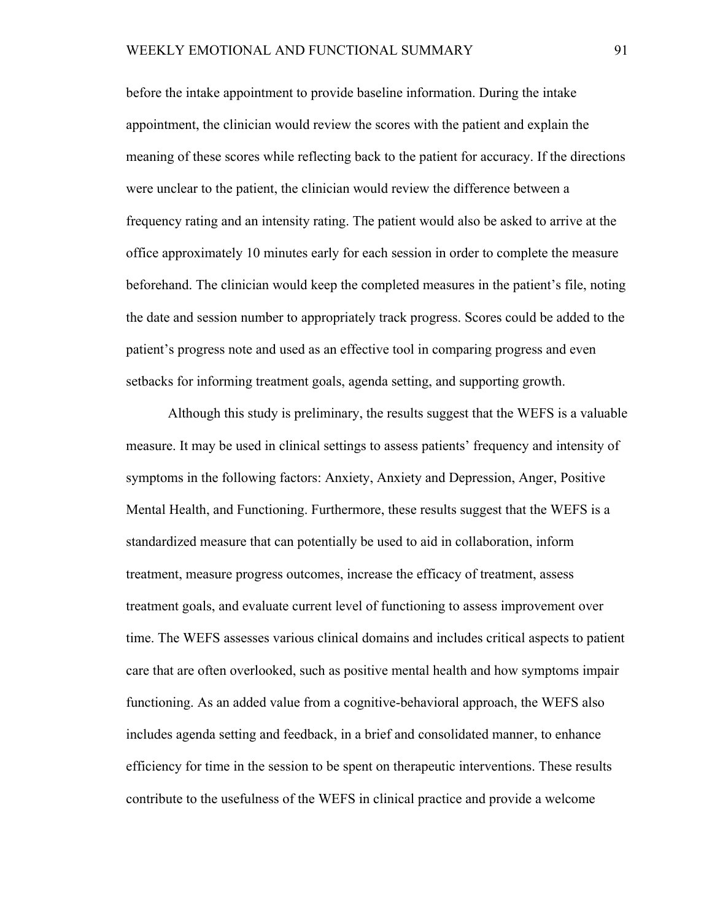before the intake appointment to provide baseline information. During the intake appointment, the clinician would review the scores with the patient and explain the meaning of these scores while reflecting back to the patient for accuracy. If the directions were unclear to the patient, the clinician would review the difference between a frequency rating and an intensity rating. The patient would also be asked to arrive at the office approximately 10 minutes early for each session in order to complete the measure beforehand. The clinician would keep the completed measures in the patient's file, noting the date and session number to appropriately track progress. Scores could be added to the patient's progress note and used as an effective tool in comparing progress and even setbacks for informing treatment goals, agenda setting, and supporting growth.

Although this study is preliminary, the results suggest that the WEFS is a valuable measure. It may be used in clinical settings to assess patients' frequency and intensity of symptoms in the following factors: Anxiety, Anxiety and Depression, Anger, Positive Mental Health, and Functioning. Furthermore, these results suggest that the WEFS is a standardized measure that can potentially be used to aid in collaboration, inform treatment, measure progress outcomes, increase the efficacy of treatment, assess treatment goals, and evaluate current level of functioning to assess improvement over time. The WEFS assesses various clinical domains and includes critical aspects to patient care that are often overlooked, such as positive mental health and how symptoms impair functioning. As an added value from a cognitive-behavioral approach, the WEFS also includes agenda setting and feedback, in a brief and consolidated manner, to enhance efficiency for time in the session to be spent on therapeutic interventions. These results contribute to the usefulness of the WEFS in clinical practice and provide a welcome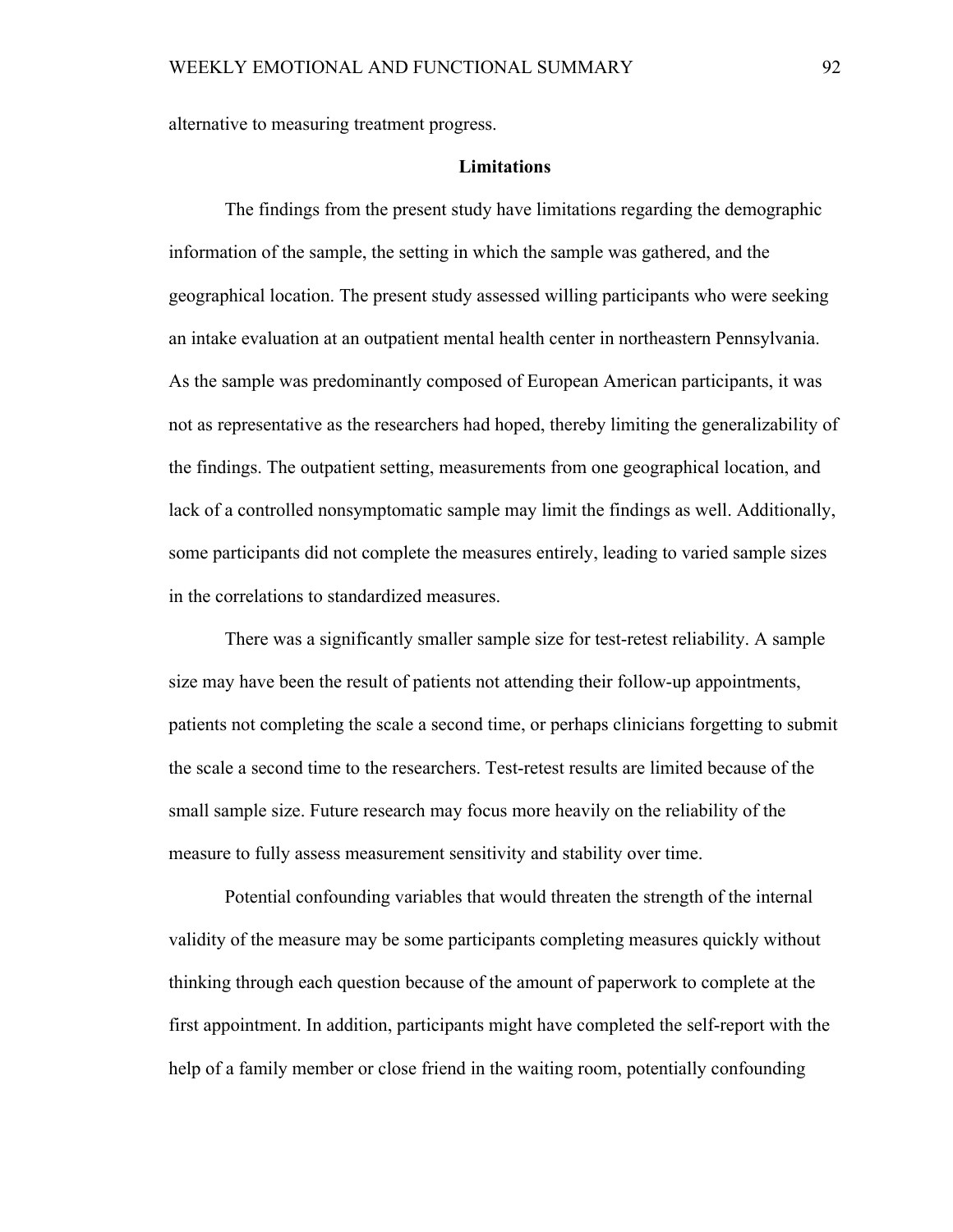alternative to measuring treatment progress.

## Limitations

The findings from the present study have limitations regarding the demographic information of the sample, the setting in which the sample was gathered, and the geographical location. The present study assessed willing participants who were seeking an intake evaluation at an outpatient mental health center in northeastern Pennsylvania. As the sample was predominantly composed of European American participants, it was not as representative as the researchers had hoped, thereby limiting the generalizability of the findings. The outpatient setting, measurements from one geographical location, and lack of a controlled nonsymptomatic sample may limit the findings as well. Additionally, some participants did not complete the measures entirely, leading to varied sample sizes in the correlations to standardized measures.

There was a significantly smaller sample size for test-retest reliability. A sample size may have been the result of patients not attending their follow-up appointments, patients not completing the scale a second time, or perhaps clinicians forgetting to submit the scale a second time to the researchers. Test-retest results are limited because of the small sample size. Future research may focus more heavily on the reliability of the measure to fully assess measurement sensitivity and stability over time.

Potential confounding variables that would threaten the strength of the internal validity of the measure may be some participants completing measures quickly without thinking through each question because of the amount of paperwork to complete at the first appointment. In addition, participants might have completed the self-report with the help of a family member or close friend in the waiting room, potentially confounding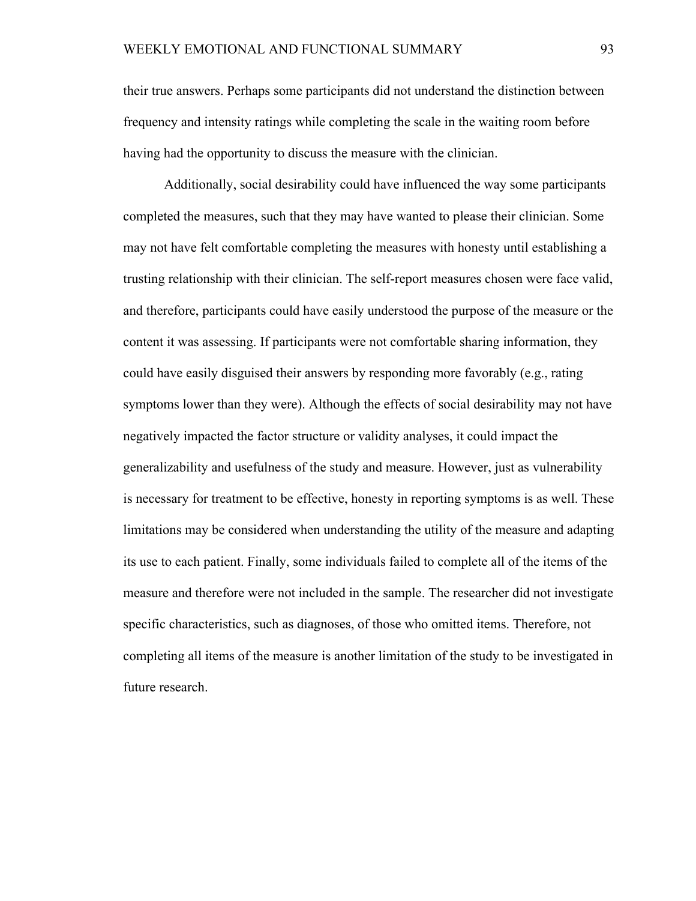their true answers. Perhaps some participants did not understand the distinction between frequency and intensity ratings while completing the scale in the waiting room before having had the opportunity to discuss the measure with the clinician.

Additionally, social desirability could have influenced the way some participants completed the measures, such that they may have wanted to please their clinician. Some may not have felt comfortable completing the measures with honesty until establishing a trusting relationship with their clinician. The self-report measures chosen were face valid, and therefore, participants could have easily understood the purpose of the measure or the content it was assessing. If participants were not comfortable sharing information, they could have easily disguised their answers by responding more favorably (e.g., rating symptoms lower than they were). Although the effects of social desirability may not have negatively impacted the factor structure or validity analyses, it could impact the generalizability and usefulness of the study and measure. However, just as vulnerability is necessary for treatment to be effective, honesty in reporting symptoms is as well. These limitations may be considered when understanding the utility of the measure and adapting its use to each patient. Finally, some individuals failed to complete all of the items of the measure and therefore were not included in the sample. The researcher did not investigate specific characteristics, such as diagnoses, of those who omitted items. Therefore, not completing all items of the measure is another limitation of the study to be investigated in future research.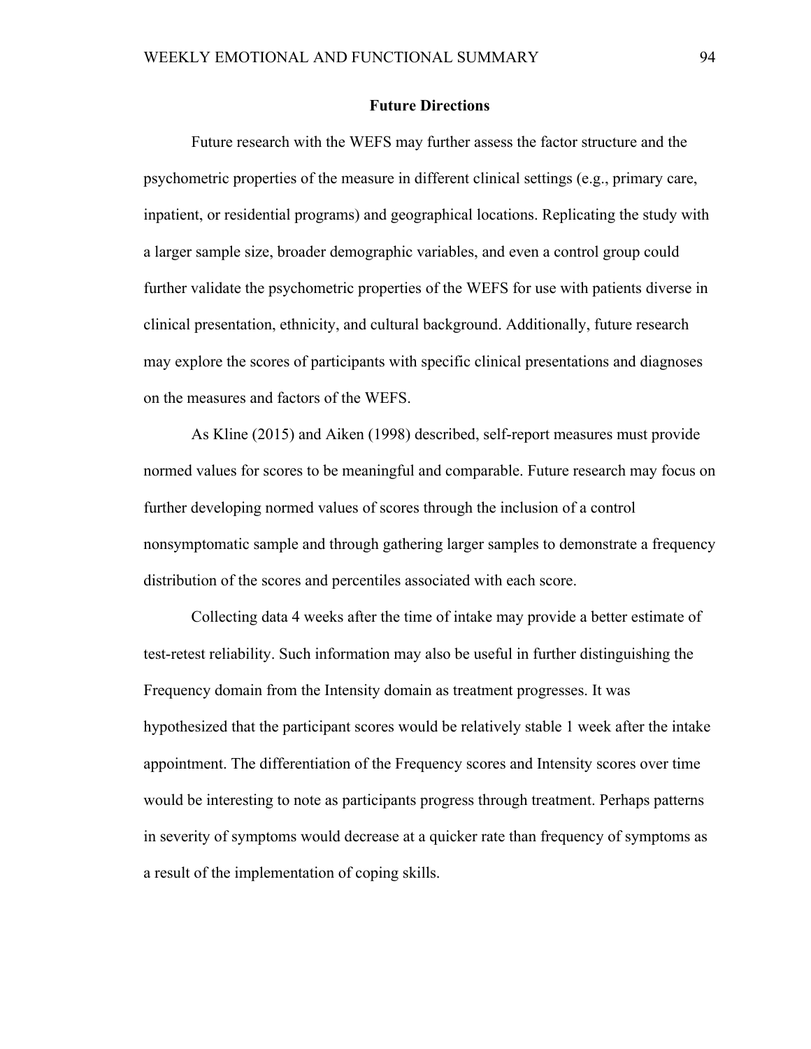## Future Directions

Future research with the WEFS may further assess the factor structure and the psychometric properties of the measure in different clinical settings (e.g., primary care, inpatient, or residential programs) and geographical locations. Replicating the study with a larger sample size, broader demographic variables, and even a control group could further validate the psychometric properties of the WEFS for use with patients diverse in clinical presentation, ethnicity, and cultural background. Additionally, future research may explore the scores of participants with specific clinical presentations and diagnoses on the measures and factors of the WEFS.

As Kline (2015) and Aiken (1998) described, self-report measures must provide normed values for scores to be meaningful and comparable. Future research may focus on further developing normed values of scores through the inclusion of a control nonsymptomatic sample and through gathering larger samples to demonstrate a frequency distribution of the scores and percentiles associated with each score.

Collecting data 4 weeks after the time of intake may provide a better estimate of test-retest reliability. Such information may also be useful in further distinguishing the Frequency domain from the Intensity domain as treatment progresses. It was hypothesized that the participant scores would be relatively stable 1 week after the intake appointment. The differentiation of the Frequency scores and Intensity scores over time would be interesting to note as participants progress through treatment. Perhaps patterns in severity of symptoms would decrease at a quicker rate than frequency of symptoms as a result of the implementation of coping skills.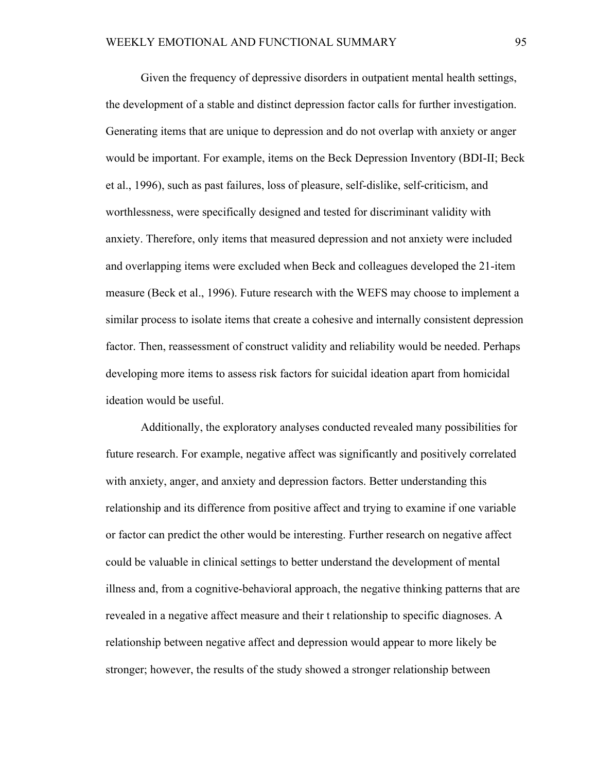Given the frequency of depressive disorders in outpatient mental health settings, the development of a stable and distinct depression factor calls for further investigation. Generating items that are unique to depression and do not overlap with anxiety or anger would be important. For example, items on the Beck Depression Inventory (BDI-II; Beck et al., 1996), such as past failures, loss of pleasure, self-dislike, self-criticism, and worthlessness, were specifically designed and tested for discriminant validity with anxiety. Therefore, only items that measured depression and not anxiety were included and overlapping items were excluded when Beck and colleagues developed the 21-item measure (Beck et al., 1996). Future research with the WEFS may choose to implement a similar process to isolate items that create a cohesive and internally consistent depression factor. Then, reassessment of construct validity and reliability would be needed. Perhaps developing more items to assess risk factors for suicidal ideation apart from homicidal ideation would be useful.

Additionally, the exploratory analyses conducted revealed many possibilities for future research. For example, negative affect was significantly and positively correlated with anxiety, anger, and anxiety and depression factors. Better understanding this relationship and its difference from positive affect and trying to examine if one variable or factor can predict the other would be interesting. Further research on negative affect could be valuable in clinical settings to better understand the development of mental illness and, from a cognitive-behavioral approach, the negative thinking patterns that are revealed in a negative affect measure and their t relationship to specific diagnoses. A relationship between negative affect and depression would appear to more likely be stronger; however, the results of the study showed a stronger relationship between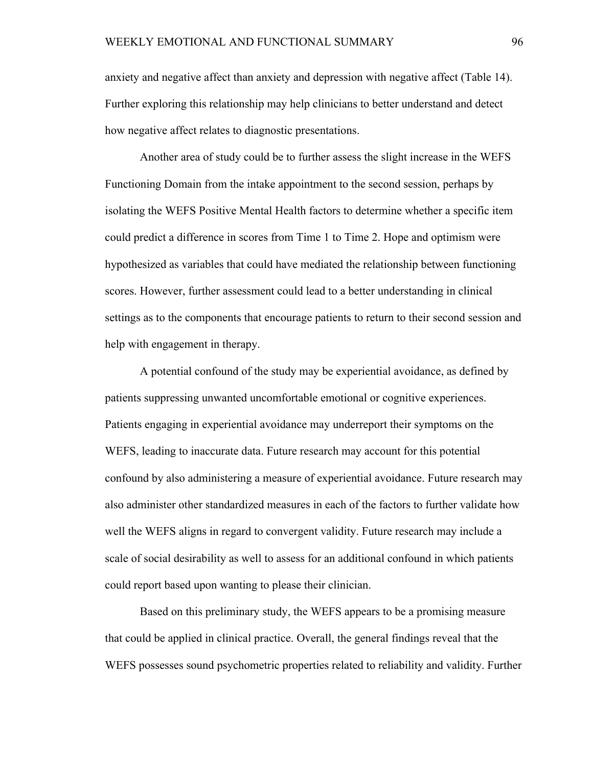anxiety and negative affect than anxiety and depression with negative affect (Table 14). Further exploring this relationship may help clinicians to better understand and detect how negative affect relates to diagnostic presentations.

Another area of study could be to further assess the slight increase in the WEFS Functioning Domain from the intake appointment to the second session, perhaps by isolating the WEFS Positive Mental Health factors to determine whether a specific item could predict a difference in scores from Time 1 to Time 2. Hope and optimism were hypothesized as variables that could have mediated the relationship between functioning scores. However, further assessment could lead to a better understanding in clinical settings as to the components that encourage patients to return to their second session and help with engagement in therapy.

A potential confound of the study may be experiential avoidance, as defined by patients suppressing unwanted uncomfortable emotional or cognitive experiences. Patients engaging in experiential avoidance may underreport their symptoms on the WEFS, leading to inaccurate data. Future research may account for this potential confound by also administering a measure of experiential avoidance. Future research may also administer other standardized measures in each of the factors to further validate how well the WEFS aligns in regard to convergent validity. Future research may include a scale of social desirability as well to assess for an additional confound in which patients could report based upon wanting to please their clinician.

Based on this preliminary study, the WEFS appears to be a promising measure that could be applied in clinical practice. Overall, the general findings reveal that the WEFS possesses sound psychometric properties related to reliability and validity. Further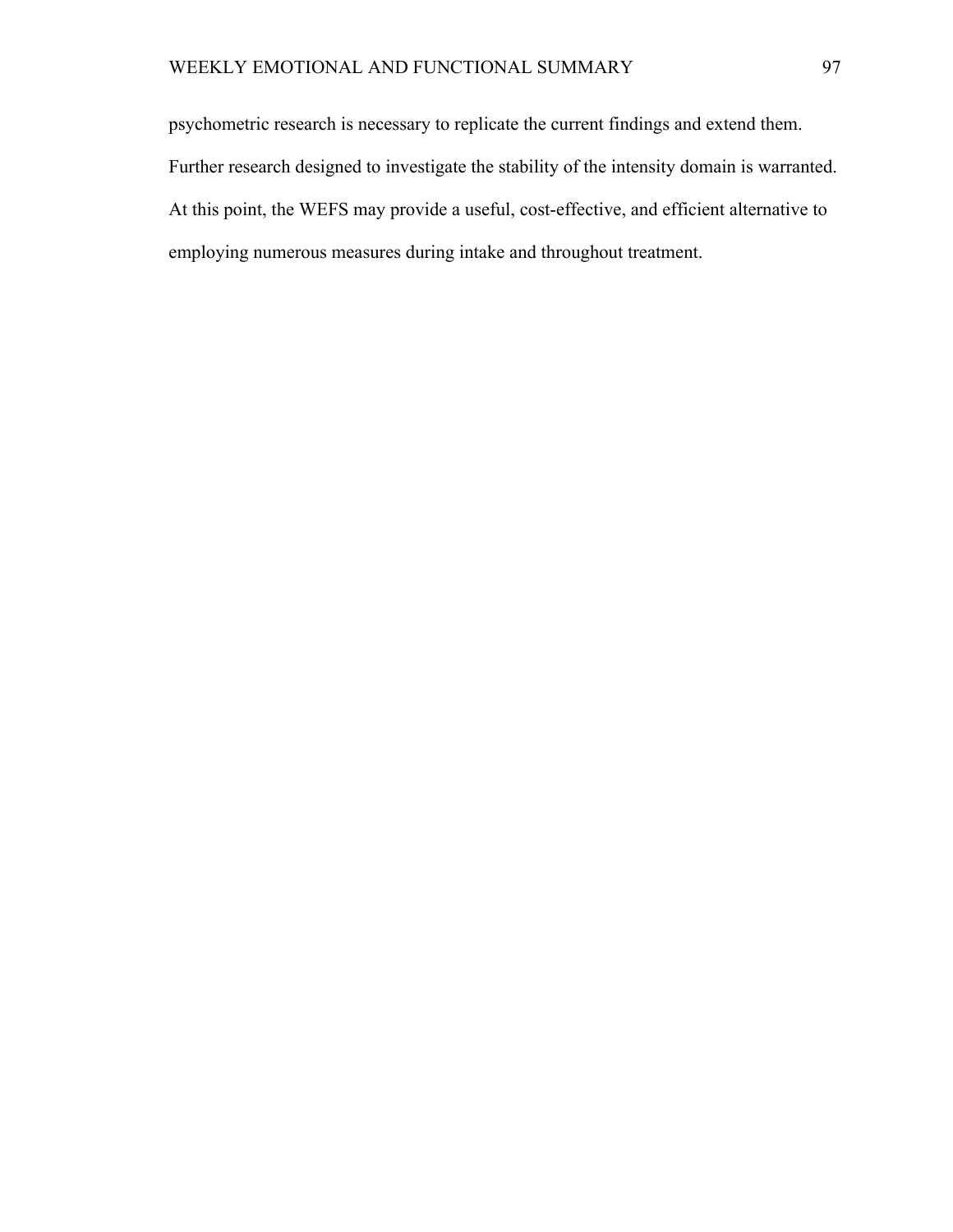psychometric research is necessary to replicate the current findings and extend them. Further research designed to investigate the stability of the intensity domain is warranted. At this point, the WEFS may provide a useful, cost-effective, and efficient alternative to employing numerous measures during intake and throughout treatment.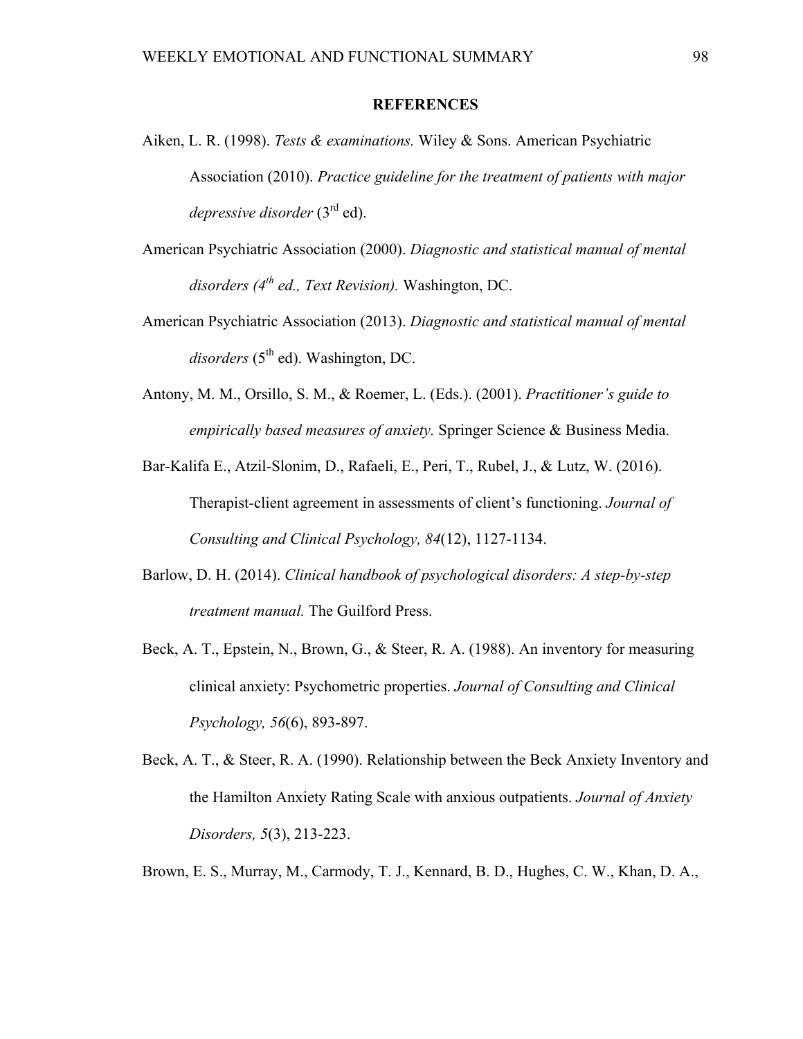**REFERENCES**

Aiken, L. R. (1998). *Tests & examinations.* Wiley & Sons. American Psychiatric Association (2010). *Practice guideline for the treatment of patients with major depressive disorder* (3rd ed).

American Psychiatric Association (2000). *Diagnostic and statistical manual of mental disorders (4th ed., Text Revision).* Washington, DC.

American Psychiatric Association (2013). *Diagnostic and statistical manual of mental disorders* (5th ed). Washington, DC.

Antony, M. M., Orsillo, S. M., & Roemer, L. (Eds.). (2001). *Practitioner's guide to empirically based measures of anxiety.* Springer Science & Business Media.

Bar-Kalifa E., Atzil-Slonim, D., Rafaeli, E., Peri, T., Rubel, J., & Lutz, W. (2016). Therapist-client agreement in assessments of client's functioning. *Journal of Consulting and Clinical Psychology, 84*(12), 1127-1134.

Barlow, D. H. (2014). *Clinical handbook of psychological disorders: A step-by-step treatment manual.* The Guilford Press.

Beck, A. T., Epstein, N., Brown, G., & Steer, R. A. (1988). An inventory for measuring clinical anxiety: Psychometric properties. *Journal of Consulting and Clinical Psychology, 56*(6), 893-897.

Beck, A. T., & Steer, R. A. (1990). Relationship between the Beck Anxiety Inventory and the Hamilton Anxiety Rating Scale with anxious outpatients. *Journal of Anxiety Disorders, 5*(3), 213-223.

Brown, E. S., Murray, M., Carmody, T. J., Kennard, B. D., Hughes, C. W., Khan, D. A.,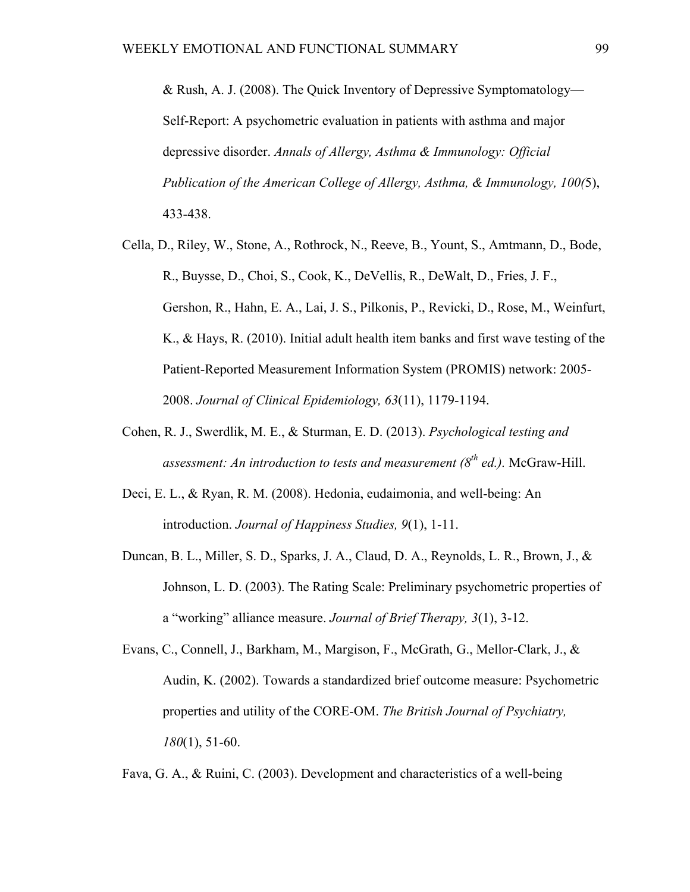& Rush, A. J. (2008). The Quick Inventory of Depressive Symptomatology—Self-Report: A psychometric evaluation in patients with asthma and major depressive disorder. *Annals of Allergy, Asthma & Immunology: Official Publication of the American College of Allergy, Asthma, & Immunology, 100(*5), 433-438.

Cella, D., Riley, W., Stone, A., Rothrock, N., Reeve, B., Yount, S., Amtmann, D., Bode, R., Buysse, D., Choi, S., Cook, K., DeVellis, R., DeWalt, D., Fries, J. F., Gershon, R., Hahn, E. A., Lai, J. S., Pilkonis, P., Revicki, D., Rose, M., Weinfurt, K., & Hays, R. (2010). Initial adult health item banks and first wave testing of the Patient-Reported Measurement Information System (PROMIS) network: 2005-2008. *Journal of Clinical Epidemiology, 63*(11), 1179-1194.

Cohen, R. J., Swerdlik, M. E., & Sturman, E. D. (2013). *Psychological testing and assessment: An introduction to tests and measurement (8th ed.).* McGraw-Hill.

Deci, E. L., & Ryan, R. M. (2008). Hedonia, eudaimonia, and well-being: An introduction. *Journal of Happiness Studies, 9*(1), 1-11.

Duncan, B. L., Miller, S. D., Sparks, J. A., Claud, D. A., Reynolds, L. R., Brown, J., & Johnson, L. D. (2003). The Rating Scale: Preliminary psychometric properties of a "working" alliance measure. *Journal of Brief Therapy, 3*(1), 3-12.

Evans, C., Connell, J., Barkham, M., Margison, F., McGrath, G., Mellor-Clark, J., & Audin, K. (2002). Towards a standardized brief outcome measure: Psychometric properties and utility of the CORE-OM. *The British Journal of Psychiatry, 180*(1), 51-60.

Fava, G. A., & Ruini, C. (2003). Development and characteristics of a well-being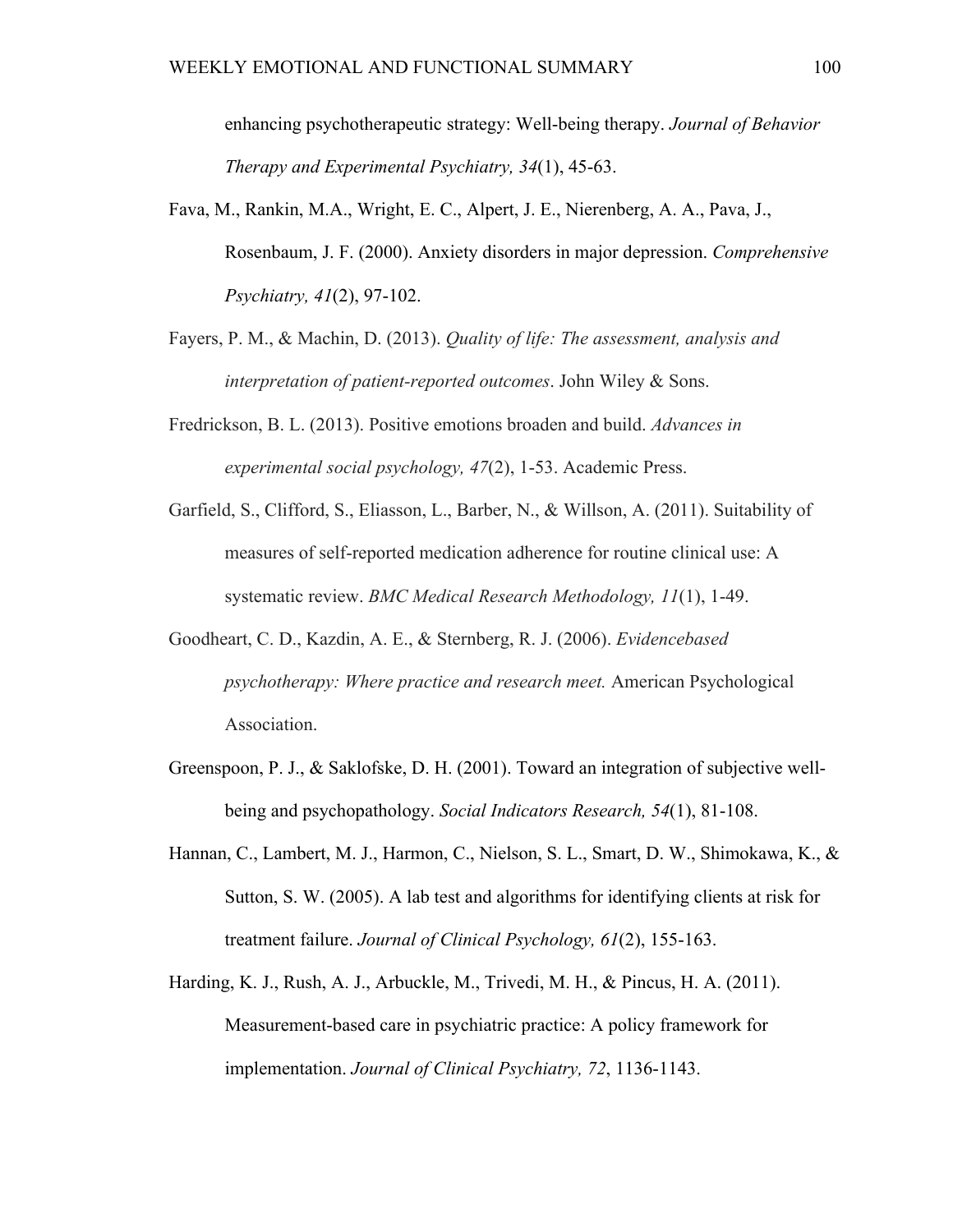enhancing psychotherapeutic strategy: Well-being therapy. *Journal of Behavior Therapy and Experimental Psychiatry, 34*(1), 45-63.

Fava, M., Rankin, M.A., Wright, E. C., Alpert, J. E., Nierenberg, A. A., Pava, J., Rosenbaum, J. F. (2000). Anxiety disorders in major depression. *Comprehensive Psychiatry, 41*(2), 97-102.

Fayers, P. M., & Machin, D. (2013). *Quality of life: The assessment, analysis and interpretation of patient-reported outcomes*. John Wiley & Sons.

Fredrickson, B. L. (2013). Positive emotions broaden and build. *Advances in experimental social psychology, 47*(2), 1-53. Academic Press.

Garfield, S., Clifford, S., Eliasson, L., Barber, N., & Willson, A. (2011). Suitability of measures of self-reported medication adherence for routine clinical use: A systematic review. *BMC Medical Research Methodology, 11*(1), 1-49.

Goodheart, C. D., Kazdin, A. E., & Sternberg, R. J. (2006). *Evidencebased psychotherapy: Where practice and research meet.* American Psychological Association.

Greenspoon, P. J., & Saklofske, D. H. (2001). Toward an integration of subjective well-being and psychopathology. *Social Indicators Research, 54*(1), 81-108.

Hannan, C., Lambert, M. J., Harmon, C., Nielson, S. L., Smart, D. W., Shimokawa, K., & Sutton, S. W. (2005). A lab test and algorithms for identifying clients at risk for treatment failure. *Journal of Clinical Psychology, 61*(2), 155-163.

Harding, K. J., Rush, A. J., Arbuckle, M., Trivedi, M. H., & Pincus, H. A. (2011). Measurement-based care in psychiatric practice: A policy framework for implementation. *Journal of Clinical Psychiatry, 72*, 1136-1143.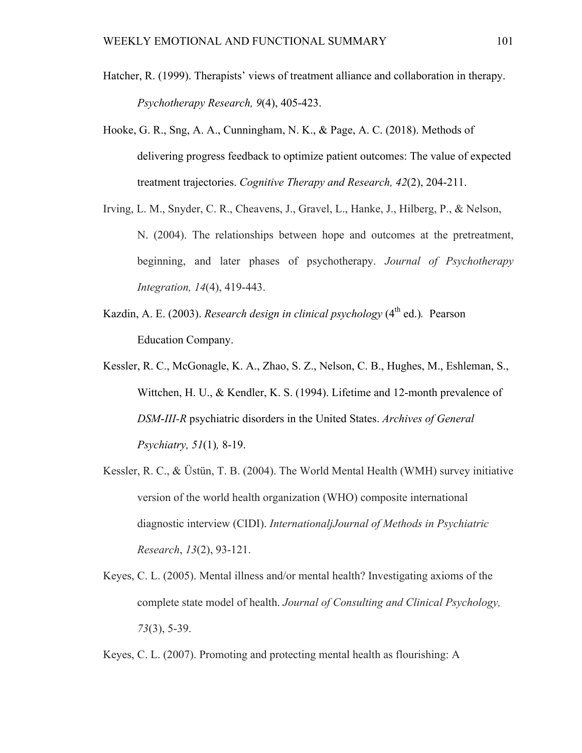Hatcher, R. (1999). Therapists' views of treatment alliance and collaboration in therapy. *Psychotherapy Research, 9*(4), 405-423.

Hooke, G. R., Sng, A. A., Cunningham, N. K., & Page, A. C. (2018). Methods of delivering progress feedback to optimize patient outcomes: The value of expected treatment trajectories. *Cognitive Therapy and Research, 42*(2), 204-211.

Irving, L. M., Snyder, C. R., Cheavens, J., Gravel, L., Hanke, J., Hilberg, P., & Nelson, N. (2004). The relationships between hope and outcomes at the pretreatment, beginning, and later phases of psychotherapy. *Journal of Psychotherapy Integration, 14*(4), 419-443.

Kazdin, A. E. (2003). *Research design in clinical psychology* (4th ed.). Pearson Education Company.

Kessler, R. C., McGonagle, K. A., Zhao, S. Z., Nelson, C. B., Hughes, M., Eshleman, S., Wittchen, H. U., & Kendler, K. S. (1994). Lifetime and 12-month prevalence of *DSM-III-R* psychiatric disorders in the United States. *Archives of General Psychiatry, 51*(1)*,* 8-19.

Kessler, R. C., & Üstün, T. B. (2004). The World Mental Health (WMH) survey initiative version of the world health organization (WHO) composite international diagnostic interview (CIDI). *InternationaljJournal of Methods in Psychiatric Research*, *13*(2), 93-121.

Keyes, C. L. (2005). Mental illness and/or mental health? Investigating axioms of the complete state model of health. *Journal of Consulting and Clinical Psychology, 73*(3), 5-39.

Keyes, C. L. (2007). Promoting and protecting mental health as flourishing: A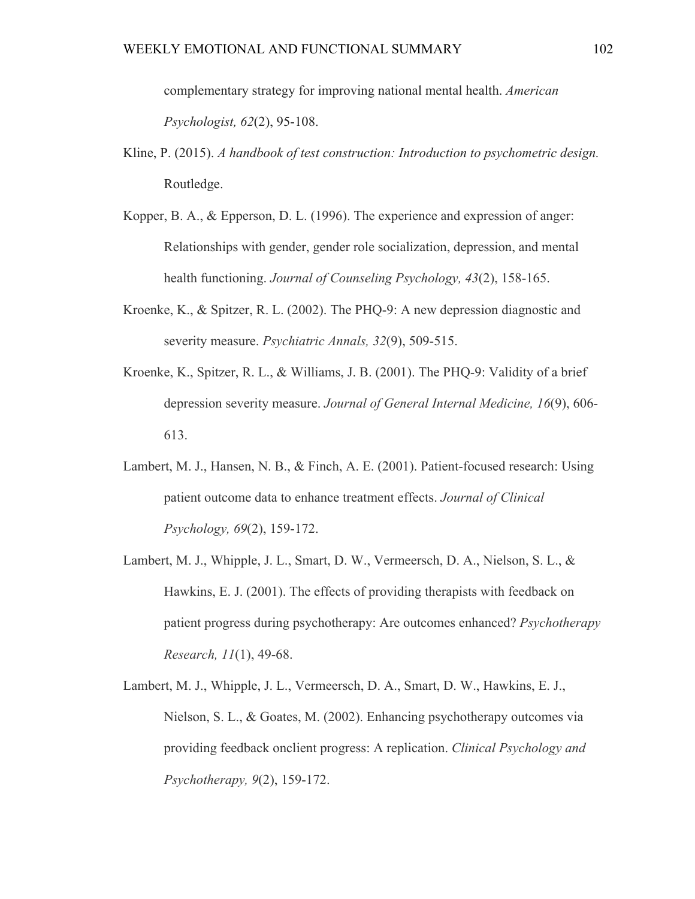complementary strategy for improving national mental health. *American Psychologist, 62*(2), 95-108.

Kline, P. (2015). *A handbook of test construction: Introduction to psychometric design.* Routledge.

Kopper, B. A., & Epperson, D. L. (1996). The experience and expression of anger: Relationships with gender, gender role socialization, depression, and mental health functioning. *Journal of Counseling Psychology, 43*(2), 158-165.

Kroenke, K., & Spitzer, R. L. (2002). The PHQ-9: A new depression diagnostic and severity measure. *Psychiatric Annals, 32*(9), 509-515.

Kroenke, K., Spitzer, R. L., & Williams, J. B. (2001). The PHQ-9: Validity of a brief depression severity measure. *Journal of General Internal Medicine, 16*(9), 606-613.

Lambert, M. J., Hansen, N. B., & Finch, A. E. (2001). Patient-focused research: Using patient outcome data to enhance treatment effects. *Journal of Clinical Psychology, 69*(2), 159-172.

Lambert, M. J., Whipple, J. L., Smart, D. W., Vermeersch, D. A., Nielson, S. L., & Hawkins, E. J. (2001). The effects of providing therapists with feedback on patient progress during psychotherapy: Are outcomes enhanced? *Psychotherapy Research, 11*(1), 49-68.

Lambert, M. J., Whipple, J. L., Vermeersch, D. A., Smart, D. W., Hawkins, E. J., Nielson, S. L., & Goates, M. (2002). Enhancing psychotherapy outcomes via providing feedback onclient progress: A replication. *Clinical Psychology and Psychotherapy, 9*(2), 159-172.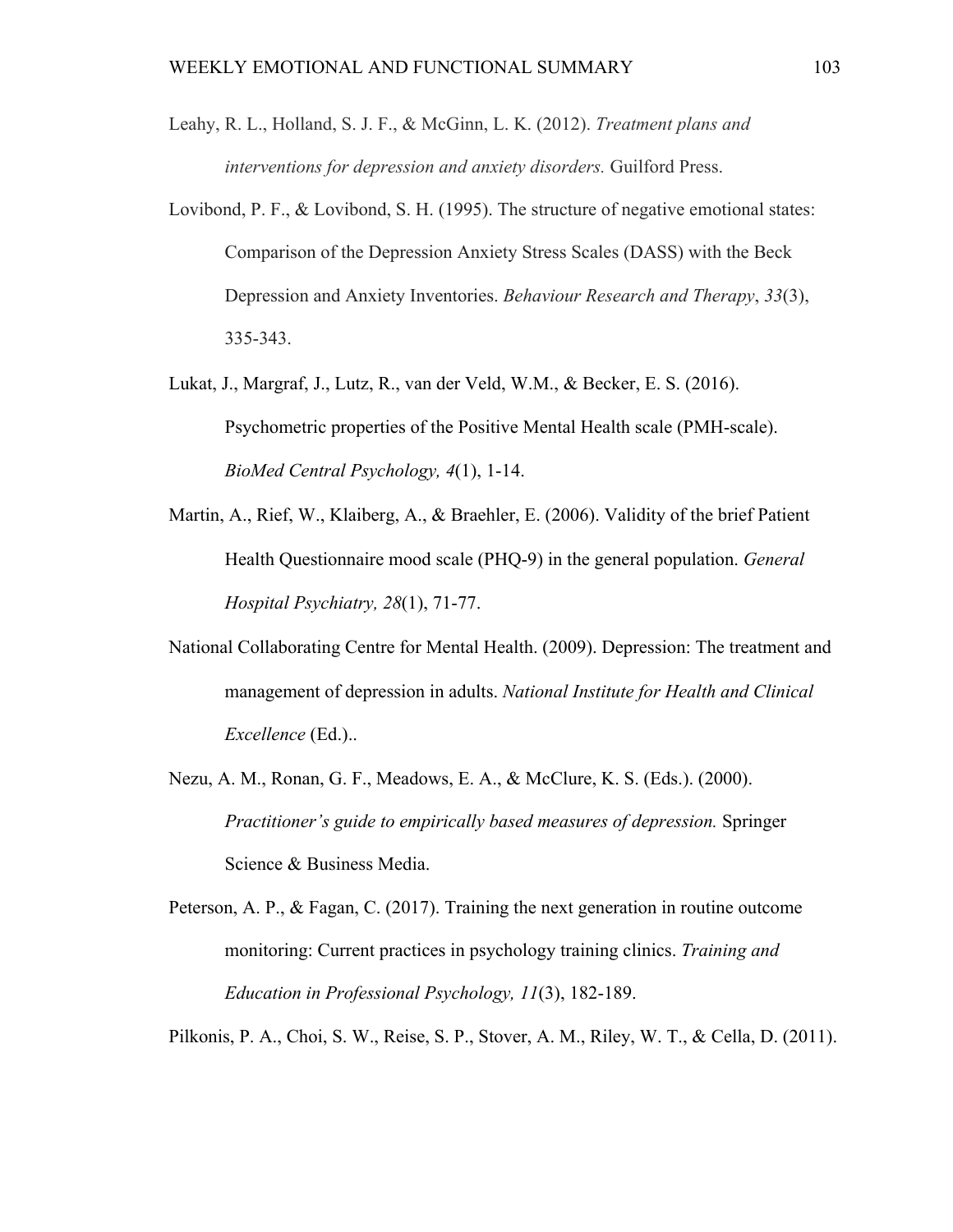Leahy, R. L., Holland, S. J. F., & McGinn, L. K. (2012). *Treatment plans and interventions for depression and anxiety disorders.* Guilford Press.

Lovibond, P. F., & Lovibond, S. H. (1995). The structure of negative emotional states: Comparison of the Depression Anxiety Stress Scales (DASS) with the Beck Depression and Anxiety Inventories. *Behaviour Research and Therapy*, *33*(3), 335-343.

Lukat, J., Margraf, J., Lutz, R., van der Veld, W.M., & Becker, E. S. (2016). Psychometric properties of the Positive Mental Health scale (PMH-scale). *BioMed Central Psychology, 4*(1), 1-14.

Martin, A., Rief, W., Klaiberg, A., & Braehler, E. (2006). Validity of the brief Patient Health Questionnaire mood scale (PHQ-9) in the general population. *General Hospital Psychiatry, 28*(1), 71-77.

National Collaborating Centre for Mental Health. (2009). Depression: The treatment and management of depression in adults. *National Institute for Health and Clinical Excellence* (Ed.)..

Nezu, A. M., Ronan, G. F., Meadows, E. A., & McClure, K. S. (Eds.). (2000). *Practitioner's guide to empirically based measures of depression.* Springer Science & Business Media.

Peterson, A. P., & Fagan, C. (2017). Training the next generation in routine outcome monitoring: Current practices in psychology training clinics. *Training and Education in Professional Psychology, 11*(3), 182-189.

Pilkonis, P. A., Choi, S. W., Reise, S. P., Stover, A. M., Riley, W. T., & Cella, D. (2011).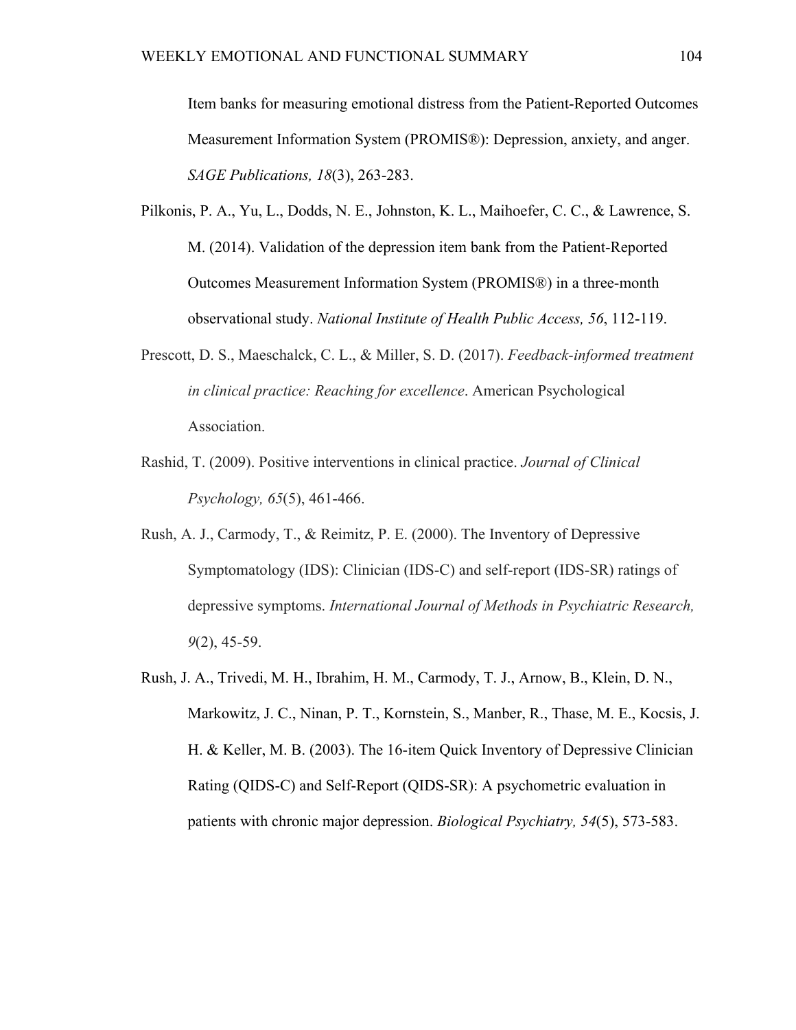Item banks for measuring emotional distress from the Patient-Reported Outcomes Measurement Information System (PROMIS®): Depression, anxiety, and anger. *SAGE Publications, 18*(3), 263-283.

Pilkonis, P. A., Yu, L., Dodds, N. E., Johnston, K. L., Maihoefer, C. C., & Lawrence, S. M. (2014). Validation of the depression item bank from the Patient-Reported Outcomes Measurement Information System (PROMIS®) in a three-month observational study. *National Institute of Health Public Access, 56*, 112-119.

Prescott, D. S., Maeschalck, C. L., & Miller, S. D. (2017). *Feedback-informed treatment in clinical practice: Reaching for excellence*. American Psychological Association.

Rashid, T. (2009). Positive interventions in clinical practice. *Journal of Clinical Psychology, 65*(5), 461-466.

Rush, A. J., Carmody, T., & Reimitz, P. E. (2000). The Inventory of Depressive Symptomatology (IDS): Clinician (IDS-C) and self-report (IDS-SR) ratings of depressive symptoms. *International Journal of Methods in Psychiatric Research, 9*(2), 45-59.

Rush, J. A., Trivedi, M. H., Ibrahim, H. M., Carmody, T. J., Arnow, B., Klein, D. N., Markowitz, J. C., Ninan, P. T., Kornstein, S., Manber, R., Thase, M. E., Kocsis, J. H. & Keller, M. B. (2003). The 16-item Quick Inventory of Depressive Clinician Rating (QIDS-C) and Self-Report (QIDS-SR): A psychometric evaluation in patients with chronic major depression. *Biological Psychiatry, 54*(5), 573-583.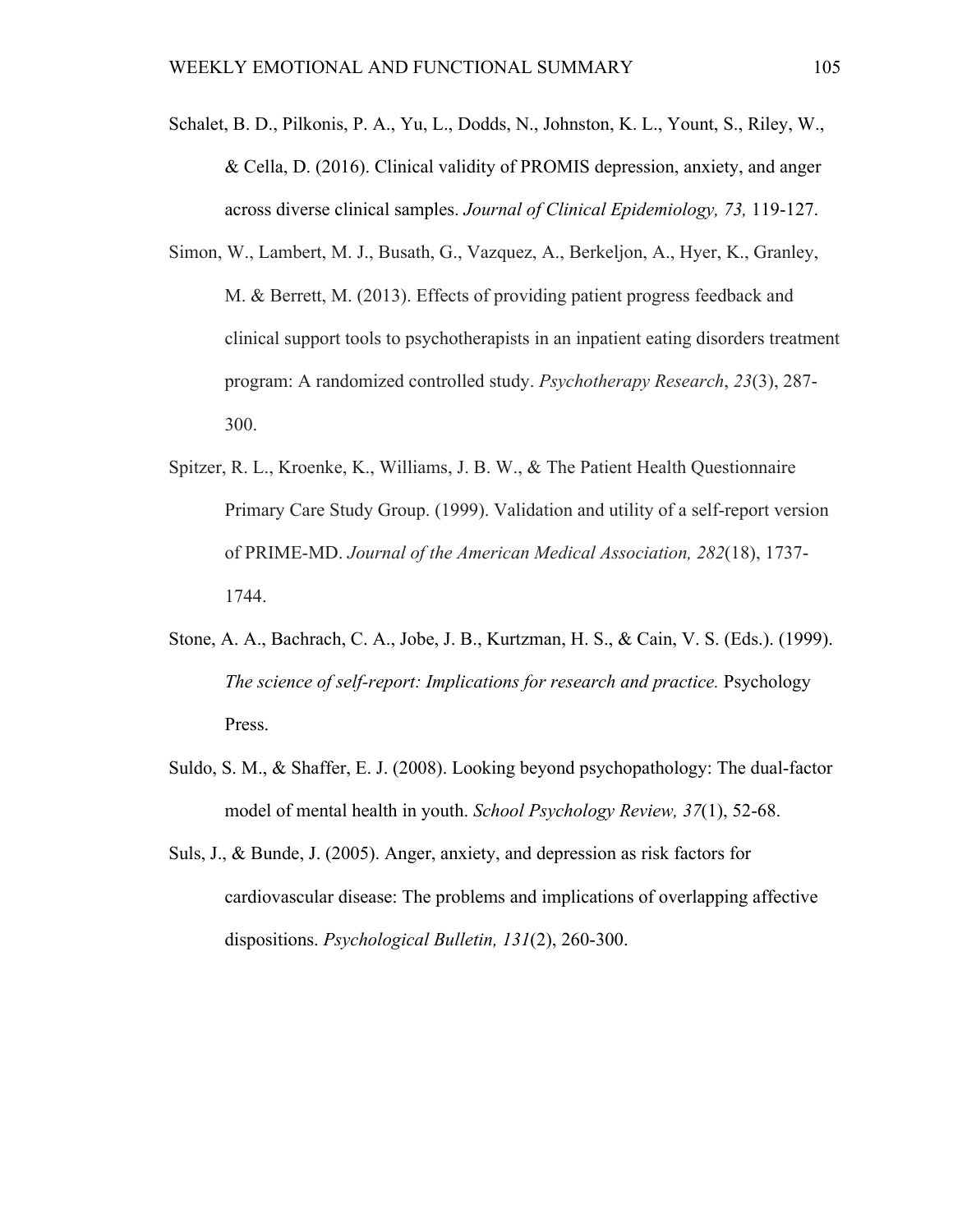Schalet, B. D., Pilkonis, P. A., Yu, L., Dodds, N., Johnston, K. L., Yount, S., Riley, W., & Cella, D. (2016). Clinical validity of PROMIS depression, anxiety, and anger across diverse clinical samples. *Journal of Clinical Epidemiology, 73,* 119-127.

Simon, W., Lambert, M. J., Busath, G., Vazquez, A., Berkeljon, A., Hyer, K., Granley, M. & Berrett, M. (2013). Effects of providing patient progress feedback and clinical support tools to psychotherapists in an inpatient eating disorders treatment program: A randomized controlled study. *Psychotherapy Research*, *23*(3), 287-300.

Spitzer, R. L., Kroenke, K., Williams, J. B. W., & The Patient Health Questionnaire Primary Care Study Group. (1999). Validation and utility of a self-report version of PRIME-MD. *Journal of the American Medical Association, 282*(18), 1737-1744.

Stone, A. A., Bachrach, C. A., Jobe, J. B., Kurtzman, H. S., & Cain, V. S. (Eds.). (1999). *The science of self-report: Implications for research and practice.* Psychology Press.

Suldo, S. M., & Shaffer, E. J. (2008). Looking beyond psychopathology: The dual-factor model of mental health in youth. *School Psychology Review, 37*(1), 52-68.

Suls, J., & Bunde, J. (2005). Anger, anxiety, and depression as risk factors for cardiovascular disease: The problems and implications of overlapping affective dispositions. *Psychological Bulletin, 131*(2), 260-300.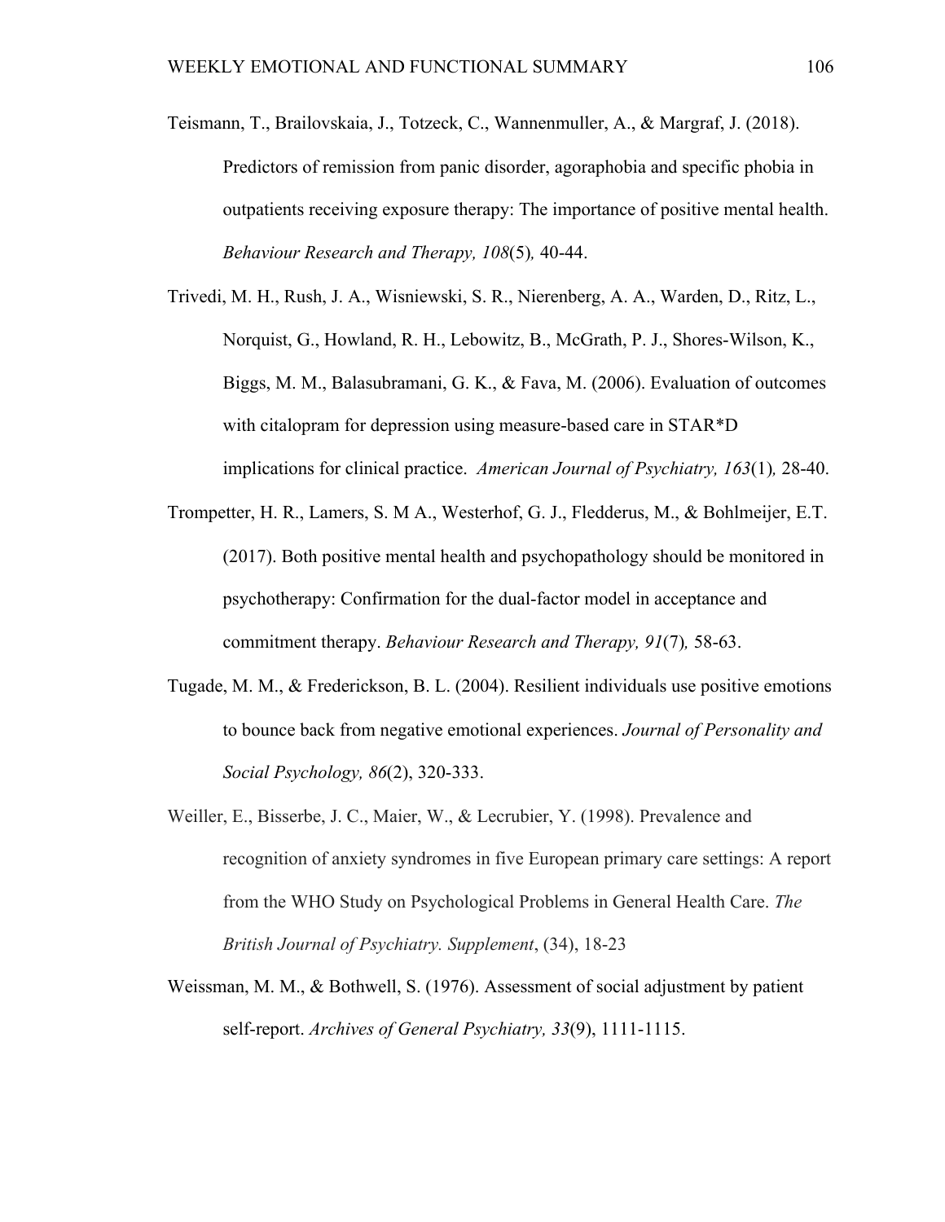Teismann, T., Brailovskaia, J., Totzeck, C., Wannenmuller, A., & Margraf, J. (2018). Predictors of remission from panic disorder, agoraphobia and specific phobia in outpatients receiving exposure therapy: The importance of positive mental health. *Behaviour Research and Therapy, 108*(5)*,* 40-44.

Trivedi, M. H., Rush, J. A., Wisniewski, S. R., Nierenberg, A. A., Warden, D., Ritz, L., Norquist, G., Howland, R. H., Lebowitz, B., McGrath, P. J., Shores-Wilson, K., Biggs, M. M., Balasubramani, G. K., & Fava, M. (2006). Evaluation of outcomes with citalopram for depression using measure-based care in STAR*D implications for clinical practice. *American Journal of Psychiatry, 163*(1)*,* 28-40.

Trompetter, H. R., Lamers, S. M A., Westerhof, G. J., Fledderus, M., & Bohlmeijer, E.T. (2017). Both positive mental health and psychopathology should be monitored in psychotherapy: Confirmation for the dual-factor model in acceptance and commitment therapy. *Behaviour Research and Therapy, 91*(7)*,* 58-63.

Tugade, M. M., & Frederickson, B. L. (2004). Resilient individuals use positive emotions to bounce back from negative emotional experiences. *Journal of Personality and Social Psychology, 86*(2), 320-333.

Weiller, E., Bisserbe, J. C., Maier, W., & Lecrubier, Y. (1998). Prevalence and recognition of anxiety syndromes in five European primary care settings: A report from the WHO Study on Psychological Problems in General Health Care. *The British Journal of Psychiatry. Supplement*, (34), 18-23

Weissman, M. M., & Bothwell, S. (1976). Assessment of social adjustment by patient self-report. *Archives of General Psychiatry, 33*(9), 1111-1115.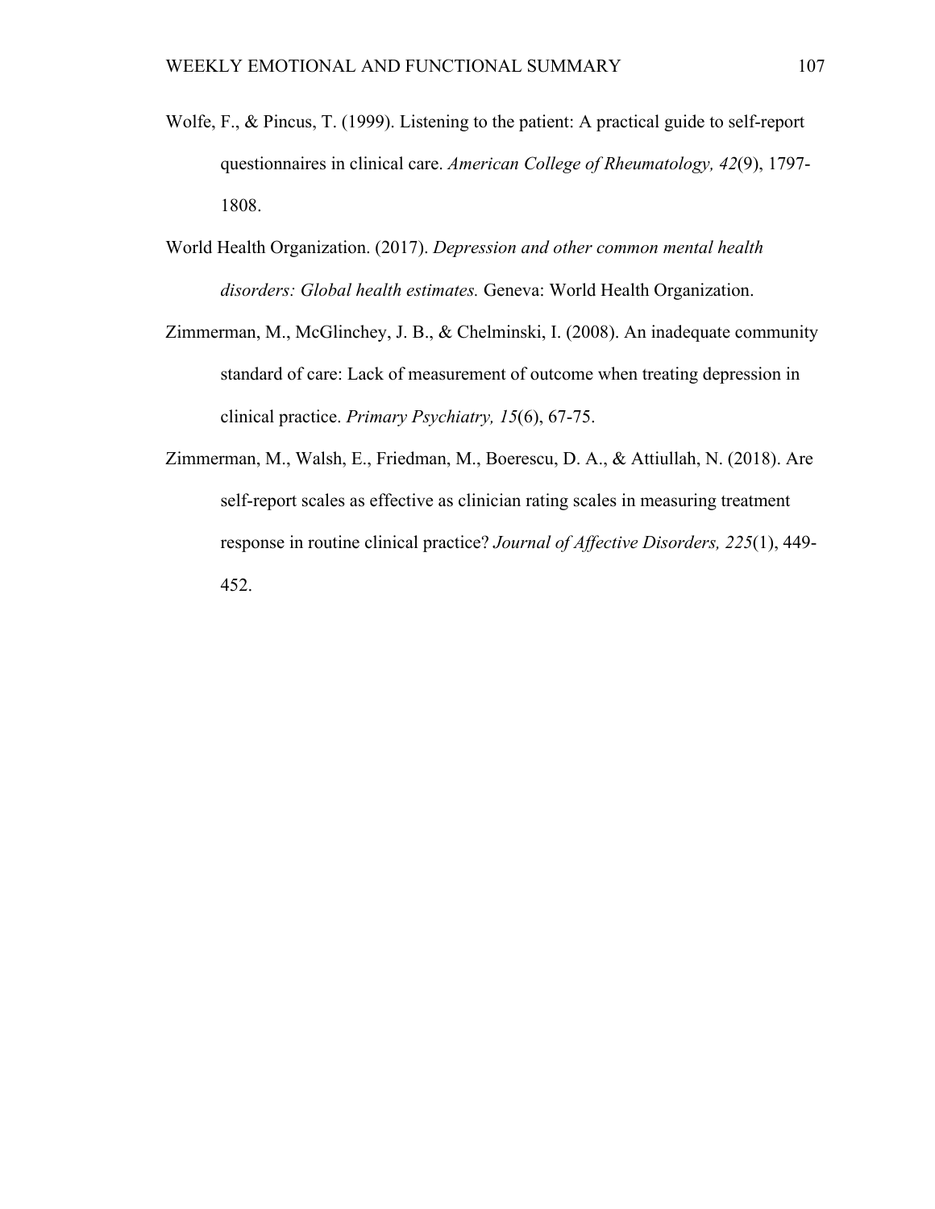Wolfe, F., & Pincus, T. (1999). Listening to the patient: A practical guide to self-report questionnaires in clinical care. *American College of Rheumatology, 42*(9), 1797-1808.

World Health Organization. (2017). *Depression and other common mental health disorders: Global health estimates.* Geneva: World Health Organization.

Zimmerman, M., McGlinchey, J. B., & Chelminski, I. (2008). An inadequate community standard of care: Lack of measurement of outcome when treating depression in clinical practice. *Primary Psychiatry, 15*(6), 67-75.

Zimmerman, M., Walsh, E., Friedman, M., Boerescu, D. A., & Attiullah, N. (2018). Are self-report scales as effective as clinician rating scales in measuring treatment response in routine clinical practice? *Journal of Affective Disorders, 225*(1), 449-452.